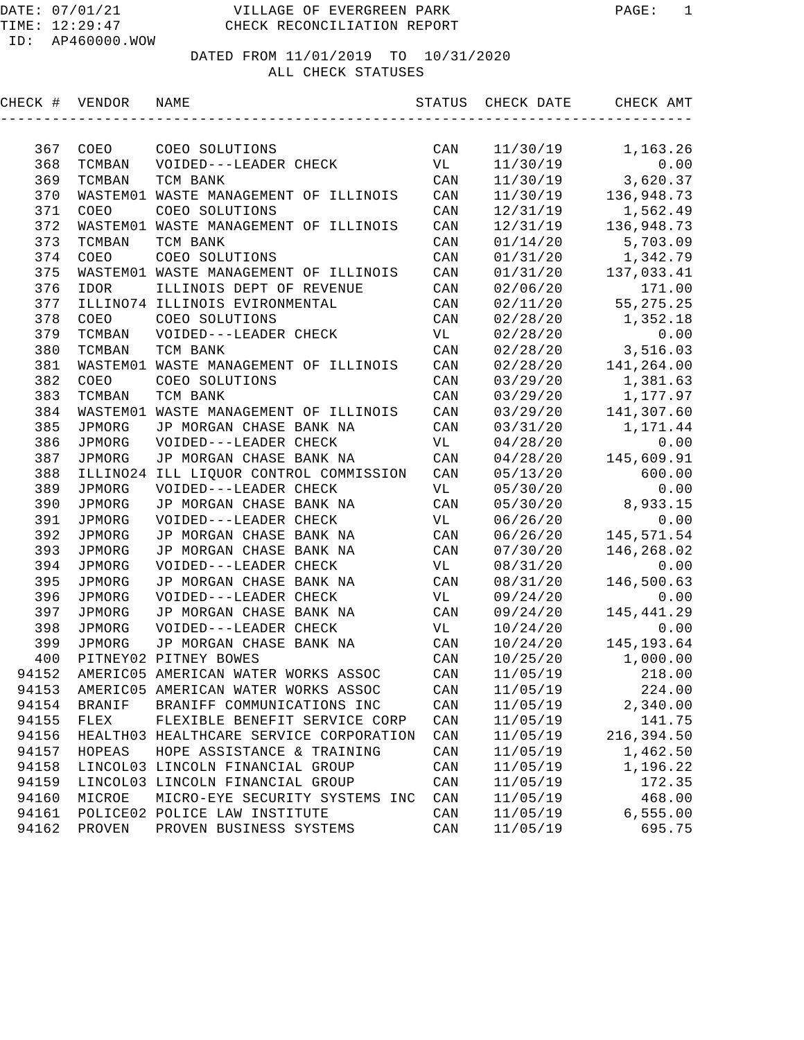DATE: 07/01/21 VILLAGE OF EVERGREEN PARK PAGE: 1
TIME: 12:29:47 CHECK RECONCILIATION REPORT
ID: AP460000.WOW

DATED FROM 11/01/2019 TO 10/31/2020
ALL CHECK STATUSES

| CHECK # | VENDOR | NAME | STATUS | CHECK DATE | CHECK AMT |
|---|---|---|---|---|---|
| 367 | COEO | COEO SOLUTIONS | CAN | 11/30/19 | 1,163.26 |
| 368 | TCMBAN | VOIDED---LEADER CHECK | VL | 11/30/19 | 0.00 |
| 369 | TCMBAN | TCM BANK | CAN | 11/30/19 | 3,620.37 |
| 370 | WASTEM01 | WASTE MANAGEMENT OF ILLINOIS | CAN | 11/30/19 | 136,948.73 |
| 371 | COEO | COEO SOLUTIONS | CAN | 12/31/19 | 1,562.49 |
| 372 | WASTEM01 | WASTE MANAGEMENT OF ILLINOIS | CAN | 12/31/19 | 136,948.73 |
| 373 | TCMBAN | TCM BANK | CAN | 01/14/20 | 5,703.09 |
| 374 | COEO | COEO SOLUTIONS | CAN | 01/31/20 | 1,342.79 |
| 375 | WASTEM01 | WASTE MANAGEMENT OF ILLINOIS | CAN | 01/31/20 | 137,033.41 |
| 376 | IDOR | ILLINOIS DEPT OF REVENUE | CAN | 02/06/20 | 171.00 |
| 377 | ILLINO74 | ILLINOIS EVIRONMENTAL | CAN | 02/11/20 | 55,275.25 |
| 378 | COEO | COEO SOLUTIONS | CAN | 02/28/20 | 1,352.18 |
| 379 | TCMBAN | VOIDED---LEADER CHECK | VL | 02/28/20 | 0.00 |
| 380 | TCMBAN | TCM BANK | CAN | 02/28/20 | 3,516.03 |
| 381 | WASTEM01 | WASTE MANAGEMENT OF ILLINOIS | CAN | 02/28/20 | 141,264.00 |
| 382 | COEO | COEO SOLUTIONS | CAN | 03/29/20 | 1,381.63 |
| 383 | TCMBAN | TCM BANK | CAN | 03/29/20 | 1,177.97 |
| 384 | WASTEM01 | WASTE MANAGEMENT OF ILLINOIS | CAN | 03/29/20 | 141,307.60 |
| 385 | JPMORG | JP MORGAN CHASE BANK NA | CAN | 03/31/20 | 1,171.44 |
| 386 | JPMORG | VOIDED---LEADER CHECK | VL | 04/28/20 | 0.00 |
| 387 | JPMORG | JP MORGAN CHASE BANK NA | CAN | 04/28/20 | 145,609.91 |
| 388 | ILLINO24 | ILL LIQUOR CONTROL COMMISSION | CAN | 05/13/20 | 600.00 |
| 389 | JPMORG | VOIDED---LEADER CHECK | VL | 05/30/20 | 0.00 |
| 390 | JPMORG | JP MORGAN CHASE BANK NA | CAN | 05/30/20 | 8,933.15 |
| 391 | JPMORG | VOIDED---LEADER CHECK | VL | 06/26/20 | 0.00 |
| 392 | JPMORG | JP MORGAN CHASE BANK NA | CAN | 06/26/20 | 145,571.54 |
| 393 | JPMORG | JP MORGAN CHASE BANK NA | CAN | 07/30/20 | 146,268.02 |
| 394 | JPMORG | VOIDED---LEADER CHECK | VL | 08/31/20 | 0.00 |
| 395 | JPMORG | JP MORGAN CHASE BANK NA | CAN | 08/31/20 | 146,500.63 |
| 396 | JPMORG | VOIDED---LEADER CHECK | VL | 09/24/20 | 0.00 |
| 397 | JPMORG | JP MORGAN CHASE BANK NA | CAN | 09/24/20 | 145,441.29 |
| 398 | JPMORG | VOIDED---LEADER CHECK | VL | 10/24/20 | 0.00 |
| 399 | JPMORG | JP MORGAN CHASE BANK NA | CAN | 10/24/20 | 145,193.64 |
| 400 | PITNEY02 | PITNEY BOWES | CAN | 10/25/20 | 1,000.00 |
| 94152 | AMERIC05 | AMERICAN WATER WORKS ASSOC | CAN | 11/05/19 | 218.00 |
| 94153 | AMERIC05 | AMERICAN WATER WORKS ASSOC | CAN | 11/05/19 | 224.00 |
| 94154 | BRANIF | BRANIFF COMMUNICATIONS INC | CAN | 11/05/19 | 2,340.00 |
| 94155 | FLEX | FLEXIBLE BENEFIT SERVICE CORP | CAN | 11/05/19 | 141.75 |
| 94156 | HEALTH03 | HEALTHCARE SERVICE CORPORATION | CAN | 11/05/19 | 216,394.50 |
| 94157 | HOPEAS | HOPE ASSISTANCE & TRAINING | CAN | 11/05/19 | 1,462.50 |
| 94158 | LINCOL03 | LINCOLN FINANCIAL GROUP | CAN | 11/05/19 | 1,196.22 |
| 94159 | LINCOL03 | LINCOLN FINANCIAL GROUP | CAN | 11/05/19 | 172.35 |
| 94160 | MICROE | MICRO-EYE SECURITY SYSTEMS INC | CAN | 11/05/19 | 468.00 |
| 94161 | POLICE02 | POLICE LAW INSTITUTE | CAN | 11/05/19 | 6,555.00 |
| 94162 | PROVEN | PROVEN BUSINESS SYSTEMS | CAN | 11/05/19 | 695.75 |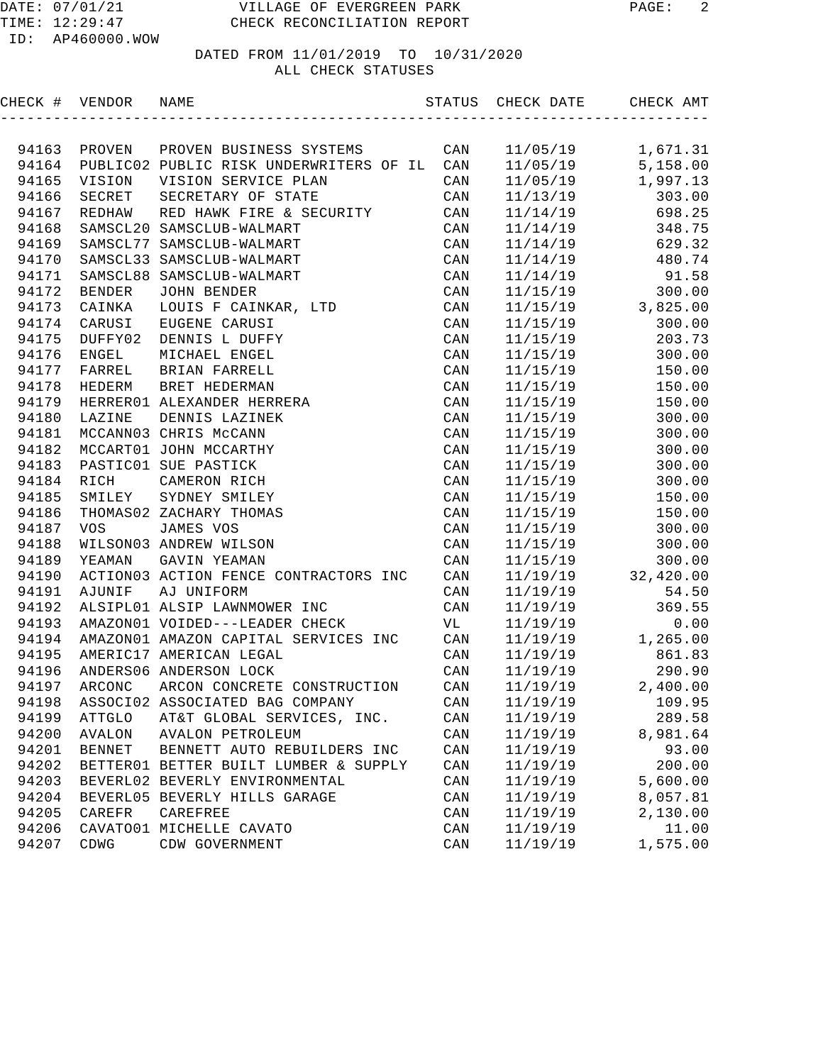DATE: 07/01/21 VILLAGE OF EVERGREEN PARK
TIME: 12:29:47 CHECK RECONCILIATION REPORT
ID: AP460000.WOW

DATED FROM 11/01/2019 TO 10/31/2020
ALL CHECK STATUSES

| CHECK # | VENDOR | NAME | STATUS | CHECK DATE | CHECK AMT |
|---|---|---|---|---|---|
| 94163 | PROVEN | PROVEN BUSINESS SYSTEMS | CAN | 11/05/19 | 1,671.31 |
| 94164 | PUBLIC02 | PUBLIC RISK UNDERWRITERS OF IL | CAN | 11/05/19 | 5,158.00 |
| 94165 | VISION | VISION SERVICE PLAN | CAN | 11/05/19 | 1,997.13 |
| 94166 | SECRET | SECRETARY OF STATE | CAN | 11/13/19 | 303.00 |
| 94167 | REDHAW | RED HAWK FIRE & SECURITY | CAN | 11/14/19 | 698.25 |
| 94168 | SAMSCL20 | SAMSCLUB-WALMART | CAN | 11/14/19 | 348.75 |
| 94169 | SAMSCL77 | SAMSCLUB-WALMART | CAN | 11/14/19 | 629.32 |
| 94170 | SAMSCL33 | SAMSCLUB-WALMART | CAN | 11/14/19 | 480.74 |
| 94171 | SAMSCL88 | SAMSCLUB-WALMART | CAN | 11/14/19 | 91.58 |
| 94172 | BENDER | JOHN BENDER | CAN | 11/15/19 | 300.00 |
| 94173 | CAINKA | LOUIS F CAINKAR, LTD | CAN | 11/15/19 | 3,825.00 |
| 94174 | CARUSI | EUGENE CARUSI | CAN | 11/15/19 | 300.00 |
| 94175 | DUFFY02 | DENNIS L DUFFY | CAN | 11/15/19 | 203.73 |
| 94176 | ENGEL | MICHAEL ENGEL | CAN | 11/15/19 | 300.00 |
| 94177 | FARREL | BRIAN FARRELL | CAN | 11/15/19 | 150.00 |
| 94178 | HEDERM | BRET HEDERMAN | CAN | 11/15/19 | 150.00 |
| 94179 | HERRER01 | ALEXANDER HERRERA | CAN | 11/15/19 | 150.00 |
| 94180 | LAZINE | DENNIS LAZINEK | CAN | 11/15/19 | 300.00 |
| 94181 | MCCANN03 | CHRIS McCANN | CAN | 11/15/19 | 300.00 |
| 94182 | MCCART01 | JOHN MCCARTHY | CAN | 11/15/19 | 300.00 |
| 94183 | PASTIC01 | SUE PASTICK | CAN | 11/15/19 | 300.00 |
| 94184 | RICH | CAMERON RICH | CAN | 11/15/19 | 300.00 |
| 94185 | SMILEY | SYDNEY SMILEY | CAN | 11/15/19 | 150.00 |
| 94186 | THOMAS02 | ZACHARY THOMAS | CAN | 11/15/19 | 150.00 |
| 94187 | VOS | JAMES VOS | CAN | 11/15/19 | 300.00 |
| 94188 | WILSON03 | ANDREW WILSON | CAN | 11/15/19 | 300.00 |
| 94189 | YEAMAN | GAVIN YEAMAN | CAN | 11/15/19 | 300.00 |
| 94190 | ACTION03 | ACTION FENCE CONTRACTORS INC | CAN | 11/19/19 | 32,420.00 |
| 94191 | AJUNIF | AJ UNIFORM | CAN | 11/19/19 | 54.50 |
| 94192 | ALSIPL01 | ALSIP LAWNMOWER INC | CAN | 11/19/19 | 369.55 |
| 94193 | AMAZON01 | VOIDED---LEADER CHECK | VL | 11/19/19 | 0.00 |
| 94194 | AMAZON01 | AMAZON CAPITAL SERVICES INC | CAN | 11/19/19 | 1,265.00 |
| 94195 | AMERIC17 | AMERICAN LEGAL | CAN | 11/19/19 | 861.83 |
| 94196 | ANDERS06 | ANDERSON LOCK | CAN | 11/19/19 | 290.90 |
| 94197 | ARCONC | ARCON CONCRETE CONSTRUCTION | CAN | 11/19/19 | 2,400.00 |
| 94198 | ASSOCI02 | ASSOCIATED BAG COMPANY | CAN | 11/19/19 | 109.95 |
| 94199 | ATTGLO | AT&T GLOBAL SERVICES, INC. | CAN | 11/19/19 | 289.58 |
| 94200 | AVALON | AVALON PETROLEUM | CAN | 11/19/19 | 8,981.64 |
| 94201 | BENNET | BENNETT AUTO REBUILDERS INC | CAN | 11/19/19 | 93.00 |
| 94202 | BETTER01 | BETTER BUILT LUMBER & SUPPLY | CAN | 11/19/19 | 200.00 |
| 94203 | BEVERL02 | BEVERLY ENVIRONMENTAL | CAN | 11/19/19 | 5,600.00 |
| 94204 | BEVERL05 | BEVERLY HILLS GARAGE | CAN | 11/19/19 | 8,057.81 |
| 94205 | CAREFR | CAREFREE | CAN | 11/19/19 | 2,130.00 |
| 94206 | CAVATO01 | MICHELLE CAVATO | CAN | 11/19/19 | 11.00 |
| 94207 | CDWG | CDW GOVERNMENT | CAN | 11/19/19 | 1,575.00 |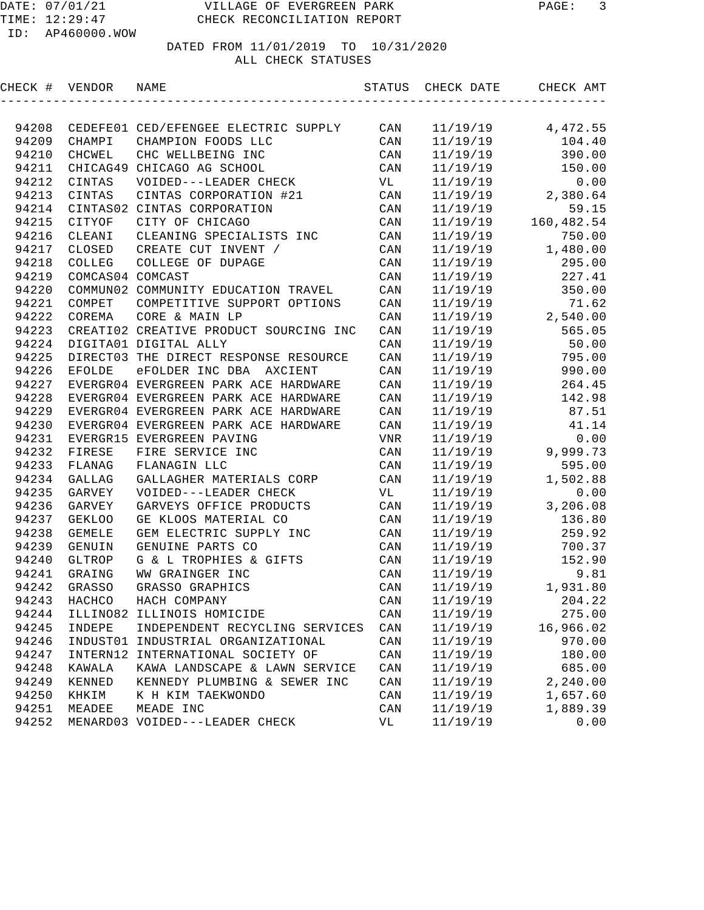DATE: 07/01/21 VILLAGE OF EVERGREEN PARK
TIME: 12:29:47 CHECK RECONCILIATION REPORT
ID: AP460000.WOW

DATED FROM 11/01/2019 TO 10/31/2020
ALL CHECK STATUSES

| CHECK # | VENDOR | NAME | STATUS | CHECK DATE | CHECK AMT |
|---|---|---|---|---|---|
| 94208 | CEDEFE01 | CED/EFENGEE ELECTRIC SUPPLY | CAN | 11/19/19 | 4,472.55 |
| 94209 | CHAMPI | CHAMPION FOODS LLC | CAN | 11/19/19 | 104.40 |
| 94210 | CHCWEL | CHC WELLBEING INC | CAN | 11/19/19 | 390.00 |
| 94211 | CHICAG49 | CHICAGO AG SCHOOL | CAN | 11/19/19 | 150.00 |
| 94212 | CINTAS | VOIDED---LEADER CHECK | VL | 11/19/19 | 0.00 |
| 94213 | CINTAS | CINTAS CORPORATION #21 | CAN | 11/19/19 | 2,380.64 |
| 94214 | CINTAS02 | CINTAS CORPORATION | CAN | 11/19/19 | 59.15 |
| 94215 | CITYOF | CITY OF CHICAGO | CAN | 11/19/19 | 160,482.54 |
| 94216 | CLEANI | CLEANING SPECIALISTS INC | CAN | 11/19/19 | 750.00 |
| 94217 | CLOSED | CREATE CUT INVENT / | CAN | 11/19/19 | 1,480.00 |
| 94218 | COLLEG | COLLEGE OF DUPAGE | CAN | 11/19/19 | 295.00 |
| 94219 | COMCAS04 | COMCAST | CAN | 11/19/19 | 227.41 |
| 94220 | COMMUN02 | COMMUNITY EDUCATION TRAVEL | CAN | 11/19/19 | 350.00 |
| 94221 | COMPET | COMPETITIVE SUPPORT OPTIONS | CAN | 11/19/19 | 71.62 |
| 94222 | COREMA | CORE & MAIN LP | CAN | 11/19/19 | 2,540.00 |
| 94223 | CREATI02 | CREATIVE PRODUCT SOURCING INC | CAN | 11/19/19 | 565.05 |
| 94224 | DIGITA01 | DIGITAL ALLY | CAN | 11/19/19 | 50.00 |
| 94225 | DIRECT03 | THE DIRECT RESPONSE RESOURCE | CAN | 11/19/19 | 795.00 |
| 94226 | EFOLDE | eFOLDER INC DBA AXCIENT | CAN | 11/19/19 | 990.00 |
| 94227 | EVERGR04 | EVERGREEN PARK ACE HARDWARE | CAN | 11/19/19 | 264.45 |
| 94228 | EVERGR04 | EVERGREEN PARK ACE HARDWARE | CAN | 11/19/19 | 142.98 |
| 94229 | EVERGR04 | EVERGREEN PARK ACE HARDWARE | CAN | 11/19/19 | 87.51 |
| 94230 | EVERGR04 | EVERGREEN PARK ACE HARDWARE | CAN | 11/19/19 | 41.14 |
| 94231 | EVERGR15 | EVERGREEN PAVING | VNR | 11/19/19 | 0.00 |
| 94232 | FIRESE | FIRE SERVICE INC | CAN | 11/19/19 | 9,999.73 |
| 94233 | FLANAG | FLANAGIN LLC | CAN | 11/19/19 | 595.00 |
| 94234 | GALLAG | GALLAGHER MATERIALS CORP | CAN | 11/19/19 | 1,502.88 |
| 94235 | GARVEY | VOIDED---LEADER CHECK | VL | 11/19/19 | 0.00 |
| 94236 | GARVEY | GARVEYS OFFICE PRODUCTS | CAN | 11/19/19 | 3,206.08 |
| 94237 | GEKLOO | GE KLOOS MATERIAL CO | CAN | 11/19/19 | 136.80 |
| 94238 | GEMELE | GEM ELECTRIC SUPPLY INC | CAN | 11/19/19 | 259.92 |
| 94239 | GENUIN | GENUINE PARTS CO | CAN | 11/19/19 | 700.37 |
| 94240 | GLTROP | G & L TROPHIES & GIFTS | CAN | 11/19/19 | 152.90 |
| 94241 | GRAING | WW GRAINGER INC | CAN | 11/19/19 | 9.81 |
| 94242 | GRASSO | GRASSO GRAPHICS | CAN | 11/19/19 | 1,931.80 |
| 94243 | HACHCO | HACH COMPANY | CAN | 11/19/19 | 204.22 |
| 94244 | ILLINO82 | ILLINOIS HOMICIDE | CAN | 11/19/19 | 275.00 |
| 94245 | INDEPE | INDEPENDENT RECYCLING SERVICES | CAN | 11/19/19 | 16,966.02 |
| 94246 | INDUST01 | INDUSTRIAL ORGANIZATIONAL | CAN | 11/19/19 | 970.00 |
| 94247 | INTERN12 | INTERNATIONAL SOCIETY OF | CAN | 11/19/19 | 180.00 |
| 94248 | KAWALA | KAWA LANDSCAPE & LAWN SERVICE | CAN | 11/19/19 | 685.00 |
| 94249 | KENNED | KENNEDY PLUMBING & SEWER INC | CAN | 11/19/19 | 2,240.00 |
| 94250 | KHKIM | K H KIM TAEKWONDO | CAN | 11/19/19 | 1,657.60 |
| 94251 | MEADEE | MEADE INC | CAN | 11/19/19 | 1,889.39 |
| 94252 | MENARD03 | VOIDED---LEADER CHECK | VL | 11/19/19 | 0.00 |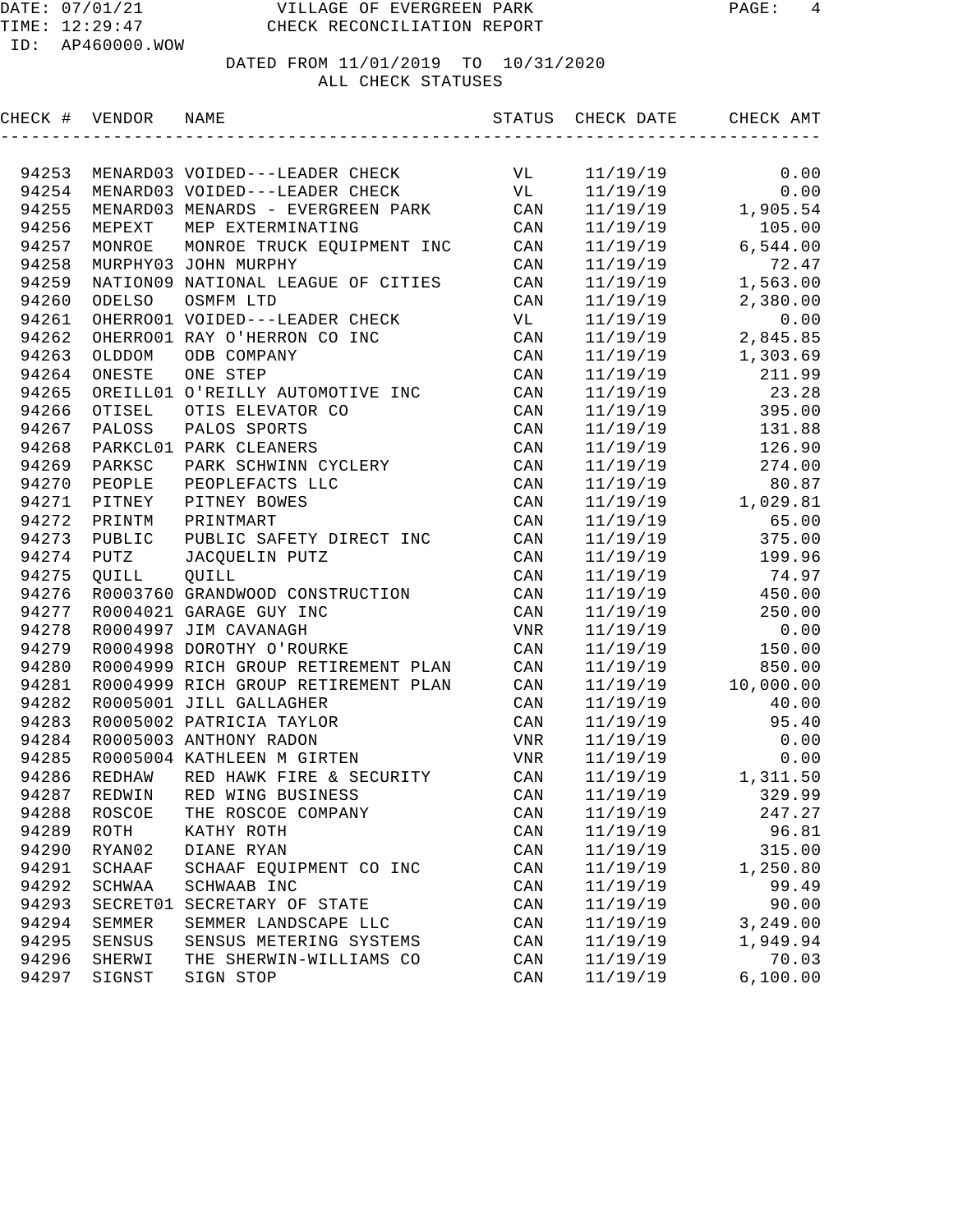VILLAGE OF EVERGREEN PARK
CHECK RECONCILIATION REPORT

DATE: 07/01/21
TIME: 12:29:47
ID: AP460000.WOW

DATED FROM 11/01/2019 TO 10/31/2020
ALL CHECK STATUSES

| CHECK # | VENDOR | NAME | STATUS | CHECK DATE | CHECK AMT |
|---|---|---|---|---|---|
| 94253 | MENARD03 | VOIDED---LEADER CHECK | VL | 11/19/19 | 0.00 |
| 94254 | MENARD03 | VOIDED---LEADER CHECK | VL | 11/19/19 | 0.00 |
| 94255 | MENARD03 | MENARDS - EVERGREEN PARK | CAN | 11/19/19 | 1,905.54 |
| 94256 | MEPEXT | MEP EXTERMINATING | CAN | 11/19/19 | 105.00 |
| 94257 | MONROE | MONROE TRUCK EQUIPMENT INC | CAN | 11/19/19 | 6,544.00 |
| 94258 | MURPHY03 | JOHN MURPHY | CAN | 11/19/19 | 72.47 |
| 94259 | NATION09 | NATIONAL LEAGUE OF CITIES | CAN | 11/19/19 | 1,563.00 |
| 94260 | ODELSO | OSMFM LTD | CAN | 11/19/19 | 2,380.00 |
| 94261 | OHERRO01 | VOIDED---LEADER CHECK | VL | 11/19/19 | 0.00 |
| 94262 | OHERRO01 | RAY O'HERRON CO INC | CAN | 11/19/19 | 2,845.85 |
| 94263 | OLDDOM | ODB COMPANY | CAN | 11/19/19 | 1,303.69 |
| 94264 | ONESTE | ONE STEP | CAN | 11/19/19 | 211.99 |
| 94265 | OREILL01 | O'REILLY AUTOMOTIVE INC | CAN | 11/19/19 | 23.28 |
| 94266 | OTISEL | OTIS ELEVATOR CO | CAN | 11/19/19 | 395.00 |
| 94267 | PALOSS | PALOS SPORTS | CAN | 11/19/19 | 131.88 |
| 94268 | PARKCL01 | PARK CLEANERS | CAN | 11/19/19 | 126.90 |
| 94269 | PARKSC | PARK SCHWINN CYCLERY | CAN | 11/19/19 | 274.00 |
| 94270 | PEOPLE | PEOPLEFACTS LLC | CAN | 11/19/19 | 80.87 |
| 94271 | PITNEY | PITNEY BOWES | CAN | 11/19/19 | 1,029.81 |
| 94272 | PRINTM | PRINTMART | CAN | 11/19/19 | 65.00 |
| 94273 | PUBLIC | PUBLIC SAFETY DIRECT INC | CAN | 11/19/19 | 375.00 |
| 94274 | PUTZ | JACQUELIN PUTZ | CAN | 11/19/19 | 199.96 |
| 94275 | QUILL | QUILL | CAN | 11/19/19 | 74.97 |
| 94276 | R0003760 | GRANDWOOD CONSTRUCTION | CAN | 11/19/19 | 450.00 |
| 94277 | R0004021 | GARAGE GUY INC | CAN | 11/19/19 | 250.00 |
| 94278 | R0004997 | JIM CAVANAGH | VNR | 11/19/19 | 0.00 |
| 94279 | R0004998 | DOROTHY O'ROURKE | CAN | 11/19/19 | 150.00 |
| 94280 | R0004999 | RICH GROUP RETIREMENT PLAN | CAN | 11/19/19 | 850.00 |
| 94281 | R0004999 | RICH GROUP RETIREMENT PLAN | CAN | 11/19/19 | 10,000.00 |
| 94282 | R0005001 | JILL GALLAGHER | CAN | 11/19/19 | 40.00 |
| 94283 | R0005002 | PATRICIA TAYLOR | CAN | 11/19/19 | 95.40 |
| 94284 | R0005003 | ANTHONY RADON | VNR | 11/19/19 | 0.00 |
| 94285 | R0005004 | KATHLEEN M GIRTEN | VNR | 11/19/19 | 0.00 |
| 94286 | REDHAW | RED HAWK FIRE & SECURITY | CAN | 11/19/19 | 1,311.50 |
| 94287 | REDWIN | RED WING BUSINESS | CAN | 11/19/19 | 329.99 |
| 94288 | ROSCOE | THE ROSCOE COMPANY | CAN | 11/19/19 | 247.27 |
| 94289 | ROTH | KATHY ROTH | CAN | 11/19/19 | 96.81 |
| 94290 | RYAN02 | DIANE RYAN | CAN | 11/19/19 | 315.00 |
| 94291 | SCHAAF | SCHAAF EQUIPMENT CO INC | CAN | 11/19/19 | 1,250.80 |
| 94292 | SCHWAA | SCHWAAB INC | CAN | 11/19/19 | 99.49 |
| 94293 | SECRET01 | SECRETARY OF STATE | CAN | 11/19/19 | 90.00 |
| 94294 | SEMMER | SEMMER LANDSCAPE LLC | CAN | 11/19/19 | 3,249.00 |
| 94295 | SENSUS | SENSUS METERING SYSTEMS | CAN | 11/19/19 | 1,949.94 |
| 94296 | SHERWI | THE SHERWIN-WILLIAMS CO | CAN | 11/19/19 | 70.03 |
| 94297 | SIGNST | SIGN STOP | CAN | 11/19/19 | 6,100.00 |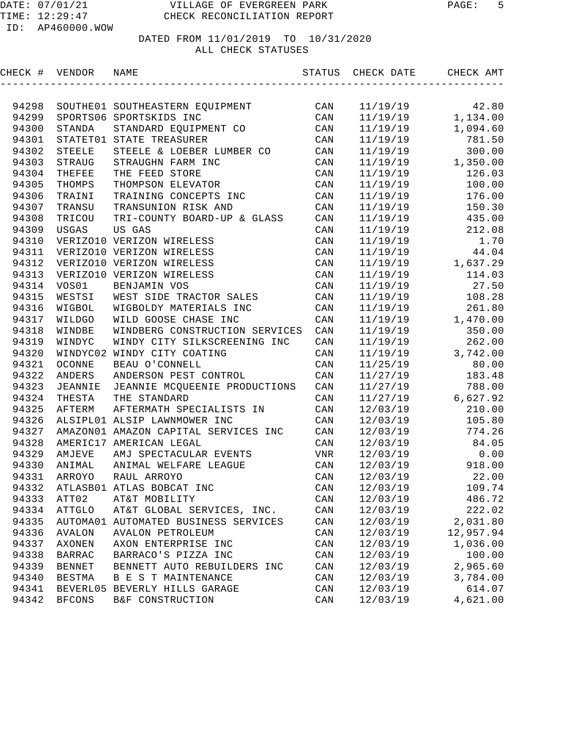VILLAGE OF EVERGREEN PARK
CHECK RECONCILIATION REPORT

DATE: 07/01/21
TIME: 12:29:47
ID: AP460000.WOW

DATED FROM 11/01/2019 TO 10/31/2020
ALL CHECK STATUSES

| CHECK # | VENDOR | NAME | STATUS | CHECK DATE | CHECK AMT |
|---|---|---|---|---|---|
| 94298 | SOUTHE01 | SOUTHEASTERN EQUIPMENT | CAN | 11/19/19 | 42.80 |
| 94299 | SPORTS06 | SPORTSKIDS INC | CAN | 11/19/19 | 1,134.00 |
| 94300 | STANDA | STANDARD EQUIPMENT CO | CAN | 11/19/19 | 1,094.60 |
| 94301 | STATET01 | STATE TREASURER | CAN | 11/19/19 | 781.50 |
| 94302 | STEELE | STEELE & LOEBER LUMBER CO | CAN | 11/19/19 | 300.00 |
| 94303 | STRAUG | STRAUGHN FARM INC | CAN | 11/19/19 | 1,350.00 |
| 94304 | THEFEE | THE FEED STORE | CAN | 11/19/19 | 126.03 |
| 94305 | THOMPS | THOMPSON ELEVATOR | CAN | 11/19/19 | 100.00 |
| 94306 | TRAINI | TRAINING CONCEPTS INC | CAN | 11/19/19 | 176.00 |
| 94307 | TRANSU | TRANSUNION RISK AND | CAN | 11/19/19 | 150.30 |
| 94308 | TRICOU | TRI-COUNTY BOARD-UP & GLASS | CAN | 11/19/19 | 435.00 |
| 94309 | USGAS | US GAS | CAN | 11/19/19 | 212.08 |
| 94310 | VERIZO10 | VERIZON WIRELESS | CAN | 11/19/19 | 1.70 |
| 94311 | VERIZO10 | VERIZON WIRELESS | CAN | 11/19/19 | 44.04 |
| 94312 | VERIZO10 | VERIZON WIRELESS | CAN | 11/19/19 | 1,637.29 |
| 94313 | VERIZO10 | VERIZON WIRELESS | CAN | 11/19/19 | 114.03 |
| 94314 | VOS01 | BENJAMIN VOS | CAN | 11/19/19 | 27.50 |
| 94315 | WESTSI | WEST SIDE TRACTOR SALES | CAN | 11/19/19 | 108.28 |
| 94316 | WIGBOL | WIGBOLDY MATERIALS INC | CAN | 11/19/19 | 261.80 |
| 94317 | WILDGO | WILD GOOSE CHASE INC | CAN | 11/19/19 | 1,470.00 |
| 94318 | WINDBE | WINDBERG CONSTRUCTION SERVICES | CAN | 11/19/19 | 350.00 |
| 94319 | WINDYC | WINDY CITY SILKSCREENING INC | CAN | 11/19/19 | 262.00 |
| 94320 | WINDYC02 | WINDY CITY COATING | CAN | 11/19/19 | 3,742.00 |
| 94321 | OCONNE | BEAU O'CONNELL | CAN | 11/25/19 | 80.00 |
| 94322 | ANDERS | ANDERSON PEST CONTROL | CAN | 11/27/19 | 183.48 |
| 94323 | JEANNIE | JEANNIE MCQUEENIE PRODUCTIONS | CAN | 11/27/19 | 788.00 |
| 94324 | THESTA | THE STANDARD | CAN | 11/27/19 | 6,627.92 |
| 94325 | AFTERM | AFTERMATH SPECIALISTS IN | CAN | 12/03/19 | 210.00 |
| 94326 | ALSIPL01 | ALSIP LAWNMOWER INC | CAN | 12/03/19 | 105.80 |
| 94327 | AMAZON01 | AMAZON CAPITAL SERVICES INC | CAN | 12/03/19 | 774.26 |
| 94328 | AMERIC17 | AMERICAN LEGAL | CAN | 12/03/19 | 84.05 |
| 94329 | AMJEVE | AMJ SPECTACULAR EVENTS | VNR | 12/03/19 | 0.00 |
| 94330 | ANIMAL | ANIMAL WELFARE LEAGUE | CAN | 12/03/19 | 918.00 |
| 94331 | ARROYO | RAUL ARROYO | CAN | 12/03/19 | 22.00 |
| 94332 | ATLASB01 | ATLAS BOBCAT INC | CAN | 12/03/19 | 109.74 |
| 94333 | ATT02 | AT&T MOBILITY | CAN | 12/03/19 | 486.72 |
| 94334 | ATTGLO | AT&T GLOBAL SERVICES, INC. | CAN | 12/03/19 | 222.02 |
| 94335 | AUTOMA01 | AUTOMATED BUSINESS SERVICES | CAN | 12/03/19 | 2,031.80 |
| 94336 | AVALON | AVALON PETROLEUM | CAN | 12/03/19 | 12,957.94 |
| 94337 | AXONEN | AXON ENTERPRISE INC | CAN | 12/03/19 | 1,036.00 |
| 94338 | BARRAC | BARRACO'S PIZZA INC | CAN | 12/03/19 | 100.00 |
| 94339 | BENNET | BENNETT AUTO REBUILDERS INC | CAN | 12/03/19 | 2,965.60 |
| 94340 | BESTMA | B E S T MAINTENANCE | CAN | 12/03/19 | 3,784.00 |
| 94341 | BEVERL05 | BEVERLY HILLS GARAGE | CAN | 12/03/19 | 614.07 |
| 94342 | BFCONS | B&F CONSTRUCTION | CAN | 12/03/19 | 4,621.00 |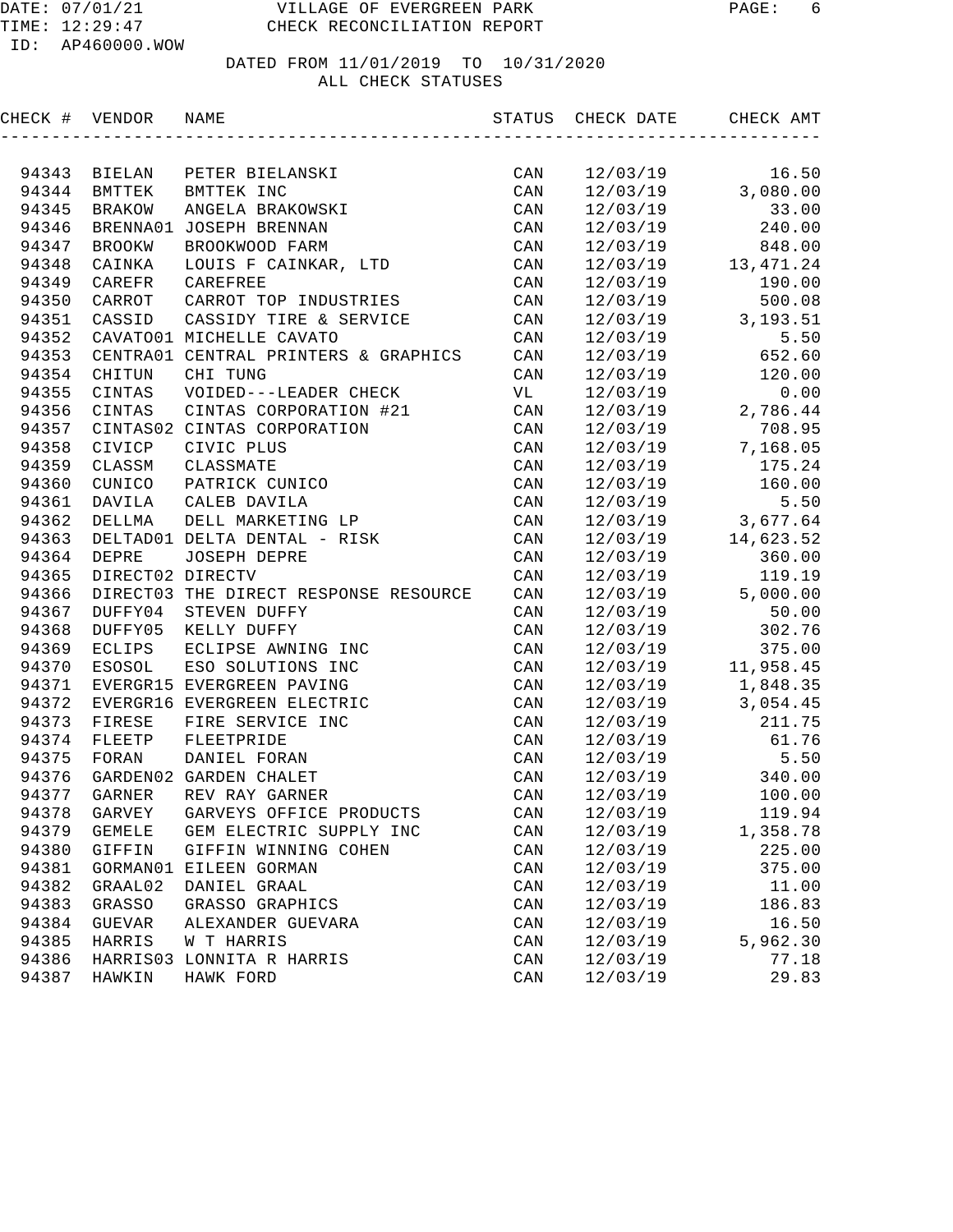DATE: 07/01/21 VILLAGE OF EVERGREEN PARK
TIME: 12:29:47 CHECK RECONCILIATION REPORT
ID: AP460000.WOW

DATED FROM 11/01/2019 TO 10/31/2020
ALL CHECK STATUSES

| CHECK # | VENDOR | NAME | STATUS | CHECK DATE | CHECK AMT |
|---|---|---|---|---|---|
| 94343 | BIELAN | PETER BIELANSKI | CAN | 12/03/19 | 16.50 |
| 94344 | BMTTEK | BMTTEK INC | CAN | 12/03/19 | 3,080.00 |
| 94345 | BRAKOW | ANGELA BRAKOWSKI | CAN | 12/03/19 | 33.00 |
| 94346 | BRENNA01 | JOSEPH BRENNAN | CAN | 12/03/19 | 240.00 |
| 94347 | BROOKW | BROOKWOOD FARM | CAN | 12/03/19 | 848.00 |
| 94348 | CAINKA | LOUIS F CAINKAR, LTD | CAN | 12/03/19 | 13,471.24 |
| 94349 | CAREFR | CAREFREE | CAN | 12/03/19 | 190.00 |
| 94350 | CARROT | CARROT TOP INDUSTRIES | CAN | 12/03/19 | 500.08 |
| 94351 | CASSID | CASSIDY TIRE & SERVICE | CAN | 12/03/19 | 3,193.51 |
| 94352 | CAVATO01 | MICHELLE CAVATO | CAN | 12/03/19 | 5.50 |
| 94353 | CENTRA01 | CENTRAL PRINTERS & GRAPHICS | CAN | 12/03/19 | 652.60 |
| 94354 | CHITUN | CHI TUNG | CAN | 12/03/19 | 120.00 |
| 94355 | CINTAS | VOIDED---LEADER CHECK | VL | 12/03/19 | 0.00 |
| 94356 | CINTAS | CINTAS CORPORATION #21 | CAN | 12/03/19 | 2,786.44 |
| 94357 | CINTAS02 | CINTAS CORPORATION | CAN | 12/03/19 | 708.95 |
| 94358 | CIVICP | CIVIC PLUS | CAN | 12/03/19 | 7,168.05 |
| 94359 | CLASSM | CLASSMATE | CAN | 12/03/19 | 175.24 |
| 94360 | CUNICO | PATRICK CUNICO | CAN | 12/03/19 | 160.00 |
| 94361 | DAVILA | CALEB DAVILA | CAN | 12/03/19 | 5.50 |
| 94362 | DELLMA | DELL MARKETING LP | CAN | 12/03/19 | 3,677.64 |
| 94363 | DELTAD01 | DELTA DENTAL - RISK | CAN | 12/03/19 | 14,623.52 |
| 94364 | DEPRE | JOSEPH DEPRE | CAN | 12/03/19 | 360.00 |
| 94365 | DIRECT02 | DIRECTV | CAN | 12/03/19 | 119.19 |
| 94366 | DIRECT03 | THE DIRECT RESPONSE RESOURCE | CAN | 12/03/19 | 5,000.00 |
| 94367 | DUFFY04 | STEVEN DUFFY | CAN | 12/03/19 | 50.00 |
| 94368 | DUFFY05 | KELLY DUFFY | CAN | 12/03/19 | 302.76 |
| 94369 | ECLIPS | ECLIPSE AWNING INC | CAN | 12/03/19 | 375.00 |
| 94370 | ESOSOL | ESO SOLUTIONS INC | CAN | 12/03/19 | 11,958.45 |
| 94371 | EVERGR15 | EVERGREEN PAVING | CAN | 12/03/19 | 1,848.35 |
| 94372 | EVERGR16 | EVERGREEN ELECTRIC | CAN | 12/03/19 | 3,054.45 |
| 94373 | FIRESE | FIRE SERVICE INC | CAN | 12/03/19 | 211.75 |
| 94374 | FLEETP | FLEETPRIDE | CAN | 12/03/19 | 61.76 |
| 94375 | FORAN | DANIEL FORAN | CAN | 12/03/19 | 5.50 |
| 94376 | GARDEN02 | GARDEN CHALET | CAN | 12/03/19 | 340.00 |
| 94377 | GARNER | REV RAY GARNER | CAN | 12/03/19 | 100.00 |
| 94378 | GARVEY | GARVEYS OFFICE PRODUCTS | CAN | 12/03/19 | 119.94 |
| 94379 | GEMELE | GEM ELECTRIC SUPPLY INC | CAN | 12/03/19 | 1,358.78 |
| 94380 | GIFFIN | GIFFIN WINNING COHEN | CAN | 12/03/19 | 225.00 |
| 94381 | GORMAN01 | EILEEN GORMAN | CAN | 12/03/19 | 375.00 |
| 94382 | GRAAL02 | DANIEL GRAAL | CAN | 12/03/19 | 11.00 |
| 94383 | GRASSO | GRASSO GRAPHICS | CAN | 12/03/19 | 186.83 |
| 94384 | GUEVAR | ALEXANDER GUEVARA | CAN | 12/03/19 | 16.50 |
| 94385 | HARRIS | W T HARRIS | CAN | 12/03/19 | 5,962.30 |
| 94386 | HARRIS03 | LONNITA R HARRIS | CAN | 12/03/19 | 77.18 |
| 94387 | HAWKIN | HAWK FORD | CAN | 12/03/19 | 29.83 |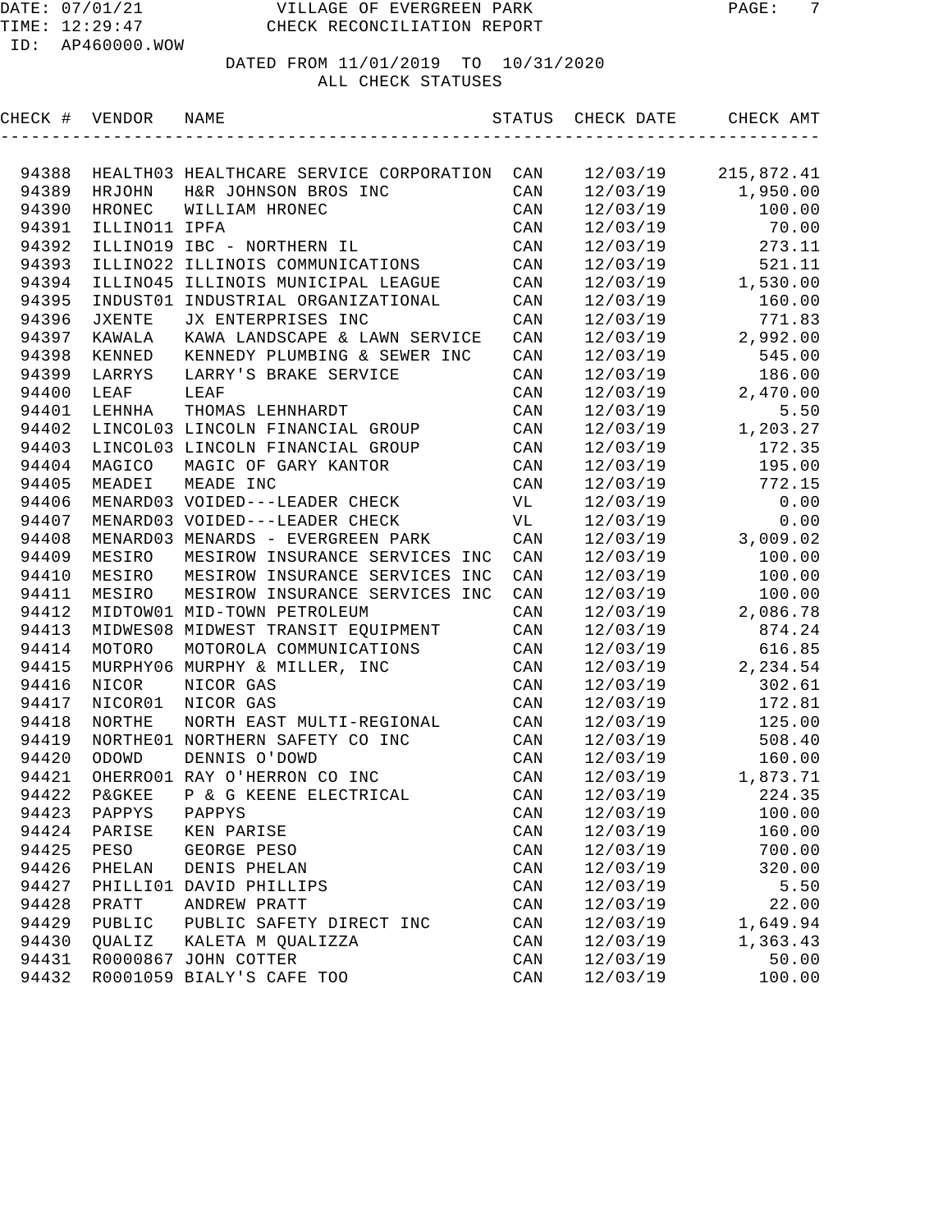DATE: 07/01/21 VILLAGE OF EVERGREEN PARK
TIME: 12:29:47 CHECK RECONCILIATION REPORT
ID: AP460000.WOW

DATED FROM 11/01/2019 TO 10/31/2020
ALL CHECK STATUSES

| CHECK # | VENDOR | NAME | STATUS | CHECK DATE | CHECK AMT |
|---|---|---|---|---|---|
| 94388 | HEALTH03 | HEALTHCARE SERVICE CORPORATION | CAN | 12/03/19 | 215,872.41 |
| 94389 | HRJOHN | H&R JOHNSON BROS INC | CAN | 12/03/19 | 1,950.00 |
| 94390 | HRONEC | WILLIAM HRONEC | CAN | 12/03/19 | 100.00 |
| 94391 | ILLINO11 | IPFA | CAN | 12/03/19 | 70.00 |
| 94392 | ILLINO19 | IBC - NORTHERN IL | CAN | 12/03/19 | 273.11 |
| 94393 | ILLINO22 | ILLINOIS COMMUNICATIONS | CAN | 12/03/19 | 521.11 |
| 94394 | ILLINO45 | ILLINOIS MUNICIPAL LEAGUE | CAN | 12/03/19 | 1,530.00 |
| 94395 | INDUST01 | INDUSTRIAL ORGANIZATIONAL | CAN | 12/03/19 | 160.00 |
| 94396 | JXENTE | JX ENTERPRISES INC | CAN | 12/03/19 | 771.83 |
| 94397 | KAWALA | KAWA LANDSCAPE & LAWN SERVICE | CAN | 12/03/19 | 2,992.00 |
| 94398 | KENNED | KENNEDY PLUMBING & SEWER INC | CAN | 12/03/19 | 545.00 |
| 94399 | LARRYS | LARRY'S BRAKE SERVICE | CAN | 12/03/19 | 186.00 |
| 94400 | LEAF | LEAF | CAN | 12/03/19 | 2,470.00 |
| 94401 | LEHNHA | THOMAS LEHNHARDT | CAN | 12/03/19 | 5.50 |
| 94402 | LINCOL03 | LINCOLN FINANCIAL GROUP | CAN | 12/03/19 | 1,203.27 |
| 94403 | LINCOL03 | LINCOLN FINANCIAL GROUP | CAN | 12/03/19 | 172.35 |
| 94404 | MAGICO | MAGIC OF GARY KANTOR | CAN | 12/03/19 | 195.00 |
| 94405 | MEADEI | MEADE INC | CAN | 12/03/19 | 772.15 |
| 94406 | MENARD03 | VOIDED---LEADER CHECK | VL | 12/03/19 | 0.00 |
| 94407 | MENARD03 | VOIDED---LEADER CHECK | VL | 12/03/19 | 0.00 |
| 94408 | MENARD03 | MENARDS - EVERGREEN PARK | CAN | 12/03/19 | 3,009.02 |
| 94409 | MESIRO | MESIROW INSURANCE SERVICES INC | CAN | 12/03/19 | 100.00 |
| 94410 | MESIRO | MESIROW INSURANCE SERVICES INC | CAN | 12/03/19 | 100.00 |
| 94411 | MESIRO | MESIROW INSURANCE SERVICES INC | CAN | 12/03/19 | 100.00 |
| 94412 | MIDTOW01 | MID-TOWN PETROLEUM | CAN | 12/03/19 | 2,086.78 |
| 94413 | MIDWES08 | MIDWEST TRANSIT EQUIPMENT | CAN | 12/03/19 | 874.24 |
| 94414 | MOTORO | MOTOROLA COMMUNICATIONS | CAN | 12/03/19 | 616.85 |
| 94415 | MURPHY06 | MURPHY & MILLER, INC | CAN | 12/03/19 | 2,234.54 |
| 94416 | NICOR | NICOR GAS | CAN | 12/03/19 | 302.61 |
| 94417 | NICOR01 | NICOR GAS | CAN | 12/03/19 | 172.81 |
| 94418 | NORTHE | NORTH EAST MULTI-REGIONAL | CAN | 12/03/19 | 125.00 |
| 94419 | NORTHE01 | NORTHERN SAFETY CO INC | CAN | 12/03/19 | 508.40 |
| 94420 | ODOWD | DENNIS O'DOWD | CAN | 12/03/19 | 160.00 |
| 94421 | OHERRO01 | RAY O'HERRON CO INC | CAN | 12/03/19 | 1,873.71 |
| 94422 | P&GKEE | P & G KEENE ELECTRICAL | CAN | 12/03/19 | 224.35 |
| 94423 | PAPPYS | PAPPYS | CAN | 12/03/19 | 100.00 |
| 94424 | PARISE | KEN PARISE | CAN | 12/03/19 | 160.00 |
| 94425 | PESO | GEORGE PESO | CAN | 12/03/19 | 700.00 |
| 94426 | PHELAN | DENIS PHELAN | CAN | 12/03/19 | 320.00 |
| 94427 | PHILLI01 | DAVID PHILLIPS | CAN | 12/03/19 | 5.50 |
| 94428 | PRATT | ANDREW PRATT | CAN | 12/03/19 | 22.00 |
| 94429 | PUBLIC | PUBLIC SAFETY DIRECT INC | CAN | 12/03/19 | 1,649.94 |
| 94430 | QUALIZ | KALETA M QUALIZZA | CAN | 12/03/19 | 1,363.43 |
| 94431 | R0000867 | JOHN COTTER | CAN | 12/03/19 | 50.00 |
| 94432 | R0001059 | BIALY'S CAFE TOO | CAN | 12/03/19 | 100.00 |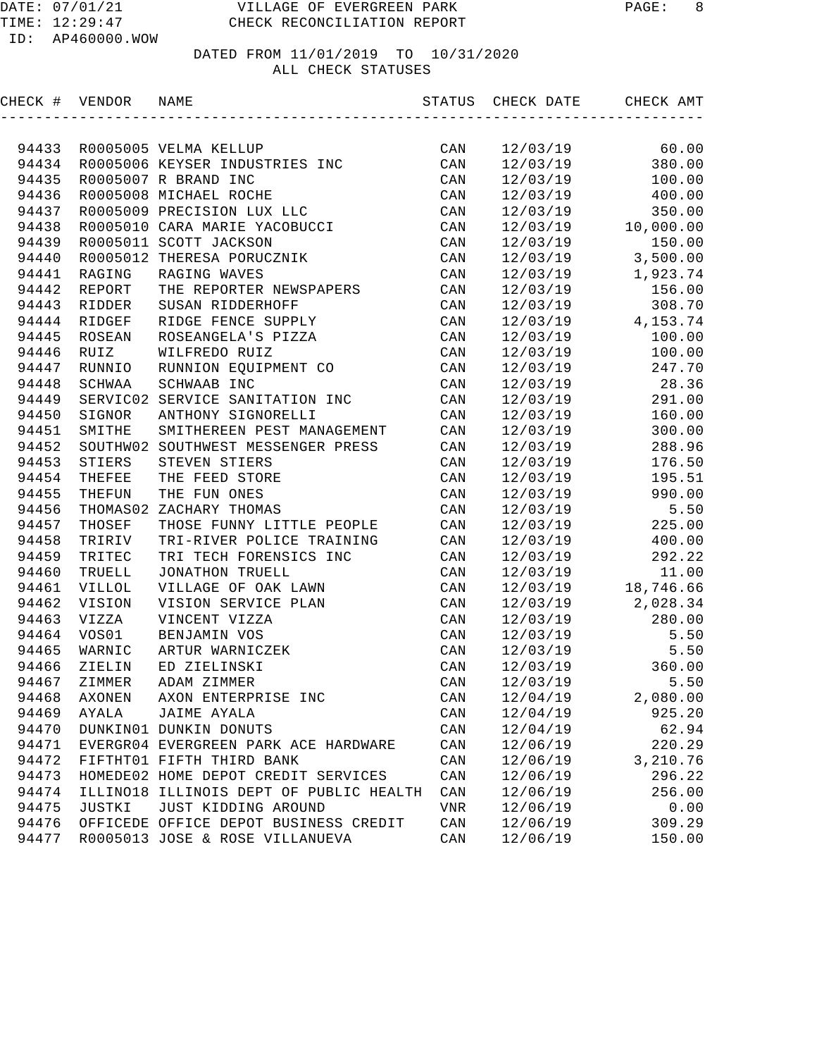VILLAGE OF EVERGREEN PARK
CHECK RECONCILIATION REPORT

DATE: 07/01/21
TIME: 12:29:47
ID: AP460000.WOW

DATED FROM 11/01/2019 TO 10/31/2020
ALL CHECK STATUSES

| CHECK # | VENDOR | NAME | STATUS | CHECK DATE | CHECK AMT |
|---|---|---|---|---|---|
| 94433 | R0005005 | VELMA KELLUP | CAN | 12/03/19 | 60.00 |
| 94434 | R0005006 | KEYSER INDUSTRIES INC | CAN | 12/03/19 | 380.00 |
| 94435 | R0005007 | R BRAND INC | CAN | 12/03/19 | 100.00 |
| 94436 | R0005008 | MICHAEL ROCHE | CAN | 12/03/19 | 400.00 |
| 94437 | R0005009 | PRECISION LUX LLC | CAN | 12/03/19 | 350.00 |
| 94438 | R0005010 | CARA MARIE YACOBUCCI | CAN | 12/03/19 | 10,000.00 |
| 94439 | R0005011 | SCOTT JACKSON | CAN | 12/03/19 | 150.00 |
| 94440 | R0005012 | THERESA PORUCZNIK | CAN | 12/03/19 | 3,500.00 |
| 94441 | RAGING | RAGING WAVES | CAN | 12/03/19 | 1,923.74 |
| 94442 | REPORT | THE REPORTER NEWSPAPERS | CAN | 12/03/19 | 156.00 |
| 94443 | RIDDER | SUSAN RIDDERHOFF | CAN | 12/03/19 | 308.70 |
| 94444 | RIDGEF | RIDGE FENCE SUPPLY | CAN | 12/03/19 | 4,153.74 |
| 94445 | ROSEAN | ROSEANGELA'S PIZZA | CAN | 12/03/19 | 100.00 |
| 94446 | RUIZ | WILFREDO RUIZ | CAN | 12/03/19 | 100.00 |
| 94447 | RUNNIO | RUNNION EQUIPMENT CO | CAN | 12/03/19 | 247.70 |
| 94448 | SCHWAA | SCHWAAB INC | CAN | 12/03/19 | 28.36 |
| 94449 | SERVIC02 | SERVICE SANITATION INC | CAN | 12/03/19 | 291.00 |
| 94450 | SIGNOR | ANTHONY SIGNORELLI | CAN | 12/03/19 | 160.00 |
| 94451 | SMITHE | SMITHEREEN PEST MANAGEMENT | CAN | 12/03/19 | 300.00 |
| 94452 | SOUTHW02 | SOUTHWEST MESSENGER PRESS | CAN | 12/03/19 | 288.96 |
| 94453 | STIERS | STEVEN STIERS | CAN | 12/03/19 | 176.50 |
| 94454 | THEFEE | THE FEED STORE | CAN | 12/03/19 | 195.51 |
| 94455 | THEFUN | THE FUN ONES | CAN | 12/03/19 | 990.00 |
| 94456 | THOMAS02 | ZACHARY THOMAS | CAN | 12/03/19 | 5.50 |
| 94457 | THOSEF | THOSE FUNNY LITTLE PEOPLE | CAN | 12/03/19 | 225.00 |
| 94458 | TRIRIV | TRI-RIVER POLICE TRAINING | CAN | 12/03/19 | 400.00 |
| 94459 | TRITEC | TRI TECH FORENSICS INC | CAN | 12/03/19 | 292.22 |
| 94460 | TRUELL | JONATHON TRUELL | CAN | 12/03/19 | 11.00 |
| 94461 | VILLOL | VILLAGE OF OAK LAWN | CAN | 12/03/19 | 18,746.66 |
| 94462 | VISION | VISION SERVICE PLAN | CAN | 12/03/19 | 2,028.34 |
| 94463 | VIZZA | VINCENT VIZZA | CAN | 12/03/19 | 280.00 |
| 94464 | VOS01 | BENJAMIN VOS | CAN | 12/03/19 | 5.50 |
| 94465 | WARNIC | ARTUR WARNICZEK | CAN | 12/03/19 | 5.50 |
| 94466 | ZIELIN | ED ZIELINSKI | CAN | 12/03/19 | 360.00 |
| 94467 | ZIMMER | ADAM ZIMMER | CAN | 12/03/19 | 5.50 |
| 94468 | AXONEN | AXON ENTERPRISE INC | CAN | 12/04/19 | 2,080.00 |
| 94469 | AYALA | JAIME AYALA | CAN | 12/04/19 | 925.20 |
| 94470 | DUNKIN01 | DUNKIN DONUTS | CAN | 12/04/19 | 62.94 |
| 94471 | EVERGR04 | EVERGREEN PARK ACE HARDWARE | CAN | 12/06/19 | 220.29 |
| 94472 | FIFTHT01 | FIFTH THIRD BANK | CAN | 12/06/19 | 3,210.76 |
| 94473 | HOMEDE02 | HOME DEPOT CREDIT SERVICES | CAN | 12/06/19 | 296.22 |
| 94474 | ILLINO18 | ILLINOIS DEPT OF PUBLIC HEALTH | CAN | 12/06/19 | 256.00 |
| 94475 | JUSTKI | JUST KIDDING AROUND | VNR | 12/06/19 | 0.00 |
| 94476 | OFFICEDE | OFFICE DEPOT BUSINESS CREDIT | CAN | 12/06/19 | 309.29 |
| 94477 | R0005013 | JOSE & ROSE VILLANUEVA | CAN | 12/06/19 | 150.00 |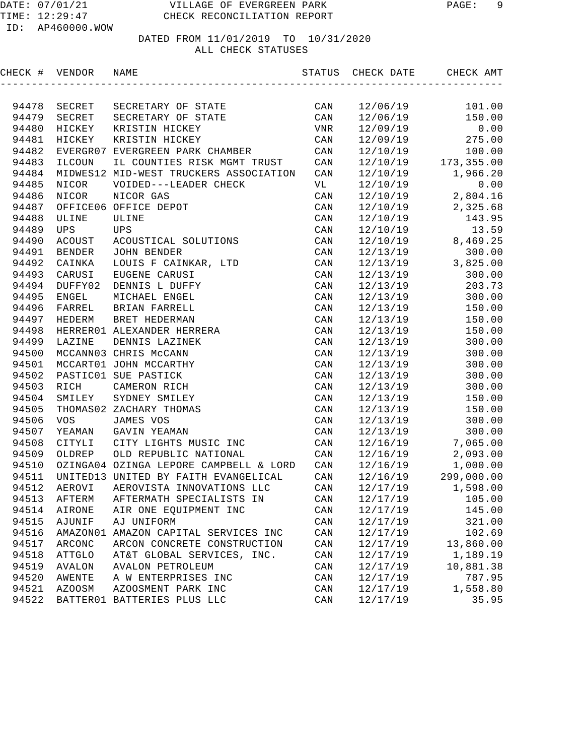DATE: 07/01/21 VILLAGE OF EVERGREEN PARK
TIME: 12:29:47 CHECK RECONCILIATION REPORT
ID: AP460000.WOW

DATED FROM 11/01/2019 TO 10/31/2020
ALL CHECK STATUSES

| CHECK # | VENDOR | NAME | STATUS | CHECK DATE | CHECK AMT |
|---|---|---|---|---|---|
| 94478 | SECRET | SECRETARY OF STATE | CAN | 12/06/19 | 101.00 |
| 94479 | SECRET | SECRETARY OF STATE | CAN | 12/06/19 | 150.00 |
| 94480 | HICKEY | KRISTIN HICKEY | VNR | 12/09/19 | 0.00 |
| 94481 | HICKEY | KRISTIN HICKEY | CAN | 12/09/19 | 275.00 |
| 94482 | EVERGR07 | EVERGREEN PARK CHAMBER | CAN | 12/10/19 | 100.00 |
| 94483 | ILCOUN | IL COUNTIES RISK MGMT TRUST | CAN | 12/10/19 | 173,355.00 |
| 94484 | MIDWES12 | MID-WEST TRUCKERS ASSOCIATION | CAN | 12/10/19 | 1,966.20 |
| 94485 | NICOR | VOIDED---LEADER CHECK | VL | 12/10/19 | 0.00 |
| 94486 | NICOR | NICOR GAS | CAN | 12/10/19 | 2,804.16 |
| 94487 | OFFICE06 | OFFICE DEPOT | CAN | 12/10/19 | 2,325.68 |
| 94488 | ULINE | ULINE | CAN | 12/10/19 | 143.95 |
| 94489 | UPS | UPS | CAN | 12/10/19 | 13.59 |
| 94490 | ACOUST | ACOUSTICAL SOLUTIONS | CAN | 12/10/19 | 8,469.25 |
| 94491 | BENDER | JOHN BENDER | CAN | 12/13/19 | 300.00 |
| 94492 | CAINKA | LOUIS F CAINKAR, LTD | CAN | 12/13/19 | 3,825.00 |
| 94493 | CARUSI | EUGENE CARUSI | CAN | 12/13/19 | 300.00 |
| 94494 | DUFFY02 | DENNIS L DUFFY | CAN | 12/13/19 | 203.73 |
| 94495 | ENGEL | MICHAEL ENGEL | CAN | 12/13/19 | 300.00 |
| 94496 | FARREL | BRIAN FARRELL | CAN | 12/13/19 | 150.00 |
| 94497 | HEDERM | BRET HEDERMAN | CAN | 12/13/19 | 150.00 |
| 94498 | HERRER01 | ALEXANDER HERRERA | CAN | 12/13/19 | 150.00 |
| 94499 | LAZINE | DENNIS LAZINEK | CAN | 12/13/19 | 300.00 |
| 94500 | MCCANN03 | CHRIS McCANN | CAN | 12/13/19 | 300.00 |
| 94501 | MCCART01 | JOHN MCCARTHY | CAN | 12/13/19 | 300.00 |
| 94502 | PASTIC01 | SUE PASTICK | CAN | 12/13/19 | 300.00 |
| 94503 | RICH | CAMERON RICH | CAN | 12/13/19 | 300.00 |
| 94504 | SMILEY | SYDNEY SMILEY | CAN | 12/13/19 | 150.00 |
| 94505 | THOMAS02 | ZACHARY THOMAS | CAN | 12/13/19 | 150.00 |
| 94506 | VOS | JAMES VOS | CAN | 12/13/19 | 300.00 |
| 94507 | YEAMAN | GAVIN YEAMAN | CAN | 12/13/19 | 300.00 |
| 94508 | CITYLI | CITY LIGHTS MUSIC INC | CAN | 12/16/19 | 7,065.00 |
| 94509 | OLDREP | OLD REPUBLIC NATIONAL | CAN | 12/16/19 | 2,093.00 |
| 94510 | OZINGA04 | OZINGA LEPORE CAMPBELL & LORD | CAN | 12/16/19 | 1,000.00 |
| 94511 | UNITED13 | UNITED BY FAITH EVANGELICAL | CAN | 12/16/19 | 299,000.00 |
| 94512 | AEROVI | AEROVISTA INNOVATIONS LLC | CAN | 12/17/19 | 1,598.00 |
| 94513 | AFTERM | AFTERMATH SPECIALISTS IN | CAN | 12/17/19 | 105.00 |
| 94514 | AIRONE | AIR ONE EQUIPMENT INC | CAN | 12/17/19 | 145.00 |
| 94515 | AJUNIF | AJ UNIFORM | CAN | 12/17/19 | 321.00 |
| 94516 | AMAZON01 | AMAZON CAPITAL SERVICES INC | CAN | 12/17/19 | 102.69 |
| 94517 | ARCONC | ARCON CONCRETE CONSTRUCTION | CAN | 12/17/19 | 13,860.00 |
| 94518 | ATTGLO | AT&T GLOBAL SERVICES, INC. | CAN | 12/17/19 | 1,189.19 |
| 94519 | AVALON | AVALON PETROLEUM | CAN | 12/17/19 | 10,881.38 |
| 94520 | AWENTE | A W ENTERPRISES INC | CAN | 12/17/19 | 787.95 |
| 94521 | AZOOSM | AZOOSMENT PARK INC | CAN | 12/17/19 | 1,558.80 |
| 94522 | BATTER01 | BATTERIES PLUS LLC | CAN | 12/17/19 | 35.95 |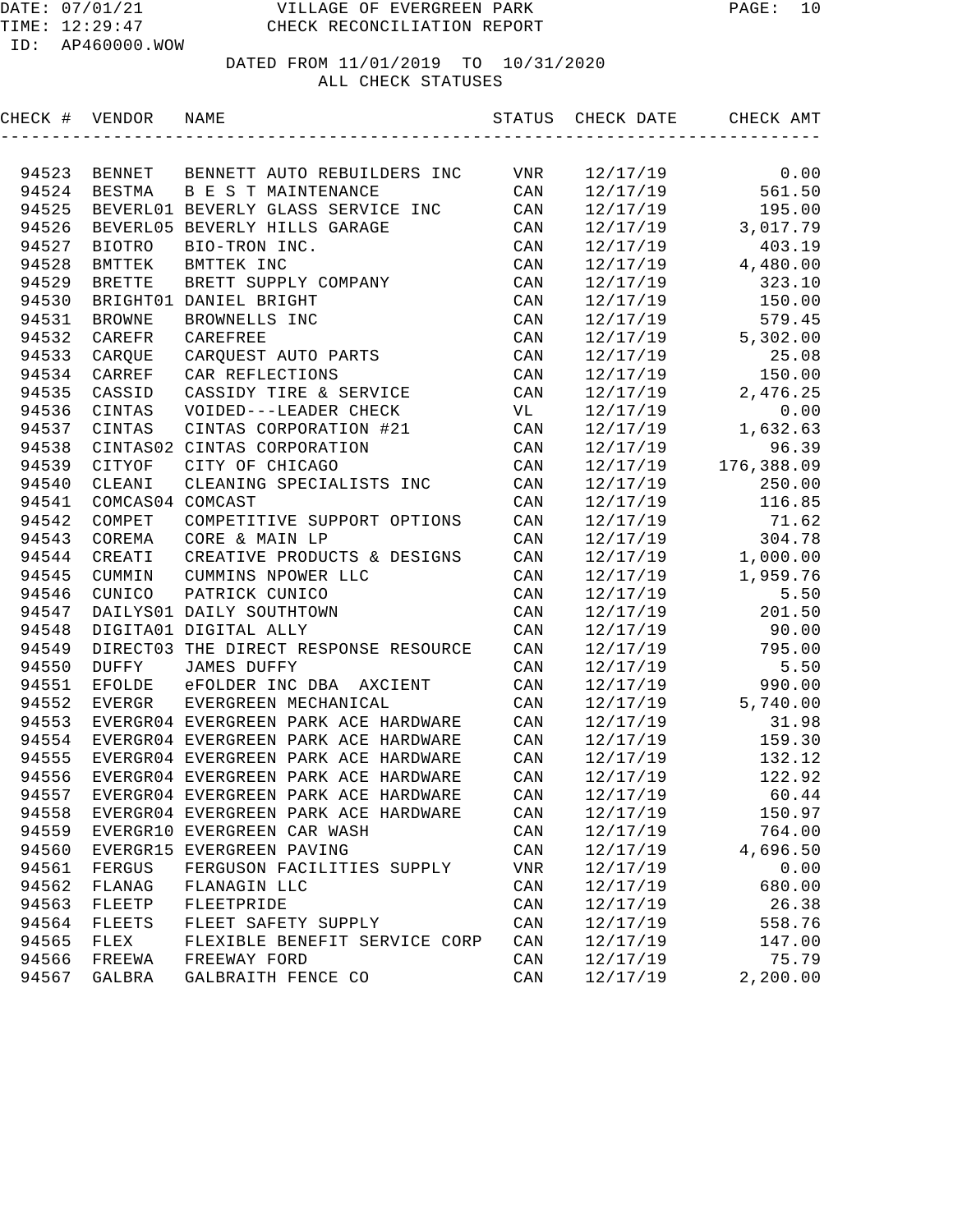DATE: 07/01/21 VILLAGE OF EVERGREEN PARK
TIME: 12:29:47 CHECK RECONCILIATION REPORT
ID: AP460000.WOW

DATED FROM 11/01/2019 TO 10/31/2020
ALL CHECK STATUSES

| CHECK # | VENDOR | NAME | STATUS | CHECK DATE | CHECK AMT |
|---|---|---|---|---|---|
| 94523 | BENNET | BENNETT AUTO REBUILDERS INC | VNR | 12/17/19 | 0.00 |
| 94524 | BESTMA | B E S T MAINTENANCE | CAN | 12/17/19 | 561.50 |
| 94525 | BEVERL01 | BEVERLY GLASS SERVICE INC | CAN | 12/17/19 | 195.00 |
| 94526 | BEVERL05 | BEVERLY HILLS GARAGE | CAN | 12/17/19 | 3,017.79 |
| 94527 | BIOTRO | BIO-TRON INC. | CAN | 12/17/19 | 403.19 |
| 94528 | BMTTEK | BMTTEK INC | CAN | 12/17/19 | 4,480.00 |
| 94529 | BRETTE | BRETT SUPPLY COMPANY | CAN | 12/17/19 | 323.10 |
| 94530 | BRIGHT01 | DANIEL BRIGHT | CAN | 12/17/19 | 150.00 |
| 94531 | BROWNE | BROWNELLS INC | CAN | 12/17/19 | 579.45 |
| 94532 | CAREFR | CAREFREE | CAN | 12/17/19 | 5,302.00 |
| 94533 | CARQUE | CARQUEST AUTO PARTS | CAN | 12/17/19 | 25.08 |
| 94534 | CARREF | CAR REFLECTIONS | CAN | 12/17/19 | 150.00 |
| 94535 | CASSID | CASSIDY TIRE & SERVICE | CAN | 12/17/19 | 2,476.25 |
| 94536 | CINTAS | VOIDED---LEADER CHECK | VL | 12/17/19 | 0.00 |
| 94537 | CINTAS | CINTAS CORPORATION #21 | CAN | 12/17/19 | 1,632.63 |
| 94538 | CINTAS02 | CINTAS CORPORATION | CAN | 12/17/19 | 96.39 |
| 94539 | CITYOF | CITY OF CHICAGO | CAN | 12/17/19 | 176,388.09 |
| 94540 | CLEANI | CLEANING SPECIALISTS INC | CAN | 12/17/19 | 250.00 |
| 94541 | COMCAS04 | COMCAST | CAN | 12/17/19 | 116.85 |
| 94542 | COMPET | COMPETITIVE SUPPORT OPTIONS | CAN | 12/17/19 | 71.62 |
| 94543 | COREMA | CORE & MAIN LP | CAN | 12/17/19 | 304.78 |
| 94544 | CREATI | CREATIVE PRODUCTS & DESIGNS | CAN | 12/17/19 | 1,000.00 |
| 94545 | CUMMIN | CUMMINS NPOWER LLC | CAN | 12/17/19 | 1,959.76 |
| 94546 | CUNICO | PATRICK CUNICO | CAN | 12/17/19 | 5.50 |
| 94547 | DAILYS01 | DAILY SOUTHTOWN | CAN | 12/17/19 | 201.50 |
| 94548 | DIGITA01 | DIGITAL ALLY | CAN | 12/17/19 | 90.00 |
| 94549 | DIRECT03 | THE DIRECT RESPONSE RESOURCE | CAN | 12/17/19 | 795.00 |
| 94550 | DUFFY | JAMES DUFFY | CAN | 12/17/19 | 5.50 |
| 94551 | EFOLDE | eFOLDER INC DBA AXCIENT | CAN | 12/17/19 | 990.00 |
| 94552 | EVERGR | EVERGREEN MECHANICAL | CAN | 12/17/19 | 5,740.00 |
| 94553 | EVERGR04 | EVERGREEN PARK ACE HARDWARE | CAN | 12/17/19 | 31.98 |
| 94554 | EVERGR04 | EVERGREEN PARK ACE HARDWARE | CAN | 12/17/19 | 159.30 |
| 94555 | EVERGR04 | EVERGREEN PARK ACE HARDWARE | CAN | 12/17/19 | 132.12 |
| 94556 | EVERGR04 | EVERGREEN PARK ACE HARDWARE | CAN | 12/17/19 | 122.92 |
| 94557 | EVERGR04 | EVERGREEN PARK ACE HARDWARE | CAN | 12/17/19 | 60.44 |
| 94558 | EVERGR04 | EVERGREEN PARK ACE HARDWARE | CAN | 12/17/19 | 150.97 |
| 94559 | EVERGR10 | EVERGREEN CAR WASH | CAN | 12/17/19 | 764.00 |
| 94560 | EVERGR15 | EVERGREEN PAVING | CAN | 12/17/19 | 4,696.50 |
| 94561 | FERGUS | FERGUSON FACILITIES SUPPLY | VNR | 12/17/19 | 0.00 |
| 94562 | FLANAG | FLANAGIN LLC | CAN | 12/17/19 | 680.00 |
| 94563 | FLEETP | FLEETPRIDE | CAN | 12/17/19 | 26.38 |
| 94564 | FLEETS | FLEET SAFETY SUPPLY | CAN | 12/17/19 | 558.76 |
| 94565 | FLEX | FLEXIBLE BENEFIT SERVICE CORP | CAN | 12/17/19 | 147.00 |
| 94566 | FREEWA | FREEWAY FORD | CAN | 12/17/19 | 75.79 |
| 94567 | GALBRA | GALBRAITH FENCE CO | CAN | 12/17/19 | 2,200.00 |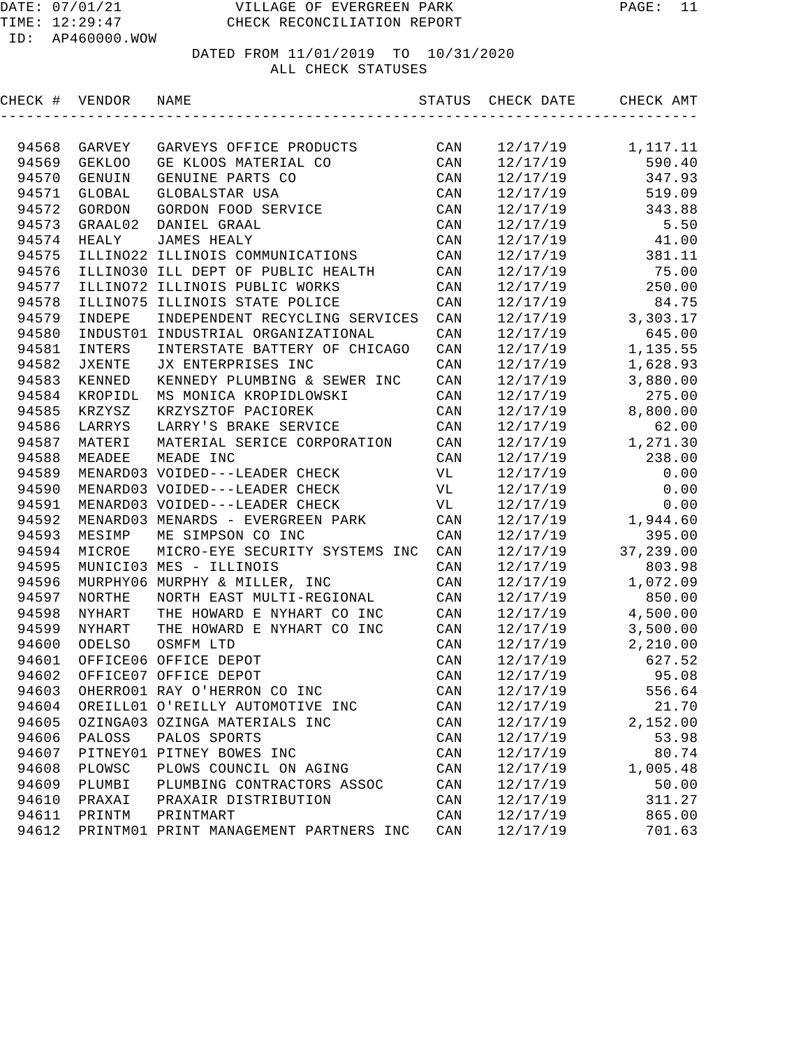DATE: 07/01/21 VILLAGE OF EVERGREEN PARK
TIME: 12:29:47 CHECK RECONCILIATION REPORT
ID: AP460000.WOW

DATED FROM 11/01/2019 TO 10/31/2020
ALL CHECK STATUSES

| CHECK # | VENDOR | NAME | STATUS | CHECK DATE | CHECK AMT |
|---|---|---|---|---|---|
| 94568 | GARVEY | GARVEYS OFFICE PRODUCTS | CAN | 12/17/19 | 1,117.11 |
| 94569 | GEKLOO | GE KLOOS MATERIAL CO | CAN | 12/17/19 | 590.40 |
| 94570 | GENUIN | GENUINE PARTS CO | CAN | 12/17/19 | 347.93 |
| 94571 | GLOBAL | GLOBALSTAR USA | CAN | 12/17/19 | 519.09 |
| 94572 | GORDON | GORDON FOOD SERVICE | CAN | 12/17/19 | 343.88 |
| 94573 | GRAAL02 | DANIEL GRAAL | CAN | 12/17/19 | 5.50 |
| 94574 | HEALY | JAMES HEALY | CAN | 12/17/19 | 41.00 |
| 94575 | ILLINO22 | ILLINOIS COMMUNICATIONS | CAN | 12/17/19 | 381.11 |
| 94576 | ILLINO30 | ILL DEPT OF PUBLIC HEALTH | CAN | 12/17/19 | 75.00 |
| 94577 | ILLINO72 | ILLINOIS PUBLIC WORKS | CAN | 12/17/19 | 250.00 |
| 94578 | ILLINO75 | ILLINOIS STATE POLICE | CAN | 12/17/19 | 84.75 |
| 94579 | INDEPE | INDEPENDENT RECYCLING SERVICES | CAN | 12/17/19 | 3,303.17 |
| 94580 | INDUST01 | INDUSTRIAL ORGANIZATIONAL | CAN | 12/17/19 | 645.00 |
| 94581 | INTERS | INTERSTATE BATTERY OF CHICAGO | CAN | 12/17/19 | 1,135.55 |
| 94582 | JXENTE | JX ENTERPRISES INC | CAN | 12/17/19 | 1,628.93 |
| 94583 | KENNED | KENNEDY PLUMBING & SEWER INC | CAN | 12/17/19 | 3,880.00 |
| 94584 | KROPIDL | MS MONICA KROPIDLOWSKI | CAN | 12/17/19 | 275.00 |
| 94585 | KRZYSZ | KRZYSZTOF PACIOREK | CAN | 12/17/19 | 8,800.00 |
| 94586 | LARRYS | LARRY'S BRAKE SERVICE | CAN | 12/17/19 | 62.00 |
| 94587 | MATERI | MATERIAL SERICE CORPORATION | CAN | 12/17/19 | 1,271.30 |
| 94588 | MEADEE | MEADE INC | CAN | 12/17/19 | 238.00 |
| 94589 | MENARD03 | VOIDED---LEADER CHECK | VL | 12/17/19 | 0.00 |
| 94590 | MENARD03 | VOIDED---LEADER CHECK | VL | 12/17/19 | 0.00 |
| 94591 | MENARD03 | VOIDED---LEADER CHECK | VL | 12/17/19 | 0.00 |
| 94592 | MENARD03 | MENARDS - EVERGREEN PARK | CAN | 12/17/19 | 1,944.60 |
| 94593 | MESIMP | ME SIMPSON CO INC | CAN | 12/17/19 | 395.00 |
| 94594 | MICROE | MICRO-EYE SECURITY SYSTEMS INC | CAN | 12/17/19 | 37,239.00 |
| 94595 | MUNICI03 | MES - ILLINOIS | CAN | 12/17/19 | 803.98 |
| 94596 | MURPHY06 | MURPHY & MILLER, INC | CAN | 12/17/19 | 1,072.09 |
| 94597 | NORTHE | NORTH EAST MULTI-REGIONAL | CAN | 12/17/19 | 850.00 |
| 94598 | NYHART | THE HOWARD E NYHART CO INC | CAN | 12/17/19 | 4,500.00 |
| 94599 | NYHART | THE HOWARD E NYHART CO INC | CAN | 12/17/19 | 3,500.00 |
| 94600 | ODELSO | OSMFM LTD | CAN | 12/17/19 | 2,210.00 |
| 94601 | OFFICE06 | OFFICE DEPOT | CAN | 12/17/19 | 627.52 |
| 94602 | OFFICE07 | OFFICE DEPOT | CAN | 12/17/19 | 95.08 |
| 94603 | OHERRO01 | RAY O'HERRON CO INC | CAN | 12/17/19 | 556.64 |
| 94604 | OREILL01 | O'REILLY AUTOMOTIVE INC | CAN | 12/17/19 | 21.70 |
| 94605 | OZINGA03 | OZINGA MATERIALS INC | CAN | 12/17/19 | 2,152.00 |
| 94606 | PALOSS | PALOS SPORTS | CAN | 12/17/19 | 53.98 |
| 94607 | PITNEY01 | PITNEY BOWES INC | CAN | 12/17/19 | 80.74 |
| 94608 | PLOWSC | PLOWS COUNCIL ON AGING | CAN | 12/17/19 | 1,005.48 |
| 94609 | PLUMBI | PLUMBING CONTRACTORS ASSOC | CAN | 12/17/19 | 50.00 |
| 94610 | PRAXAI | PRAXAIR DISTRIBUTION | CAN | 12/17/19 | 311.27 |
| 94611 | PRINTM | PRINTMART | CAN | 12/17/19 | 865.00 |
| 94612 | PRINTM01 | PRINT MANAGEMENT PARTNERS INC | CAN | 12/17/19 | 701.63 |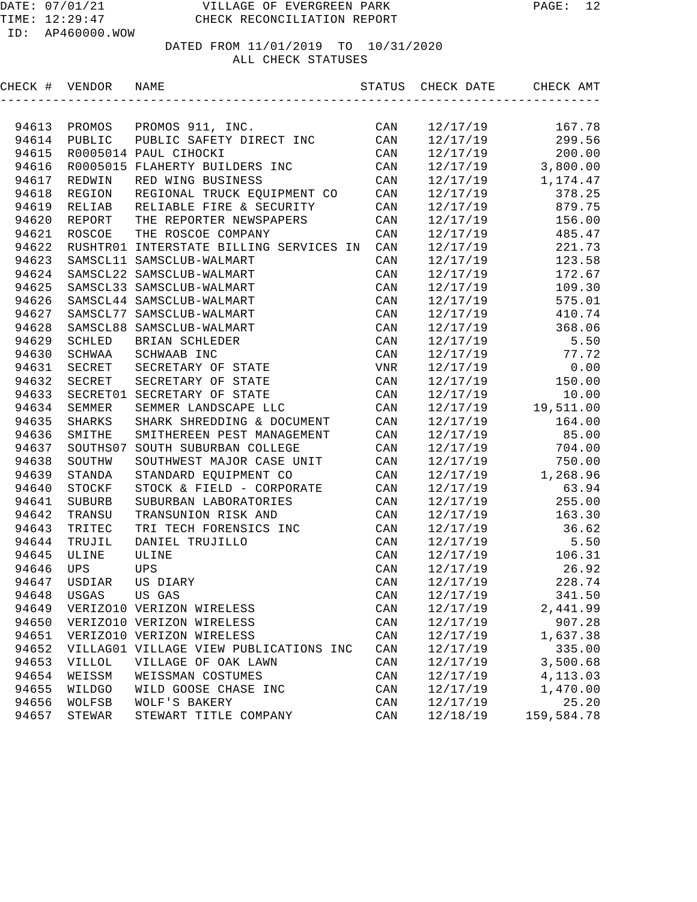DATE: 07/01/21 VILLAGE OF EVERGREEN PARK
TIME: 12:29:47 CHECK RECONCILIATION REPORT
ID: AP460000.WOW

DATED FROM 11/01/2019 TO 10/31/2020
ALL CHECK STATUSES

| CHECK # | VENDOR | NAME | STATUS | CHECK DATE | CHECK AMT |
|---|---|---|---|---|---|
| 94613 | PROMOS | PROMOS 911, INC. | CAN | 12/17/19 | 167.78 |
| 94614 | PUBLIC | PUBLIC SAFETY DIRECT INC | CAN | 12/17/19 | 299.56 |
| 94615 | R0005014 | PAUL CIHOCKI | CAN | 12/17/19 | 200.00 |
| 94616 | R0005015 | FLAHERTY BUILDERS INC | CAN | 12/17/19 | 3,800.00 |
| 94617 | REDWIN | RED WING BUSINESS | CAN | 12/17/19 | 1,174.47 |
| 94618 | REGION | REGIONAL TRUCK EQUIPMENT CO | CAN | 12/17/19 | 378.25 |
| 94619 | RELIAB | RELIABLE FIRE & SECURITY | CAN | 12/17/19 | 879.75 |
| 94620 | REPORT | THE REPORTER NEWSPAPERS | CAN | 12/17/19 | 156.00 |
| 94621 | ROSCOE | THE ROSCOE COMPANY | CAN | 12/17/19 | 485.47 |
| 94622 | RUSHTR01 | INTERSTATE BILLING SERVICES IN | CAN | 12/17/19 | 221.73 |
| 94623 | SAMSCL11 | SAMSCLUB-WALMART | CAN | 12/17/19 | 123.58 |
| 94624 | SAMSCL22 | SAMSCLUB-WALMART | CAN | 12/17/19 | 172.67 |
| 94625 | SAMSCL33 | SAMSCLUB-WALMART | CAN | 12/17/19 | 109.30 |
| 94626 | SAMSCL44 | SAMSCLUB-WALMART | CAN | 12/17/19 | 575.01 |
| 94627 | SAMSCL77 | SAMSCLUB-WALMART | CAN | 12/17/19 | 410.74 |
| 94628 | SAMSCL88 | SAMSCLUB-WALMART | CAN | 12/17/19 | 368.06 |
| 94629 | SCHLED | BRIAN SCHLEDER | CAN | 12/17/19 | 5.50 |
| 94630 | SCHWAA | SCHWAAB INC | CAN | 12/17/19 | 77.72 |
| 94631 | SECRET | SECRETARY OF STATE | VNR | 12/17/19 | 0.00 |
| 94632 | SECRET | SECRETARY OF STATE | CAN | 12/17/19 | 150.00 |
| 94633 | SECRET01 | SECRETARY OF STATE | CAN | 12/17/19 | 10.00 |
| 94634 | SEMMER | SEMMER LANDSCAPE LLC | CAN | 12/17/19 | 19,511.00 |
| 94635 | SHARKS | SHARK SHREDDING & DOCUMENT | CAN | 12/17/19 | 164.00 |
| 94636 | SMITHE | SMITHEREEN PEST MANAGEMENT | CAN | 12/17/19 | 85.00 |
| 94637 | SOUTHS07 | SOUTH SUBURBAN COLLEGE | CAN | 12/17/19 | 704.00 |
| 94638 | SOUTHW | SOUTHWEST MAJOR CASE UNIT | CAN | 12/17/19 | 750.00 |
| 94639 | STANDA | STANDARD EQUIPMENT CO | CAN | 12/17/19 | 1,268.96 |
| 94640 | STOCKF | STOCK & FIELD - CORPORATE | CAN | 12/17/19 | 63.94 |
| 94641 | SUBURB | SUBURBAN LABORATORIES | CAN | 12/17/19 | 255.00 |
| 94642 | TRANSU | TRANSUNION RISK AND | CAN | 12/17/19 | 163.30 |
| 94643 | TRITEC | TRI TECH FORENSICS INC | CAN | 12/17/19 | 36.62 |
| 94644 | TRUJIL | DANIEL TRUJILLO | CAN | 12/17/19 | 5.50 |
| 94645 | ULINE | ULINE | CAN | 12/17/19 | 106.31 |
| 94646 | UPS | UPS | CAN | 12/17/19 | 26.92 |
| 94647 | USDIAR | US DIARY | CAN | 12/17/19 | 228.74 |
| 94648 | USGAS | US GAS | CAN | 12/17/19 | 341.50 |
| 94649 | VERIZO10 | VERIZON WIRELESS | CAN | 12/17/19 | 2,441.99 |
| 94650 | VERIZO10 | VERIZON WIRELESS | CAN | 12/17/19 | 907.28 |
| 94651 | VERIZO10 | VERIZON WIRELESS | CAN | 12/17/19 | 1,637.38 |
| 94652 | VILLAG01 | VILLAGE VIEW PUBLICATIONS INC | CAN | 12/17/19 | 335.00 |
| 94653 | VILLOL | VILLAGE OF OAK LAWN | CAN | 12/17/19 | 3,500.68 |
| 94654 | WEISSM | WEISSMAN COSTUMES | CAN | 12/17/19 | 4,113.03 |
| 94655 | WILDGO | WILD GOOSE CHASE INC | CAN | 12/17/19 | 1,470.00 |
| 94656 | WOLFSB | WOLF'S BAKERY | CAN | 12/17/19 | 25.20 |
| 94657 | STEWAR | STEWART TITLE COMPANY | CAN | 12/18/19 | 159,584.78 |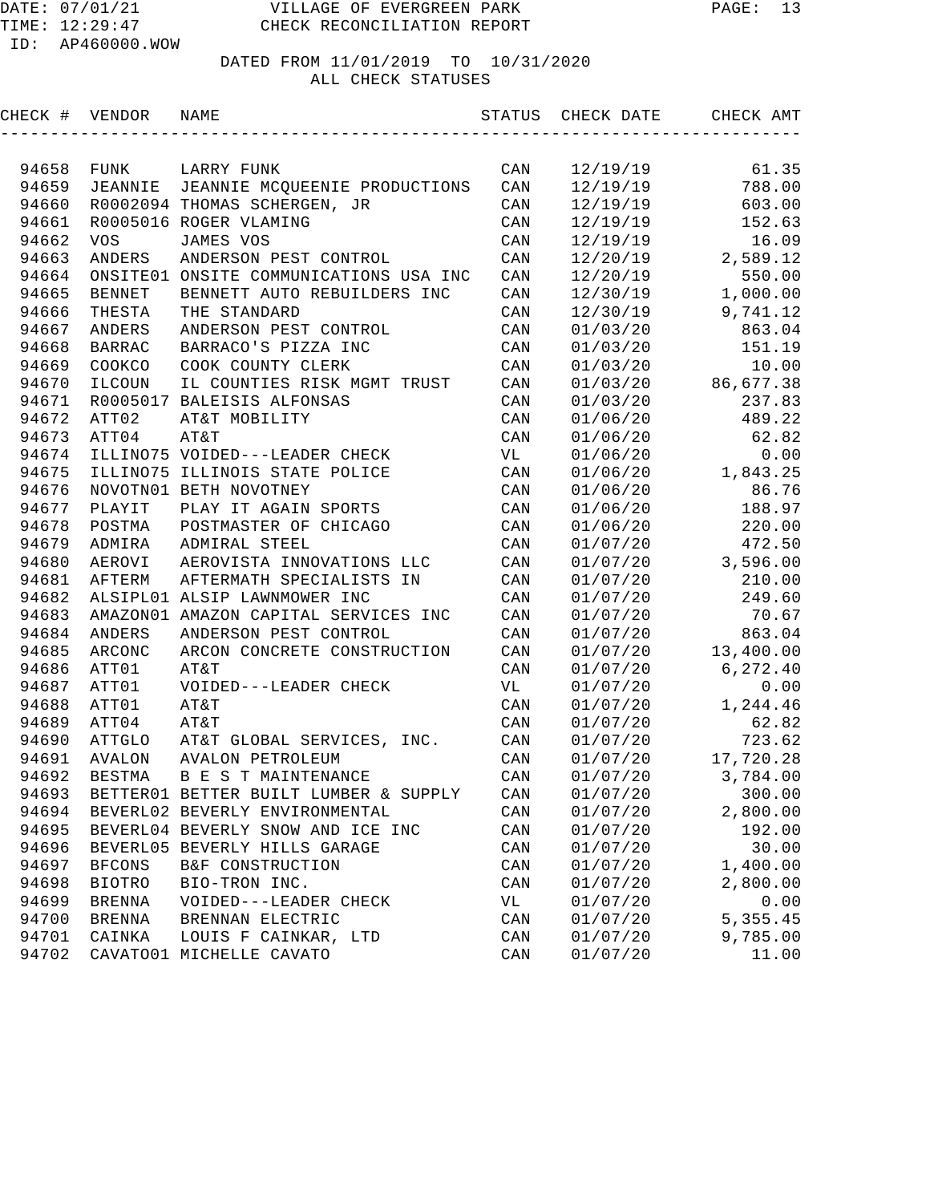DATE: 07/01/21 VILLAGE OF EVERGREEN PARK
TIME: 12:29:47 CHECK RECONCILIATION REPORT
ID: AP460000.WOW

DATED FROM 11/01/2019 TO 10/31/2020
ALL CHECK STATUSES

| CHECK # | VENDOR | NAME | STATUS | CHECK DATE | CHECK AMT |
|---|---|---|---|---|---|
| 94658 | FUNK | LARRY FUNK | CAN | 12/19/19 | 61.35 |
| 94659 | JEANNIE | JEANNIE MCQUEENIE PRODUCTIONS | CAN | 12/19/19 | 788.00 |
| 94660 | R0002094 | THOMAS SCHERGEN, JR | CAN | 12/19/19 | 603.00 |
| 94661 | R0005016 | ROGER VLAMING | CAN | 12/19/19 | 152.63 |
| 94662 | VOS | JAMES VOS | CAN | 12/19/19 | 16.09 |
| 94663 | ANDERS | ANDERSON PEST CONTROL | CAN | 12/20/19 | 2,589.12 |
| 94664 | ONSITE01 | ONSITE COMMUNICATIONS USA INC | CAN | 12/20/19 | 550.00 |
| 94665 | BENNET | BENNETT AUTO REBUILDERS INC | CAN | 12/30/19 | 1,000.00 |
| 94666 | THESTA | THE STANDARD | CAN | 12/30/19 | 9,741.12 |
| 94667 | ANDERS | ANDERSON PEST CONTROL | CAN | 01/03/20 | 863.04 |
| 94668 | BARRAC | BARRACO'S PIZZA INC | CAN | 01/03/20 | 151.19 |
| 94669 | COOKCO | COOK COUNTY CLERK | CAN | 01/03/20 | 10.00 |
| 94670 | ILCOUN | IL COUNTIES RISK MGMT TRUST | CAN | 01/03/20 | 86,677.38 |
| 94671 | R0005017 | BALEISIS ALFONSAS | CAN | 01/03/20 | 237.83 |
| 94672 | ATT02 | AT&T MOBILITY | CAN | 01/06/20 | 489.22 |
| 94673 | ATT04 | AT&T | CAN | 01/06/20 | 62.82 |
| 94674 | ILLINO75 | VOIDED---LEADER CHECK | VL | 01/06/20 | 0.00 |
| 94675 | ILLINO75 | ILLINOIS STATE POLICE | CAN | 01/06/20 | 1,843.25 |
| 94676 | NOVOTN01 | BETH NOVOTNEY | CAN | 01/06/20 | 86.76 |
| 94677 | PLAYIT | PLAY IT AGAIN SPORTS | CAN | 01/06/20 | 188.97 |
| 94678 | POSTMA | POSTMASTER OF CHICAGO | CAN | 01/06/20 | 220.00 |
| 94679 | ADMIRA | ADMIRAL STEEL | CAN | 01/07/20 | 472.50 |
| 94680 | AEROVI | AEROVISTA INNOVATIONS LLC | CAN | 01/07/20 | 3,596.00 |
| 94681 | AFTERM | AFTERMATH SPECIALISTS IN | CAN | 01/07/20 | 210.00 |
| 94682 | ALSIPL01 | ALSIP LAWNMOWER INC | CAN | 01/07/20 | 249.60 |
| 94683 | AMAZON01 | AMAZON CAPITAL SERVICES INC | CAN | 01/07/20 | 70.67 |
| 94684 | ANDERS | ANDERSON PEST CONTROL | CAN | 01/07/20 | 863.04 |
| 94685 | ARCONC | ARCON CONCRETE CONSTRUCTION | CAN | 01/07/20 | 13,400.00 |
| 94686 | ATT01 | AT&T | CAN | 01/07/20 | 6,272.40 |
| 94687 | ATT01 | VOIDED---LEADER CHECK | VL | 01/07/20 | 0.00 |
| 94688 | ATT01 | AT&T | CAN | 01/07/20 | 1,244.46 |
| 94689 | ATT04 | AT&T | CAN | 01/07/20 | 62.82 |
| 94690 | ATTGLO | AT&T GLOBAL SERVICES, INC. | CAN | 01/07/20 | 723.62 |
| 94691 | AVALON | AVALON PETROLEUM | CAN | 01/07/20 | 17,720.28 |
| 94692 | BESTMA | B E S T MAINTENANCE | CAN | 01/07/20 | 3,784.00 |
| 94693 | BETTER01 | BETTER BUILT LUMBER & SUPPLY | CAN | 01/07/20 | 300.00 |
| 94694 | BEVERL02 | BEVERLY ENVIRONMENTAL | CAN | 01/07/20 | 2,800.00 |
| 94695 | BEVERL04 | BEVERLY SNOW AND ICE INC | CAN | 01/07/20 | 192.00 |
| 94696 | BEVERL05 | BEVERLY HILLS GARAGE | CAN | 01/07/20 | 30.00 |
| 94697 | BFCONS | B&F CONSTRUCTION | CAN | 01/07/20 | 1,400.00 |
| 94698 | BIOTRO | BIO-TRON INC. | CAN | 01/07/20 | 2,800.00 |
| 94699 | BRENNA | VOIDED---LEADER CHECK | VL | 01/07/20 | 0.00 |
| 94700 | BRENNA | BRENNAN ELECTRIC | CAN | 01/07/20 | 5,355.45 |
| 94701 | CAINKA | LOUIS F CAINKAR, LTD | CAN | 01/07/20 | 9,785.00 |
| 94702 | CAVATO01 | MICHELLE CAVATO | CAN | 01/07/20 | 11.00 |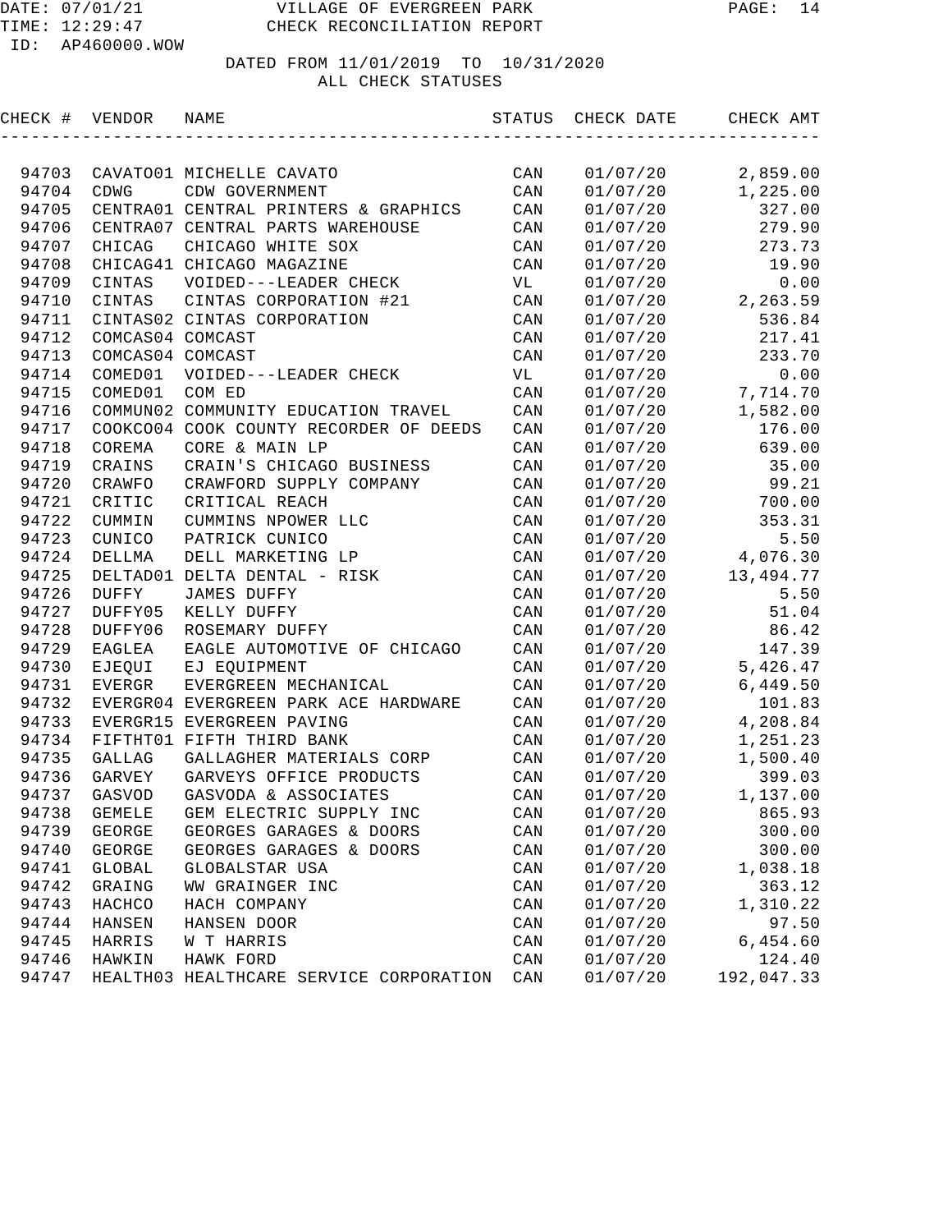VILLAGE OF EVERGREEN PARK
CHECK RECONCILIATION REPORT

DATE: 07/01/21
TIME: 12:29:47
ID: AP460000.WOW

DATED FROM 11/01/2019 TO 10/31/2020
ALL CHECK STATUSES

| CHECK # | VENDOR | NAME | STATUS | CHECK DATE | CHECK AMT |
|---|---|---|---|---|---|
| 94703 | CAVATO01 | MICHELLE CAVATO | CAN | 01/07/20 | 2,859.00 |
| 94704 | CDWG | CDW GOVERNMENT | CAN | 01/07/20 | 1,225.00 |
| 94705 | CENTRA01 | CENTRAL PRINTERS & GRAPHICS | CAN | 01/07/20 | 327.00 |
| 94706 | CENTRA07 | CENTRAL PARTS WAREHOUSE | CAN | 01/07/20 | 279.90 |
| 94707 | CHICAG | CHICAGO WHITE SOX | CAN | 01/07/20 | 273.73 |
| 94708 | CHICAG41 | CHICAGO MAGAZINE | CAN | 01/07/20 | 19.90 |
| 94709 | CINTAS | VOIDED---LEADER CHECK | VL | 01/07/20 | 0.00 |
| 94710 | CINTAS | CINTAS CORPORATION #21 | CAN | 01/07/20 | 2,263.59 |
| 94711 | CINTAS02 | CINTAS CORPORATION | CAN | 01/07/20 | 536.84 |
| 94712 | COMCAS04 | COMCAST | CAN | 01/07/20 | 217.41 |
| 94713 | COMCAS04 | COMCAST | CAN | 01/07/20 | 233.70 |
| 94714 | COMED01 | VOIDED---LEADER CHECK | VL | 01/07/20 | 0.00 |
| 94715 | COMED01 | COM ED | CAN | 01/07/20 | 7,714.70 |
| 94716 | COMMUN02 | COMMUNITY EDUCATION TRAVEL | CAN | 01/07/20 | 1,582.00 |
| 94717 | COOKCO04 | COOK COUNTY RECORDER OF DEEDS | CAN | 01/07/20 | 176.00 |
| 94718 | COREMA | CORE & MAIN LP | CAN | 01/07/20 | 639.00 |
| 94719 | CRAINS | CRAIN'S CHICAGO BUSINESS | CAN | 01/07/20 | 35.00 |
| 94720 | CRAWFO | CRAWFORD SUPPLY COMPANY | CAN | 01/07/20 | 99.21 |
| 94721 | CRITIC | CRITICAL REACH | CAN | 01/07/20 | 700.00 |
| 94722 | CUMMIN | CUMMINS NPOWER LLC | CAN | 01/07/20 | 353.31 |
| 94723 | CUNICO | PATRICK CUNICO | CAN | 01/07/20 | 5.50 |
| 94724 | DELLMA | DELL MARKETING LP | CAN | 01/07/20 | 4,076.30 |
| 94725 | DELTAD01 | DELTA DENTAL - RISK | CAN | 01/07/20 | 13,494.77 |
| 94726 | DUFFY | JAMES DUFFY | CAN | 01/07/20 | 5.50 |
| 94727 | DUFFY05 | KELLY DUFFY | CAN | 01/07/20 | 51.04 |
| 94728 | DUFFY06 | ROSEMARY DUFFY | CAN | 01/07/20 | 86.42 |
| 94729 | EAGLEA | EAGLE AUTOMOTIVE OF CHICAGO | CAN | 01/07/20 | 147.39 |
| 94730 | EJEQUI | EJ EQUIPMENT | CAN | 01/07/20 | 5,426.47 |
| 94731 | EVERGR | EVERGREEN MECHANICAL | CAN | 01/07/20 | 6,449.50 |
| 94732 | EVERGR04 | EVERGREEN PARK ACE HARDWARE | CAN | 01/07/20 | 101.83 |
| 94733 | EVERGR15 | EVERGREEN PAVING | CAN | 01/07/20 | 4,208.84 |
| 94734 | FIFTHT01 | FIFTH THIRD BANK | CAN | 01/07/20 | 1,251.23 |
| 94735 | GALLAG | GALLAGHER MATERIALS CORP | CAN | 01/07/20 | 1,500.40 |
| 94736 | GARVEY | GARVEYS OFFICE PRODUCTS | CAN | 01/07/20 | 399.03 |
| 94737 | GASVOD | GASVODA & ASSOCIATES | CAN | 01/07/20 | 1,137.00 |
| 94738 | GEMELE | GEM ELECTRIC SUPPLY INC | CAN | 01/07/20 | 865.93 |
| 94739 | GEORGE | GEORGES GARAGES & DOORS | CAN | 01/07/20 | 300.00 |
| 94740 | GEORGE | GEORGES GARAGES & DOORS | CAN | 01/07/20 | 300.00 |
| 94741 | GLOBAL | GLOBALSTAR USA | CAN | 01/07/20 | 1,038.18 |
| 94742 | GRAING | WW GRAINGER INC | CAN | 01/07/20 | 363.12 |
| 94743 | HACHCO | HACH COMPANY | CAN | 01/07/20 | 1,310.22 |
| 94744 | HANSEN | HANSEN DOOR | CAN | 01/07/20 | 97.50 |
| 94745 | HARRIS | W T HARRIS | CAN | 01/07/20 | 6,454.60 |
| 94746 | HAWKIN | HAWK FORD | CAN | 01/07/20 | 124.40 |
| 94747 | HEALTH03 | HEALTHCARE SERVICE CORPORATION | CAN | 01/07/20 | 192,047.33 |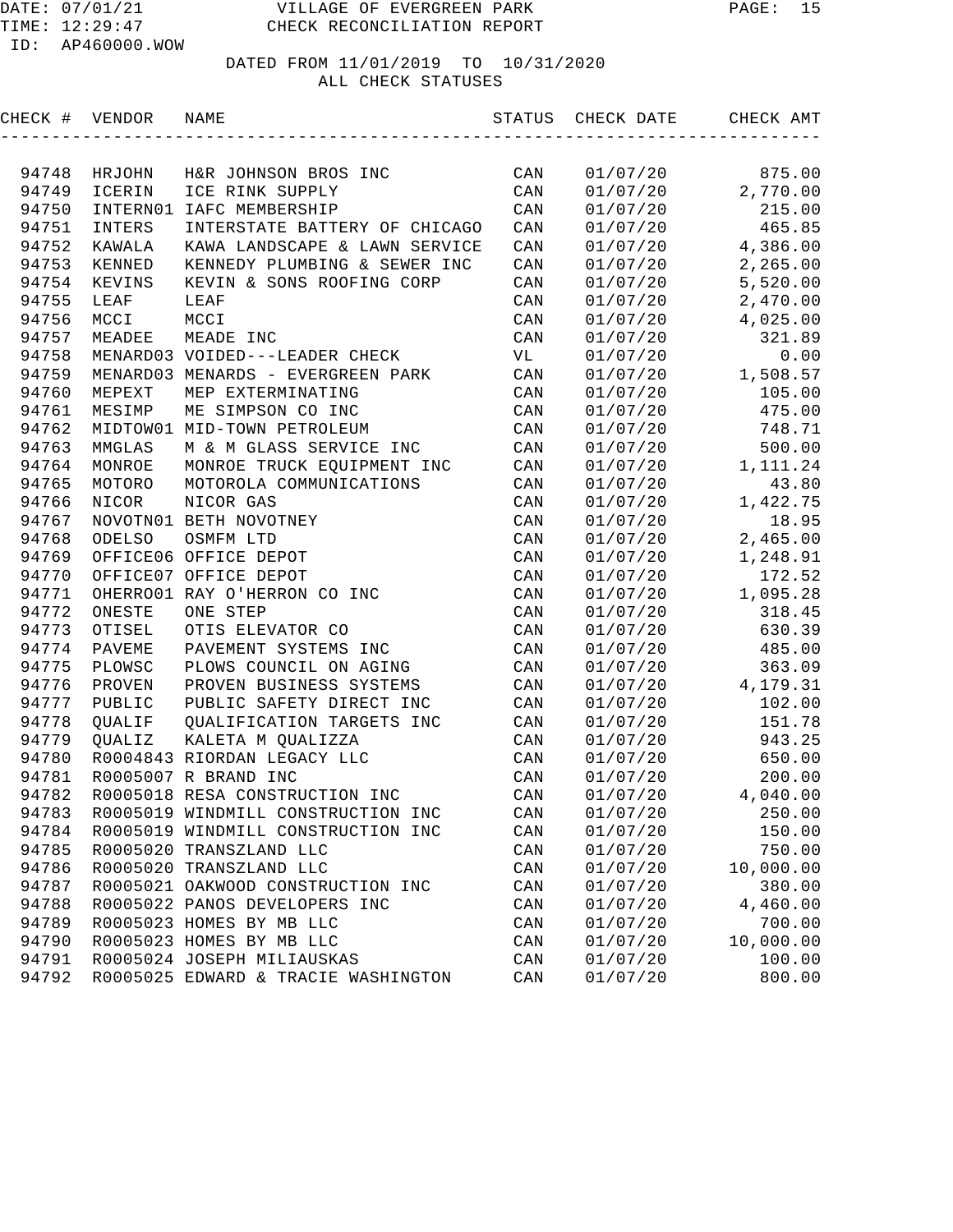DATE: 07/01/21 VILLAGE OF EVERGREEN PARK
TIME: 12:29:47 CHECK RECONCILIATION REPORT
ID: AP460000.WOW

DATED FROM 11/01/2019 TO 10/31/2020
ALL CHECK STATUSES

| CHECK # | VENDOR | NAME | STATUS | CHECK DATE | CHECK AMT |
|---|---|---|---|---|---|
| 94748 | HRJOHN | H&R JOHNSON BROS INC | CAN | 01/07/20 | 875.00 |
| 94749 | ICERIN | ICE RINK SUPPLY | CAN | 01/07/20 | 2,770.00 |
| 94750 | INTERN01 | IAFC MEMBERSHIP | CAN | 01/07/20 | 215.00 |
| 94751 | INTERS | INTERSTATE BATTERY OF CHICAGO | CAN | 01/07/20 | 465.85 |
| 94752 | KAWALA | KAWA LANDSCAPE & LAWN SERVICE | CAN | 01/07/20 | 4,386.00 |
| 94753 | KENNED | KENNEDY PLUMBING & SEWER INC | CAN | 01/07/20 | 2,265.00 |
| 94754 | KEVINS | KEVIN & SONS ROOFING CORP | CAN | 01/07/20 | 5,520.00 |
| 94755 | LEAF | LEAF | CAN | 01/07/20 | 2,470.00 |
| 94756 | MCCI | MCCI | CAN | 01/07/20 | 4,025.00 |
| 94757 | MEADEE | MEADE INC | CAN | 01/07/20 | 321.89 |
| 94758 | MENARD03 | VOIDED---LEADER CHECK | VL | 01/07/20 | 0.00 |
| 94759 | MENARD03 | MENARDS - EVERGREEN PARK | CAN | 01/07/20 | 1,508.57 |
| 94760 | MEPEXT | MEP EXTERMINATING | CAN | 01/07/20 | 105.00 |
| 94761 | MESIMP | ME SIMPSON CO INC | CAN | 01/07/20 | 475.00 |
| 94762 | MIDTOW01 | MID-TOWN PETROLEUM | CAN | 01/07/20 | 748.71 |
| 94763 | MMGLAS | M & M GLASS SERVICE INC | CAN | 01/07/20 | 500.00 |
| 94764 | MONROE | MONROE TRUCK EQUIPMENT INC | CAN | 01/07/20 | 1,111.24 |
| 94765 | MOTORO | MOTOROLA COMMUNICATIONS | CAN | 01/07/20 | 43.80 |
| 94766 | NICOR | NICOR GAS | CAN | 01/07/20 | 1,422.75 |
| 94767 | NOVOTN01 | BETH NOVOTNEY | CAN | 01/07/20 | 18.95 |
| 94768 | ODELSO | OSMFM LTD | CAN | 01/07/20 | 2,465.00 |
| 94769 | OFFICE06 | OFFICE DEPOT | CAN | 01/07/20 | 1,248.91 |
| 94770 | OFFICE07 | OFFICE DEPOT | CAN | 01/07/20 | 172.52 |
| 94771 | OHERRO01 | RAY O'HERRON CO INC | CAN | 01/07/20 | 1,095.28 |
| 94772 | ONESTE | ONE STEP | CAN | 01/07/20 | 318.45 |
| 94773 | OTISEL | OTIS ELEVATOR CO | CAN | 01/07/20 | 630.39 |
| 94774 | PAVEME | PAVEMENT SYSTEMS INC | CAN | 01/07/20 | 485.00 |
| 94775 | PLOWSC | PLOWS COUNCIL ON AGING | CAN | 01/07/20 | 363.09 |
| 94776 | PROVEN | PROVEN BUSINESS SYSTEMS | CAN | 01/07/20 | 4,179.31 |
| 94777 | PUBLIC | PUBLIC SAFETY DIRECT INC | CAN | 01/07/20 | 102.00 |
| 94778 | QUALIF | QUALIFICATION TARGETS INC | CAN | 01/07/20 | 151.78 |
| 94779 | QUALIZ | KALETA M QUALIZZA | CAN | 01/07/20 | 943.25 |
| 94780 | R0004843 | RIORDAN LEGACY LLC | CAN | 01/07/20 | 650.00 |
| 94781 | R0005007 | R BRAND INC | CAN | 01/07/20 | 200.00 |
| 94782 | R0005018 | RESA CONSTRUCTION INC | CAN | 01/07/20 | 4,040.00 |
| 94783 | R0005019 | WINDMILL CONSTRUCTION INC | CAN | 01/07/20 | 250.00 |
| 94784 | R0005019 | WINDMILL CONSTRUCTION INC | CAN | 01/07/20 | 150.00 |
| 94785 | R0005020 | TRANSZLAND LLC | CAN | 01/07/20 | 750.00 |
| 94786 | R0005020 | TRANSZLAND LLC | CAN | 01/07/20 | 10,000.00 |
| 94787 | R0005021 | OAKWOOD CONSTRUCTION INC | CAN | 01/07/20 | 380.00 |
| 94788 | R0005022 | PANOS DEVELOPERS INC | CAN | 01/07/20 | 4,460.00 |
| 94789 | R0005023 | HOMES BY MB LLC | CAN | 01/07/20 | 700.00 |
| 94790 | R0005023 | HOMES BY MB LLC | CAN | 01/07/20 | 10,000.00 |
| 94791 | R0005024 | JOSEPH MILIAUSKAS | CAN | 01/07/20 | 100.00 |
| 94792 | R0005025 | EDWARD & TRACIE WASHINGTON | CAN | 01/07/20 | 800.00 |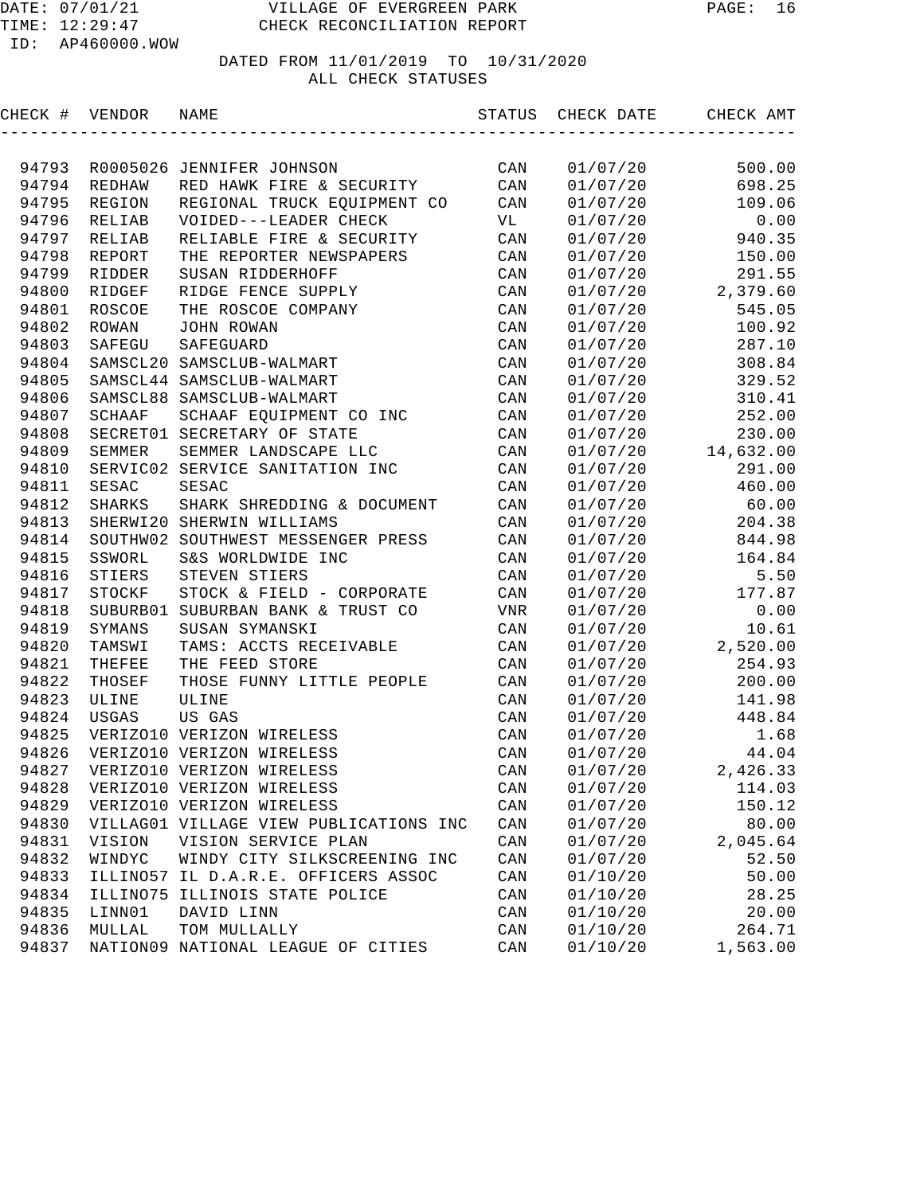DATE: 07/01/21 VILLAGE OF EVERGREEN PARK
TIME: 12:29:47 CHECK RECONCILIATION REPORT
ID: AP460000.WOW

DATED FROM 11/01/2019 TO 10/31/2020
ALL CHECK STATUSES

| CHECK # | VENDOR | NAME | STATUS | CHECK DATE | CHECK AMT |
|---|---|---|---|---|---|
| 94793 | R0005026 | JENNIFER JOHNSON | CAN | 01/07/20 | 500.00 |
| 94794 | REDHAW | RED HAWK FIRE & SECURITY | CAN | 01/07/20 | 698.25 |
| 94795 | REGION | REGIONAL TRUCK EQUIPMENT CO | CAN | 01/07/20 | 109.06 |
| 94796 | RELIAB | VOIDED---LEADER CHECK | VL | 01/07/20 | 0.00 |
| 94797 | RELIAB | RELIABLE FIRE & SECURITY | CAN | 01/07/20 | 940.35 |
| 94798 | REPORT | THE REPORTER NEWSPAPERS | CAN | 01/07/20 | 150.00 |
| 94799 | RIDDER | SUSAN RIDDERHOFF | CAN | 01/07/20 | 291.55 |
| 94800 | RIDGEF | RIDGE FENCE SUPPLY | CAN | 01/07/20 | 2,379.60 |
| 94801 | ROSCOE | THE ROSCOE COMPANY | CAN | 01/07/20 | 545.05 |
| 94802 | ROWAN | JOHN ROWAN | CAN | 01/07/20 | 100.92 |
| 94803 | SAFEGU | SAFEGUARD | CAN | 01/07/20 | 287.10 |
| 94804 | SAMSCL20 | SAMSCLUB-WALMART | CAN | 01/07/20 | 308.84 |
| 94805 | SAMSCL44 | SAMSCLUB-WALMART | CAN | 01/07/20 | 329.52 |
| 94806 | SAMSCL88 | SAMSCLUB-WALMART | CAN | 01/07/20 | 310.41 |
| 94807 | SCHAAF | SCHAAF EQUIPMENT CO INC | CAN | 01/07/20 | 252.00 |
| 94808 | SECRET01 | SECRETARY OF STATE | CAN | 01/07/20 | 230.00 |
| 94809 | SEMMER | SEMMER LANDSCAPE LLC | CAN | 01/07/20 | 14,632.00 |
| 94810 | SERVIC02 | SERVICE SANITATION INC | CAN | 01/07/20 | 291.00 |
| 94811 | SESAC | SESAC | CAN | 01/07/20 | 460.00 |
| 94812 | SHARKS | SHARK SHREDDING & DOCUMENT | CAN | 01/07/20 | 60.00 |
| 94813 | SHERWI20 | SHERWIN WILLIAMS | CAN | 01/07/20 | 204.38 |
| 94814 | SOUTHW02 | SOUTHWEST MESSENGER PRESS | CAN | 01/07/20 | 844.98 |
| 94815 | SSWORL | S&S WORLDWIDE INC | CAN | 01/07/20 | 164.84 |
| 94816 | STIERS | STEVEN STIERS | CAN | 01/07/20 | 5.50 |
| 94817 | STOCKF | STOCK & FIELD - CORPORATE | CAN | 01/07/20 | 177.87 |
| 94818 | SUBURB01 | SUBURBAN BANK & TRUST CO | VNR | 01/07/20 | 0.00 |
| 94819 | SYMANS | SUSAN SYMANSKI | CAN | 01/07/20 | 10.61 |
| 94820 | TAMSWI | TAMS: ACCTS RECEIVABLE | CAN | 01/07/20 | 2,520.00 |
| 94821 | THEFEE | THE FEED STORE | CAN | 01/07/20 | 254.93 |
| 94822 | THOSEF | THOSE FUNNY LITTLE PEOPLE | CAN | 01/07/20 | 200.00 |
| 94823 | ULINE | ULINE | CAN | 01/07/20 | 141.98 |
| 94824 | USGAS | US GAS | CAN | 01/07/20 | 448.84 |
| 94825 | VERIZO10 | VERIZON WIRELESS | CAN | 01/07/20 | 1.68 |
| 94826 | VERIZO10 | VERIZON WIRELESS | CAN | 01/07/20 | 44.04 |
| 94827 | VERIZO10 | VERIZON WIRELESS | CAN | 01/07/20 | 2,426.33 |
| 94828 | VERIZO10 | VERIZON WIRELESS | CAN | 01/07/20 | 114.03 |
| 94829 | VERIZO10 | VERIZON WIRELESS | CAN | 01/07/20 | 150.12 |
| 94830 | VILLAG01 | VILLAGE VIEW PUBLICATIONS INC | CAN | 01/07/20 | 80.00 |
| 94831 | VISION | VISION SERVICE PLAN | CAN | 01/07/20 | 2,045.64 |
| 94832 | WINDYC | WINDY CITY SILKSCREENING INC | CAN | 01/07/20 | 52.50 |
| 94833 | ILLINO57 | IL D.A.R.E. OFFICERS ASSOC | CAN | 01/10/20 | 50.00 |
| 94834 | ILLINO75 | ILLINOIS STATE POLICE | CAN | 01/10/20 | 28.25 |
| 94835 | LINN01 | DAVID LINN | CAN | 01/10/20 | 20.00 |
| 94836 | MULLAL | TOM MULLALLY | CAN | 01/10/20 | 264.71 |
| 94837 | NATION09 | NATIONAL LEAGUE OF CITIES | CAN | 01/10/20 | 1,563.00 |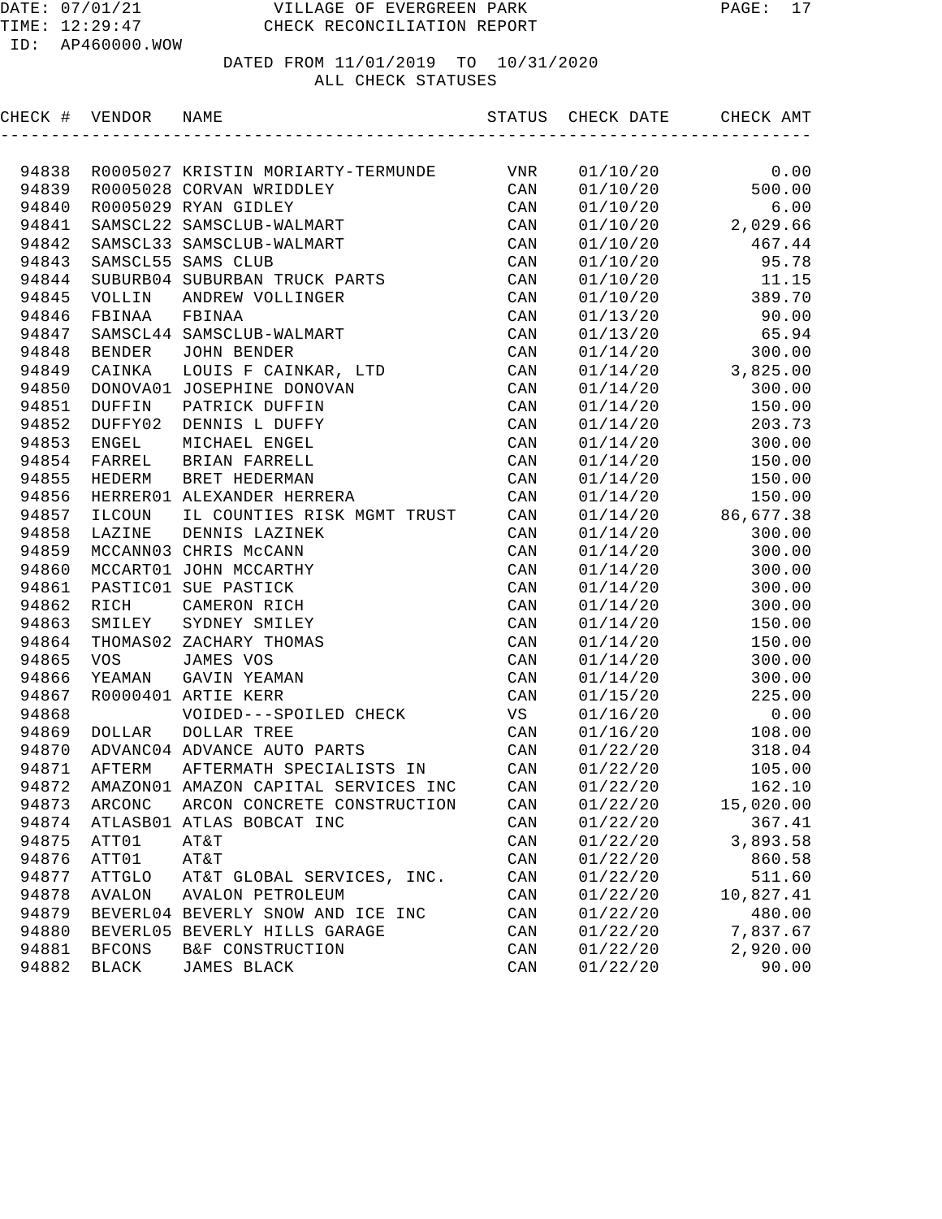DATE: 07/01/21 VILLAGE OF EVERGREEN PARK
TIME: 12:29:47 CHECK RECONCILIATION REPORT
ID: AP460000.WOW

DATED FROM 11/01/2019 TO 10/31/2020
ALL CHECK STATUSES

| CHECK # | VENDOR | NAME | STATUS | CHECK DATE | CHECK AMT |
|---|---|---|---|---|---|
| 94838 | R0005027 | KRISTIN MORIARTY-TERMUNDE | VNR | 01/10/20 | 0.00 |
| 94839 | R0005028 | CORVAN WRIDDLEY | CAN | 01/10/20 | 500.00 |
| 94840 | R0005029 | RYAN GIDLEY | CAN | 01/10/20 | 6.00 |
| 94841 | SAMSCL22 | SAMSCLUB-WALMART | CAN | 01/10/20 | 2,029.66 |
| 94842 | SAMSCL33 | SAMSCLUB-WALMART | CAN | 01/10/20 | 467.44 |
| 94843 | SAMSCL55 | SAMS CLUB | CAN | 01/10/20 | 95.78 |
| 94844 | SUBURB04 | SUBURBAN TRUCK PARTS | CAN | 01/10/20 | 11.15 |
| 94845 | VOLLIN | ANDREW VOLLINGER | CAN | 01/10/20 | 389.70 |
| 94846 | FBINAA | FBINAA | CAN | 01/13/20 | 90.00 |
| 94847 | SAMSCL44 | SAMSCLUB-WALMART | CAN | 01/13/20 | 65.94 |
| 94848 | BENDER | JOHN BENDER | CAN | 01/14/20 | 300.00 |
| 94849 | CAINKA | LOUIS F CAINKAR, LTD | CAN | 01/14/20 | 3,825.00 |
| 94850 | DONOVA01 | JOSEPHINE DONOVAN | CAN | 01/14/20 | 300.00 |
| 94851 | DUFFIN | PATRICK DUFFIN | CAN | 01/14/20 | 150.00 |
| 94852 | DUFFY02 | DENNIS L DUFFY | CAN | 01/14/20 | 203.73 |
| 94853 | ENGEL | MICHAEL ENGEL | CAN | 01/14/20 | 300.00 |
| 94854 | FARREL | BRIAN FARRELL | CAN | 01/14/20 | 150.00 |
| 94855 | HEDERM | BRET HEDERMAN | CAN | 01/14/20 | 150.00 |
| 94856 | HERRER01 | ALEXANDER HERRERA | CAN | 01/14/20 | 150.00 |
| 94857 | ILCOUN | IL COUNTIES RISK MGMT TRUST | CAN | 01/14/20 | 86,677.38 |
| 94858 | LAZINE | DENNIS LAZINEK | CAN | 01/14/20 | 300.00 |
| 94859 | MCCANN03 | CHRIS McCANN | CAN | 01/14/20 | 300.00 |
| 94860 | MCCART01 | JOHN MCCARTHY | CAN | 01/14/20 | 300.00 |
| 94861 | PASTIC01 | SUE PASTICK | CAN | 01/14/20 | 300.00 |
| 94862 | RICH | CAMERON RICH | CAN | 01/14/20 | 300.00 |
| 94863 | SMILEY | SYDNEY SMILEY | CAN | 01/14/20 | 150.00 |
| 94864 | THOMAS02 | ZACHARY THOMAS | CAN | 01/14/20 | 150.00 |
| 94865 | VOS | JAMES VOS | CAN | 01/14/20 | 300.00 |
| 94866 | YEAMAN | GAVIN YEAMAN | CAN | 01/14/20 | 300.00 |
| 94867 | R0000401 | ARTIE KERR | CAN | 01/15/20 | 225.00 |
| 94868 | | VOIDED---SPOILED CHECK | VS | 01/16/20 | 0.00 |
| 94869 | DOLLAR | DOLLAR TREE | CAN | 01/16/20 | 108.00 |
| 94870 | ADVANC04 | ADVANCE AUTO PARTS | CAN | 01/22/20 | 318.04 |
| 94871 | AFTERM | AFTERMATH SPECIALISTS IN | CAN | 01/22/20 | 105.00 |
| 94872 | AMAZON01 | AMAZON CAPITAL SERVICES INC | CAN | 01/22/20 | 162.10 |
| 94873 | ARCONC | ARCON CONCRETE CONSTRUCTION | CAN | 01/22/20 | 15,020.00 |
| 94874 | ATLASB01 | ATLAS BOBCAT INC | CAN | 01/22/20 | 367.41 |
| 94875 | ATT01 | AT&T | CAN | 01/22/20 | 3,893.58 |
| 94876 | ATT01 | AT&T | CAN | 01/22/20 | 860.58 |
| 94877 | ATTGLO | AT&T GLOBAL SERVICES, INC. | CAN | 01/22/20 | 511.60 |
| 94878 | AVALON | AVALON PETROLEUM | CAN | 01/22/20 | 10,827.41 |
| 94879 | BEVERL04 | BEVERLY SNOW AND ICE INC | CAN | 01/22/20 | 480.00 |
| 94880 | BEVERL05 | BEVERLY HILLS GARAGE | CAN | 01/22/20 | 7,837.67 |
| 94881 | BFCONS | B&F CONSTRUCTION | CAN | 01/22/20 | 2,920.00 |
| 94882 | BLACK | JAMES BLACK | CAN | 01/22/20 | 90.00 |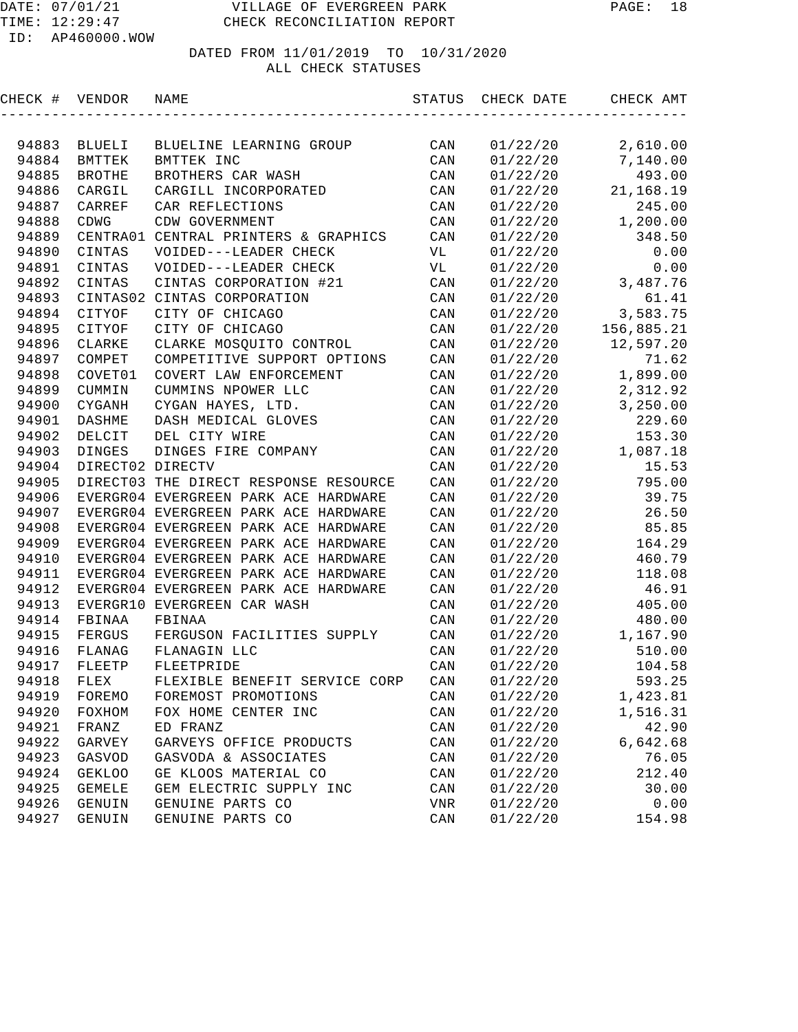# VILLAGE OF EVERGREEN PARK
## CHECK RECONCILIATION REPORT

DATE: 07/01/21
TIME: 12:29:47
ID: AP460000.WOW

DATED FROM 11/01/2019 TO 10/31/2020
ALL CHECK STATUSES

| CHECK # | VENDOR | NAME | STATUS | CHECK DATE | CHECK AMT |
|---|---|---|---|---|---|
| 94883 | BLUELI | BLUELINE LEARNING GROUP | CAN | 01/22/20 | 2,610.00 |
| 94884 | BMTTEK | BMTTEK INC | CAN | 01/22/20 | 7,140.00 |
| 94885 | BROTHE | BROTHERS CAR WASH | CAN | 01/22/20 | 493.00 |
| 94886 | CARGIL | CARGILL INCORPORATED | CAN | 01/22/20 | 21,168.19 |
| 94887 | CARREF | CAR REFLECTIONS | CAN | 01/22/20 | 245.00 |
| 94888 | CDWG | CDW GOVERNMENT | CAN | 01/22/20 | 1,200.00 |
| 94889 | CENTRA01 | CENTRAL PRINTERS & GRAPHICS | CAN | 01/22/20 | 348.50 |
| 94890 | CINTAS | VOIDED---LEADER CHECK | VL | 01/22/20 | 0.00 |
| 94891 | CINTAS | VOIDED---LEADER CHECK | VL | 01/22/20 | 0.00 |
| 94892 | CINTAS | CINTAS CORPORATION #21 | CAN | 01/22/20 | 3,487.76 |
| 94893 | CINTAS02 | CINTAS CORPORATION | CAN | 01/22/20 | 61.41 |
| 94894 | CITYOF | CITY OF CHICAGO | CAN | 01/22/20 | 3,583.75 |
| 94895 | CITYOF | CITY OF CHICAGO | CAN | 01/22/20 | 156,885.21 |
| 94896 | CLARKE | CLARKE MOSQUITO CONTROL | CAN | 01/22/20 | 12,597.20 |
| 94897 | COMPET | COMPETITIVE SUPPORT OPTIONS | CAN | 01/22/20 | 71.62 |
| 94898 | COVET01 | COVERT LAW ENFORCEMENT | CAN | 01/22/20 | 1,899.00 |
| 94899 | CUMMIN | CUMMINS NPOWER LLC | CAN | 01/22/20 | 2,312.92 |
| 94900 | CYGANH | CYGAN HAYES, LTD. | CAN | 01/22/20 | 3,250.00 |
| 94901 | DASHME | DASH MEDICAL GLOVES | CAN | 01/22/20 | 229.60 |
| 94902 | DELCIT | DEL CITY WIRE | CAN | 01/22/20 | 153.30 |
| 94903 | DINGES | DINGES FIRE COMPANY | CAN | 01/22/20 | 1,087.18 |
| 94904 | DIRECT02 | DIRECTV | CAN | 01/22/20 | 15.53 |
| 94905 | DIRECT03 | THE DIRECT RESPONSE RESOURCE | CAN | 01/22/20 | 795.00 |
| 94906 | EVERGR04 | EVERGREEN PARK ACE HARDWARE | CAN | 01/22/20 | 39.75 |
| 94907 | EVERGR04 | EVERGREEN PARK ACE HARDWARE | CAN | 01/22/20 | 26.50 |
| 94908 | EVERGR04 | EVERGREEN PARK ACE HARDWARE | CAN | 01/22/20 | 85.85 |
| 94909 | EVERGR04 | EVERGREEN PARK ACE HARDWARE | CAN | 01/22/20 | 164.29 |
| 94910 | EVERGR04 | EVERGREEN PARK ACE HARDWARE | CAN | 01/22/20 | 460.79 |
| 94911 | EVERGR04 | EVERGREEN PARK ACE HARDWARE | CAN | 01/22/20 | 118.08 |
| 94912 | EVERGR04 | EVERGREEN PARK ACE HARDWARE | CAN | 01/22/20 | 46.91 |
| 94913 | EVERGR10 | EVERGREEN CAR WASH | CAN | 01/22/20 | 405.00 |
| 94914 | FBINAA | FBINAA | CAN | 01/22/20 | 480.00 |
| 94915 | FERGUS | FERGUSON FACILITIES SUPPLY | CAN | 01/22/20 | 1,167.90 |
| 94916 | FLANAG | FLANAGIN LLC | CAN | 01/22/20 | 510.00 |
| 94917 | FLEETP | FLEETPRIDE | CAN | 01/22/20 | 104.58 |
| 94918 | FLEX | FLEXIBLE BENEFIT SERVICE CORP | CAN | 01/22/20 | 593.25 |
| 94919 | FOREMO | FOREMOST PROMOTIONS | CAN | 01/22/20 | 1,423.81 |
| 94920 | FOXHOM | FOX HOME CENTER INC | CAN | 01/22/20 | 1,516.31 |
| 94921 | FRANZ | ED FRANZ | CAN | 01/22/20 | 42.90 |
| 94922 | GARVEY | GARVEYS OFFICE PRODUCTS | CAN | 01/22/20 | 6,642.68 |
| 94923 | GASVOD | GASVODA & ASSOCIATES | CAN | 01/22/20 | 76.05 |
| 94924 | GEKLOO | GE KLOOS MATERIAL CO | CAN | 01/22/20 | 212.40 |
| 94925 | GEMELE | GEM ELECTRIC SUPPLY INC | CAN | 01/22/20 | 30.00 |
| 94926 | GENUIN | GENUINE PARTS CO | VNR | 01/22/20 | 0.00 |
| 94927 | GENUIN | GENUINE PARTS CO | CAN | 01/22/20 | 154.98 |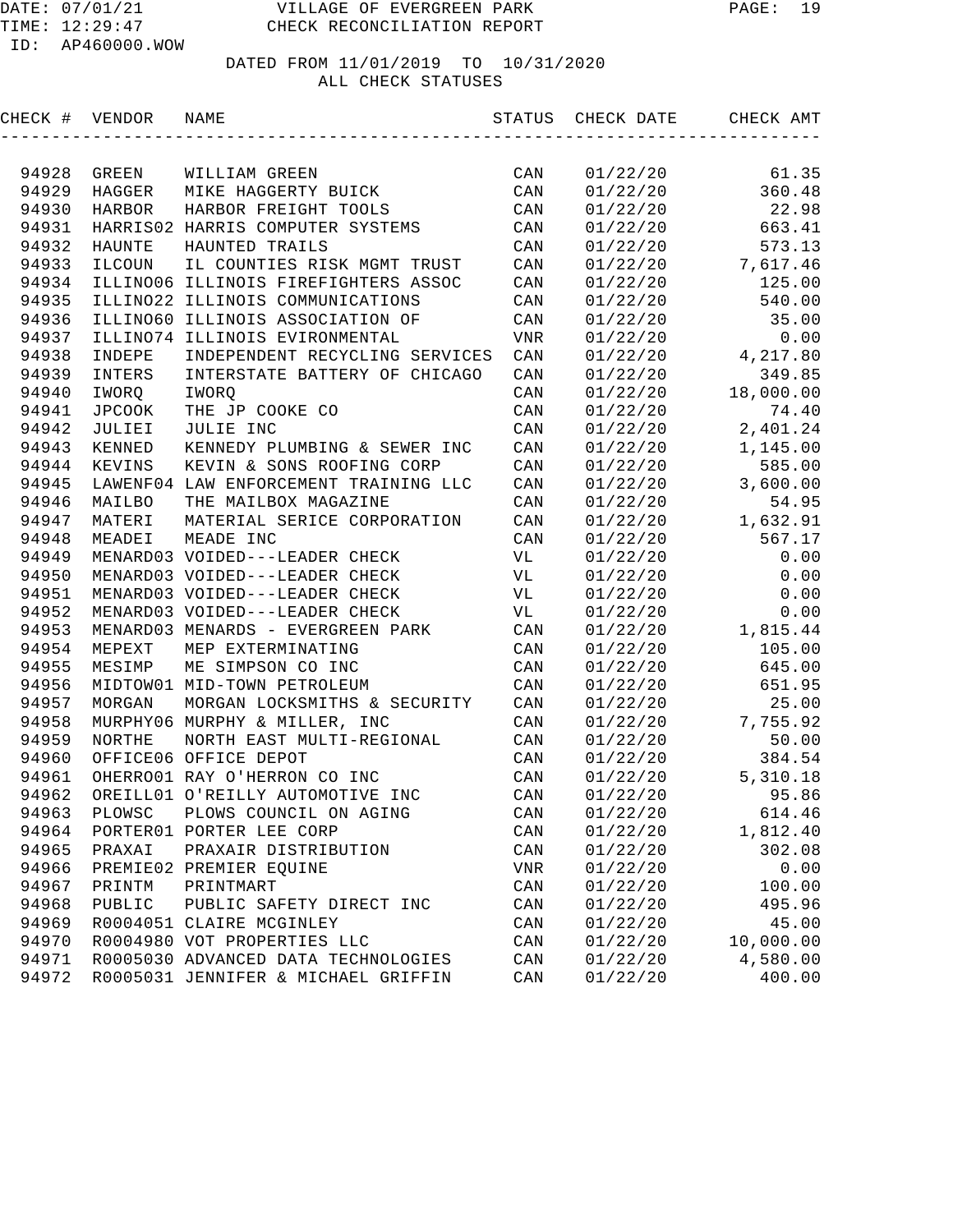VILLAGE OF EVERGREEN PARK

CHECK RECONCILIATION REPORT

DATE: 07/01/21
TIME: 12:29:47
ID: AP460000.WOW

DATED FROM 11/01/2019 TO 10/31/2020
ALL CHECK STATUSES

| CHECK # | VENDOR | NAME | STATUS | CHECK DATE | CHECK AMT |
|---|---|---|---|---|---|
| 94928 | GREEN | WILLIAM GREEN | CAN | 01/22/20 | 61.35 |
| 94929 | HAGGER | MIKE HAGGERTY BUICK | CAN | 01/22/20 | 360.48 |
| 94930 | HARBOR | HARBOR FREIGHT TOOLS | CAN | 01/22/20 | 22.98 |
| 94931 | HARRIS02 | HARRIS COMPUTER SYSTEMS | CAN | 01/22/20 | 663.41 |
| 94932 | HAUNTE | HAUNTED TRAILS | CAN | 01/22/20 | 573.13 |
| 94933 | ILCOUN | IL COUNTIES RISK MGMT TRUST | CAN | 01/22/20 | 7,617.46 |
| 94934 | ILLINO06 | ILLINOIS FIREFIGHTERS ASSOC | CAN | 01/22/20 | 125.00 |
| 94935 | ILLINO22 | ILLINOIS COMMUNICATIONS | CAN | 01/22/20 | 540.00 |
| 94936 | ILLINO60 | ILLINOIS ASSOCIATION OF | CAN | 01/22/20 | 35.00 |
| 94937 | ILLINO74 | ILLINOIS EVIRONMENTAL | VNR | 01/22/20 | 0.00 |
| 94938 | INDEPE | INDEPENDENT RECYCLING SERVICES | CAN | 01/22/20 | 4,217.80 |
| 94939 | INTERS | INTERSTATE BATTERY OF CHICAGO | CAN | 01/22/20 | 349.85 |
| 94940 | IWORQ | IWORQ | CAN | 01/22/20 | 18,000.00 |
| 94941 | JPCOOK | THE JP COOKE CO | CAN | 01/22/20 | 74.40 |
| 94942 | JULIEI | JULIE INC | CAN | 01/22/20 | 2,401.24 |
| 94943 | KENNED | KENNEDY PLUMBING & SEWER INC | CAN | 01/22/20 | 1,145.00 |
| 94944 | KEVINS | KEVIN & SONS ROOFING CORP | CAN | 01/22/20 | 585.00 |
| 94945 | LAWENF04 | LAW ENFORCEMENT TRAINING LLC | CAN | 01/22/20 | 3,600.00 |
| 94946 | MAILBO | THE MAILBOX MAGAZINE | CAN | 01/22/20 | 54.95 |
| 94947 | MATERI | MATERIAL SERICE CORPORATION | CAN | 01/22/20 | 1,632.91 |
| 94948 | MEADEI | MEADE INC | CAN | 01/22/20 | 567.17 |
| 94949 | MENARD03 | VOIDED---LEADER CHECK | VL | 01/22/20 | 0.00 |
| 94950 | MENARD03 | VOIDED---LEADER CHECK | VL | 01/22/20 | 0.00 |
| 94951 | MENARD03 | VOIDED---LEADER CHECK | VL | 01/22/20 | 0.00 |
| 94952 | MENARD03 | VOIDED---LEADER CHECK | VL | 01/22/20 | 0.00 |
| 94953 | MENARD03 | MENARDS - EVERGREEN PARK | CAN | 01/22/20 | 1,815.44 |
| 94954 | MEPEXT | MEP EXTERMINATING | CAN | 01/22/20 | 105.00 |
| 94955 | MESIMP | ME SIMPSON CO INC | CAN | 01/22/20 | 645.00 |
| 94956 | MIDTOW01 | MID-TOWN PETROLEUM | CAN | 01/22/20 | 651.95 |
| 94957 | MORGAN | MORGAN LOCKSMITHS & SECURITY | CAN | 01/22/20 | 25.00 |
| 94958 | MURPHY06 | MURPHY & MILLER, INC | CAN | 01/22/20 | 7,755.92 |
| 94959 | NORTHE | NORTH EAST MULTI-REGIONAL | CAN | 01/22/20 | 50.00 |
| 94960 | OFFICE06 | OFFICE DEPOT | CAN | 01/22/20 | 384.54 |
| 94961 | OHERRO01 | RAY O'HERRON CO INC | CAN | 01/22/20 | 5,310.18 |
| 94962 | OREILL01 | O'REILLY AUTOMOTIVE INC | CAN | 01/22/20 | 95.86 |
| 94963 | PLOWSC | PLOWS COUNCIL ON AGING | CAN | 01/22/20 | 614.46 |
| 94964 | PORTER01 | PORTER LEE CORP | CAN | 01/22/20 | 1,812.40 |
| 94965 | PRAXAI | PRAXAIR DISTRIBUTION | CAN | 01/22/20 | 302.08 |
| 94966 | PREMIE02 | PREMIER EQUINE | VNR | 01/22/20 | 0.00 |
| 94967 | PRINTM | PRINTMART | CAN | 01/22/20 | 100.00 |
| 94968 | PUBLIC | PUBLIC SAFETY DIRECT INC | CAN | 01/22/20 | 495.96 |
| 94969 | R0004051 | CLAIRE MCGINLEY | CAN | 01/22/20 | 45.00 |
| 94970 | R0004980 | VOT PROPERTIES LLC | CAN | 01/22/20 | 10,000.00 |
| 94971 | R0005030 | ADVANCED DATA TECHNOLOGIES | CAN | 01/22/20 | 4,580.00 |
| 94972 | R0005031 | JENNIFER & MICHAEL GRIFFIN | CAN | 01/22/20 | 400.00 |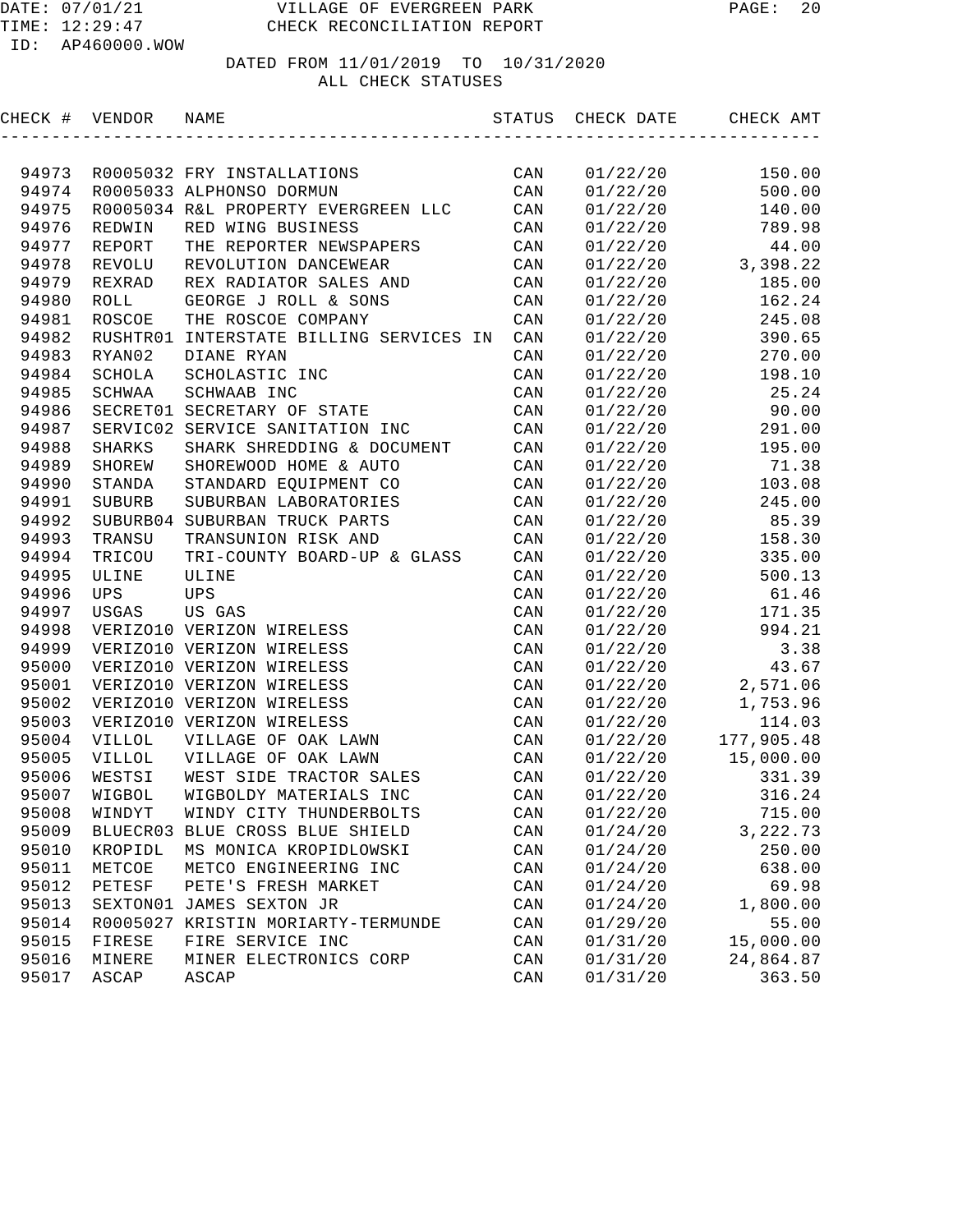DATE: 07/01/21 VILLAGE OF EVERGREEN PARK
TIME: 12:29:47 CHECK RECONCILIATION REPORT
ID: AP460000.WOW

DATED FROM 11/01/2019 TO 10/31/2020
ALL CHECK STATUSES

| CHECK # | VENDOR | NAME | STATUS | CHECK DATE | CHECK AMT |
|---|---|---|---|---|---|
| 94973 | R0005032 | FRY INSTALLATIONS | CAN | 01/22/20 | 150.00 |
| 94974 | R0005033 | ALPHONSO DORMUN | CAN | 01/22/20 | 500.00 |
| 94975 | R0005034 | R&L PROPERTY EVERGREEN LLC | CAN | 01/22/20 | 140.00 |
| 94976 | REDWIN | RED WING BUSINESS | CAN | 01/22/20 | 789.98 |
| 94977 | REPORT | THE REPORTER NEWSPAPERS | CAN | 01/22/20 | 44.00 |
| 94978 | REVOLU | REVOLUTION DANCEWEAR | CAN | 01/22/20 | 3,398.22 |
| 94979 | REXRAD | REX RADIATOR SALES AND | CAN | 01/22/20 | 185.00 |
| 94980 | ROLL | GEORGE J ROLL & SONS | CAN | 01/22/20 | 162.24 |
| 94981 | ROSCOE | THE ROSCOE COMPANY | CAN | 01/22/20 | 245.08 |
| 94982 | RUSHTR01 | INTERSTATE BILLING SERVICES IN | CAN | 01/22/20 | 390.65 |
| 94983 | RYAN02 | DIANE RYAN | CAN | 01/22/20 | 270.00 |
| 94984 | SCHOLA | SCHOLASTIC INC | CAN | 01/22/20 | 198.10 |
| 94985 | SCHWAA | SCHWAAB INC | CAN | 01/22/20 | 25.24 |
| 94986 | SECRET01 | SECRETARY OF STATE | CAN | 01/22/20 | 90.00 |
| 94987 | SERVIC02 | SERVICE SANITATION INC | CAN | 01/22/20 | 291.00 |
| 94988 | SHARKS | SHARK SHREDDING & DOCUMENT | CAN | 01/22/20 | 195.00 |
| 94989 | SHOREW | SHOREWOOD HOME & AUTO | CAN | 01/22/20 | 71.38 |
| 94990 | STANDA | STANDARD EQUIPMENT CO | CAN | 01/22/20 | 103.08 |
| 94991 | SUBURB | SUBURBAN LABORATORIES | CAN | 01/22/20 | 245.00 |
| 94992 | SUBURB04 | SUBURBAN TRUCK PARTS | CAN | 01/22/20 | 85.39 |
| 94993 | TRANSU | TRANSUNION RISK AND | CAN | 01/22/20 | 158.30 |
| 94994 | TRICOU | TRI-COUNTY BOARD-UP & GLASS | CAN | 01/22/20 | 335.00 |
| 94995 | ULINE | ULINE | CAN | 01/22/20 | 500.13 |
| 94996 | UPS | UPS | CAN | 01/22/20 | 61.46 |
| 94997 | USGAS | US GAS | CAN | 01/22/20 | 171.35 |
| 94998 | VERIZO10 | VERIZON WIRELESS | CAN | 01/22/20 | 994.21 |
| 94999 | VERIZO10 | VERIZON WIRELESS | CAN | 01/22/20 | 3.38 |
| 95000 | VERIZO10 | VERIZON WIRELESS | CAN | 01/22/20 | 43.67 |
| 95001 | VERIZO10 | VERIZON WIRELESS | CAN | 01/22/20 | 2,571.06 |
| 95002 | VERIZO10 | VERIZON WIRELESS | CAN | 01/22/20 | 1,753.96 |
| 95003 | VERIZO10 | VERIZON WIRELESS | CAN | 01/22/20 | 114.03 |
| 95004 | VILLOL | VILLAGE OF OAK LAWN | CAN | 01/22/20 | 177,905.48 |
| 95005 | VILLOL | VILLAGE OF OAK LAWN | CAN | 01/22/20 | 15,000.00 |
| 95006 | WESTSI | WEST SIDE TRACTOR SALES | CAN | 01/22/20 | 331.39 |
| 95007 | WIGBOL | WIGBOLDY MATERIALS INC | CAN | 01/22/20 | 316.24 |
| 95008 | WINDYT | WINDY CITY THUNDERBOLTS | CAN | 01/22/20 | 715.00 |
| 95009 | BLUECR03 | BLUE CROSS BLUE SHIELD | CAN | 01/24/20 | 3,222.73 |
| 95010 | KROPIDL | MS MONICA KROPIDLOWSKI | CAN | 01/24/20 | 250.00 |
| 95011 | METCOE | METCO ENGINEERING INC | CAN | 01/24/20 | 638.00 |
| 95012 | PETESF | PETE'S FRESH MARKET | CAN | 01/24/20 | 69.98 |
| 95013 | SEXTON01 | JAMES SEXTON JR | CAN | 01/24/20 | 1,800.00 |
| 95014 | R0005027 | KRISTIN MORIARTY-TERMUNDE | CAN | 01/29/20 | 55.00 |
| 95015 | FIRESE | FIRE SERVICE INC | CAN | 01/31/20 | 15,000.00 |
| 95016 | MINERE | MINER ELECTRONICS CORP | CAN | 01/31/20 | 24,864.87 |
| 95017 | ASCAP | ASCAP | CAN | 01/31/20 | 363.50 |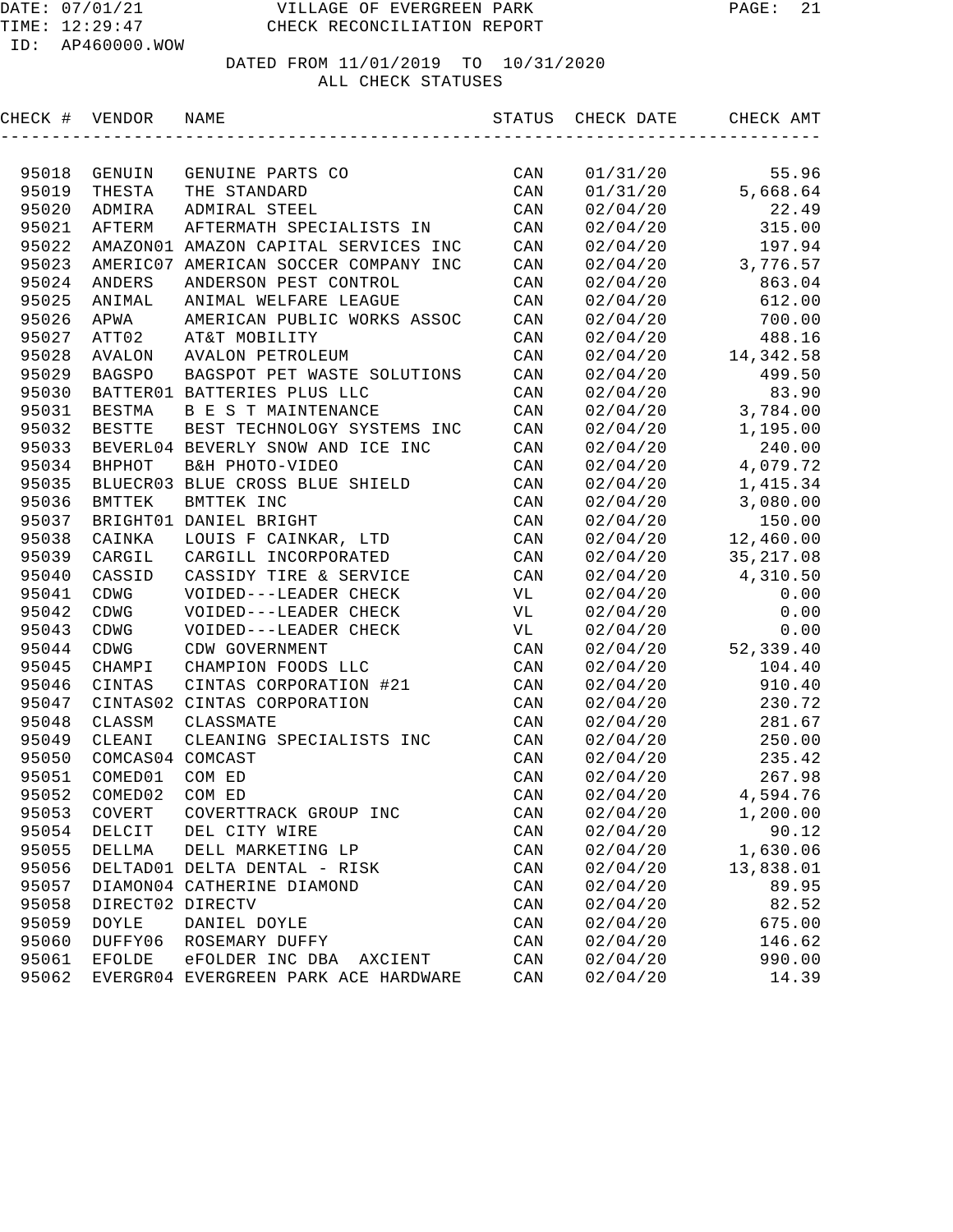DATE: 07/01/21 VILLAGE OF EVERGREEN PARK
TIME: 12:29:47 CHECK RECONCILIATION REPORT
ID: AP460000.WOW

DATED FROM 11/01/2019 TO 10/31/2020
ALL CHECK STATUSES

| CHECK # | VENDOR | NAME | STATUS | CHECK DATE | CHECK AMT |
|---|---|---|---|---|---|
| 95018 | GENUIN | GENUINE PARTS CO | CAN | 01/31/20 | 55.96 |
| 95019 | THESTA | THE STANDARD | CAN | 01/31/20 | 5,668.64 |
| 95020 | ADMIRA | ADMIRAL STEEL | CAN | 02/04/20 | 22.49 |
| 95021 | AFTERM | AFTERMATH SPECIALISTS IN | CAN | 02/04/20 | 315.00 |
| 95022 | AMAZON01 | AMAZON CAPITAL SERVICES INC | CAN | 02/04/20 | 197.94 |
| 95023 | AMERIC07 | AMERICAN SOCCER COMPANY INC | CAN | 02/04/20 | 3,776.57 |
| 95024 | ANDERS | ANDERSON PEST CONTROL | CAN | 02/04/20 | 863.04 |
| 95025 | ANIMAL | ANIMAL WELFARE LEAGUE | CAN | 02/04/20 | 612.00 |
| 95026 | APWA | AMERICAN PUBLIC WORKS ASSOC | CAN | 02/04/20 | 700.00 |
| 95027 | ATT02 | AT&T MOBILITY | CAN | 02/04/20 | 488.16 |
| 95028 | AVALON | AVALON PETROLEUM | CAN | 02/04/20 | 14,342.58 |
| 95029 | BAGSPO | BAGSPOT PET WASTE SOLUTIONS | CAN | 02/04/20 | 499.50 |
| 95030 | BATTER01 | BATTERIES PLUS LLC | CAN | 02/04/20 | 83.90 |
| 95031 | BESTMA | B E S T MAINTENANCE | CAN | 02/04/20 | 3,784.00 |
| 95032 | BESTTE | BEST TECHNOLOGY SYSTEMS INC | CAN | 02/04/20 | 1,195.00 |
| 95033 | BEVERL04 | BEVERLY SNOW AND ICE INC | CAN | 02/04/20 | 240.00 |
| 95034 | BHPHOT | B&H PHOTO-VIDEO | CAN | 02/04/20 | 4,079.72 |
| 95035 | BLUECR03 | BLUE CROSS BLUE SHIELD | CAN | 02/04/20 | 1,415.34 |
| 95036 | BMTTEK | BMTTEK INC | CAN | 02/04/20 | 3,080.00 |
| 95037 | BRIGHT01 | DANIEL BRIGHT | CAN | 02/04/20 | 150.00 |
| 95038 | CAINKA | LOUIS F CAINKAR, LTD | CAN | 02/04/20 | 12,460.00 |
| 95039 | CARGIL | CARGILL INCORPORATED | CAN | 02/04/20 | 35,217.08 |
| 95040 | CASSID | CASSIDY TIRE & SERVICE | CAN | 02/04/20 | 4,310.50 |
| 95041 | CDWG | VOIDED---LEADER CHECK | VL | 02/04/20 | 0.00 |
| 95042 | CDWG | VOIDED---LEADER CHECK | VL | 02/04/20 | 0.00 |
| 95043 | CDWG | VOIDED---LEADER CHECK | VL | 02/04/20 | 0.00 |
| 95044 | CDWG | CDW GOVERNMENT | CAN | 02/04/20 | 52,339.40 |
| 95045 | CHAMPI | CHAMPION FOODS LLC | CAN | 02/04/20 | 104.40 |
| 95046 | CINTAS | CINTAS CORPORATION #21 | CAN | 02/04/20 | 910.40 |
| 95047 | CINTAS02 | CINTAS CORPORATION | CAN | 02/04/20 | 230.72 |
| 95048 | CLASSM | CLASSMATE | CAN | 02/04/20 | 281.67 |
| 95049 | CLEANI | CLEANING SPECIALISTS INC | CAN | 02/04/20 | 250.00 |
| 95050 | COMCAS04 | COMCAST | CAN | 02/04/20 | 235.42 |
| 95051 | COMED01 | COM ED | CAN | 02/04/20 | 267.98 |
| 95052 | COMED02 | COM ED | CAN | 02/04/20 | 4,594.76 |
| 95053 | COVERT | COVERTTRACK GROUP INC | CAN | 02/04/20 | 1,200.00 |
| 95054 | DELCIT | DEL CITY WIRE | CAN | 02/04/20 | 90.12 |
| 95055 | DELLMA | DELL MARKETING LP | CAN | 02/04/20 | 1,630.06 |
| 95056 | DELTAD01 | DELTA DENTAL - RISK | CAN | 02/04/20 | 13,838.01 |
| 95057 | DIAMON04 | CATHERINE DIAMOND | CAN | 02/04/20 | 89.95 |
| 95058 | DIRECT02 | DIRECTV | CAN | 02/04/20 | 82.52 |
| 95059 | DOYLE | DANIEL DOYLE | CAN | 02/04/20 | 675.00 |
| 95060 | DUFFY06 | ROSEMARY DUFFY | CAN | 02/04/20 | 146.62 |
| 95061 | EFOLDE | eFOLDER INC DBA AXCIENT | CAN | 02/04/20 | 990.00 |
| 95062 | EVERGR04 | EVERGREEN PARK ACE HARDWARE | CAN | 02/04/20 | 14.39 |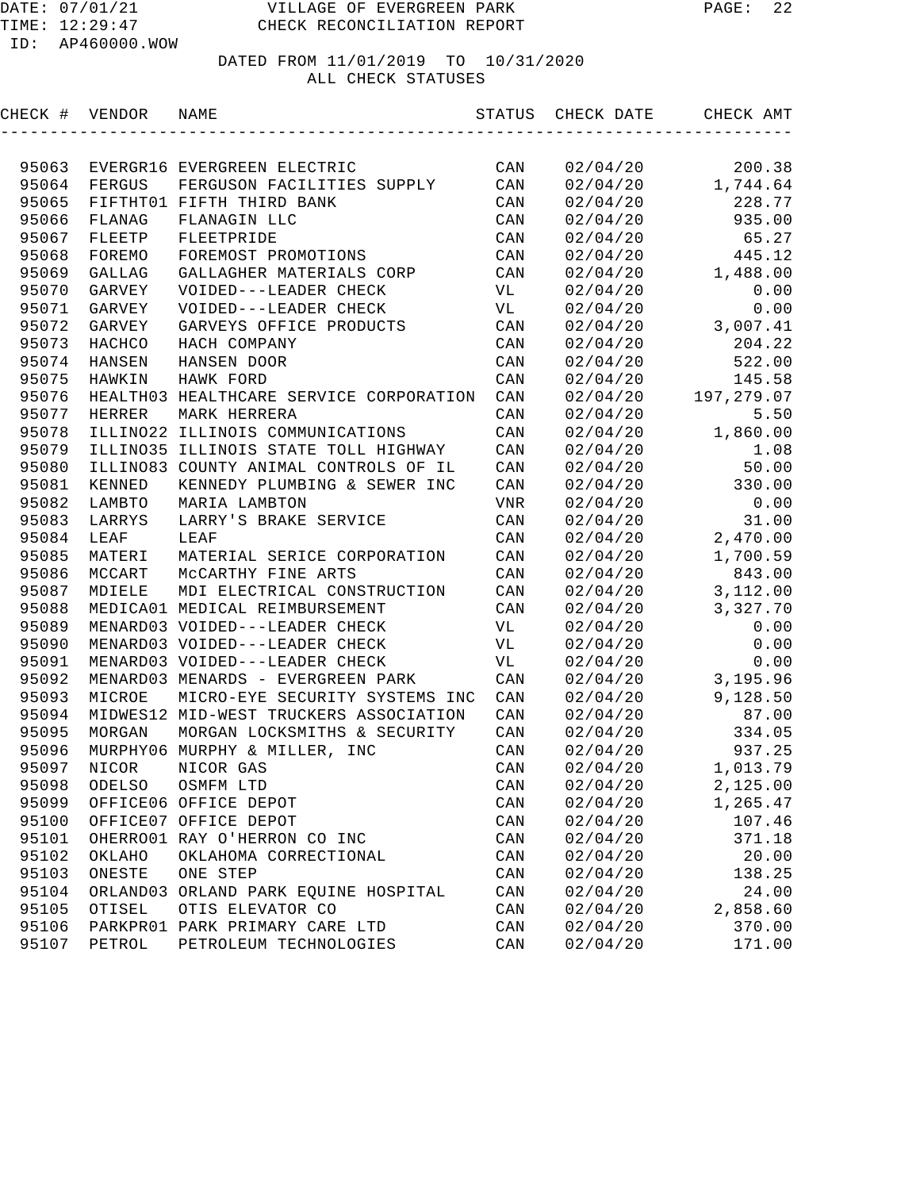VILLAGE OF EVERGREEN PARK
CHECK RECONCILIATION REPORT

DATE: 07/01/21
TIME: 12:29:47
ID: AP460000.WOW

DATED FROM 11/01/2019 TO 10/31/2020
ALL CHECK STATUSES

| CHECK # | VENDOR | NAME | STATUS | CHECK DATE | CHECK AMT |
|---|---|---|---|---|---|
| 95063 | EVERGR16 | EVERGREEN ELECTRIC | CAN | 02/04/20 | 200.38 |
| 95064 | FERGUS | FERGUSON FACILITIES SUPPLY | CAN | 02/04/20 | 1,744.64 |
| 95065 | FIFTHT01 | FIFTH THIRD BANK | CAN | 02/04/20 | 228.77 |
| 95066 | FLANAG | FLANAGIN LLC | CAN | 02/04/20 | 935.00 |
| 95067 | FLEETP | FLEETPRIDE | CAN | 02/04/20 | 65.27 |
| 95068 | FOREMO | FOREMOST PROMOTIONS | CAN | 02/04/20 | 445.12 |
| 95069 | GALLAG | GALLAGHER MATERIALS CORP | CAN | 02/04/20 | 1,488.00 |
| 95070 | GARVEY | VOIDED---LEADER CHECK | VL | 02/04/20 | 0.00 |
| 95071 | GARVEY | VOIDED---LEADER CHECK | VL | 02/04/20 | 0.00 |
| 95072 | GARVEY | GARVEYS OFFICE PRODUCTS | CAN | 02/04/20 | 3,007.41 |
| 95073 | HACHCO | HACH COMPANY | CAN | 02/04/20 | 204.22 |
| 95074 | HANSEN | HANSEN DOOR | CAN | 02/04/20 | 522.00 |
| 95075 | HAWKIN | HAWK FORD | CAN | 02/04/20 | 145.58 |
| 95076 | HEALTH03 | HEALTHCARE SERVICE CORPORATION | CAN | 02/04/20 | 197,279.07 |
| 95077 | HERRER | MARK HERRERA | CAN | 02/04/20 | 5.50 |
| 95078 | ILLINO22 | ILLINOIS COMMUNICATIONS | CAN | 02/04/20 | 1,860.00 |
| 95079 | ILLINO35 | ILLINOIS STATE TOLL HIGHWAY | CAN | 02/04/20 | 1.08 |
| 95080 | ILLINO83 | COUNTY ANIMAL CONTROLS OF IL | CAN | 02/04/20 | 50.00 |
| 95081 | KENNED | KENNEDY PLUMBING & SEWER INC | CAN | 02/04/20 | 330.00 |
| 95082 | LAMBTO | MARIA LAMBTON | VNR | 02/04/20 | 0.00 |
| 95083 | LARRYS | LARRY'S BRAKE SERVICE | CAN | 02/04/20 | 31.00 |
| 95084 | LEAF | LEAF | CAN | 02/04/20 | 2,470.00 |
| 95085 | MATERI | MATERIAL SERICE CORPORATION | CAN | 02/04/20 | 1,700.59 |
| 95086 | MCCART | McCARTHY FINE ARTS | CAN | 02/04/20 | 843.00 |
| 95087 | MDIELE | MDI ELECTRICAL CONSTRUCTION | CAN | 02/04/20 | 3,112.00 |
| 95088 | MEDICA01 | MEDICAL REIMBURSEMENT | CAN | 02/04/20 | 3,327.70 |
| 95089 | MENARD03 | VOIDED---LEADER CHECK | VL | 02/04/20 | 0.00 |
| 95090 | MENARD03 | VOIDED---LEADER CHECK | VL | 02/04/20 | 0.00 |
| 95091 | MENARD03 | VOIDED---LEADER CHECK | VL | 02/04/20 | 0.00 |
| 95092 | MENARD03 | MENARDS - EVERGREEN PARK | CAN | 02/04/20 | 3,195.96 |
| 95093 | MICROE | MICRO-EYE SECURITY SYSTEMS INC | CAN | 02/04/20 | 9,128.50 |
| 95094 | MIDWES12 | MID-WEST TRUCKERS ASSOCIATION | CAN | 02/04/20 | 87.00 |
| 95095 | MORGAN | MORGAN LOCKSMITHS & SECURITY | CAN | 02/04/20 | 334.05 |
| 95096 | MURPHY06 | MURPHY & MILLER, INC | CAN | 02/04/20 | 937.25 |
| 95097 | NICOR | NICOR GAS | CAN | 02/04/20 | 1,013.79 |
| 95098 | ODELSO | OSMFM LTD | CAN | 02/04/20 | 2,125.00 |
| 95099 | OFFICE06 | OFFICE DEPOT | CAN | 02/04/20 | 1,265.47 |
| 95100 | OFFICE07 | OFFICE DEPOT | CAN | 02/04/20 | 107.46 |
| 95101 | OHERRO01 | RAY O'HERRON CO INC | CAN | 02/04/20 | 371.18 |
| 95102 | OKLAHO | OKLAHOMA CORRECTIONAL | CAN | 02/04/20 | 20.00 |
| 95103 | ONESTE | ONE STEP | CAN | 02/04/20 | 138.25 |
| 95104 | ORLAND03 | ORLAND PARK EQUINE HOSPITAL | CAN | 02/04/20 | 24.00 |
| 95105 | OTISEL | OTIS ELEVATOR CO | CAN | 02/04/20 | 2,858.60 |
| 95106 | PARKPR01 | PARK PRIMARY CARE LTD | CAN | 02/04/20 | 370.00 |
| 95107 | PETROL | PETROLEUM TECHNOLOGIES | CAN | 02/04/20 | 171.00 |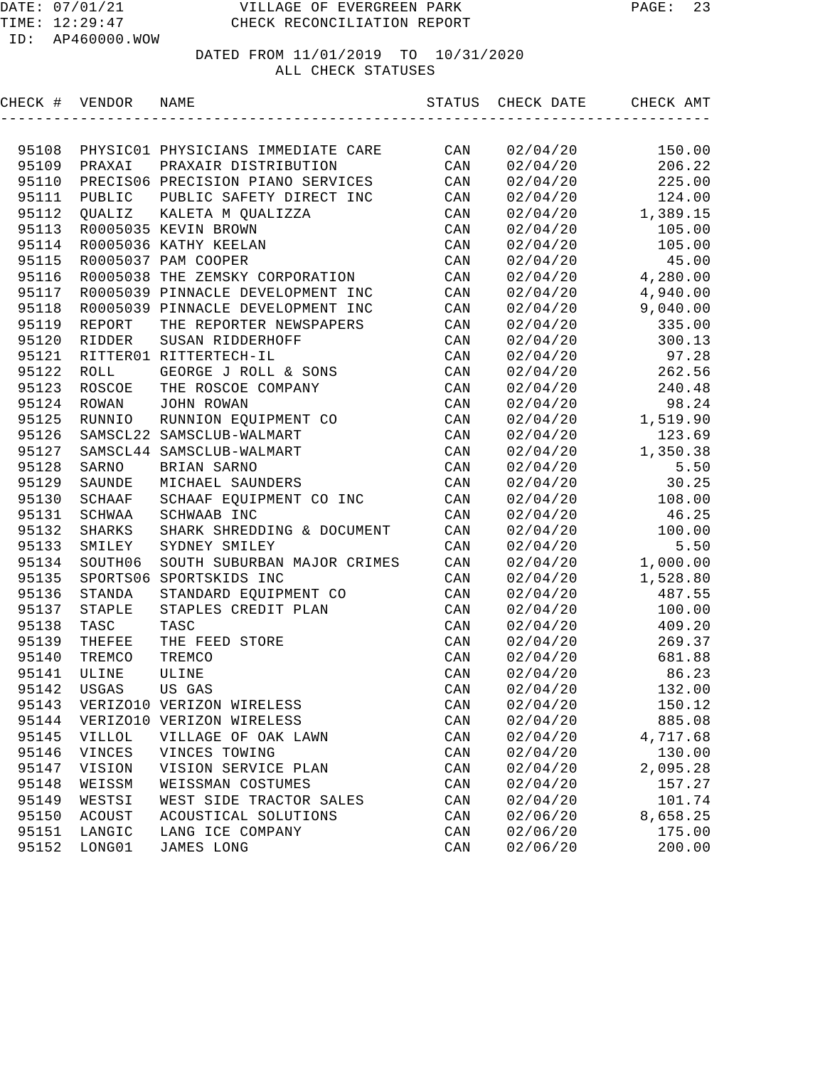# VILLAGE OF EVERGREEN PARK

## CHECK RECONCILIATION REPORT

DATE: 07/01/21
TIME: 12:29:47
ID: AP460000.WOW

DATED FROM 11/01/2019 TO 10/31/2020
ALL CHECK STATUSES

| CHECK # | VENDOR | NAME | STATUS | CHECK DATE | CHECK AMT |
|---|---|---|---|---|---|
| 95108 | PHYSIC01 | PHYSICIANS IMMEDIATE CARE | CAN | 02/04/20 | 150.00 |
| 95109 | PRAXAI | PRAXAIR DISTRIBUTION | CAN | 02/04/20 | 206.22 |
| 95110 | PRECIS06 | PRECISION PIANO SERVICES | CAN | 02/04/20 | 225.00 |
| 95111 | PUBLIC | PUBLIC SAFETY DIRECT INC | CAN | 02/04/20 | 124.00 |
| 95112 | QUALIZ | KALETA M QUALIZZA | CAN | 02/04/20 | 1,389.15 |
| 95113 | R0005035 | KEVIN BROWN | CAN | 02/04/20 | 105.00 |
| 95114 | R0005036 | KATHY KEELAN | CAN | 02/04/20 | 105.00 |
| 95115 | R0005037 | PAM COOPER | CAN | 02/04/20 | 45.00 |
| 95116 | R0005038 | THE ZEMSKY CORPORATION | CAN | 02/04/20 | 4,280.00 |
| 95117 | R0005039 | PINNACLE DEVELOPMENT INC | CAN | 02/04/20 | 4,940.00 |
| 95118 | R0005039 | PINNACLE DEVELOPMENT INC | CAN | 02/04/20 | 9,040.00 |
| 95119 | REPORT | THE REPORTER NEWSPAPERS | CAN | 02/04/20 | 335.00 |
| 95120 | RIDDER | SUSAN RIDDERHOFF | CAN | 02/04/20 | 300.13 |
| 95121 | RITTER01 | RITTERTECH-IL | CAN | 02/04/20 | 97.28 |
| 95122 | ROLL | GEORGE J ROLL & SONS | CAN | 02/04/20 | 262.56 |
| 95123 | ROSCOE | THE ROSCOE COMPANY | CAN | 02/04/20 | 240.48 |
| 95124 | ROWAN | JOHN ROWAN | CAN | 02/04/20 | 98.24 |
| 95125 | RUNNIO | RUNNION EQUIPMENT CO | CAN | 02/04/20 | 1,519.90 |
| 95126 | SAMSCL22 | SAMSCLUB-WALMART | CAN | 02/04/20 | 123.69 |
| 95127 | SAMSCL44 | SAMSCLUB-WALMART | CAN | 02/04/20 | 1,350.38 |
| 95128 | SARNO | BRIAN SARNO | CAN | 02/04/20 | 5.50 |
| 95129 | SAUNDE | MICHAEL SAUNDERS | CAN | 02/04/20 | 30.25 |
| 95130 | SCHAAF | SCHAAF EQUIPMENT CO INC | CAN | 02/04/20 | 108.00 |
| 95131 | SCHWAA | SCHWAAB INC | CAN | 02/04/20 | 46.25 |
| 95132 | SHARKS | SHARK SHREDDING & DOCUMENT | CAN | 02/04/20 | 100.00 |
| 95133 | SMILEY | SYDNEY SMILEY | CAN | 02/04/20 | 5.50 |
| 95134 | SOUTH06 | SOUTH SUBURBAN MAJOR CRIMES | CAN | 02/04/20 | 1,000.00 |
| 95135 | SPORTS06 | SPORTSKIDS INC | CAN | 02/04/20 | 1,528.80 |
| 95136 | STANDA | STANDARD EQUIPMENT CO | CAN | 02/04/20 | 487.55 |
| 95137 | STAPLE | STAPLES CREDIT PLAN | CAN | 02/04/20 | 100.00 |
| 95138 | TASC | TASC | CAN | 02/04/20 | 409.20 |
| 95139 | THEFEE | THE FEED STORE | CAN | 02/04/20 | 269.37 |
| 95140 | TREMCO | TREMCO | CAN | 02/04/20 | 681.88 |
| 95141 | ULINE | ULINE | CAN | 02/04/20 | 86.23 |
| 95142 | USGAS | US GAS | CAN | 02/04/20 | 132.00 |
| 95143 | VERIZO10 | VERIZON WIRELESS | CAN | 02/04/20 | 150.12 |
| 95144 | VERIZO10 | VERIZON WIRELESS | CAN | 02/04/20 | 885.08 |
| 95145 | VILLOL | VILLAGE OF OAK LAWN | CAN | 02/04/20 | 4,717.68 |
| 95146 | VINCES | VINCES TOWING | CAN | 02/04/20 | 130.00 |
| 95147 | VISION | VISION SERVICE PLAN | CAN | 02/04/20 | 2,095.28 |
| 95148 | WEISSM | WEISSMAN COSTUMES | CAN | 02/04/20 | 157.27 |
| 95149 | WESTSI | WEST SIDE TRACTOR SALES | CAN | 02/04/20 | 101.74 |
| 95150 | ACOUST | ACOUSTICAL SOLUTIONS | CAN | 02/06/20 | 8,658.25 |
| 95151 | LANGIC | LANG ICE COMPANY | CAN | 02/06/20 | 175.00 |
| 95152 | LONG01 | JAMES LONG | CAN | 02/06/20 | 200.00 |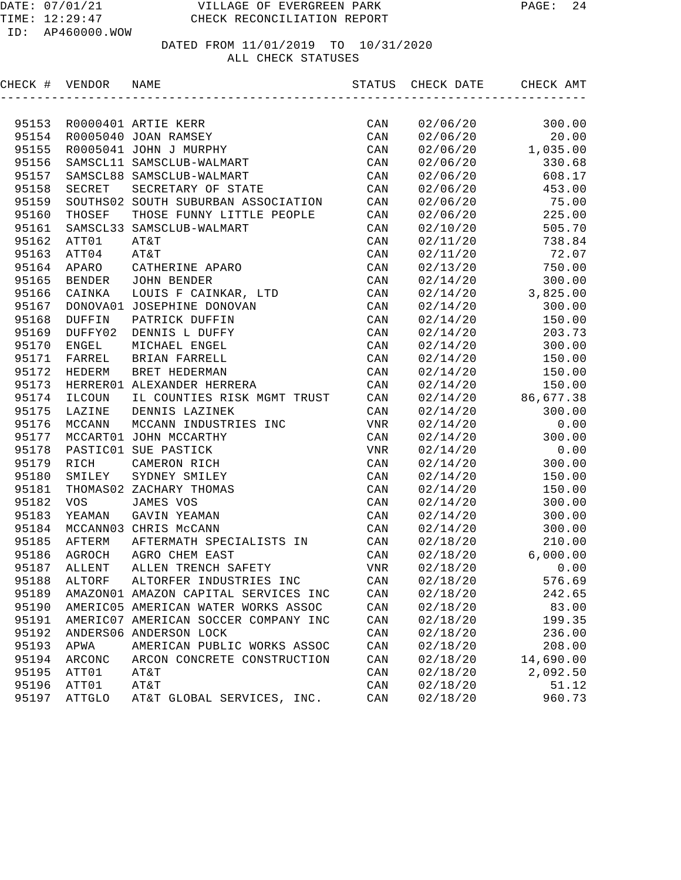DATE: 07/01/21 VILLAGE OF EVERGREEN PARK
TIME: 12:29:47 CHECK RECONCILIATION REPORT
ID: AP460000.WOW

DATED FROM 11/01/2019 TO 10/31/2020
ALL CHECK STATUSES

| CHECK # | VENDOR | NAME | STATUS | CHECK DATE | CHECK AMT |
|---|---|---|---|---|---|
| 95153 | R0000401 | ARTIE KERR | CAN | 02/06/20 | 300.00 |
| 95154 | R0005040 | JOAN RAMSEY | CAN | 02/06/20 | 20.00 |
| 95155 | R0005041 | JOHN J MURPHY | CAN | 02/06/20 | 1,035.00 |
| 95156 | SAMSCL11 | SAMSCLUB-WALMART | CAN | 02/06/20 | 330.68 |
| 95157 | SAMSCL88 | SAMSCLUB-WALMART | CAN | 02/06/20 | 608.17 |
| 95158 | SECRET | SECRETARY OF STATE | CAN | 02/06/20 | 453.00 |
| 95159 | SOUTHS02 | SOUTH SUBURBAN ASSOCIATION | CAN | 02/06/20 | 75.00 |
| 95160 | THOSEF | THOSE FUNNY LITTLE PEOPLE | CAN | 02/06/20 | 225.00 |
| 95161 | SAMSCL33 | SAMSCLUB-WALMART | CAN | 02/10/20 | 505.70 |
| 95162 | ATT01 | AT&T | CAN | 02/11/20 | 738.84 |
| 95163 | ATT04 | AT&T | CAN | 02/11/20 | 72.07 |
| 95164 | APARO | CATHERINE APARO | CAN | 02/13/20 | 750.00 |
| 95165 | BENDER | JOHN BENDER | CAN | 02/14/20 | 300.00 |
| 95166 | CAINKA | LOUIS F CAINKAR, LTD | CAN | 02/14/20 | 3,825.00 |
| 95167 | DONOVA01 | JOSEPHINE DONOVAN | CAN | 02/14/20 | 300.00 |
| 95168 | DUFFIN | PATRICK DUFFIN | CAN | 02/14/20 | 150.00 |
| 95169 | DUFFY02 | DENNIS L DUFFY | CAN | 02/14/20 | 203.73 |
| 95170 | ENGEL | MICHAEL ENGEL | CAN | 02/14/20 | 300.00 |
| 95171 | FARREL | BRIAN FARRELL | CAN | 02/14/20 | 150.00 |
| 95172 | HEDERM | BRET HEDERMAN | CAN | 02/14/20 | 150.00 |
| 95173 | HERRER01 | ALEXANDER HERRERA | CAN | 02/14/20 | 150.00 |
| 95174 | ILCOUN | IL COUNTIES RISK MGMT TRUST | CAN | 02/14/20 | 86,677.38 |
| 95175 | LAZINE | DENNIS LAZINEK | CAN | 02/14/20 | 300.00 |
| 95176 | MCCANN | MCCANN INDUSTRIES INC | VNR | 02/14/20 | 0.00 |
| 95177 | MCCART01 | JOHN MCCARTHY | CAN | 02/14/20 | 300.00 |
| 95178 | PASTIC01 | SUE PASTICK | VNR | 02/14/20 | 0.00 |
| 95179 | RICH | CAMERON RICH | CAN | 02/14/20 | 300.00 |
| 95180 | SMILEY | SYDNEY SMILEY | CAN | 02/14/20 | 150.00 |
| 95181 | THOMAS02 | ZACHARY THOMAS | CAN | 02/14/20 | 150.00 |
| 95182 | VOS | JAMES VOS | CAN | 02/14/20 | 300.00 |
| 95183 | YEAMAN | GAVIN YEAMAN | CAN | 02/14/20 | 300.00 |
| 95184 | MCCANN03 | CHRIS McCANN | CAN | 02/14/20 | 300.00 |
| 95185 | AFTERM | AFTERMATH SPECIALISTS IN | CAN | 02/18/20 | 210.00 |
| 95186 | AGROCH | AGRO CHEM EAST | CAN | 02/18/20 | 6,000.00 |
| 95187 | ALLENT | ALLEN TRENCH SAFETY | VNR | 02/18/20 | 0.00 |
| 95188 | ALTORF | ALTORFER INDUSTRIES INC | CAN | 02/18/20 | 576.69 |
| 95189 | AMAZON01 | AMAZON CAPITAL SERVICES INC | CAN | 02/18/20 | 242.65 |
| 95190 | AMERIC05 | AMERICAN WATER WORKS ASSOC | CAN | 02/18/20 | 83.00 |
| 95191 | AMERIC07 | AMERICAN SOCCER COMPANY INC | CAN | 02/18/20 | 199.35 |
| 95192 | ANDERS06 | ANDERSON LOCK | CAN | 02/18/20 | 236.00 |
| 95193 | APWA | AMERICAN PUBLIC WORKS ASSOC | CAN | 02/18/20 | 208.00 |
| 95194 | ARCONC | ARCON CONCRETE CONSTRUCTION | CAN | 02/18/20 | 14,690.00 |
| 95195 | ATT01 | AT&T | CAN | 02/18/20 | 2,092.50 |
| 95196 | ATT01 | AT&T | CAN | 02/18/20 | 51.12 |
| 95197 | ATTGLO | AT&T GLOBAL SERVICES, INC. | CAN | 02/18/20 | 960.73 |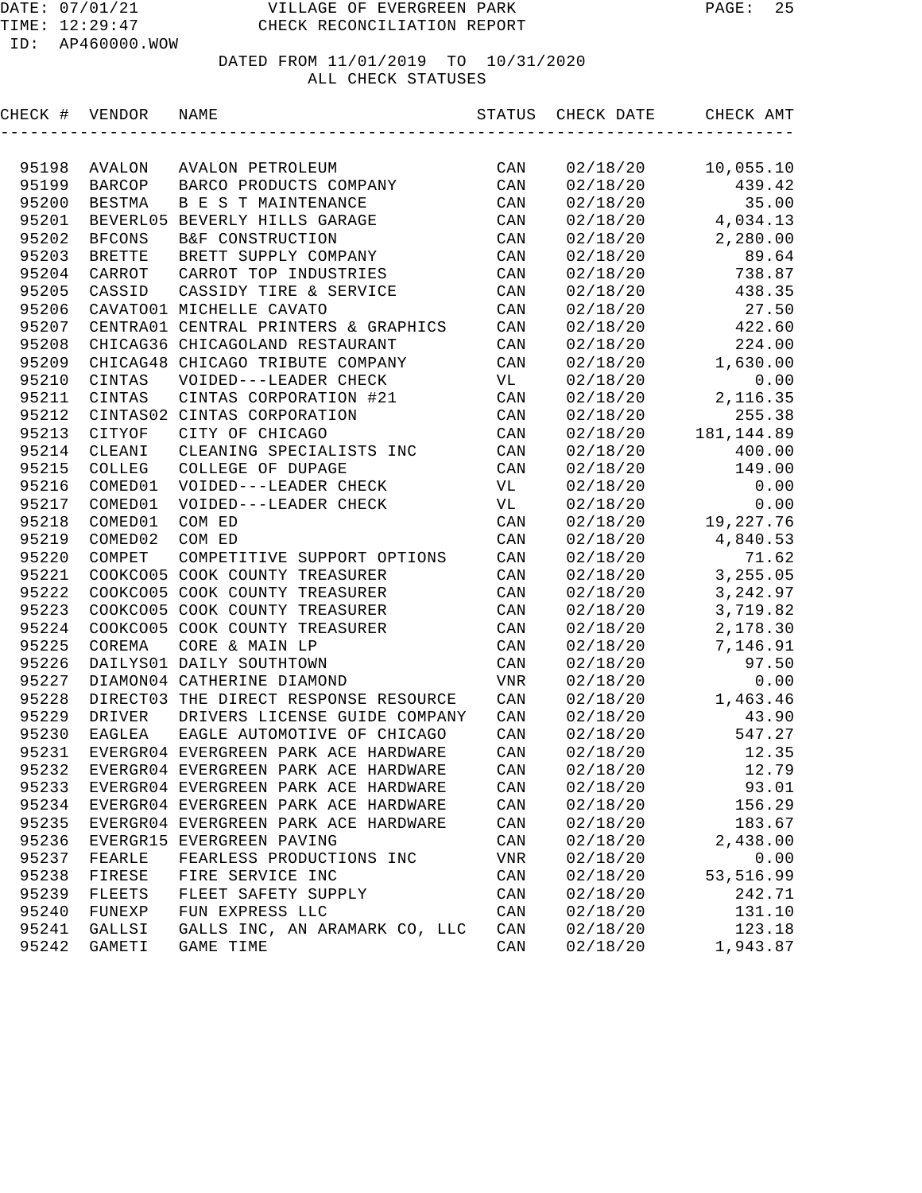DATE: 07/01/21 VILLAGE OF EVERGREEN PARK
TIME: 12:29:47 CHECK RECONCILIATION REPORT
ID: AP460000.WOW

DATED FROM 11/01/2019 TO 10/31/2020
ALL CHECK STATUSES

| CHECK # | VENDOR | NAME | STATUS | CHECK DATE | CHECK AMT |
|---|---|---|---|---|---|
| 95198 | AVALON | AVALON PETROLEUM | CAN | 02/18/20 | 10,055.10 |
| 95199 | BARCOP | BARCO PRODUCTS COMPANY | CAN | 02/18/20 | 439.42 |
| 95200 | BESTMA | B E S T MAINTENANCE | CAN | 02/18/20 | 35.00 |
| 95201 | BEVERL05 | BEVERLY HILLS GARAGE | CAN | 02/18/20 | 4,034.13 |
| 95202 | BFCONS | B&F CONSTRUCTION | CAN | 02/18/20 | 2,280.00 |
| 95203 | BRETTE | BRETT SUPPLY COMPANY | CAN | 02/18/20 | 89.64 |
| 95204 | CARROT | CARROT TOP INDUSTRIES | CAN | 02/18/20 | 738.87 |
| 95205 | CASSID | CASSIDY TIRE & SERVICE | CAN | 02/18/20 | 438.35 |
| 95206 | CAVATO01 | MICHELLE CAVATO | CAN | 02/18/20 | 27.50 |
| 95207 | CENTRA01 | CENTRAL PRINTERS & GRAPHICS | CAN | 02/18/20 | 422.60 |
| 95208 | CHICAG36 | CHICAGOLAND RESTAURANT | CAN | 02/18/20 | 224.00 |
| 95209 | CHICAG48 | CHICAGO TRIBUTE COMPANY | CAN | 02/18/20 | 1,630.00 |
| 95210 | CINTAS | VOIDED---LEADER CHECK | VL | 02/18/20 | 0.00 |
| 95211 | CINTAS | CINTAS CORPORATION #21 | CAN | 02/18/20 | 2,116.35 |
| 95212 | CINTAS02 | CINTAS CORPORATION | CAN | 02/18/20 | 255.38 |
| 95213 | CITYOF | CITY OF CHICAGO | CAN | 02/18/20 | 181,144.89 |
| 95214 | CLEANI | CLEANING SPECIALISTS INC | CAN | 02/18/20 | 400.00 |
| 95215 | COLLEG | COLLEGE OF DUPAGE | CAN | 02/18/20 | 149.00 |
| 95216 | COMED01 | VOIDED---LEADER CHECK | VL | 02/18/20 | 0.00 |
| 95217 | COMED01 | VOIDED---LEADER CHECK | VL | 02/18/20 | 0.00 |
| 95218 | COMED01 | COM ED | CAN | 02/18/20 | 19,227.76 |
| 95219 | COMED02 | COM ED | CAN | 02/18/20 | 4,840.53 |
| 95220 | COMPET | COMPETITIVE SUPPORT OPTIONS | CAN | 02/18/20 | 71.62 |
| 95221 | COOKCO05 | COOK COUNTY TREASURER | CAN | 02/18/20 | 3,255.05 |
| 95222 | COOKCO05 | COOK COUNTY TREASURER | CAN | 02/18/20 | 3,242.97 |
| 95223 | COOKCO05 | COOK COUNTY TREASURER | CAN | 02/18/20 | 3,719.82 |
| 95224 | COOKCO05 | COOK COUNTY TREASURER | CAN | 02/18/20 | 2,178.30 |
| 95225 | COREMA | CORE & MAIN LP | CAN | 02/18/20 | 7,146.91 |
| 95226 | DAILYS01 | DAILY SOUTHTOWN | CAN | 02/18/20 | 97.50 |
| 95227 | DIAMON04 | CATHERINE DIAMOND | VNR | 02/18/20 | 0.00 |
| 95228 | DIRECT03 | THE DIRECT RESPONSE RESOURCE | CAN | 02/18/20 | 1,463.46 |
| 95229 | DRIVER | DRIVERS LICENSE GUIDE COMPANY | CAN | 02/18/20 | 43.90 |
| 95230 | EAGLEA | EAGLE AUTOMOTIVE OF CHICAGO | CAN | 02/18/20 | 547.27 |
| 95231 | EVERGR04 | EVERGREEN PARK ACE HARDWARE | CAN | 02/18/20 | 12.35 |
| 95232 | EVERGR04 | EVERGREEN PARK ACE HARDWARE | CAN | 02/18/20 | 12.79 |
| 95233 | EVERGR04 | EVERGREEN PARK ACE HARDWARE | CAN | 02/18/20 | 93.01 |
| 95234 | EVERGR04 | EVERGREEN PARK ACE HARDWARE | CAN | 02/18/20 | 156.29 |
| 95235 | EVERGR04 | EVERGREEN PARK ACE HARDWARE | CAN | 02/18/20 | 183.67 |
| 95236 | EVERGR15 | EVERGREEN PAVING | CAN | 02/18/20 | 2,438.00 |
| 95237 | FEARLE | FEARLESS PRODUCTIONS INC | VNR | 02/18/20 | 0.00 |
| 95238 | FIRESE | FIRE SERVICE INC | CAN | 02/18/20 | 53,516.99 |
| 95239 | FLEETS | FLEET SAFETY SUPPLY | CAN | 02/18/20 | 242.71 |
| 95240 | FUNEXP | FUN EXPRESS LLC | CAN | 02/18/20 | 131.10 |
| 95241 | GALLSI | GALLS INC, AN ARAMARK CO, LLC | CAN | 02/18/20 | 123.18 |
| 95242 | GAMETI | GAME TIME | CAN | 02/18/20 | 1,943.87 |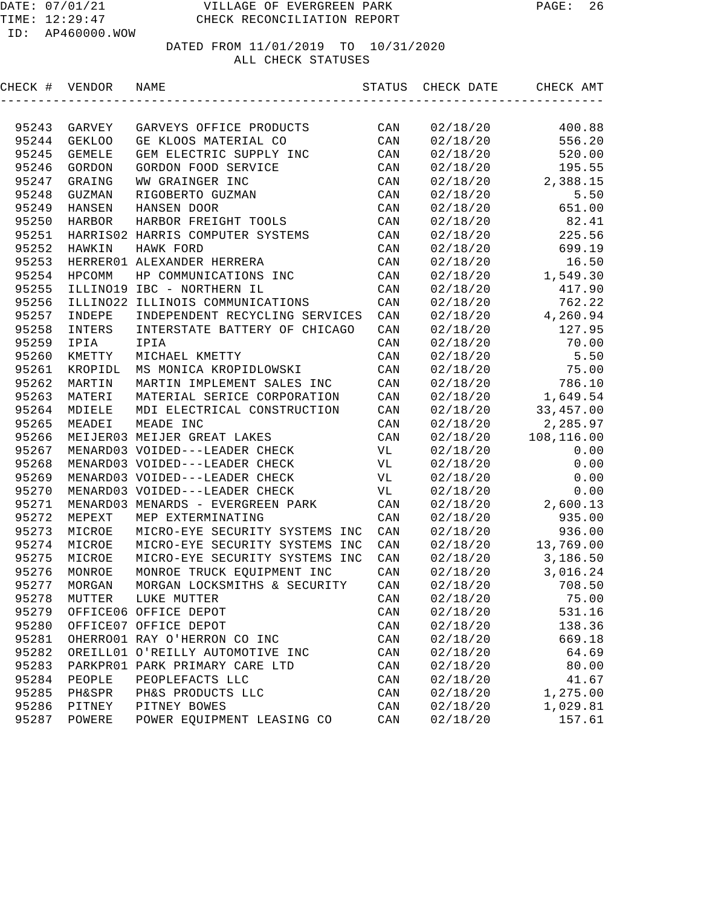DATE: 07/01/21 VILLAGE OF EVERGREEN PARK
TIME: 12:29:47 CHECK RECONCILIATION REPORT
ID: AP460000.WOW

DATED FROM 11/01/2019 TO 10/31/2020
ALL CHECK STATUSES

| CHECK # | VENDOR | NAME | STATUS | CHECK DATE | CHECK AMT |
|---|---|---|---|---|---|
| 95243 | GARVEY | GARVEYS OFFICE PRODUCTS | CAN | 02/18/20 | 400.88 |
| 95244 | GEKLOO | GE KLOOS MATERIAL CO | CAN | 02/18/20 | 556.20 |
| 95245 | GEMELE | GEM ELECTRIC SUPPLY INC | CAN | 02/18/20 | 520.00 |
| 95246 | GORDON | GORDON FOOD SERVICE | CAN | 02/18/20 | 195.55 |
| 95247 | GRAING | WW GRAINGER INC | CAN | 02/18/20 | 2,388.15 |
| 95248 | GUZMAN | RIGOBERTO GUZMAN | CAN | 02/18/20 | 5.50 |
| 95249 | HANSEN | HANSEN DOOR | CAN | 02/18/20 | 651.00 |
| 95250 | HARBOR | HARBOR FREIGHT TOOLS | CAN | 02/18/20 | 82.41 |
| 95251 | HARRIS02 | HARRIS COMPUTER SYSTEMS | CAN | 02/18/20 | 225.56 |
| 95252 | HAWKIN | HAWK FORD | CAN | 02/18/20 | 699.19 |
| 95253 | HERRER01 | ALEXANDER HERRERA | CAN | 02/18/20 | 16.50 |
| 95254 | HPCOMM | HP COMMUNICATIONS INC | CAN | 02/18/20 | 1,549.30 |
| 95255 | ILLINO19 | IBC - NORTHERN IL | CAN | 02/18/20 | 417.90 |
| 95256 | ILLINO22 | ILLINOIS COMMUNICATIONS | CAN | 02/18/20 | 762.22 |
| 95257 | INDEPE | INDEPENDENT RECYCLING SERVICES | CAN | 02/18/20 | 4,260.94 |
| 95258 | INTERS | INTERSTATE BATTERY OF CHICAGO | CAN | 02/18/20 | 127.95 |
| 95259 | IPIA | IPIA | CAN | 02/18/20 | 70.00 |
| 95260 | KMETTY | MICHAEL KMETTY | CAN | 02/18/20 | 5.50 |
| 95261 | KROPIDL | MS MONICA KROPIDLOWSKI | CAN | 02/18/20 | 75.00 |
| 95262 | MARTIN | MARTIN IMPLEMENT SALES INC | CAN | 02/18/20 | 786.10 |
| 95263 | MATERI | MATERIAL SERICE CORPORATION | CAN | 02/18/20 | 1,649.54 |
| 95264 | MDIELE | MDI ELECTRICAL CONSTRUCTION | CAN | 02/18/20 | 33,457.00 |
| 95265 | MEADEI | MEADE INC | CAN | 02/18/20 | 2,285.97 |
| 95266 | MEIJER03 | MEIJER GREAT LAKES | CAN | 02/18/20 | 108,116.00 |
| 95267 | MENARD03 | VOIDED---LEADER CHECK | VL | 02/18/20 | 0.00 |
| 95268 | MENARD03 | VOIDED---LEADER CHECK | VL | 02/18/20 | 0.00 |
| 95269 | MENARD03 | VOIDED---LEADER CHECK | VL | 02/18/20 | 0.00 |
| 95270 | MENARD03 | VOIDED---LEADER CHECK | VL | 02/18/20 | 0.00 |
| 95271 | MENARD03 | MENARDS - EVERGREEN PARK | CAN | 02/18/20 | 2,600.13 |
| 95272 | MEPEXT | MEP EXTERMINATING | CAN | 02/18/20 | 935.00 |
| 95273 | MICROE | MICRO-EYE SECURITY SYSTEMS INC | CAN | 02/18/20 | 936.00 |
| 95274 | MICROE | MICRO-EYE SECURITY SYSTEMS INC | CAN | 02/18/20 | 13,769.00 |
| 95275 | MICROE | MICRO-EYE SECURITY SYSTEMS INC | CAN | 02/18/20 | 3,186.50 |
| 95276 | MONROE | MONROE TRUCK EQUIPMENT INC | CAN | 02/18/20 | 3,016.24 |
| 95277 | MORGAN | MORGAN LOCKSMITHS & SECURITY | CAN | 02/18/20 | 708.50 |
| 95278 | MUTTER | LUKE MUTTER | CAN | 02/18/20 | 75.00 |
| 95279 | OFFICE06 | OFFICE DEPOT | CAN | 02/18/20 | 531.16 |
| 95280 | OFFICE07 | OFFICE DEPOT | CAN | 02/18/20 | 138.36 |
| 95281 | OHERRO01 | RAY O'HERRON CO INC | CAN | 02/18/20 | 669.18 |
| 95282 | OREILL01 | O'REILLY AUTOMOTIVE INC | CAN | 02/18/20 | 64.69 |
| 95283 | PARKPR01 | PARK PRIMARY CARE LTD | CAN | 02/18/20 | 80.00 |
| 95284 | PEOPLE | PEOPLEFACTS LLC | CAN | 02/18/20 | 41.67 |
| 95285 | PH&SPR | PH&S PRODUCTS LLC | CAN | 02/18/20 | 1,275.00 |
| 95286 | PITNEY | PITNEY BOWES | CAN | 02/18/20 | 1,029.81 |
| 95287 | POWERE | POWER EQUIPMENT LEASING CO | CAN | 02/18/20 | 157.61 |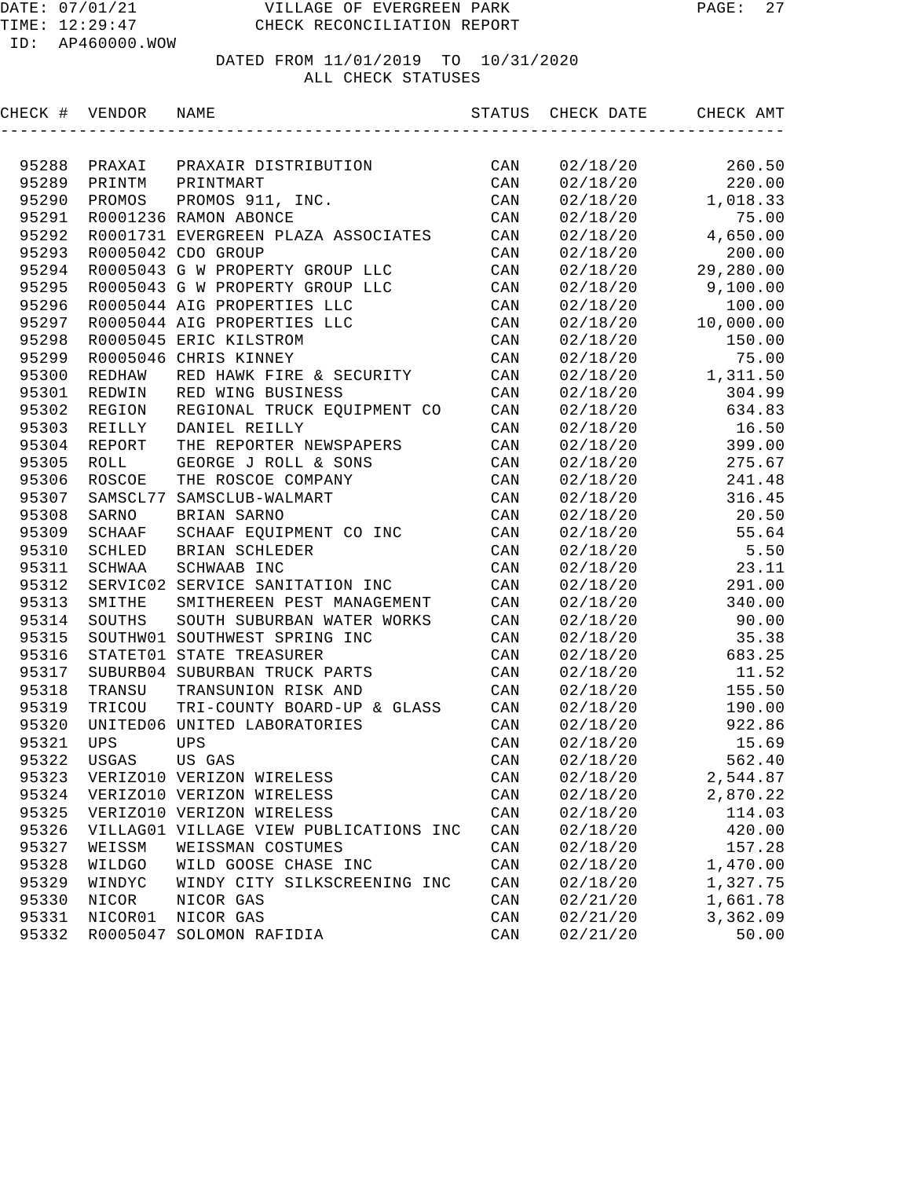VILLAGE OF EVERGREEN PARK
CHECK RECONCILIATION REPORT

DATE: 07/01/21
TIME: 12:29:47
ID: AP460000.WOW

DATED FROM 11/01/2019 TO 10/31/2020
ALL CHECK STATUSES

| CHECK # | VENDOR | NAME | STATUS | CHECK DATE | CHECK AMT |
|---|---|---|---|---|---|
| 95288 | PRAXAI | PRAXAIR DISTRIBUTION | CAN | 02/18/20 | 260.50 |
| 95289 | PRINTM | PRINTMART | CAN | 02/18/20 | 220.00 |
| 95290 | PROMOS | PROMOS 911, INC. | CAN | 02/18/20 | 1,018.33 |
| 95291 | R0001236 | RAMON ABONCE | CAN | 02/18/20 | 75.00 |
| 95292 | R0001731 | EVERGREEN PLAZA ASSOCIATES | CAN | 02/18/20 | 4,650.00 |
| 95293 | R0005042 | CDO GROUP | CAN | 02/18/20 | 200.00 |
| 95294 | R0005043 | G W PROPERTY GROUP LLC | CAN | 02/18/20 | 29,280.00 |
| 95295 | R0005043 | G W PROPERTY GROUP LLC | CAN | 02/18/20 | 9,100.00 |
| 95296 | R0005044 | AIG PROPERTIES LLC | CAN | 02/18/20 | 100.00 |
| 95297 | R0005044 | AIG PROPERTIES LLC | CAN | 02/18/20 | 10,000.00 |
| 95298 | R0005045 | ERIC KILSTROM | CAN | 02/18/20 | 150.00 |
| 95299 | R0005046 | CHRIS KINNEY | CAN | 02/18/20 | 75.00 |
| 95300 | REDHAW | RED HAWK FIRE & SECURITY | CAN | 02/18/20 | 1,311.50 |
| 95301 | REDWIN | RED WING BUSINESS | CAN | 02/18/20 | 304.99 |
| 95302 | REGION | REGIONAL TRUCK EQUIPMENT CO | CAN | 02/18/20 | 634.83 |
| 95303 | REILLY | DANIEL REILLY | CAN | 02/18/20 | 16.50 |
| 95304 | REPORT | THE REPORTER NEWSPAPERS | CAN | 02/18/20 | 399.00 |
| 95305 | ROLL | GEORGE J ROLL & SONS | CAN | 02/18/20 | 275.67 |
| 95306 | ROSCOE | THE ROSCOE COMPANY | CAN | 02/18/20 | 241.48 |
| 95307 | SAMSCL77 | SAMSCLUB-WALMART | CAN | 02/18/20 | 316.45 |
| 95308 | SARNO | BRIAN SARNO | CAN | 02/18/20 | 20.50 |
| 95309 | SCHAAF | SCHAAF EQUIPMENT CO INC | CAN | 02/18/20 | 55.64 |
| 95310 | SCHLED | BRIAN SCHLEDER | CAN | 02/18/20 | 5.50 |
| 95311 | SCHWAA | SCHWAAB INC | CAN | 02/18/20 | 23.11 |
| 95312 | SERVIC02 | SERVICE SANITATION INC | CAN | 02/18/20 | 291.00 |
| 95313 | SMITHE | SMITHEREEN PEST MANAGEMENT | CAN | 02/18/20 | 340.00 |
| 95314 | SOUTHS | SOUTH SUBURBAN WATER WORKS | CAN | 02/18/20 | 90.00 |
| 95315 | SOUTHW01 | SOUTHWEST SPRING INC | CAN | 02/18/20 | 35.38 |
| 95316 | STATET01 | STATE TREASURER | CAN | 02/18/20 | 683.25 |
| 95317 | SUBURB04 | SUBURBAN TRUCK PARTS | CAN | 02/18/20 | 11.52 |
| 95318 | TRANSU | TRANSUNION RISK AND | CAN | 02/18/20 | 155.50 |
| 95319 | TRICOU | TRI-COUNTY BOARD-UP & GLASS | CAN | 02/18/20 | 190.00 |
| 95320 | UNITED06 | UNITED LABORATORIES | CAN | 02/18/20 | 922.86 |
| 95321 | UPS | UPS | CAN | 02/18/20 | 15.69 |
| 95322 | USGAS | US GAS | CAN | 02/18/20 | 562.40 |
| 95323 | VERIZO10 | VERIZON WIRELESS | CAN | 02/18/20 | 2,544.87 |
| 95324 | VERIZO10 | VERIZON WIRELESS | CAN | 02/18/20 | 2,870.22 |
| 95325 | VERIZO10 | VERIZON WIRELESS | CAN | 02/18/20 | 114.03 |
| 95326 | VILLAG01 | VILLAGE VIEW PUBLICATIONS INC | CAN | 02/18/20 | 420.00 |
| 95327 | WEISSM | WEISSMAN COSTUMES | CAN | 02/18/20 | 157.28 |
| 95328 | WILDGO | WILD GOOSE CHASE INC | CAN | 02/18/20 | 1,470.00 |
| 95329 | WINDYC | WINDY CITY SILKSCREENING INC | CAN | 02/18/20 | 1,327.75 |
| 95330 | NICOR | NICOR GAS | CAN | 02/21/20 | 1,661.78 |
| 95331 | NICOR01 | NICOR GAS | CAN | 02/21/20 | 3,362.09 |
| 95332 | R0005047 | SOLOMON RAFIDIA | CAN | 02/21/20 | 50.00 |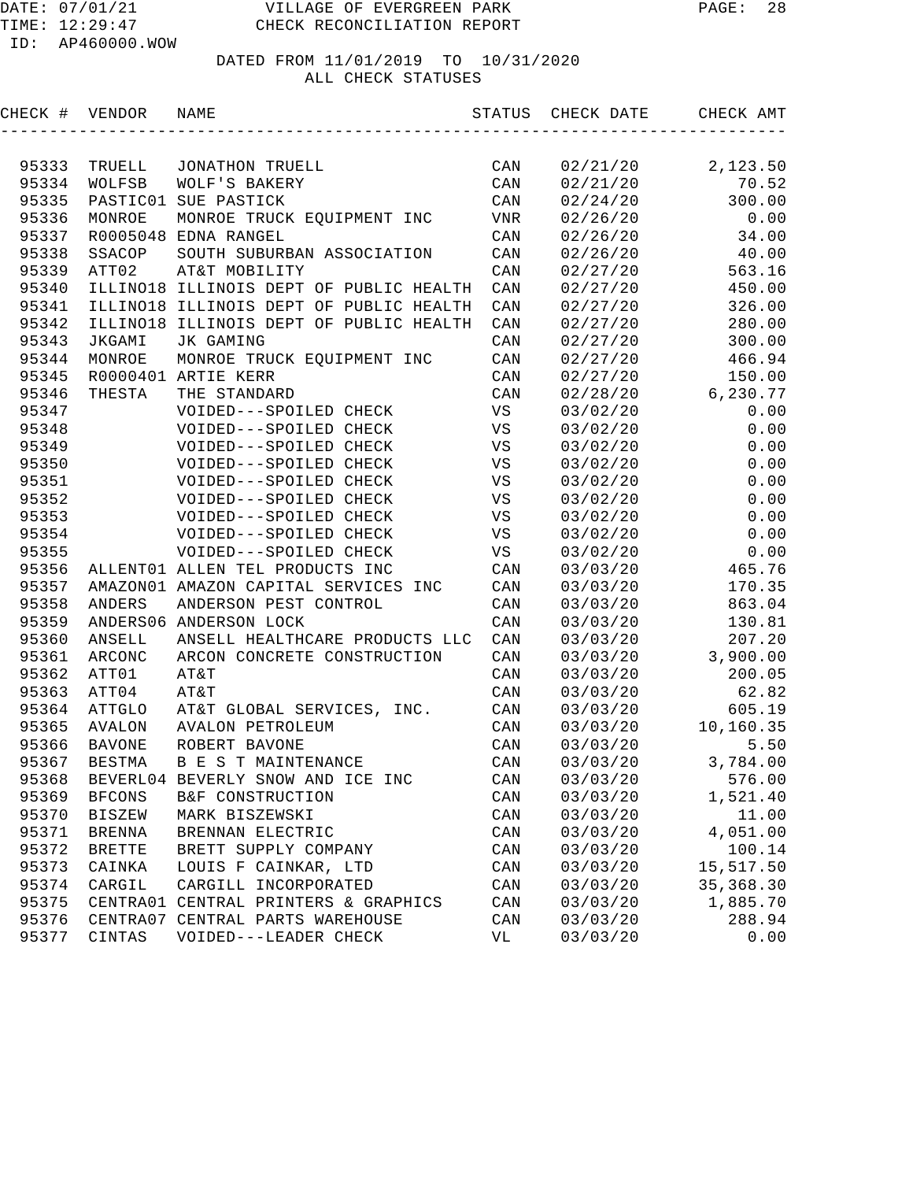DATE: 07/01/21 VILLAGE OF EVERGREEN PARK
TIME: 12:29:47 CHECK RECONCILIATION REPORT
ID: AP460000.WOW

DATED FROM 11/01/2019 TO 10/31/2020
ALL CHECK STATUSES

| CHECK # | VENDOR | NAME | STATUS | CHECK DATE | CHECK AMT |
|---|---|---|---|---|---|
| 95333 | TRUELL | JONATHON TRUELL | CAN | 02/21/20 | 2,123.50 |
| 95334 | WOLFSB | WOLF'S BAKERY | CAN | 02/21/20 | 70.52 |
| 95335 | PASTIC01 | SUE PASTICK | CAN | 02/24/20 | 300.00 |
| 95336 | MONROE | MONROE TRUCK EQUIPMENT INC | VNR | 02/26/20 | 0.00 |
| 95337 | R0005048 | EDNA RANGEL | CAN | 02/26/20 | 34.00 |
| 95338 | SSACOP | SOUTH SUBURBAN ASSOCIATION | CAN | 02/26/20 | 40.00 |
| 95339 | ATT02 | AT&T MOBILITY | CAN | 02/27/20 | 563.16 |
| 95340 | ILLINO18 | ILLINOIS DEPT OF PUBLIC HEALTH | CAN | 02/27/20 | 450.00 |
| 95341 | ILLINO18 | ILLINOIS DEPT OF PUBLIC HEALTH | CAN | 02/27/20 | 326.00 |
| 95342 | ILLINO18 | ILLINOIS DEPT OF PUBLIC HEALTH | CAN | 02/27/20 | 280.00 |
| 95343 | JKGAMI | JK GAMING | CAN | 02/27/20 | 300.00 |
| 95344 | MONROE | MONROE TRUCK EQUIPMENT INC | CAN | 02/27/20 | 466.94 |
| 95345 | R0000401 | ARTIE KERR | CAN | 02/27/20 | 150.00 |
| 95346 | THESTA | THE STANDARD | CAN | 02/28/20 | 6,230.77 |
| 95347 | | VOIDED---SPOILED CHECK | VS | 03/02/20 | 0.00 |
| 95348 | | VOIDED---SPOILED CHECK | VS | 03/02/20 | 0.00 |
| 95349 | | VOIDED---SPOILED CHECK | VS | 03/02/20 | 0.00 |
| 95350 | | VOIDED---SPOILED CHECK | VS | 03/02/20 | 0.00 |
| 95351 | | VOIDED---SPOILED CHECK | VS | 03/02/20 | 0.00 |
| 95352 | | VOIDED---SPOILED CHECK | VS | 03/02/20 | 0.00 |
| 95353 | | VOIDED---SPOILED CHECK | VS | 03/02/20 | 0.00 |
| 95354 | | VOIDED---SPOILED CHECK | VS | 03/02/20 | 0.00 |
| 95355 | | VOIDED---SPOILED CHECK | VS | 03/02/20 | 0.00 |
| 95356 | ALLENT01 | ALLEN TEL PRODUCTS INC | CAN | 03/03/20 | 465.76 |
| 95357 | AMAZON01 | AMAZON CAPITAL SERVICES INC | CAN | 03/03/20 | 170.35 |
| 95358 | ANDERS | ANDERSON PEST CONTROL | CAN | 03/03/20 | 863.04 |
| 95359 | ANDERS06 | ANDERSON LOCK | CAN | 03/03/20 | 130.81 |
| 95360 | ANSELL | ANSELL HEALTHCARE PRODUCTS LLC | CAN | 03/03/20 | 207.20 |
| 95361 | ARCONC | ARCON CONCRETE CONSTRUCTION | CAN | 03/03/20 | 3,900.00 |
| 95362 | ATT01 | AT&T | CAN | 03/03/20 | 200.05 |
| 95363 | ATT04 | AT&T | CAN | 03/03/20 | 62.82 |
| 95364 | ATTGLO | AT&T GLOBAL SERVICES, INC. | CAN | 03/03/20 | 605.19 |
| 95365 | AVALON | AVALON PETROLEUM | CAN | 03/03/20 | 10,160.35 |
| 95366 | BAVONE | ROBERT BAVONE | CAN | 03/03/20 | 5.50 |
| 95367 | BESTMA | B E S T MAINTENANCE | CAN | 03/03/20 | 3,784.00 |
| 95368 | BEVERL04 | BEVERLY SNOW AND ICE INC | CAN | 03/03/20 | 576.00 |
| 95369 | BFCONS | B&F CONSTRUCTION | CAN | 03/03/20 | 1,521.40 |
| 95370 | BISZEW | MARK BISZEWSKI | CAN | 03/03/20 | 11.00 |
| 95371 | BRENNA | BRENNAN ELECTRIC | CAN | 03/03/20 | 4,051.00 |
| 95372 | BRETTE | BRETT SUPPLY COMPANY | CAN | 03/03/20 | 100.14 |
| 95373 | CAINKA | LOUIS F CAINKAR, LTD | CAN | 03/03/20 | 15,517.50 |
| 95374 | CARGIL | CARGILL INCORPORATED | CAN | 03/03/20 | 35,368.30 |
| 95375 | CENTRA01 | CENTRAL PRINTERS & GRAPHICS | CAN | 03/03/20 | 1,885.70 |
| 95376 | CENTRA07 | CENTRAL PARTS WAREHOUSE | CAN | 03/03/20 | 288.94 |
| 95377 | CINTAS | VOIDED---LEADER CHECK | VL | 03/03/20 | 0.00 |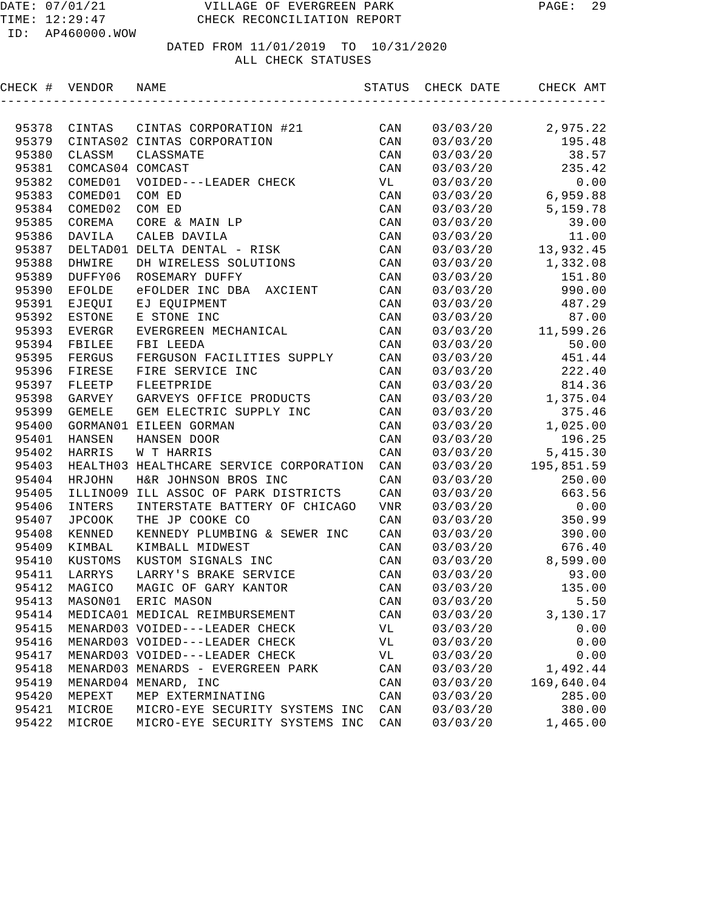DATE: 07/01/21 VILLAGE OF EVERGREEN PARK
TIME: 12:29:47 CHECK RECONCILIATION REPORT
ID: AP460000.WOW

DATED FROM 11/01/2019 TO 10/31/2020
ALL CHECK STATUSES

| CHECK # | VENDOR | NAME | STATUS | CHECK DATE | CHECK AMT |
|---|---|---|---|---|---|
| 95378 | CINTAS | CINTAS CORPORATION #21 | CAN | 03/03/20 | 2,975.22 |
| 95379 | CINTAS02 | CINTAS CORPORATION | CAN | 03/03/20 | 195.48 |
| 95380 | CLASSM | CLASSMATE | CAN | 03/03/20 | 38.57 |
| 95381 | COMCAS04 | COMCAST | CAN | 03/03/20 | 235.42 |
| 95382 | COMED01 | VOIDED---LEADER CHECK | VL | 03/03/20 | 0.00 |
| 95383 | COMED01 | COM ED | CAN | 03/03/20 | 6,959.88 |
| 95384 | COMED02 | COM ED | CAN | 03/03/20 | 5,159.78 |
| 95385 | COREMA | CORE & MAIN LP | CAN | 03/03/20 | 39.00 |
| 95386 | DAVILA | CALEB DAVILA | CAN | 03/03/20 | 11.00 |
| 95387 | DELTAD01 | DELTA DENTAL - RISK | CAN | 03/03/20 | 13,932.45 |
| 95388 | DHWIRE | DH WIRELESS SOLUTIONS | CAN | 03/03/20 | 1,332.08 |
| 95389 | DUFFY06 | ROSEMARY DUFFY | CAN | 03/03/20 | 151.80 |
| 95390 | EFOLDE | eFOLDER INC DBA AXCIENT | CAN | 03/03/20 | 990.00 |
| 95391 | EJEQUI | EJ EQUIPMENT | CAN | 03/03/20 | 487.29 |
| 95392 | ESTONE | E STONE INC | CAN | 03/03/20 | 87.00 |
| 95393 | EVERGR | EVERGREEN MECHANICAL | CAN | 03/03/20 | 11,599.26 |
| 95394 | FBILEE | FBI LEEDA | CAN | 03/03/20 | 50.00 |
| 95395 | FERGUS | FERGUSON FACILITIES SUPPLY | CAN | 03/03/20 | 451.44 |
| 95396 | FIRESE | FIRE SERVICE INC | CAN | 03/03/20 | 222.40 |
| 95397 | FLEETP | FLEETPRIDE | CAN | 03/03/20 | 814.36 |
| 95398 | GARVEY | GARVEYS OFFICE PRODUCTS | CAN | 03/03/20 | 1,375.04 |
| 95399 | GEMELE | GEM ELECTRIC SUPPLY INC | CAN | 03/03/20 | 375.46 |
| 95400 | GORMAN01 | EILEEN GORMAN | CAN | 03/03/20 | 1,025.00 |
| 95401 | HANSEN | HANSEN DOOR | CAN | 03/03/20 | 196.25 |
| 95402 | HARRIS | W T HARRIS | CAN | 03/03/20 | 5,415.30 |
| 95403 | HEALTH03 | HEALTHCARE SERVICE CORPORATION | CAN | 03/03/20 | 195,851.59 |
| 95404 | HRJOHN | H&R JOHNSON BROS INC | CAN | 03/03/20 | 250.00 |
| 95405 | ILLINO09 | ILL ASSOC OF PARK DISTRICTS | CAN | 03/03/20 | 663.56 |
| 95406 | INTERS | INTERSTATE BATTERY OF CHICAGO | VNR | 03/03/20 | 0.00 |
| 95407 | JPCOOK | THE JP COOKE CO | CAN | 03/03/20 | 350.99 |
| 95408 | KENNED | KENNEDY PLUMBING & SEWER INC | CAN | 03/03/20 | 390.00 |
| 95409 | KIMBAL | KIMBALL MIDWEST | CAN | 03/03/20 | 676.40 |
| 95410 | KUSTOMS | KUSTOM SIGNALS INC | CAN | 03/03/20 | 8,599.00 |
| 95411 | LARRYS | LARRY'S BRAKE SERVICE | CAN | 03/03/20 | 93.00 |
| 95412 | MAGICO | MAGIC OF GARY KANTOR | CAN | 03/03/20 | 135.00 |
| 95413 | MASON01 | ERIC MASON | CAN | 03/03/20 | 5.50 |
| 95414 | MEDICA01 | MEDICAL REIMBURSEMENT | CAN | 03/03/20 | 3,130.17 |
| 95415 | MENARD03 | VOIDED---LEADER CHECK | VL | 03/03/20 | 0.00 |
| 95416 | MENARD03 | VOIDED---LEADER CHECK | VL | 03/03/20 | 0.00 |
| 95417 | MENARD03 | VOIDED---LEADER CHECK | VL | 03/03/20 | 0.00 |
| 95418 | MENARD03 | MENARDS - EVERGREEN PARK | CAN | 03/03/20 | 1,492.44 |
| 95419 | MENARD04 | MENARD, INC | CAN | 03/03/20 | 169,640.04 |
| 95420 | MEPEXT | MEP EXTERMINATING | CAN | 03/03/20 | 285.00 |
| 95421 | MICROE | MICRO-EYE SECURITY SYSTEMS INC | CAN | 03/03/20 | 380.00 |
| 95422 | MICROE | MICRO-EYE SECURITY SYSTEMS INC | CAN | 03/03/20 | 1,465.00 |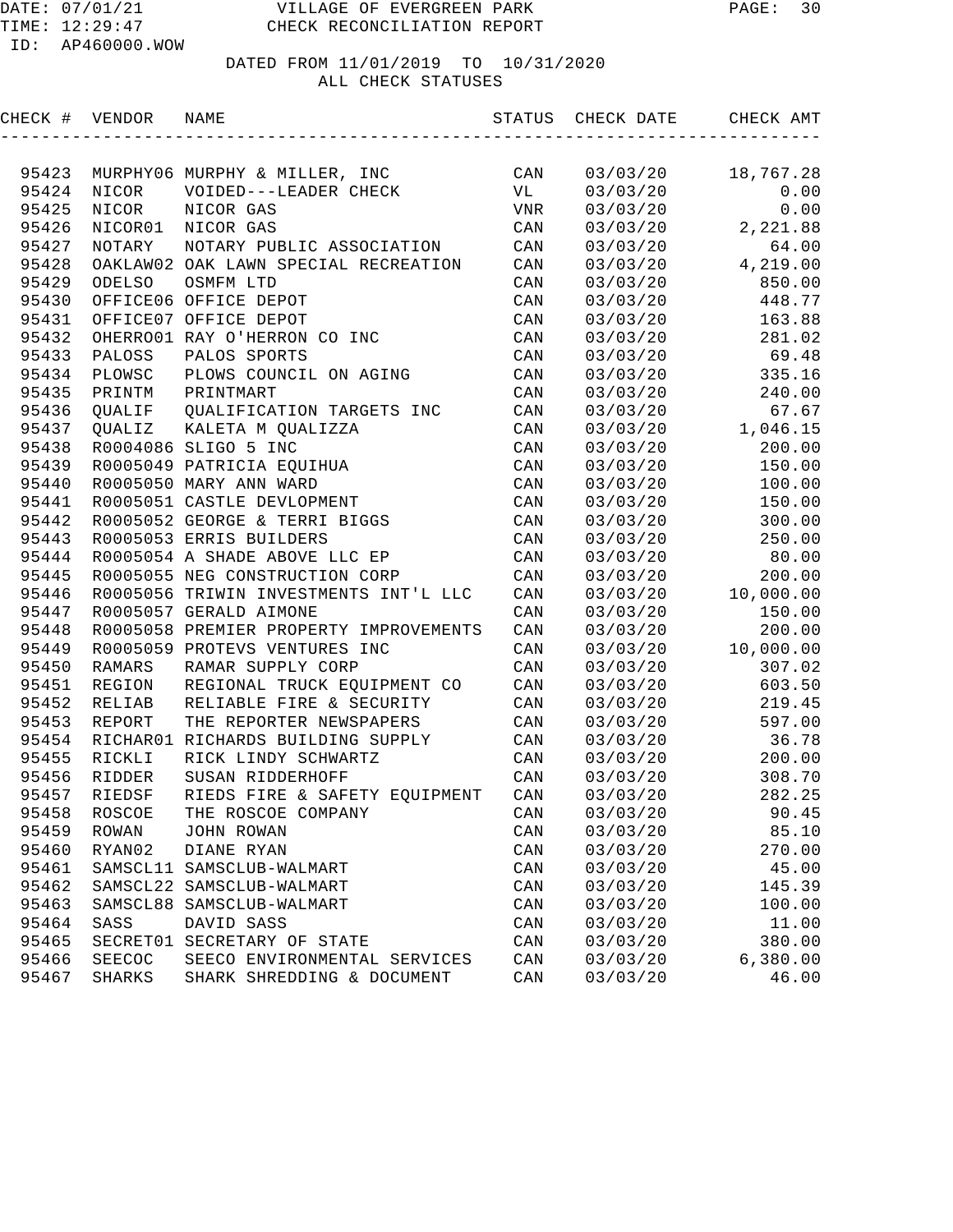DATE: 07/01/21 VILLAGE OF EVERGREEN PARK
TIME: 12:29:47 CHECK RECONCILIATION REPORT
ID: AP460000.WOW

DATED FROM 11/01/2019 TO 10/31/2020
ALL CHECK STATUSES

| CHECK # | VENDOR | NAME | STATUS | CHECK DATE | CHECK AMT |
|---|---|---|---|---|---|
| 95423 | MURPHY06 | MURPHY & MILLER, INC | CAN | 03/03/20 | 18,767.28 |
| 95424 | NICOR | VOIDED---LEADER CHECK | VL | 03/03/20 | 0.00 |
| 95425 | NICOR | NICOR GAS | VNR | 03/03/20 | 0.00 |
| 95426 | NICOR01 | NICOR GAS | CAN | 03/03/20 | 2,221.88 |
| 95427 | NOTARY | NOTARY PUBLIC ASSOCIATION | CAN | 03/03/20 | 64.00 |
| 95428 | OAKLAW02 | OAK LAWN SPECIAL RECREATION | CAN | 03/03/20 | 4,219.00 |
| 95429 | ODELSO | OSMFM LTD | CAN | 03/03/20 | 850.00 |
| 95430 | OFFICE06 | OFFICE DEPOT | CAN | 03/03/20 | 448.77 |
| 95431 | OFFICE07 | OFFICE DEPOT | CAN | 03/03/20 | 163.88 |
| 95432 | OHERRO01 | RAY O'HERRON CO INC | CAN | 03/03/20 | 281.02 |
| 95433 | PALOSS | PALOS SPORTS | CAN | 03/03/20 | 69.48 |
| 95434 | PLOWSC | PLOWS COUNCIL ON AGING | CAN | 03/03/20 | 335.16 |
| 95435 | PRINTM | PRINTMART | CAN | 03/03/20 | 240.00 |
| 95436 | QUALIF | QUALIFICATION TARGETS INC | CAN | 03/03/20 | 67.67 |
| 95437 | QUALIZ | KALETA M QUALIZZA | CAN | 03/03/20 | 1,046.15 |
| 95438 | R0004086 | SLIGO 5 INC | CAN | 03/03/20 | 200.00 |
| 95439 | R0005049 | PATRICIA EQUIHUA | CAN | 03/03/20 | 150.00 |
| 95440 | R0005050 | MARY ANN WARD | CAN | 03/03/20 | 100.00 |
| 95441 | R0005051 | CASTLE DEVLOPMENT | CAN | 03/03/20 | 150.00 |
| 95442 | R0005052 | GEORGE & TERRI BIGGS | CAN | 03/03/20 | 300.00 |
| 95443 | R0005053 | ERRIS BUILDERS | CAN | 03/03/20 | 250.00 |
| 95444 | R0005054 | A SHADE ABOVE LLC EP | CAN | 03/03/20 | 80.00 |
| 95445 | R0005055 | NEG CONSTRUCTION CORP | CAN | 03/03/20 | 200.00 |
| 95446 | R0005056 | TRIWIN INVESTMENTS INT'L LLC | CAN | 03/03/20 | 10,000.00 |
| 95447 | R0005057 | GERALD AIMONE | CAN | 03/03/20 | 150.00 |
| 95448 | R0005058 | PREMIER PROPERTY IMPROVEMENTS | CAN | 03/03/20 | 200.00 |
| 95449 | R0005059 | PROTEVS VENTURES INC | CAN | 03/03/20 | 10,000.00 |
| 95450 | RAMARS | RAMAR SUPPLY CORP | CAN | 03/03/20 | 307.02 |
| 95451 | REGION | REGIONAL TRUCK EQUIPMENT CO | CAN | 03/03/20 | 603.50 |
| 95452 | RELIAB | RELIABLE FIRE & SECURITY | CAN | 03/03/20 | 219.45 |
| 95453 | REPORT | THE REPORTER NEWSPAPERS | CAN | 03/03/20 | 597.00 |
| 95454 | RICHAR01 | RICHARDS BUILDING SUPPLY | CAN | 03/03/20 | 36.78 |
| 95455 | RICKLI | RICK LINDY SCHWARTZ | CAN | 03/03/20 | 200.00 |
| 95456 | RIDDER | SUSAN RIDDERHOFF | CAN | 03/03/20 | 308.70 |
| 95457 | RIEDSF | RIEDS FIRE & SAFETY EQUIPMENT | CAN | 03/03/20 | 282.25 |
| 95458 | ROSCOE | THE ROSCOE COMPANY | CAN | 03/03/20 | 90.45 |
| 95459 | ROWAN | JOHN ROWAN | CAN | 03/03/20 | 85.10 |
| 95460 | RYAN02 | DIANE RYAN | CAN | 03/03/20 | 270.00 |
| 95461 | SAMSCL11 | SAMSCLUB-WALMART | CAN | 03/03/20 | 45.00 |
| 95462 | SAMSCL22 | SAMSCLUB-WALMART | CAN | 03/03/20 | 145.39 |
| 95463 | SAMSCL88 | SAMSCLUB-WALMART | CAN | 03/03/20 | 100.00 |
| 95464 | SASS | DAVID SASS | CAN | 03/03/20 | 11.00 |
| 95465 | SECRET01 | SECRETARY OF STATE | CAN | 03/03/20 | 380.00 |
| 95466 | SEECOC | SEECO ENVIRONMENTAL SERVICES | CAN | 03/03/20 | 6,380.00 |
| 95467 | SHARKS | SHARK SHREDDING & DOCUMENT | CAN | 03/03/20 | 46.00 |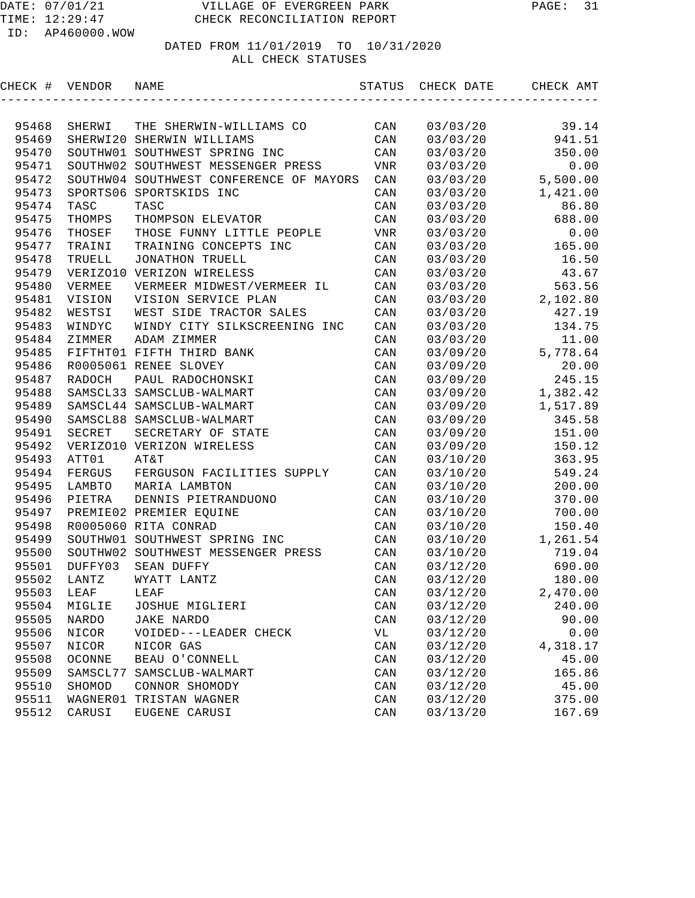# VILLAGE OF EVERGREEN PARK
## CHECK RECONCILIATION REPORT

DATE: 07/01/21
TIME: 12:29:47
ID: AP460000.WOW

DATED FROM 11/01/2019 TO 10/31/2020
ALL CHECK STATUSES

| CHECK # | VENDOR | NAME | STATUS | CHECK DATE | CHECK AMT |
|---|---|---|---|---|---|
| 95468 | SHERWI | THE SHERWIN-WILLIAMS CO | CAN | 03/03/20 | 39.14 |
| 95469 | SHERWI20 | SHERWIN WILLIAMS | CAN | 03/03/20 | 941.51 |
| 95470 | SOUTHW01 | SOUTHWEST SPRING INC | CAN | 03/03/20 | 350.00 |
| 95471 | SOUTHW02 | SOUTHWEST MESSENGER PRESS | VNR | 03/03/20 | 0.00 |
| 95472 | SOUTHW04 | SOUTHWEST CONFERENCE OF MAYORS | CAN | 03/03/20 | 5,500.00 |
| 95473 | SPORTS06 | SPORTSKIDS INC | CAN | 03/03/20 | 1,421.00 |
| 95474 | TASC | TASC | CAN | 03/03/20 | 86.80 |
| 95475 | THOMPS | THOMPSON ELEVATOR | CAN | 03/03/20 | 688.00 |
| 95476 | THOSEF | THOSE FUNNY LITTLE PEOPLE | VNR | 03/03/20 | 0.00 |
| 95477 | TRAINI | TRAINING CONCEPTS INC | CAN | 03/03/20 | 165.00 |
| 95478 | TRUELL | JONATHON TRUELL | CAN | 03/03/20 | 16.50 |
| 95479 | VERIZO10 | VERIZON WIRELESS | CAN | 03/03/20 | 43.67 |
| 95480 | VERMEE | VERMEER MIDWEST/VERMEER IL | CAN | 03/03/20 | 563.56 |
| 95481 | VISION | VISION SERVICE PLAN | CAN | 03/03/20 | 2,102.80 |
| 95482 | WESTSI | WEST SIDE TRACTOR SALES | CAN | 03/03/20 | 427.19 |
| 95483 | WINDYC | WINDY CITY SILKSCREENING INC | CAN | 03/03/20 | 134.75 |
| 95484 | ZIMMER | ADAM ZIMMER | CAN | 03/03/20 | 11.00 |
| 95485 | FIFTHT01 | FIFTH THIRD BANK | CAN | 03/09/20 | 5,778.64 |
| 95486 | R0005061 | RENEE SLOVEY | CAN | 03/09/20 | 20.00 |
| 95487 | RADOCH | PAUL RADOCHONSKI | CAN | 03/09/20 | 245.15 |
| 95488 | SAMSCL33 | SAMSCLUB-WALMART | CAN | 03/09/20 | 1,382.42 |
| 95489 | SAMSCL44 | SAMSCLUB-WALMART | CAN | 03/09/20 | 1,517.89 |
| 95490 | SAMSCL88 | SAMSCLUB-WALMART | CAN | 03/09/20 | 345.58 |
| 95491 | SECRET | SECRETARY OF STATE | CAN | 03/09/20 | 151.00 |
| 95492 | VERIZO10 | VERIZON WIRELESS | CAN | 03/09/20 | 150.12 |
| 95493 | ATT01 | AT&T | CAN | 03/10/20 | 363.95 |
| 95494 | FERGUS | FERGUSON FACILITIES SUPPLY | CAN | 03/10/20 | 549.24 |
| 95495 | LAMBTO | MARIA LAMBTON | CAN | 03/10/20 | 200.00 |
| 95496 | PIETRA | DENNIS PIETRANDUONO | CAN | 03/10/20 | 370.00 |
| 95497 | PREMIE02 | PREMIER EQUINE | CAN | 03/10/20 | 700.00 |
| 95498 | R0005060 | RITA CONRAD | CAN | 03/10/20 | 150.40 |
| 95499 | SOUTHW01 | SOUTHWEST SPRING INC | CAN | 03/10/20 | 1,261.54 |
| 95500 | SOUTHW02 | SOUTHWEST MESSENGER PRESS | CAN | 03/10/20 | 719.04 |
| 95501 | DUFFY03 | SEAN DUFFY | CAN | 03/12/20 | 690.00 |
| 95502 | LANTZ | WYATT LANTZ | CAN | 03/12/20 | 180.00 |
| 95503 | LEAF | LEAF | CAN | 03/12/20 | 2,470.00 |
| 95504 | MIGLIE | JOSHUE MIGLIERI | CAN | 03/12/20 | 240.00 |
| 95505 | NARDO | JAKE NARDO | CAN | 03/12/20 | 90.00 |
| 95506 | NICOR | VOIDED---LEADER CHECK | VL | 03/12/20 | 0.00 |
| 95507 | NICOR | NICOR GAS | CAN | 03/12/20 | 4,318.17 |
| 95508 | OCONNE | BEAU O'CONNELL | CAN | 03/12/20 | 45.00 |
| 95509 | SAMSCL77 | SAMSCLUB-WALMART | CAN | 03/12/20 | 165.86 |
| 95510 | SHOMOD | CONNOR SHOMODY | CAN | 03/12/20 | 45.00 |
| 95511 | WAGNER01 | TRISTAN WAGNER | CAN | 03/12/20 | 375.00 |
| 95512 | CARUSI | EUGENE CARUSI | CAN | 03/13/20 | 167.69 |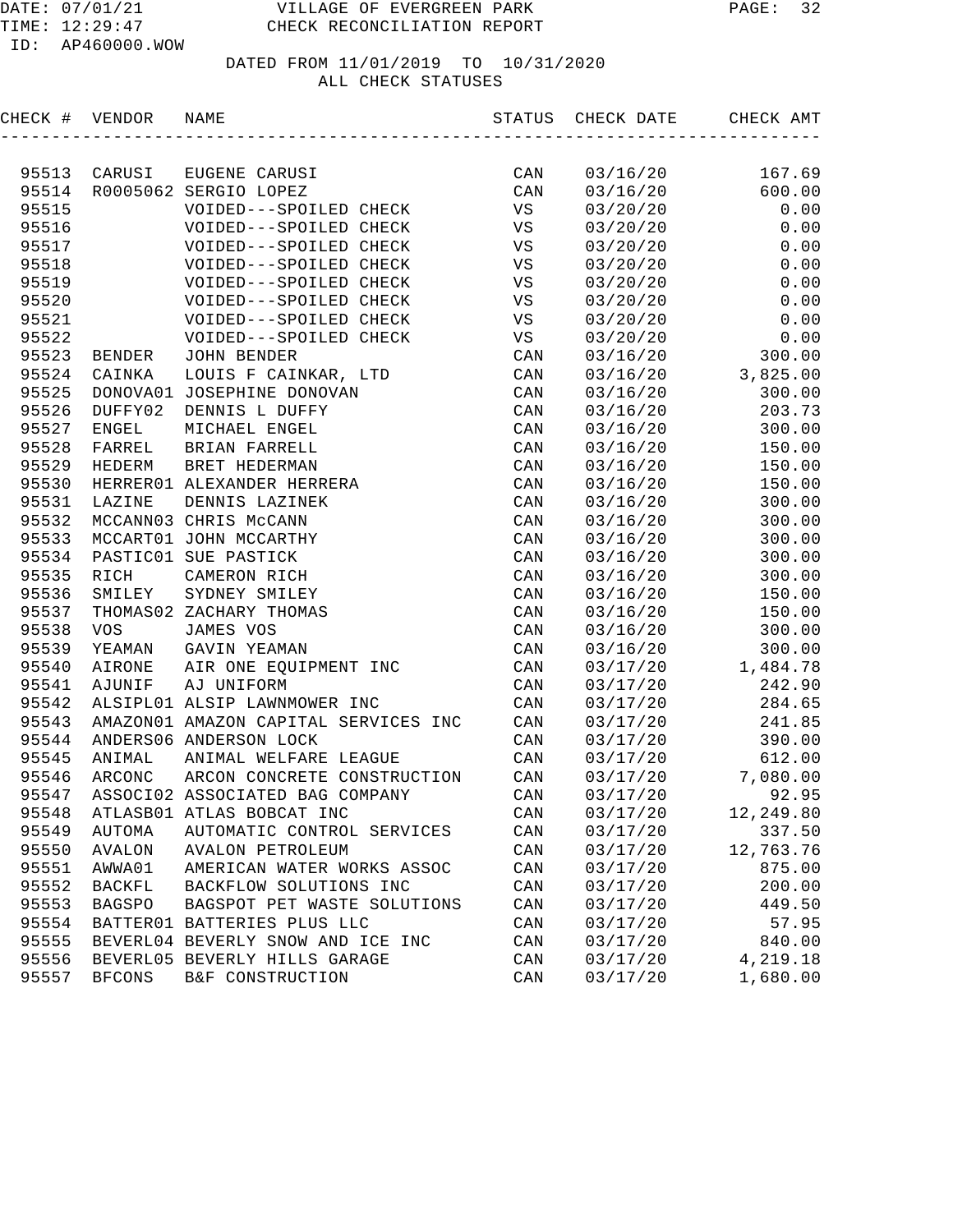DATE: 07/01/21 VILLAGE OF EVERGREEN PARK
TIME: 12:29:47 CHECK RECONCILIATION REPORT
ID: AP460000.WOW

DATED FROM 11/01/2019 TO 10/31/2020
ALL CHECK STATUSES

| CHECK # | VENDOR | NAME | STATUS | CHECK DATE | CHECK AMT |
|---|---|---|---|---|---|
| 95513 | CARUSI | EUGENE CARUSI | CAN | 03/16/20 | 167.69 |
| 95514 | R0005062 | SERGIO LOPEZ | CAN | 03/16/20 | 600.00 |
| 95515 | | VOIDED---SPOILED CHECK | VS | 03/20/20 | 0.00 |
| 95516 | | VOIDED---SPOILED CHECK | VS | 03/20/20 | 0.00 |
| 95517 | | VOIDED---SPOILED CHECK | VS | 03/20/20 | 0.00 |
| 95518 | | VOIDED---SPOILED CHECK | VS | 03/20/20 | 0.00 |
| 95519 | | VOIDED---SPOILED CHECK | VS | 03/20/20 | 0.00 |
| 95520 | | VOIDED---SPOILED CHECK | VS | 03/20/20 | 0.00 |
| 95521 | | VOIDED---SPOILED CHECK | VS | 03/20/20 | 0.00 |
| 95522 | | VOIDED---SPOILED CHECK | VS | 03/20/20 | 0.00 |
| 95523 | BENDER | JOHN BENDER | CAN | 03/16/20 | 300.00 |
| 95524 | CAINKA | LOUIS F CAINKAR, LTD | CAN | 03/16/20 | 3,825.00 |
| 95525 | DONOVA01 | JOSEPHINE DONOVAN | CAN | 03/16/20 | 300.00 |
| 95526 | DUFFY02 | DENNIS L DUFFY | CAN | 03/16/20 | 203.73 |
| 95527 | ENGEL | MICHAEL ENGEL | CAN | 03/16/20 | 300.00 |
| 95528 | FARREL | BRIAN FARRELL | CAN | 03/16/20 | 150.00 |
| 95529 | HEDERM | BRET HEDERMAN | CAN | 03/16/20 | 150.00 |
| 95530 | HERRER01 | ALEXANDER HERRERA | CAN | 03/16/20 | 150.00 |
| 95531 | LAZINE | DENNIS LAZINEK | CAN | 03/16/20 | 300.00 |
| 95532 | MCCANN03 | CHRIS McCANN | CAN | 03/16/20 | 300.00 |
| 95533 | MCCART01 | JOHN MCCARTHY | CAN | 03/16/20 | 300.00 |
| 95534 | PASTIC01 | SUE PASTICK | CAN | 03/16/20 | 300.00 |
| 95535 | RICH | CAMERON RICH | CAN | 03/16/20 | 300.00 |
| 95536 | SMILEY | SYDNEY SMILEY | CAN | 03/16/20 | 150.00 |
| 95537 | THOMAS02 | ZACHARY THOMAS | CAN | 03/16/20 | 150.00 |
| 95538 | VOS | JAMES VOS | CAN | 03/16/20 | 300.00 |
| 95539 | YEAMAN | GAVIN YEAMAN | CAN | 03/16/20 | 300.00 |
| 95540 | AIRONE | AIR ONE EQUIPMENT INC | CAN | 03/17/20 | 1,484.78 |
| 95541 | AJUNIF | AJ UNIFORM | CAN | 03/17/20 | 242.90 |
| 95542 | ALSIPL01 | ALSIP LAWNMOWER INC | CAN | 03/17/20 | 284.65 |
| 95543 | AMAZON01 | AMAZON CAPITAL SERVICES INC | CAN | 03/17/20 | 241.85 |
| 95544 | ANDERS06 | ANDERSON LOCK | CAN | 03/17/20 | 390.00 |
| 95545 | ANIMAL | ANIMAL WELFARE LEAGUE | CAN | 03/17/20 | 612.00 |
| 95546 | ARCONC | ARCON CONCRETE CONSTRUCTION | CAN | 03/17/20 | 7,080.00 |
| 95547 | ASSOCI02 | ASSOCIATED BAG COMPANY | CAN | 03/17/20 | 92.95 |
| 95548 | ATLASB01 | ATLAS BOBCAT INC | CAN | 03/17/20 | 12,249.80 |
| 95549 | AUTOMA | AUTOMATIC CONTROL SERVICES | CAN | 03/17/20 | 337.50 |
| 95550 | AVALON | AVALON PETROLEUM | CAN | 03/17/20 | 12,763.76 |
| 95551 | AWWA01 | AMERICAN WATER WORKS ASSOC | CAN | 03/17/20 | 875.00 |
| 95552 | BACKFL | BACKFLOW SOLUTIONS INC | CAN | 03/17/20 | 200.00 |
| 95553 | BAGSPO | BAGSPOT PET WASTE SOLUTIONS | CAN | 03/17/20 | 449.50 |
| 95554 | BATTER01 | BATTERIES PLUS LLC | CAN | 03/17/20 | 57.95 |
| 95555 | BEVERL04 | BEVERLY SNOW AND ICE INC | CAN | 03/17/20 | 840.00 |
| 95556 | BEVERL05 | BEVERLY HILLS GARAGE | CAN | 03/17/20 | 4,219.18 |
| 95557 | BFCONS | B&F CONSTRUCTION | CAN | 03/17/20 | 1,680.00 |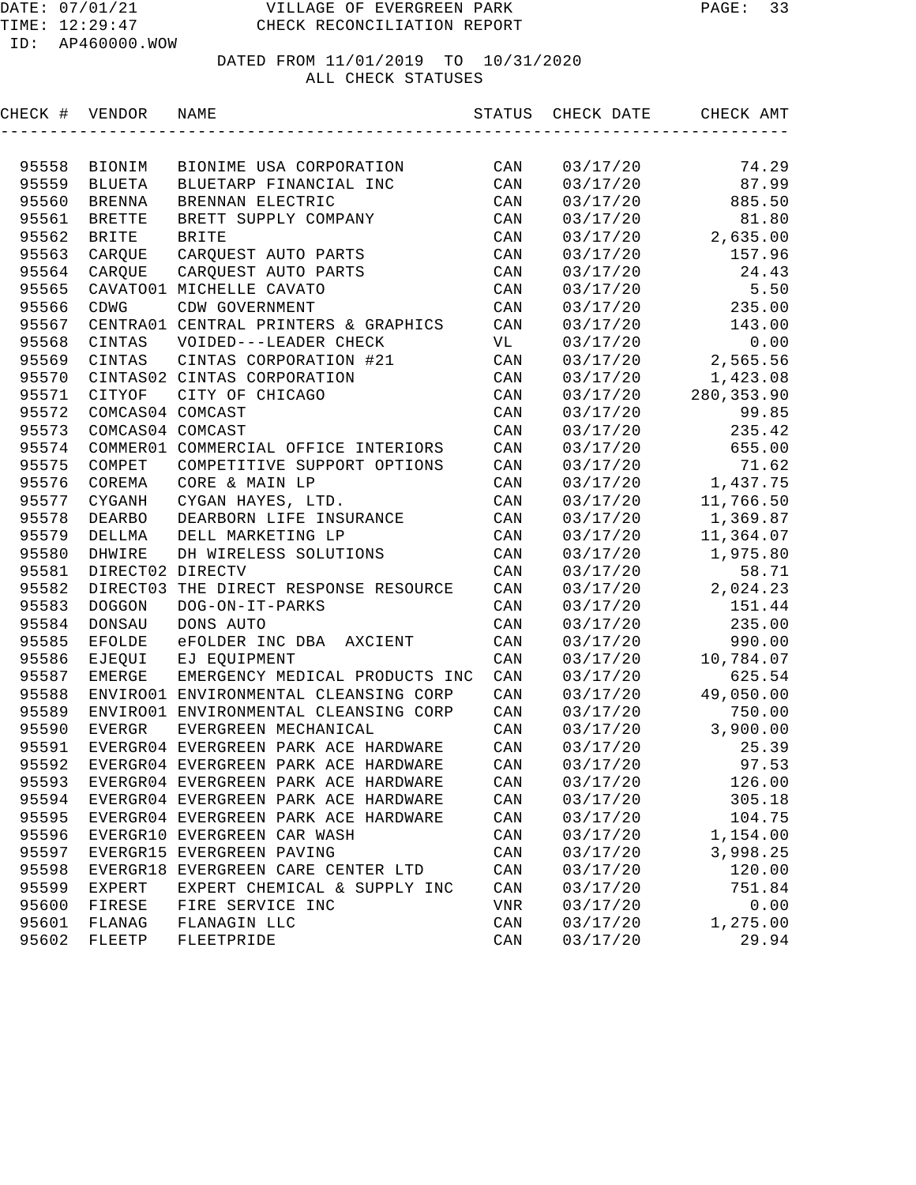DATE: 07/01/21 VILLAGE OF EVERGREEN PARK
TIME: 12:29:47 CHECK RECONCILIATION REPORT
ID: AP460000.WOW

DATED FROM 11/01/2019 TO 10/31/2020
ALL CHECK STATUSES

| CHECK # | VENDOR | NAME | STATUS | CHECK DATE | CHECK AMT |
|---|---|---|---|---|---|
| 95558 | BIONIM | BIONIME USA CORPORATION | CAN | 03/17/20 | 74.29 |
| 95559 | BLUETA | BLUETARP FINANCIAL INC | CAN | 03/17/20 | 87.99 |
| 95560 | BRENNA | BRENNAN ELECTRIC | CAN | 03/17/20 | 885.50 |
| 95561 | BRETTE | BRETT SUPPLY COMPANY | CAN | 03/17/20 | 81.80 |
| 95562 | BRITE | BRITE | CAN | 03/17/20 | 2,635.00 |
| 95563 | CARQUE | CARQUEST AUTO PARTS | CAN | 03/17/20 | 157.96 |
| 95564 | CARQUE | CARQUEST AUTO PARTS | CAN | 03/17/20 | 24.43 |
| 95565 | CAVATO01 | MICHELLE CAVATO | CAN | 03/17/20 | 5.50 |
| 95566 | CDWG | CDW GOVERNMENT | CAN | 03/17/20 | 235.00 |
| 95567 | CENTRA01 | CENTRAL PRINTERS & GRAPHICS | CAN | 03/17/20 | 143.00 |
| 95568 | CINTAS | VOIDED---LEADER CHECK | VL | 03/17/20 | 0.00 |
| 95569 | CINTAS | CINTAS CORPORATION #21 | CAN | 03/17/20 | 2,565.56 |
| 95570 | CINTAS02 | CINTAS CORPORATION | CAN | 03/17/20 | 1,423.08 |
| 95571 | CITYOF | CITY OF CHICAGO | CAN | 03/17/20 | 280,353.90 |
| 95572 | COMCAS04 | COMCAST | CAN | 03/17/20 | 99.85 |
| 95573 | COMCAS04 | COMCAST | CAN | 03/17/20 | 235.42 |
| 95574 | COMMER01 | COMMERCIAL OFFICE INTERIORS | CAN | 03/17/20 | 655.00 |
| 95575 | COMPET | COMPETITIVE SUPPORT OPTIONS | CAN | 03/17/20 | 71.62 |
| 95576 | COREMA | CORE & MAIN LP | CAN | 03/17/20 | 1,437.75 |
| 95577 | CYGANH | CYGAN HAYES, LTD. | CAN | 03/17/20 | 11,766.50 |
| 95578 | DEARBO | DEARBORN LIFE INSURANCE | CAN | 03/17/20 | 1,369.87 |
| 95579 | DELLMA | DELL MARKETING LP | CAN | 03/17/20 | 11,364.07 |
| 95580 | DHWIRE | DH WIRELESS SOLUTIONS | CAN | 03/17/20 | 1,975.80 |
| 95581 | DIRECT02 | DIRECTV | CAN | 03/17/20 | 58.71 |
| 95582 | DIRECT03 | THE DIRECT RESPONSE RESOURCE | CAN | 03/17/20 | 2,024.23 |
| 95583 | DOGGON | DOG-ON-IT-PARKS | CAN | 03/17/20 | 151.44 |
| 95584 | DONSAU | DONS AUTO | CAN | 03/17/20 | 235.00 |
| 95585 | EFOLDE | eFOLDER INC DBA AXCIENT | CAN | 03/17/20 | 990.00 |
| 95586 | EJEQUI | EJ EQUIPMENT | CAN | 03/17/20 | 10,784.07 |
| 95587 | EMERGE | EMERGENCY MEDICAL PRODUCTS INC | CAN | 03/17/20 | 625.54 |
| 95588 | ENVIRO01 | ENVIRONMENTAL CLEANSING CORP | CAN | 03/17/20 | 49,050.00 |
| 95589 | ENVIRO01 | ENVIRONMENTAL CLEANSING CORP | CAN | 03/17/20 | 750.00 |
| 95590 | EVERGR | EVERGREEN MECHANICAL | CAN | 03/17/20 | 3,900.00 |
| 95591 | EVERGR04 | EVERGREEN PARK ACE HARDWARE | CAN | 03/17/20 | 25.39 |
| 95592 | EVERGR04 | EVERGREEN PARK ACE HARDWARE | CAN | 03/17/20 | 97.53 |
| 95593 | EVERGR04 | EVERGREEN PARK ACE HARDWARE | CAN | 03/17/20 | 126.00 |
| 95594 | EVERGR04 | EVERGREEN PARK ACE HARDWARE | CAN | 03/17/20 | 305.18 |
| 95595 | EVERGR04 | EVERGREEN PARK ACE HARDWARE | CAN | 03/17/20 | 104.75 |
| 95596 | EVERGR10 | EVERGREEN CAR WASH | CAN | 03/17/20 | 1,154.00 |
| 95597 | EVERGR15 | EVERGREEN PAVING | CAN | 03/17/20 | 3,998.25 |
| 95598 | EVERGR18 | EVERGREEN CARE CENTER LTD | CAN | 03/17/20 | 120.00 |
| 95599 | EXPERT | EXPERT CHEMICAL & SUPPLY INC | CAN | 03/17/20 | 751.84 |
| 95600 | FIRESE | FIRE SERVICE INC | VNR | 03/17/20 | 0.00 |
| 95601 | FLANAG | FLANAGIN LLC | CAN | 03/17/20 | 1,275.00 |
| 95602 | FLEETP | FLEETPRIDE | CAN | 03/17/20 | 29.94 |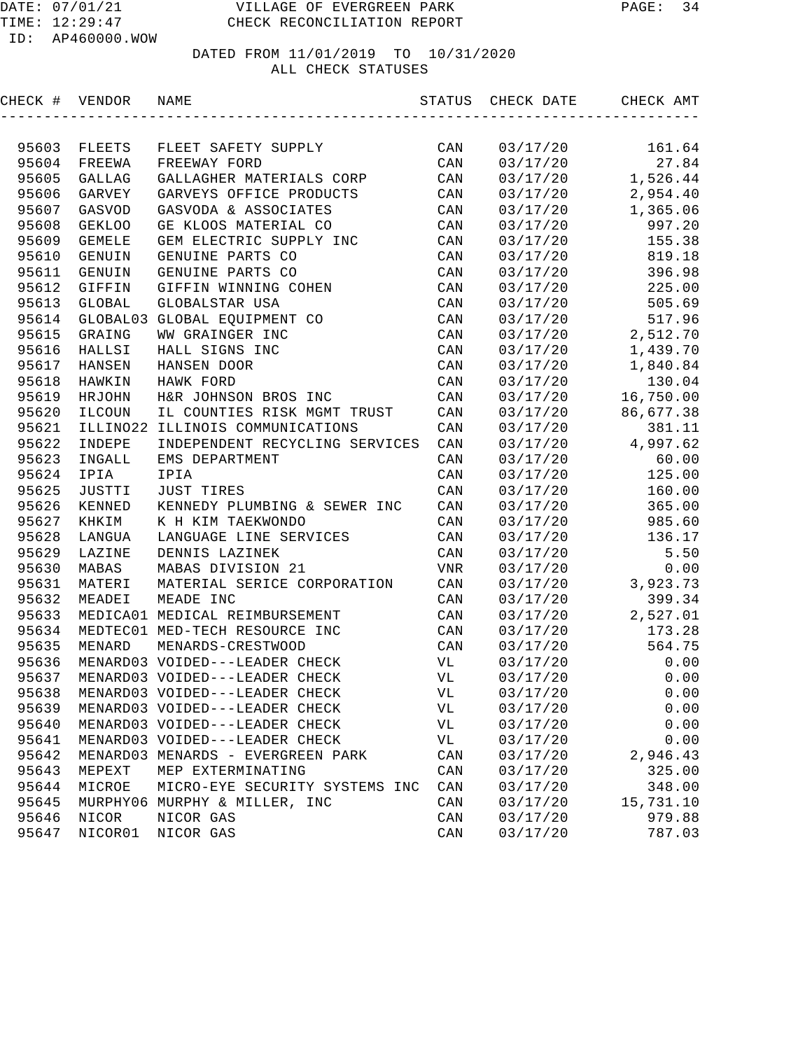# VILLAGE OF EVERGREEN PARK

## CHECK RECONCILIATION REPORT

DATE: 07/01/21
TIME: 12:29:47
ID: AP460000.WOW

DATED FROM 11/01/2019 TO 10/31/2020
ALL CHECK STATUSES

| CHECK # | VENDOR | NAME | STATUS | CHECK DATE | CHECK AMT |
|---|---|---|---|---|---|
| 95603 | FLEETS | FLEET SAFETY SUPPLY | CAN | 03/17/20 | 161.64 |
| 95604 | FREEWA | FREEWAY FORD | CAN | 03/17/20 | 27.84 |
| 95605 | GALLAG | GALLAGHER MATERIALS CORP | CAN | 03/17/20 | 1,526.44 |
| 95606 | GARVEY | GARVEYS OFFICE PRODUCTS | CAN | 03/17/20 | 2,954.40 |
| 95607 | GASVOD | GASVODA & ASSOCIATES | CAN | 03/17/20 | 1,365.06 |
| 95608 | GEKLOO | GE KLOOS MATERIAL CO | CAN | 03/17/20 | 997.20 |
| 95609 | GEMELE | GEM ELECTRIC SUPPLY INC | CAN | 03/17/20 | 155.38 |
| 95610 | GENUIN | GENUINE PARTS CO | CAN | 03/17/20 | 819.18 |
| 95611 | GENUIN | GENUINE PARTS CO | CAN | 03/17/20 | 396.98 |
| 95612 | GIFFIN | GIFFIN WINNING COHEN | CAN | 03/17/20 | 225.00 |
| 95613 | GLOBAL | GLOBALSTAR USA | CAN | 03/17/20 | 505.69 |
| 95614 | GLOBAL03 | GLOBAL EQUIPMENT CO | CAN | 03/17/20 | 517.96 |
| 95615 | GRAING | WW GRAINGER INC | CAN | 03/17/20 | 2,512.70 |
| 95616 | HALLSI | HALL SIGNS INC | CAN | 03/17/20 | 1,439.70 |
| 95617 | HANSEN | HANSEN DOOR | CAN | 03/17/20 | 1,840.84 |
| 95618 | HAWKIN | HAWK FORD | CAN | 03/17/20 | 130.04 |
| 95619 | HRJOHN | H&R JOHNSON BROS INC | CAN | 03/17/20 | 16,750.00 |
| 95620 | ILCOUN | IL COUNTIES RISK MGMT TRUST | CAN | 03/17/20 | 86,677.38 |
| 95621 | ILLINO22 | ILLINOIS COMMUNICATIONS | CAN | 03/17/20 | 381.11 |
| 95622 | INDEPE | INDEPENDENT RECYCLING SERVICES | CAN | 03/17/20 | 4,997.62 |
| 95623 | INGALL | EMS DEPARTMENT | CAN | 03/17/20 | 60.00 |
| 95624 | IPIA | IPIA | CAN | 03/17/20 | 125.00 |
| 95625 | JUSTTI | JUST TIRES | CAN | 03/17/20 | 160.00 |
| 95626 | KENNED | KENNEDY PLUMBING & SEWER INC | CAN | 03/17/20 | 365.00 |
| 95627 | KHKIM | K H KIM TAEKWONDO | CAN | 03/17/20 | 985.60 |
| 95628 | LANGUA | LANGUAGE LINE SERVICES | CAN | 03/17/20 | 136.17 |
| 95629 | LAZINE | DENNIS LAZINEK | CAN | 03/17/20 | 5.50 |
| 95630 | MABAS | MABAS DIVISION 21 | VNR | 03/17/20 | 0.00 |
| 95631 | MATERI | MATERIAL SERICE CORPORATION | CAN | 03/17/20 | 3,923.73 |
| 95632 | MEADEI | MEADE INC | CAN | 03/17/20 | 399.34 |
| 95633 | MEDICA01 | MEDICAL REIMBURSEMENT | CAN | 03/17/20 | 2,527.01 |
| 95634 | MEDTEC01 | MED-TECH RESOURCE INC | CAN | 03/17/20 | 173.28 |
| 95635 | MENARD | MENARDS-CRESTWOOD | CAN | 03/17/20 | 564.75 |
| 95636 | MENARD03 | VOIDED---LEADER CHECK | VL | 03/17/20 | 0.00 |
| 95637 | MENARD03 | VOIDED---LEADER CHECK | VL | 03/17/20 | 0.00 |
| 95638 | MENARD03 | VOIDED---LEADER CHECK | VL | 03/17/20 | 0.00 |
| 95639 | MENARD03 | VOIDED---LEADER CHECK | VL | 03/17/20 | 0.00 |
| 95640 | MENARD03 | VOIDED---LEADER CHECK | VL | 03/17/20 | 0.00 |
| 95641 | MENARD03 | VOIDED---LEADER CHECK | VL | 03/17/20 | 0.00 |
| 95642 | MENARD03 | MENARDS - EVERGREEN PARK | CAN | 03/17/20 | 2,946.43 |
| 95643 | MEPEXT | MEP EXTERMINATING | CAN | 03/17/20 | 325.00 |
| 95644 | MICROE | MICRO-EYE SECURITY SYSTEMS INC | CAN | 03/17/20 | 348.00 |
| 95645 | MURPHY06 | MURPHY & MILLER, INC | CAN | 03/17/20 | 15,731.10 |
| 95646 | NICOR | NICOR GAS | CAN | 03/17/20 | 979.88 |
| 95647 | NICOR01 | NICOR GAS | CAN | 03/17/20 | 787.03 |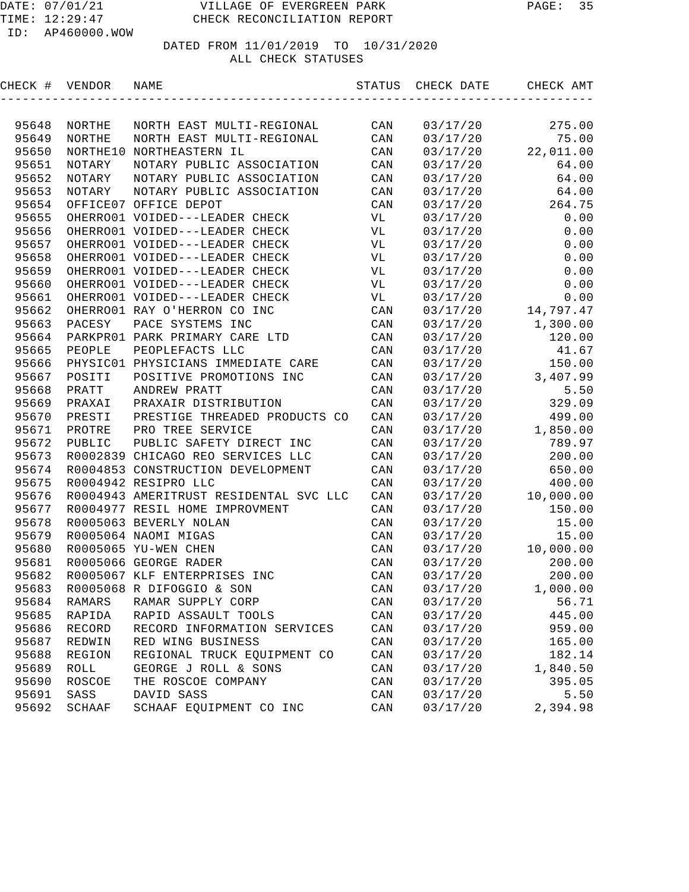VILLAGE OF EVERGREEN PARK
CHECK RECONCILIATION REPORT

DATE: 07/01/21
TIME: 12:29:47
ID: AP460000.WOW

DATED FROM 11/01/2019 TO 10/31/2020
ALL CHECK STATUSES

| CHECK # | VENDOR | NAME | STATUS | CHECK DATE | CHECK AMT |
|---|---|---|---|---|---|
| 95648 | NORTHE | NORTH EAST MULTI-REGIONAL | CAN | 03/17/20 | 275.00 |
| 95649 | NORTHE | NORTH EAST MULTI-REGIONAL | CAN | 03/17/20 | 75.00 |
| 95650 | NORTHE10 | NORTHEASTERN IL | CAN | 03/17/20 | 22,011.00 |
| 95651 | NOTARY | NOTARY PUBLIC ASSOCIATION | CAN | 03/17/20 | 64.00 |
| 95652 | NOTARY | NOTARY PUBLIC ASSOCIATION | CAN | 03/17/20 | 64.00 |
| 95653 | NOTARY | NOTARY PUBLIC ASSOCIATION | CAN | 03/17/20 | 64.00 |
| 95654 | OFFICE07 | OFFICE DEPOT | CAN | 03/17/20 | 264.75 |
| 95655 | OHERRO01 | VOIDED---LEADER CHECK | VL | 03/17/20 | 0.00 |
| 95656 | OHERRO01 | VOIDED---LEADER CHECK | VL | 03/17/20 | 0.00 |
| 95657 | OHERRO01 | VOIDED---LEADER CHECK | VL | 03/17/20 | 0.00 |
| 95658 | OHERRO01 | VOIDED---LEADER CHECK | VL | 03/17/20 | 0.00 |
| 95659 | OHERRO01 | VOIDED---LEADER CHECK | VL | 03/17/20 | 0.00 |
| 95660 | OHERRO01 | VOIDED---LEADER CHECK | VL | 03/17/20 | 0.00 |
| 95661 | OHERRO01 | VOIDED---LEADER CHECK | VL | 03/17/20 | 0.00 |
| 95662 | OHERRO01 | RAY O'HERRON CO INC | CAN | 03/17/20 | 14,797.47 |
| 95663 | PACESY | PACE SYSTEMS INC | CAN | 03/17/20 | 1,300.00 |
| 95664 | PARKPR01 | PARK PRIMARY CARE LTD | CAN | 03/17/20 | 120.00 |
| 95665 | PEOPLE | PEOPLEFACTS LLC | CAN | 03/17/20 | 41.67 |
| 95666 | PHYSIC01 | PHYSICIANS IMMEDIATE CARE | CAN | 03/17/20 | 150.00 |
| 95667 | POSITI | POSITIVE PROMOTIONS INC | CAN | 03/17/20 | 3,407.99 |
| 95668 | PRATT | ANDREW PRATT | CAN | 03/17/20 | 5.50 |
| 95669 | PRAXAI | PRAXAIR DISTRIBUTION | CAN | 03/17/20 | 329.09 |
| 95670 | PRESTI | PRESTIGE THREADED PRODUCTS CO | CAN | 03/17/20 | 499.00 |
| 95671 | PROTRE | PRO TREE SERVICE | CAN | 03/17/20 | 1,850.00 |
| 95672 | PUBLIC | PUBLIC SAFETY DIRECT INC | CAN | 03/17/20 | 789.97 |
| 95673 | R0002839 | CHICAGO REO SERVICES LLC | CAN | 03/17/20 | 200.00 |
| 95674 | R0004853 | CONSTRUCTION DEVELOPMENT | CAN | 03/17/20 | 650.00 |
| 95675 | R0004942 | RESIPRO LLC | CAN | 03/17/20 | 400.00 |
| 95676 | R0004943 | AMERITRUST RESIDENTAL SVC LLC | CAN | 03/17/20 | 10,000.00 |
| 95677 | R0004977 | RESIL HOME IMPROVMENT | CAN | 03/17/20 | 150.00 |
| 95678 | R0005063 | BEVERLY NOLAN | CAN | 03/17/20 | 15.00 |
| 95679 | R0005064 | NAOMI MIGAS | CAN | 03/17/20 | 15.00 |
| 95680 | R0005065 | YU-WEN CHEN | CAN | 03/17/20 | 10,000.00 |
| 95681 | R0005066 | GEORGE RADER | CAN | 03/17/20 | 200.00 |
| 95682 | R0005067 | KLF ENTERPRISES INC | CAN | 03/17/20 | 200.00 |
| 95683 | R0005068 | R DIFOGGIO & SON | CAN | 03/17/20 | 1,000.00 |
| 95684 | RAMARS | RAMAR SUPPLY CORP | CAN | 03/17/20 | 56.71 |
| 95685 | RAPIDA | RAPID ASSAULT TOOLS | CAN | 03/17/20 | 445.00 |
| 95686 | RECORD | RECORD INFORMATION SERVICES | CAN | 03/17/20 | 959.00 |
| 95687 | REDWIN | RED WING BUSINESS | CAN | 03/17/20 | 165.00 |
| 95688 | REGION | REGIONAL TRUCK EQUIPMENT CO | CAN | 03/17/20 | 182.14 |
| 95689 | ROLL | GEORGE J ROLL & SONS | CAN | 03/17/20 | 1,840.50 |
| 95690 | ROSCOE | THE ROSCOE COMPANY | CAN | 03/17/20 | 395.05 |
| 95691 | SASS | DAVID SASS | CAN | 03/17/20 | 5.50 |
| 95692 | SCHAAF | SCHAAF EQUIPMENT CO INC | CAN | 03/17/20 | 2,394.98 |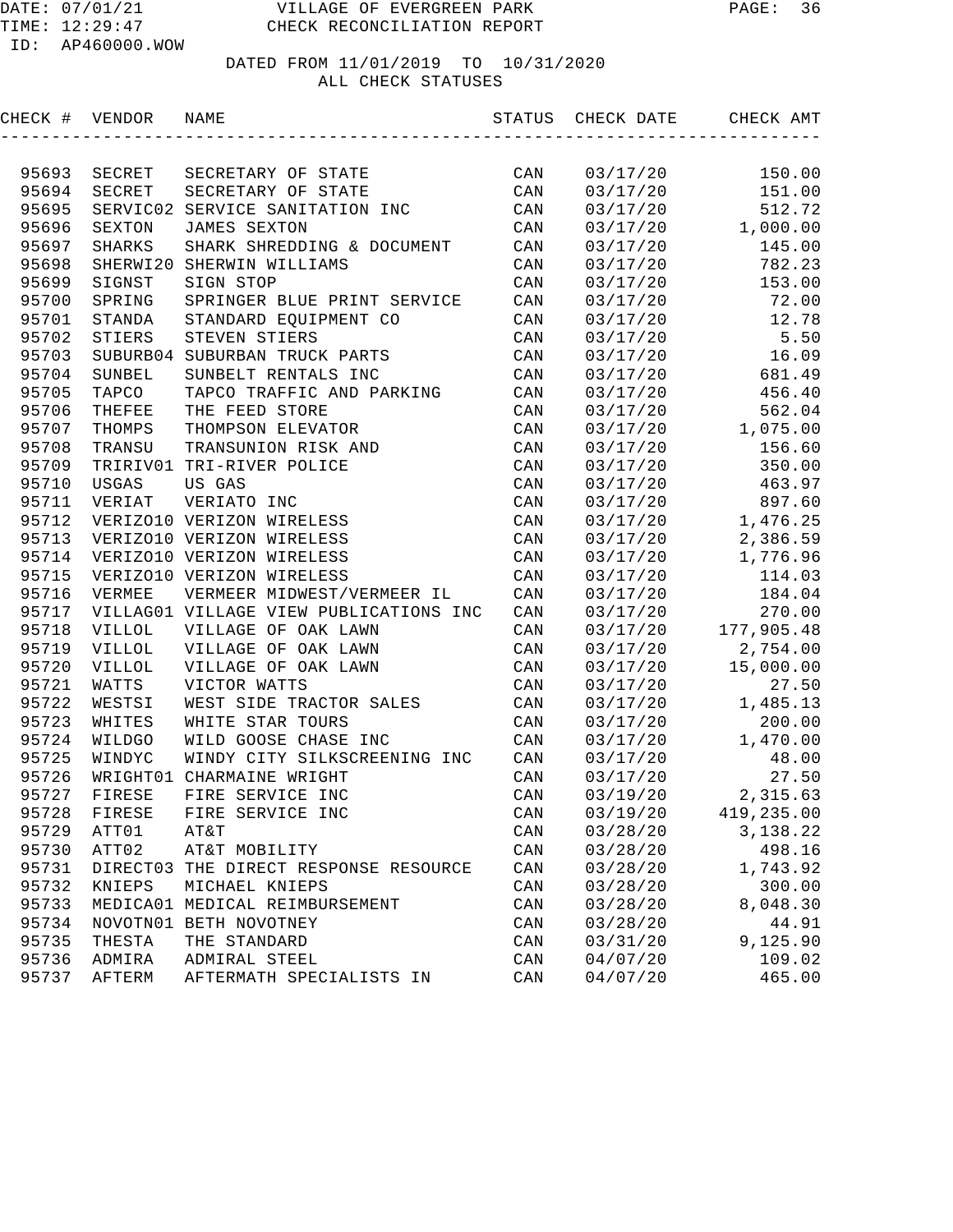# VILLAGE OF EVERGREEN PARK

## CHECK RECONCILIATION REPORT

DATE: 07/01/21
TIME: 12:29:47
ID: AP460000.WOW

DATED FROM 11/01/2019 TO 10/31/2020
ALL CHECK STATUSES

| CHECK # | VENDOR | NAME | STATUS | CHECK DATE | CHECK AMT |
|---|---|---|---|---|---|
| 95693 | SECRET | SECRETARY OF STATE | CAN | 03/17/20 | 150.00 |
| 95694 | SECRET | SECRETARY OF STATE | CAN | 03/17/20 | 151.00 |
| 95695 | SERVIC02 | SERVICE SANITATION INC | CAN | 03/17/20 | 512.72 |
| 95696 | SEXTON | JAMES SEXTON | CAN | 03/17/20 | 1,000.00 |
| 95697 | SHARKS | SHARK SHREDDING & DOCUMENT | CAN | 03/17/20 | 145.00 |
| 95698 | SHERWI20 | SHERWIN WILLIAMS | CAN | 03/17/20 | 782.23 |
| 95699 | SIGNST | SIGN STOP | CAN | 03/17/20 | 153.00 |
| 95700 | SPRING | SPRINGER BLUE PRINT SERVICE | CAN | 03/17/20 | 72.00 |
| 95701 | STANDA | STANDARD EQUIPMENT CO | CAN | 03/17/20 | 12.78 |
| 95702 | STIERS | STEVEN STIERS | CAN | 03/17/20 | 5.50 |
| 95703 | SUBURB04 | SUBURBAN TRUCK PARTS | CAN | 03/17/20 | 16.09 |
| 95704 | SUNBEL | SUNBELT RENTALS INC | CAN | 03/17/20 | 681.49 |
| 95705 | TAPCO | TAPCO TRAFFIC AND PARKING | CAN | 03/17/20 | 456.40 |
| 95706 | THEFEE | THE FEED STORE | CAN | 03/17/20 | 562.04 |
| 95707 | THOMPS | THOMPSON ELEVATOR | CAN | 03/17/20 | 1,075.00 |
| 95708 | TRANSU | TRANSUNION RISK AND | CAN | 03/17/20 | 156.60 |
| 95709 | TRIRIV01 | TRI-RIVER POLICE | CAN | 03/17/20 | 350.00 |
| 95710 | USGAS | US GAS | CAN | 03/17/20 | 463.97 |
| 95711 | VERIAT | VERIATO INC | CAN | 03/17/20 | 897.60 |
| 95712 | VERIZO10 | VERIZON WIRELESS | CAN | 03/17/20 | 1,476.25 |
| 95713 | VERIZO10 | VERIZON WIRELESS | CAN | 03/17/20 | 2,386.59 |
| 95714 | VERIZO10 | VERIZON WIRELESS | CAN | 03/17/20 | 1,776.96 |
| 95715 | VERIZO10 | VERIZON WIRELESS | CAN | 03/17/20 | 114.03 |
| 95716 | VERMEE | VERMEER MIDWEST/VERMEER IL | CAN | 03/17/20 | 184.04 |
| 95717 | VILLAG01 | VILLAGE VIEW PUBLICATIONS INC | CAN | 03/17/20 | 270.00 |
| 95718 | VILLOL | VILLAGE OF OAK LAWN | CAN | 03/17/20 | 177,905.48 |
| 95719 | VILLOL | VILLAGE OF OAK LAWN | CAN | 03/17/20 | 2,754.00 |
| 95720 | VILLOL | VILLAGE OF OAK LAWN | CAN | 03/17/20 | 15,000.00 |
| 95721 | WATTS | VICTOR WATTS | CAN | 03/17/20 | 27.50 |
| 95722 | WESTSI | WEST SIDE TRACTOR SALES | CAN | 03/17/20 | 1,485.13 |
| 95723 | WHITES | WHITE STAR TOURS | CAN | 03/17/20 | 200.00 |
| 95724 | WILDGO | WILD GOOSE CHASE INC | CAN | 03/17/20 | 1,470.00 |
| 95725 | WINDYC | WINDY CITY SILKSCREENING INC | CAN | 03/17/20 | 48.00 |
| 95726 | WRIGHT01 | CHARMAINE WRIGHT | CAN | 03/17/20 | 27.50 |
| 95727 | FIRESE | FIRE SERVICE INC | CAN | 03/19/20 | 2,315.63 |
| 95728 | FIRESE | FIRE SERVICE INC | CAN | 03/19/20 | 419,235.00 |
| 95729 | ATT01 | AT&T | CAN | 03/28/20 | 3,138.22 |
| 95730 | ATT02 | AT&T MOBILITY | CAN | 03/28/20 | 498.16 |
| 95731 | DIRECT03 | THE DIRECT RESPONSE RESOURCE | CAN | 03/28/20 | 1,743.92 |
| 95732 | KNIEPS | MICHAEL KNIEPS | CAN | 03/28/20 | 300.00 |
| 95733 | MEDICA01 | MEDICAL REIMBURSEMENT | CAN | 03/28/20 | 8,048.30 |
| 95734 | NOVOTN01 | BETH NOVOTNEY | CAN | 03/28/20 | 44.91 |
| 95735 | THESTA | THE STANDARD | CAN | 03/31/20 | 9,125.90 |
| 95736 | ADMIRA | ADMIRAL STEEL | CAN | 04/07/20 | 109.02 |
| 95737 | AFTERM | AFTERMATH SPECIALISTS IN | CAN | 04/07/20 | 465.00 |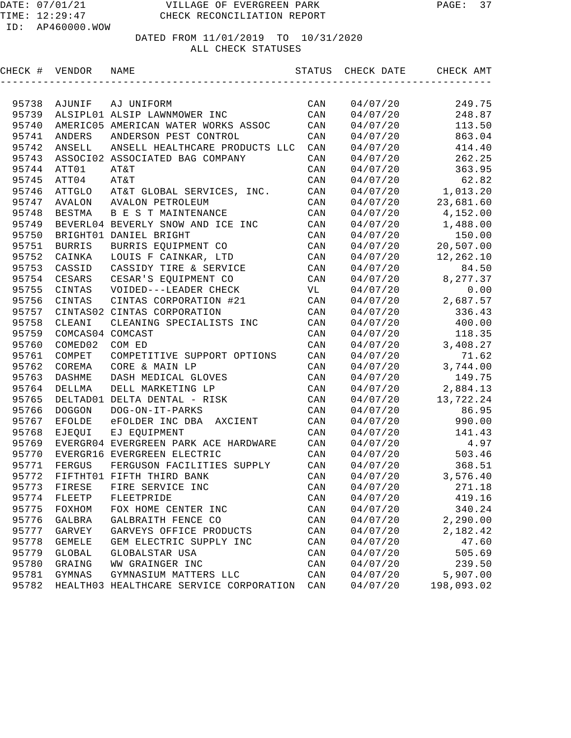DATE: 07/01/21 VILLAGE OF EVERGREEN PARK
TIME: 12:29:47 CHECK RECONCILIATION REPORT
ID: AP460000.WOW

DATED FROM 11/01/2019 TO 10/31/2020
ALL CHECK STATUSES

| CHECK # | VENDOR | NAME | STATUS | CHECK DATE | CHECK AMT |
|---|---|---|---|---|---|
| 95738 | AJUNIF | AJ UNIFORM | CAN | 04/07/20 | 249.75 |
| 95739 | ALSIPL01 | ALSIP LAWNMOWER INC | CAN | 04/07/20 | 248.87 |
| 95740 | AMERIC05 | AMERICAN WATER WORKS ASSOC | CAN | 04/07/20 | 113.50 |
| 95741 | ANDERS | ANDERSON PEST CONTROL | CAN | 04/07/20 | 863.04 |
| 95742 | ANSELL | ANSELL HEALTHCARE PRODUCTS LLC | CAN | 04/07/20 | 414.40 |
| 95743 | ASSOCI02 | ASSOCIATED BAG COMPANY | CAN | 04/07/20 | 262.25 |
| 95744 | ATT01 | AT&T | CAN | 04/07/20 | 363.95 |
| 95745 | ATT04 | AT&T | CAN | 04/07/20 | 62.82 |
| 95746 | ATTGLO | AT&T GLOBAL SERVICES, INC. | CAN | 04/07/20 | 1,013.20 |
| 95747 | AVALON | AVALON PETROLEUM | CAN | 04/07/20 | 23,681.60 |
| 95748 | BESTMA | B E S T MAINTENANCE | CAN | 04/07/20 | 4,152.00 |
| 95749 | BEVERL04 | BEVERLY SNOW AND ICE INC | CAN | 04/07/20 | 1,488.00 |
| 95750 | BRIGHT01 | DANIEL BRIGHT | CAN | 04/07/20 | 150.00 |
| 95751 | BURRIS | BURRIS EQUIPMENT CO | CAN | 04/07/20 | 20,507.00 |
| 95752 | CAINKA | LOUIS F CAINKAR, LTD | CAN | 04/07/20 | 12,262.10 |
| 95753 | CASSID | CASSIDY TIRE & SERVICE | CAN | 04/07/20 | 84.50 |
| 95754 | CESARS | CESAR'S EQUIPMENT CO | CAN | 04/07/20 | 8,277.37 |
| 95755 | CINTAS | VOIDED---LEADER CHECK | VL | 04/07/20 | 0.00 |
| 95756 | CINTAS | CINTAS CORPORATION #21 | CAN | 04/07/20 | 2,687.57 |
| 95757 | CINTAS02 | CINTAS CORPORATION | CAN | 04/07/20 | 336.43 |
| 95758 | CLEANI | CLEANING SPECIALISTS INC | CAN | 04/07/20 | 400.00 |
| 95759 | COMCAS04 | COMCAST | CAN | 04/07/20 | 118.35 |
| 95760 | COMED02 | COM ED | CAN | 04/07/20 | 3,408.27 |
| 95761 | COMPET | COMPETITIVE SUPPORT OPTIONS | CAN | 04/07/20 | 71.62 |
| 95762 | COREMA | CORE & MAIN LP | CAN | 04/07/20 | 3,744.00 |
| 95763 | DASHME | DASH MEDICAL GLOVES | CAN | 04/07/20 | 149.75 |
| 95764 | DELLMA | DELL MARKETING LP | CAN | 04/07/20 | 2,884.13 |
| 95765 | DELTAD01 | DELTA DENTAL - RISK | CAN | 04/07/20 | 13,722.24 |
| 95766 | DOGGON | DOG-ON-IT-PARKS | CAN | 04/07/20 | 86.95 |
| 95767 | EFOLDE | eFOLDER INC DBA AXCIENT | CAN | 04/07/20 | 990.00 |
| 95768 | EJEQUI | EJ EQUIPMENT | CAN | 04/07/20 | 141.43 |
| 95769 | EVERGR04 | EVERGREEN PARK ACE HARDWARE | CAN | 04/07/20 | 4.97 |
| 95770 | EVERGR16 | EVERGREEN ELECTRIC | CAN | 04/07/20 | 503.46 |
| 95771 | FERGUS | FERGUSON FACILITIES SUPPLY | CAN | 04/07/20 | 368.51 |
| 95772 | FIFTHT01 | FIFTH THIRD BANK | CAN | 04/07/20 | 3,576.40 |
| 95773 | FIRESE | FIRE SERVICE INC | CAN | 04/07/20 | 271.18 |
| 95774 | FLEETP | FLEETPRIDE | CAN | 04/07/20 | 419.16 |
| 95775 | FOXHOM | FOX HOME CENTER INC | CAN | 04/07/20 | 340.24 |
| 95776 | GALBRA | GALBRAITH FENCE CO | CAN | 04/07/20 | 2,290.00 |
| 95777 | GARVEY | GARVEYS OFFICE PRODUCTS | CAN | 04/07/20 | 2,182.42 |
| 95778 | GEMELE | GEM ELECTRIC SUPPLY INC | CAN | 04/07/20 | 47.60 |
| 95779 | GLOBAL | GLOBALSTAR USA | CAN | 04/07/20 | 505.69 |
| 95780 | GRAING | WW GRAINGER INC | CAN | 04/07/20 | 239.50 |
| 95781 | GYMNAS | GYMNASIUM MATTERS LLC | CAN | 04/07/20 | 5,907.00 |
| 95782 | HEALTH03 | HEALTHCARE SERVICE CORPORATION | CAN | 04/07/20 | 198,093.02 |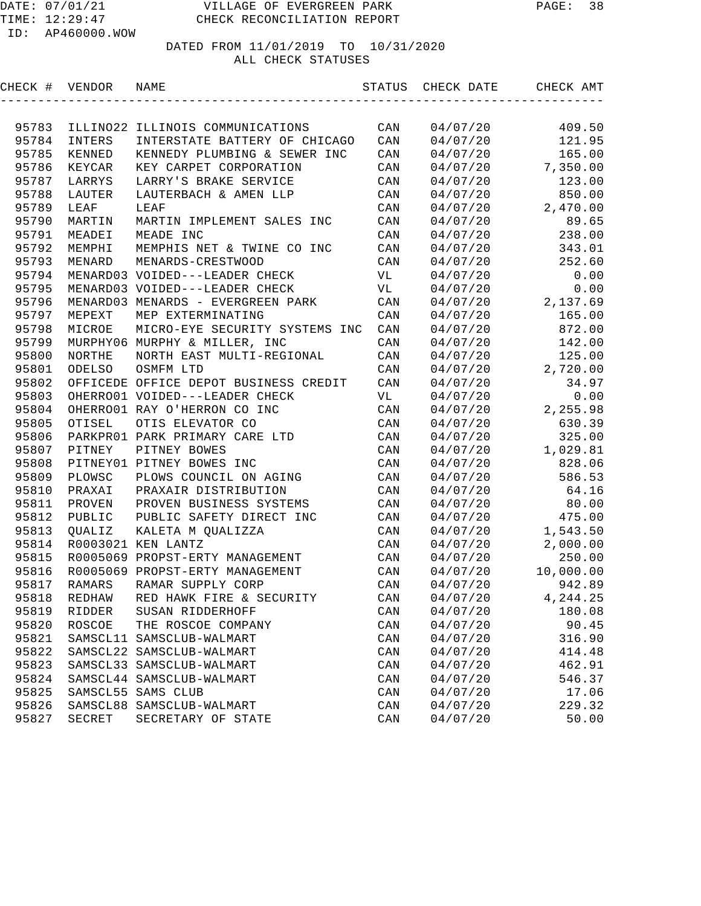DATE: 07/01/21 VILLAGE OF EVERGREEN PARK
TIME: 12:29:47 CHECK RECONCILIATION REPORT
ID: AP460000.WOW

DATED FROM 11/01/2019 TO 10/31/2020
ALL CHECK STATUSES

| CHECK # | VENDOR | NAME | STATUS | CHECK DATE | CHECK AMT |
|---|---|---|---|---|---|
| 95783 | ILLINO22 | ILLINOIS COMMUNICATIONS | CAN | 04/07/20 | 409.50 |
| 95784 | INTERS | INTERSTATE BATTERY OF CHICAGO | CAN | 04/07/20 | 121.95 |
| 95785 | KENNED | KENNEDY PLUMBING & SEWER INC | CAN | 04/07/20 | 165.00 |
| 95786 | KEYCAR | KEY CARPET CORPORATION | CAN | 04/07/20 | 7,350.00 |
| 95787 | LARRYS | LARRY'S BRAKE SERVICE | CAN | 04/07/20 | 123.00 |
| 95788 | LAUTER | LAUTERBACH & AMEN LLP | CAN | 04/07/20 | 850.00 |
| 95789 | LEAF | LEAF | CAN | 04/07/20 | 2,470.00 |
| 95790 | MARTIN | MARTIN IMPLEMENT SALES INC | CAN | 04/07/20 | 89.65 |
| 95791 | MEADEI | MEADE INC | CAN | 04/07/20 | 238.00 |
| 95792 | MEMPHI | MEMPHIS NET & TWINE CO INC | CAN | 04/07/20 | 343.01 |
| 95793 | MENARD | MENARDS-CRESTWOOD | CAN | 04/07/20 | 252.60 |
| 95794 | MENARD03 | VOIDED---LEADER CHECK | VL | 04/07/20 | 0.00 |
| 95795 | MENARD03 | VOIDED---LEADER CHECK | VL | 04/07/20 | 0.00 |
| 95796 | MENARD03 | MENARDS - EVERGREEN PARK | CAN | 04/07/20 | 2,137.69 |
| 95797 | MEPEXT | MEP EXTERMINATING | CAN | 04/07/20 | 165.00 |
| 95798 | MICROE | MICRO-EYE SECURITY SYSTEMS INC | CAN | 04/07/20 | 872.00 |
| 95799 | MURPHY06 | MURPHY & MILLER, INC | CAN | 04/07/20 | 142.00 |
| 95800 | NORTHE | NORTH EAST MULTI-REGIONAL | CAN | 04/07/20 | 125.00 |
| 95801 | ODELSO | OSMFM LTD | CAN | 04/07/20 | 2,720.00 |
| 95802 | OFFICEDE | OFFICE DEPOT BUSINESS CREDIT | CAN | 04/07/20 | 34.97 |
| 95803 | OHERRO01 | VOIDED---LEADER CHECK | VL | 04/07/20 | 0.00 |
| 95804 | OHERRO01 | RAY O'HERRON CO INC | CAN | 04/07/20 | 2,255.98 |
| 95805 | OTISEL | OTIS ELEVATOR CO | CAN | 04/07/20 | 630.39 |
| 95806 | PARKPR01 | PARK PRIMARY CARE LTD | CAN | 04/07/20 | 325.00 |
| 95807 | PITNEY | PITNEY BOWES | CAN | 04/07/20 | 1,029.81 |
| 95808 | PITNEY01 | PITNEY BOWES INC | CAN | 04/07/20 | 828.06 |
| 95809 | PLOWSC | PLOWS COUNCIL ON AGING | CAN | 04/07/20 | 586.53 |
| 95810 | PRAXAI | PRAXAIR DISTRIBUTION | CAN | 04/07/20 | 64.16 |
| 95811 | PROVEN | PROVEN BUSINESS SYSTEMS | CAN | 04/07/20 | 80.00 |
| 95812 | PUBLIC | PUBLIC SAFETY DIRECT INC | CAN | 04/07/20 | 475.00 |
| 95813 | QUALIZ | KALETA M QUALIZZA | CAN | 04/07/20 | 1,543.50 |
| 95814 | R0003021 | KEN LANTZ | CAN | 04/07/20 | 2,000.00 |
| 95815 | R0005069 | PROPST-ERTY MANAGEMENT | CAN | 04/07/20 | 250.00 |
| 95816 | R0005069 | PROPST-ERTY MANAGEMENT | CAN | 04/07/20 | 10,000.00 |
| 95817 | RAMARS | RAMAR SUPPLY CORP | CAN | 04/07/20 | 942.89 |
| 95818 | REDHAW | RED HAWK FIRE & SECURITY | CAN | 04/07/20 | 4,244.25 |
| 95819 | RIDDER | SUSAN RIDDERHOFF | CAN | 04/07/20 | 180.08 |
| 95820 | ROSCOE | THE ROSCOE COMPANY | CAN | 04/07/20 | 90.45 |
| 95821 | SAMSCL11 | SAMSCLUB-WALMART | CAN | 04/07/20 | 316.90 |
| 95822 | SAMSCL22 | SAMSCLUB-WALMART | CAN | 04/07/20 | 414.48 |
| 95823 | SAMSCL33 | SAMSCLUB-WALMART | CAN | 04/07/20 | 462.91 |
| 95824 | SAMSCL44 | SAMSCLUB-WALMART | CAN | 04/07/20 | 546.37 |
| 95825 | SAMSCL55 | SAMS CLUB | CAN | 04/07/20 | 17.06 |
| 95826 | SAMSCL88 | SAMSCLUB-WALMART | CAN | 04/07/20 | 229.32 |
| 95827 | SECRET | SECRETARY OF STATE | CAN | 04/07/20 | 50.00 |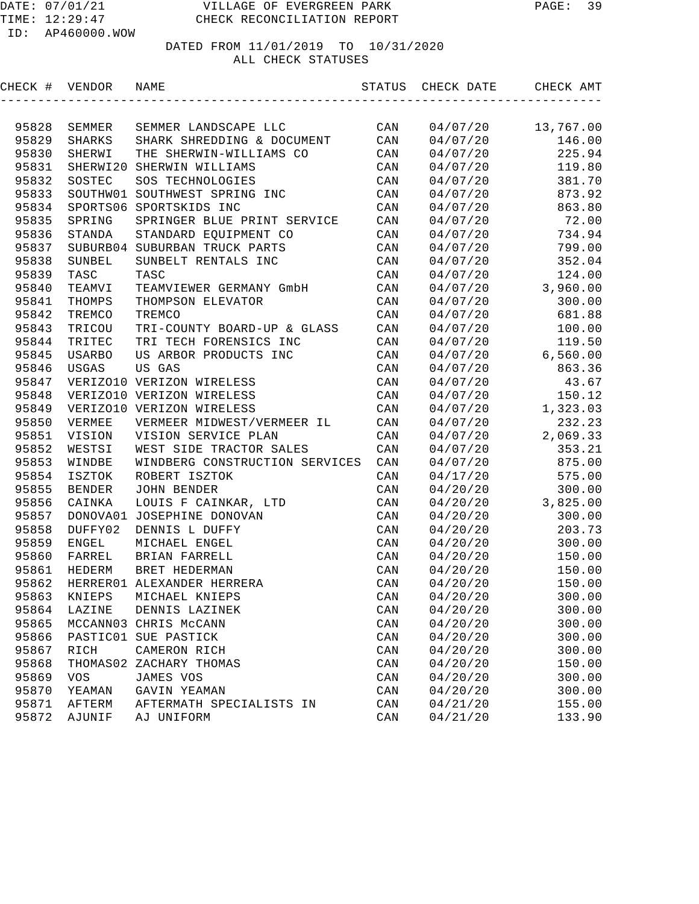DATE: 07/01/21 VILLAGE OF EVERGREEN PARK
TIME: 12:29:47 CHECK RECONCILIATION REPORT
ID: AP460000.WOW

DATED FROM 11/01/2019 TO 10/31/2020
ALL CHECK STATUSES

| CHECK # | VENDOR | NAME | STATUS | CHECK DATE | CHECK AMT |
|---|---|---|---|---|---|
| 95828 | SEMMER | SEMMER LANDSCAPE LLC | CAN | 04/07/20 | 13,767.00 |
| 95829 | SHARKS | SHARK SHREDDING & DOCUMENT | CAN | 04/07/20 | 146.00 |
| 95830 | SHERWI | THE SHERWIN-WILLIAMS CO | CAN | 04/07/20 | 225.94 |
| 95831 | SHERWI20 | SHERWIN WILLIAMS | CAN | 04/07/20 | 119.80 |
| 95832 | SOSTEC | SOS TECHNOLOGIES | CAN | 04/07/20 | 381.70 |
| 95833 | SOUTHW01 | SOUTHWEST SPRING INC | CAN | 04/07/20 | 873.92 |
| 95834 | SPORTS06 | SPORTSKIDS INC | CAN | 04/07/20 | 863.80 |
| 95835 | SPRING | SPRINGER BLUE PRINT SERVICE | CAN | 04/07/20 | 72.00 |
| 95836 | STANDA | STANDARD EQUIPMENT CO | CAN | 04/07/20 | 734.94 |
| 95837 | SUBURB04 | SUBURBAN TRUCK PARTS | CAN | 04/07/20 | 799.00 |
| 95838 | SUNBEL | SUNBELT RENTALS INC | CAN | 04/07/20 | 352.04 |
| 95839 | TASC | TASC | CAN | 04/07/20 | 124.00 |
| 95840 | TEAMVI | TEAMVIEWER GERMANY GmbH | CAN | 04/07/20 | 3,960.00 |
| 95841 | THOMPS | THOMPSON ELEVATOR | CAN | 04/07/20 | 300.00 |
| 95842 | TREMCO | TREMCO | CAN | 04/07/20 | 681.88 |
| 95843 | TRICOU | TRI-COUNTY BOARD-UP & GLASS | CAN | 04/07/20 | 100.00 |
| 95844 | TRITEC | TRI TECH FORENSICS INC | CAN | 04/07/20 | 119.50 |
| 95845 | USARBO | US ARBOR PRODUCTS INC | CAN | 04/07/20 | 6,560.00 |
| 95846 | USGAS | US GAS | CAN | 04/07/20 | 863.36 |
| 95847 | VERIZO10 | VERIZON WIRELESS | CAN | 04/07/20 | 43.67 |
| 95848 | VERIZO10 | VERIZON WIRELESS | CAN | 04/07/20 | 150.12 |
| 95849 | VERIZO10 | VERIZON WIRELESS | CAN | 04/07/20 | 1,323.03 |
| 95850 | VERMEE | VERMEER MIDWEST/VERMEER IL | CAN | 04/07/20 | 232.23 |
| 95851 | VISION | VISION SERVICE PLAN | CAN | 04/07/20 | 2,069.33 |
| 95852 | WESTSI | WEST SIDE TRACTOR SALES | CAN | 04/07/20 | 353.21 |
| 95853 | WINDBE | WINDBERG CONSTRUCTION SERVICES | CAN | 04/07/20 | 875.00 |
| 95854 | ISZTOK | ROBERT ISZTOK | CAN | 04/17/20 | 575.00 |
| 95855 | BENDER | JOHN BENDER | CAN | 04/20/20 | 300.00 |
| 95856 | CAINKA | LOUIS F CAINKAR, LTD | CAN | 04/20/20 | 3,825.00 |
| 95857 | DONOVA01 | JOSEPHINE DONOVAN | CAN | 04/20/20 | 300.00 |
| 95858 | DUFFY02 | DENNIS L DUFFY | CAN | 04/20/20 | 203.73 |
| 95859 | ENGEL | MICHAEL ENGEL | CAN | 04/20/20 | 300.00 |
| 95860 | FARREL | BRIAN FARRELL | CAN | 04/20/20 | 150.00 |
| 95861 | HEDERM | BRET HEDERMAN | CAN | 04/20/20 | 150.00 |
| 95862 | HERRER01 | ALEXANDER HERRERA | CAN | 04/20/20 | 150.00 |
| 95863 | KNIEPS | MICHAEL KNIEPS | CAN | 04/20/20 | 300.00 |
| 95864 | LAZINE | DENNIS LAZINEK | CAN | 04/20/20 | 300.00 |
| 95865 | MCCANN03 | CHRIS McCANN | CAN | 04/20/20 | 300.00 |
| 95866 | PASTIC01 | SUE PASTICK | CAN | 04/20/20 | 300.00 |
| 95867 | RICH | CAMERON RICH | CAN | 04/20/20 | 300.00 |
| 95868 | THOMAS02 | ZACHARY THOMAS | CAN | 04/20/20 | 150.00 |
| 95869 | VOS | JAMES VOS | CAN | 04/20/20 | 300.00 |
| 95870 | YEAMAN | GAVIN YEAMAN | CAN | 04/20/20 | 300.00 |
| 95871 | AFTERM | AFTERMATH SPECIALISTS IN | CAN | 04/21/20 | 155.00 |
| 95872 | AJUNIF | AJ UNIFORM | CAN | 04/21/20 | 133.90 |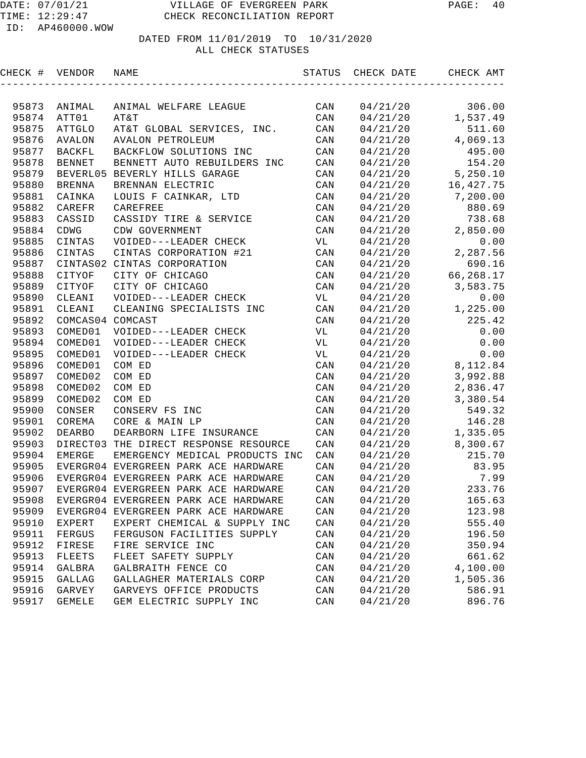DATE: 07/01/21 VILLAGE OF EVERGREEN PARK
TIME: 12:29:47 CHECK RECONCILIATION REPORT
ID: AP460000.WOW

DATED FROM 11/01/2019 TO 10/31/2020
ALL CHECK STATUSES

| CHECK # | VENDOR | NAME | STATUS | CHECK DATE | CHECK AMT |
|---|---|---|---|---|---|
| 95873 | ANIMAL | ANIMAL WELFARE LEAGUE | CAN | 04/21/20 | 306.00 |
| 95874 | ATT01 | AT&T | CAN | 04/21/20 | 1,537.49 |
| 95875 | ATTGLO | AT&T GLOBAL SERVICES, INC. | CAN | 04/21/20 | 511.60 |
| 95876 | AVALON | AVALON PETROLEUM | CAN | 04/21/20 | 4,069.13 |
| 95877 | BACKFL | BACKFLOW SOLUTIONS INC | CAN | 04/21/20 | 495.00 |
| 95878 | BENNET | BENNETT AUTO REBUILDERS INC | CAN | 04/21/20 | 154.20 |
| 95879 | BEVERL05 | BEVERLY HILLS GARAGE | CAN | 04/21/20 | 5,250.10 |
| 95880 | BRENNA | BRENNAN ELECTRIC | CAN | 04/21/20 | 16,427.75 |
| 95881 | CAINKA | LOUIS F CAINKAR, LTD | CAN | 04/21/20 | 7,200.00 |
| 95882 | CAREFR | CAREFREE | CAN | 04/21/20 | 880.69 |
| 95883 | CASSID | CASSIDY TIRE & SERVICE | CAN | 04/21/20 | 738.68 |
| 95884 | CDWG | CDW GOVERNMENT | CAN | 04/21/20 | 2,850.00 |
| 95885 | CINTAS | VOIDED---LEADER CHECK | VL | 04/21/20 | 0.00 |
| 95886 | CINTAS | CINTAS CORPORATION #21 | CAN | 04/21/20 | 2,287.56 |
| 95887 | CINTAS02 | CINTAS CORPORATION | CAN | 04/21/20 | 690.16 |
| 95888 | CITYOF | CITY OF CHICAGO | CAN | 04/21/20 | 66,268.17 |
| 95889 | CITYOF | CITY OF CHICAGO | CAN | 04/21/20 | 3,583.75 |
| 95890 | CLEANI | VOIDED---LEADER CHECK | VL | 04/21/20 | 0.00 |
| 95891 | CLEANI | CLEANING SPECIALISTS INC | CAN | 04/21/20 | 1,225.00 |
| 95892 | COMCAS04 | COMCAST | CAN | 04/21/20 | 225.42 |
| 95893 | COMED01 | VOIDED---LEADER CHECK | VL | 04/21/20 | 0.00 |
| 95894 | COMED01 | VOIDED---LEADER CHECK | VL | 04/21/20 | 0.00 |
| 95895 | COMED01 | VOIDED---LEADER CHECK | VL | 04/21/20 | 0.00 |
| 95896 | COMED01 | COM ED | CAN | 04/21/20 | 8,112.84 |
| 95897 | COMED02 | COM ED | CAN | 04/21/20 | 3,992.88 |
| 95898 | COMED02 | COM ED | CAN | 04/21/20 | 2,836.47 |
| 95899 | COMED02 | COM ED | CAN | 04/21/20 | 3,380.54 |
| 95900 | CONSER | CONSERV FS INC | CAN | 04/21/20 | 549.32 |
| 95901 | COREMA | CORE & MAIN LP | CAN | 04/21/20 | 146.28 |
| 95902 | DEARBO | DEARBORN LIFE INSURANCE | CAN | 04/21/20 | 1,335.05 |
| 95903 | DIRECT03 | THE DIRECT RESPONSE RESOURCE | CAN | 04/21/20 | 8,300.67 |
| 95904 | EMERGE | EMERGENCY MEDICAL PRODUCTS INC | CAN | 04/21/20 | 215.70 |
| 95905 | EVERGR04 | EVERGREEN PARK ACE HARDWARE | CAN | 04/21/20 | 83.95 |
| 95906 | EVERGR04 | EVERGREEN PARK ACE HARDWARE | CAN | 04/21/20 | 7.99 |
| 95907 | EVERGR04 | EVERGREEN PARK ACE HARDWARE | CAN | 04/21/20 | 233.76 |
| 95908 | EVERGR04 | EVERGREEN PARK ACE HARDWARE | CAN | 04/21/20 | 165.63 |
| 95909 | EVERGR04 | EVERGREEN PARK ACE HARDWARE | CAN | 04/21/20 | 123.98 |
| 95910 | EXPERT | EXPERT CHEMICAL & SUPPLY INC | CAN | 04/21/20 | 555.40 |
| 95911 | FERGUS | FERGUSON FACILITIES SUPPLY | CAN | 04/21/20 | 196.50 |
| 95912 | FIRESE | FIRE SERVICE INC | CAN | 04/21/20 | 350.94 |
| 95913 | FLEETS | FLEET SAFETY SUPPLY | CAN | 04/21/20 | 661.62 |
| 95914 | GALBRA | GALBRAITH FENCE CO | CAN | 04/21/20 | 4,100.00 |
| 95915 | GALLAG | GALLAGHER MATERIALS CORP | CAN | 04/21/20 | 1,505.36 |
| 95916 | GARVEY | GARVEYS OFFICE PRODUCTS | CAN | 04/21/20 | 586.91 |
| 95917 | GEMELE | GEM ELECTRIC SUPPLY INC | CAN | 04/21/20 | 896.76 |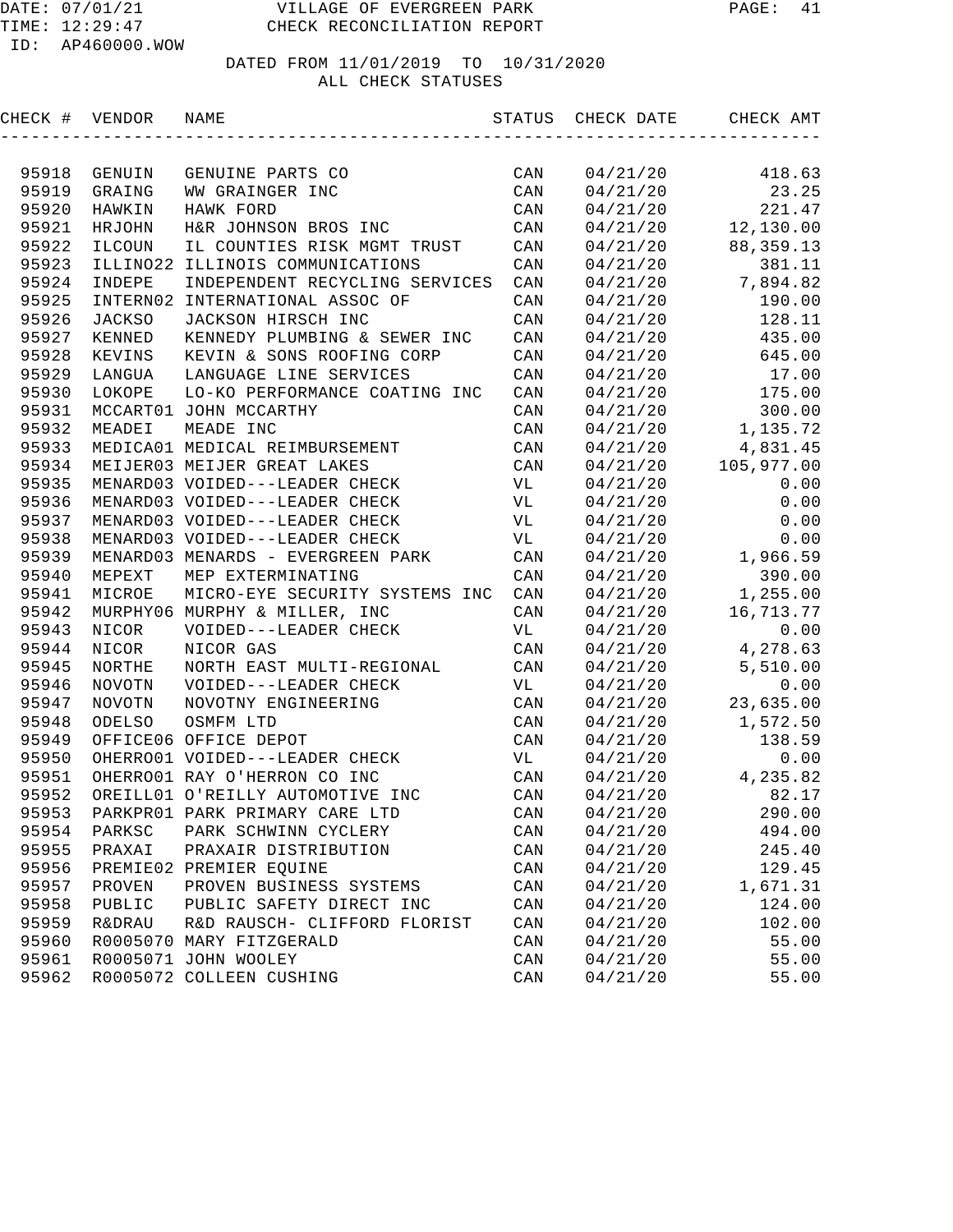VILLAGE OF EVERGREEN PARK

CHECK RECONCILIATION REPORT

DATE: 07/01/21
TIME: 12:29:47
ID: AP460000.WOW

DATED FROM 11/01/2019 TO 10/31/2020
ALL CHECK STATUSES

| CHECK # | VENDOR | NAME | STATUS | CHECK DATE | CHECK AMT |
|---|---|---|---|---|---|
| 95918 | GENUIN | GENUINE PARTS CO | CAN | 04/21/20 | 418.63 |
| 95919 | GRAING | WW GRAINGER INC | CAN | 04/21/20 | 23.25 |
| 95920 | HAWKIN | HAWK FORD | CAN | 04/21/20 | 221.47 |
| 95921 | HRJOHN | H&R JOHNSON BROS INC | CAN | 04/21/20 | 12,130.00 |
| 95922 | ILCOUN | IL COUNTIES RISK MGMT TRUST | CAN | 04/21/20 | 88,359.13 |
| 95923 | ILLINO22 | ILLINOIS COMMUNICATIONS | CAN | 04/21/20 | 381.11 |
| 95924 | INDEPE | INDEPENDENT RECYCLING SERVICES | CAN | 04/21/20 | 7,894.82 |
| 95925 | INTERN02 | INTERNATIONAL ASSOC OF | CAN | 04/21/20 | 190.00 |
| 95926 | JACKSO | JACKSON HIRSCH INC | CAN | 04/21/20 | 128.11 |
| 95927 | KENNED | KENNEDY PLUMBING & SEWER INC | CAN | 04/21/20 | 435.00 |
| 95928 | KEVINS | KEVIN & SONS ROOFING CORP | CAN | 04/21/20 | 645.00 |
| 95929 | LANGUA | LANGUAGE LINE SERVICES | CAN | 04/21/20 | 17.00 |
| 95930 | LOKOPE | LO-KO PERFORMANCE COATING INC | CAN | 04/21/20 | 175.00 |
| 95931 | MCCART01 | JOHN MCCARTHY | CAN | 04/21/20 | 300.00 |
| 95932 | MEADEI | MEADE INC | CAN | 04/21/20 | 1,135.72 |
| 95933 | MEDICA01 | MEDICAL REIMBURSEMENT | CAN | 04/21/20 | 4,831.45 |
| 95934 | MEIJER03 | MEIJER GREAT LAKES | CAN | 04/21/20 | 105,977.00 |
| 95935 | MENARD03 | VOIDED---LEADER CHECK | VL | 04/21/20 | 0.00 |
| 95936 | MENARD03 | VOIDED---LEADER CHECK | VL | 04/21/20 | 0.00 |
| 95937 | MENARD03 | VOIDED---LEADER CHECK | VL | 04/21/20 | 0.00 |
| 95938 | MENARD03 | VOIDED---LEADER CHECK | VL | 04/21/20 | 0.00 |
| 95939 | MENARD03 | MENARDS - EVERGREEN PARK | CAN | 04/21/20 | 1,966.59 |
| 95940 | MEPEXT | MEP EXTERMINATING | CAN | 04/21/20 | 390.00 |
| 95941 | MICROE | MICRO-EYE SECURITY SYSTEMS INC | CAN | 04/21/20 | 1,255.00 |
| 95942 | MURPHY06 | MURPHY & MILLER, INC | CAN | 04/21/20 | 16,713.77 |
| 95943 | NICOR | VOIDED---LEADER CHECK | VL | 04/21/20 | 0.00 |
| 95944 | NICOR | NICOR GAS | CAN | 04/21/20 | 4,278.63 |
| 95945 | NORTHE | NORTH EAST MULTI-REGIONAL | CAN | 04/21/20 | 5,510.00 |
| 95946 | NOVOTN | VOIDED---LEADER CHECK | VL | 04/21/20 | 0.00 |
| 95947 | NOVOTN | NOVOTNY ENGINEERING | CAN | 04/21/20 | 23,635.00 |
| 95948 | ODELSO | OSMFM LTD | CAN | 04/21/20 | 1,572.50 |
| 95949 | OFFICE06 | OFFICE DEPOT | CAN | 04/21/20 | 138.59 |
| 95950 | OHERRO01 | VOIDED---LEADER CHECK | VL | 04/21/20 | 0.00 |
| 95951 | OHERRO01 | RAY O'HERRON CO INC | CAN | 04/21/20 | 4,235.82 |
| 95952 | OREILL01 | O'REILLY AUTOMOTIVE INC | CAN | 04/21/20 | 82.17 |
| 95953 | PARKPR01 | PARK PRIMARY CARE LTD | CAN | 04/21/20 | 290.00 |
| 95954 | PARKSC | PARK SCHWINN CYCLERY | CAN | 04/21/20 | 494.00 |
| 95955 | PRAXAI | PRAXAIR DISTRIBUTION | CAN | 04/21/20 | 245.40 |
| 95956 | PREMIE02 | PREMIER EQUINE | CAN | 04/21/20 | 129.45 |
| 95957 | PROVEN | PROVEN BUSINESS SYSTEMS | CAN | 04/21/20 | 1,671.31 |
| 95958 | PUBLIC | PUBLIC SAFETY DIRECT INC | CAN | 04/21/20 | 124.00 |
| 95959 | R&DRAU | R&D RAUSCH- CLIFFORD FLORIST | CAN | 04/21/20 | 102.00 |
| 95960 | R0005070 | MARY FITZGERALD | CAN | 04/21/20 | 55.00 |
| 95961 | R0005071 | JOHN WOOLEY | CAN | 04/21/20 | 55.00 |
| 95962 | R0005072 | COLLEEN CUSHING | CAN | 04/21/20 | 55.00 |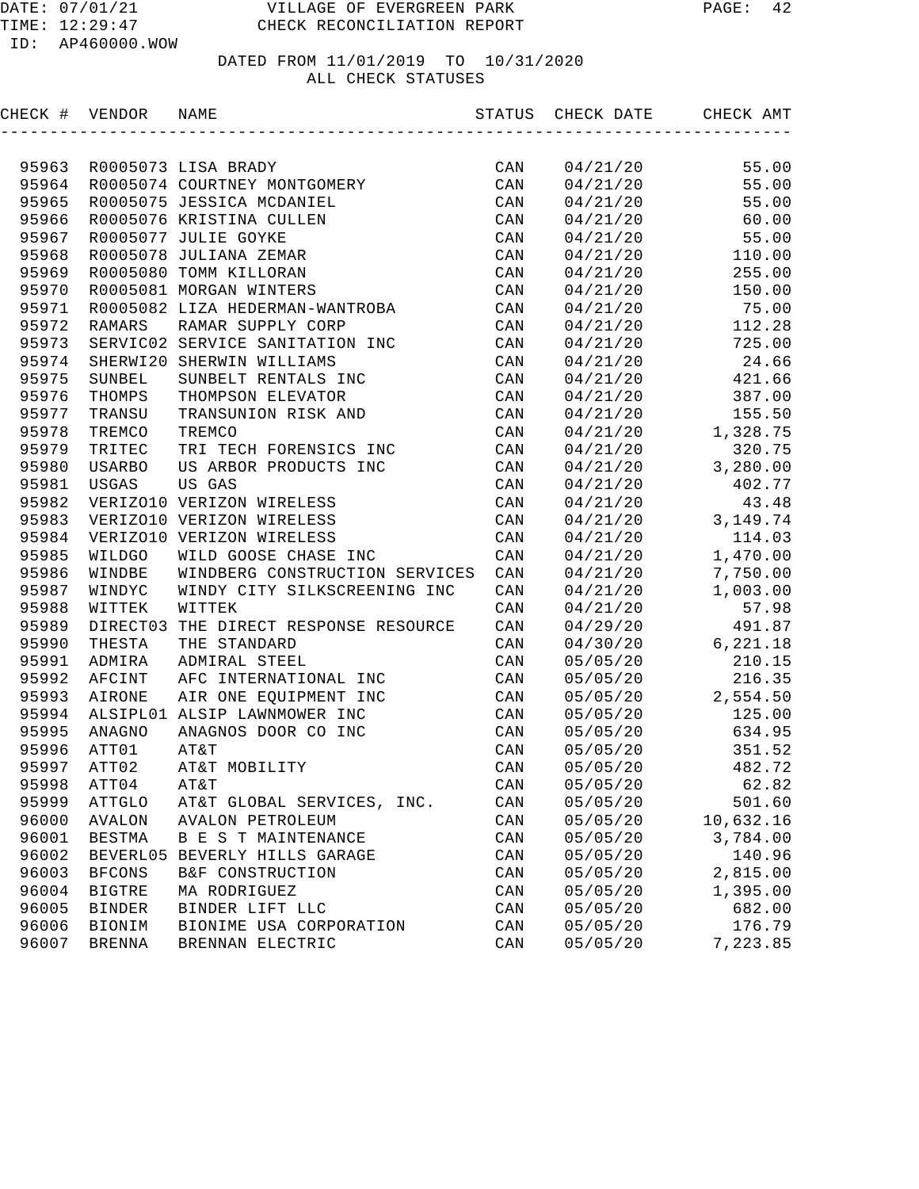DATE: 07/01/21 VILLAGE OF EVERGREEN PARK
TIME: 12:29:47 CHECK RECONCILIATION REPORT
ID: AP460000.WOW

DATED FROM 11/01/2019 TO 10/31/2020
ALL CHECK STATUSES

| CHECK # | VENDOR | NAME | STATUS | CHECK DATE | CHECK AMT |
|---|---|---|---|---|---|
| 95963 | R0005073 | LISA BRADY | CAN | 04/21/20 | 55.00 |
| 95964 | R0005074 | COURTNEY MONTGOMERY | CAN | 04/21/20 | 55.00 |
| 95965 | R0005075 | JESSICA MCDANIEL | CAN | 04/21/20 | 55.00 |
| 95966 | R0005076 | KRISTINA CULLEN | CAN | 04/21/20 | 60.00 |
| 95967 | R0005077 | JULIE GOYKE | CAN | 04/21/20 | 55.00 |
| 95968 | R0005078 | JULIANA ZEMAR | CAN | 04/21/20 | 110.00 |
| 95969 | R0005080 | TOMM KILLORAN | CAN | 04/21/20 | 255.00 |
| 95970 | R0005081 | MORGAN WINTERS | CAN | 04/21/20 | 150.00 |
| 95971 | R0005082 | LIZA HEDERMAN-WANTROBA | CAN | 04/21/20 | 75.00 |
| 95972 | RAMARS | RAMAR SUPPLY CORP | CAN | 04/21/20 | 112.28 |
| 95973 | SERVIC02 | SERVICE SANITATION INC | CAN | 04/21/20 | 725.00 |
| 95974 | SHERWI20 | SHERWIN WILLIAMS | CAN | 04/21/20 | 24.66 |
| 95975 | SUNBEL | SUNBELT RENTALS INC | CAN | 04/21/20 | 421.66 |
| 95976 | THOMPS | THOMPSON ELEVATOR | CAN | 04/21/20 | 387.00 |
| 95977 | TRANSU | TRANSUNION RISK AND | CAN | 04/21/20 | 155.50 |
| 95978 | TREMCO | TREMCO | CAN | 04/21/20 | 1,328.75 |
| 95979 | TRITEC | TRI TECH FORENSICS INC | CAN | 04/21/20 | 320.75 |
| 95980 | USARBO | US ARBOR PRODUCTS INC | CAN | 04/21/20 | 3,280.00 |
| 95981 | USGAS | US GAS | CAN | 04/21/20 | 402.77 |
| 95982 | VERIZO10 | VERIZON WIRELESS | CAN | 04/21/20 | 43.48 |
| 95983 | VERIZO10 | VERIZON WIRELESS | CAN | 04/21/20 | 3,149.74 |
| 95984 | VERIZO10 | VERIZON WIRELESS | CAN | 04/21/20 | 114.03 |
| 95985 | WILDGO | WILD GOOSE CHASE INC | CAN | 04/21/20 | 1,470.00 |
| 95986 | WINDBE | WINDBERG CONSTRUCTION SERVICES | CAN | 04/21/20 | 7,750.00 |
| 95987 | WINDYC | WINDY CITY SILKSCREENING INC | CAN | 04/21/20 | 1,003.00 |
| 95988 | WITTEK | WITTEK | CAN | 04/21/20 | 57.98 |
| 95989 | DIRECT03 | THE DIRECT RESPONSE RESOURCE | CAN | 04/29/20 | 491.87 |
| 95990 | THESTA | THE STANDARD | CAN | 04/30/20 | 6,221.18 |
| 95991 | ADMIRA | ADMIRAL STEEL | CAN | 05/05/20 | 210.15 |
| 95992 | AFCINT | AFC INTERNATIONAL INC | CAN | 05/05/20 | 216.35 |
| 95993 | AIRONE | AIR ONE EQUIPMENT INC | CAN | 05/05/20 | 2,554.50 |
| 95994 | ALSIPL01 | ALSIP LAWNMOWER INC | CAN | 05/05/20 | 125.00 |
| 95995 | ANAGNO | ANAGNOS DOOR CO INC | CAN | 05/05/20 | 634.95 |
| 95996 | ATT01 | AT&T | CAN | 05/05/20 | 351.52 |
| 95997 | ATT02 | AT&T MOBILITY | CAN | 05/05/20 | 482.72 |
| 95998 | ATT04 | AT&T | CAN | 05/05/20 | 62.82 |
| 95999 | ATTGLO | AT&T GLOBAL SERVICES, INC. | CAN | 05/05/20 | 501.60 |
| 96000 | AVALON | AVALON PETROLEUM | CAN | 05/05/20 | 10,632.16 |
| 96001 | BESTMA | B E S T MAINTENANCE | CAN | 05/05/20 | 3,784.00 |
| 96002 | BEVERL05 | BEVERLY HILLS GARAGE | CAN | 05/05/20 | 140.96 |
| 96003 | BFCONS | B&F CONSTRUCTION | CAN | 05/05/20 | 2,815.00 |
| 96004 | BIGTRE | MA RODRIGUEZ | CAN | 05/05/20 | 1,395.00 |
| 96005 | BINDER | BINDER LIFT LLC | CAN | 05/05/20 | 682.00 |
| 96006 | BIONIM | BIONIME USA CORPORATION | CAN | 05/05/20 | 176.79 |
| 96007 | BRENNA | BRENNAN ELECTRIC | CAN | 05/05/20 | 7,223.85 |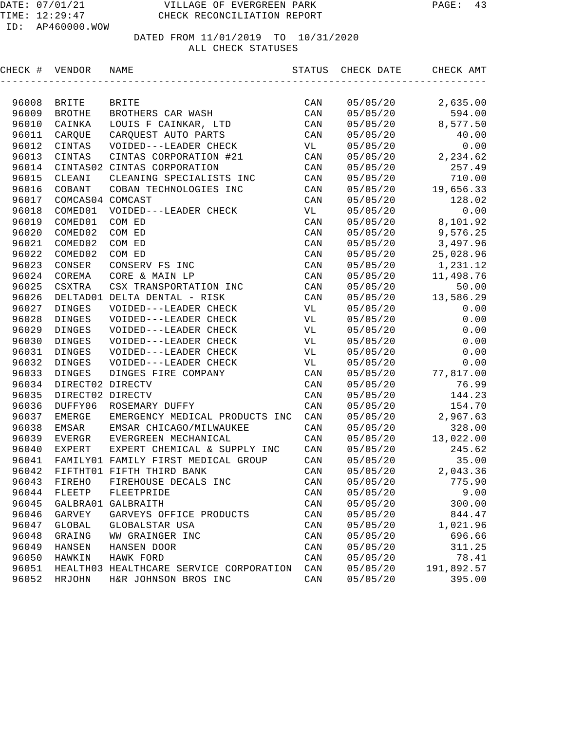DATE: 07/01/21 VILLAGE OF EVERGREEN PARK
TIME: 12:29:47 CHECK RECONCILIATION REPORT
ID: AP460000.WOW

DATED FROM 11/01/2019 TO 10/31/2020
ALL CHECK STATUSES

| CHECK # | VENDOR | NAME | STATUS | CHECK DATE | CHECK AMT |
|---|---|---|---|---|---|
| 96008 | BRITE | BRITE | CAN | 05/05/20 | 2,635.00 |
| 96009 | BROTHE | BROTHERS CAR WASH | CAN | 05/05/20 | 594.00 |
| 96010 | CAINKA | LOUIS F CAINKAR, LTD | CAN | 05/05/20 | 8,577.50 |
| 96011 | CARQUE | CARQUEST AUTO PARTS | CAN | 05/05/20 | 40.00 |
| 96012 | CINTAS | VOIDED---LEADER CHECK | VL | 05/05/20 | 0.00 |
| 96013 | CINTAS | CINTAS CORPORATION #21 | CAN | 05/05/20 | 2,234.62 |
| 96014 | CINTAS02 | CINTAS CORPORATION | CAN | 05/05/20 | 257.49 |
| 96015 | CLEANI | CLEANING SPECIALISTS INC | CAN | 05/05/20 | 710.00 |
| 96016 | COBANT | COBAN TECHNOLOGIES INC | CAN | 05/05/20 | 19,656.33 |
| 96017 | COMCAS04 | COMCAST | CAN | 05/05/20 | 128.02 |
| 96018 | COMED01 | VOIDED---LEADER CHECK | VL | 05/05/20 | 0.00 |
| 96019 | COMED01 | COM ED | CAN | 05/05/20 | 8,101.92 |
| 96020 | COMED02 | COM ED | CAN | 05/05/20 | 9,576.25 |
| 96021 | COMED02 | COM ED | CAN | 05/05/20 | 3,497.96 |
| 96022 | COMED02 | COM ED | CAN | 05/05/20 | 25,028.96 |
| 96023 | CONSER | CONSERV FS INC | CAN | 05/05/20 | 1,231.12 |
| 96024 | COREMA | CORE & MAIN LP | CAN | 05/05/20 | 11,498.76 |
| 96025 | CSXTRA | CSX TRANSPORTATION INC | CAN | 05/05/20 | 50.00 |
| 96026 | DELTAD01 | DELTA DENTAL - RISK | CAN | 05/05/20 | 13,586.29 |
| 96027 | DINGES | VOIDED---LEADER CHECK | VL | 05/05/20 | 0.00 |
| 96028 | DINGES | VOIDED---LEADER CHECK | VL | 05/05/20 | 0.00 |
| 96029 | DINGES | VOIDED---LEADER CHECK | VL | 05/05/20 | 0.00 |
| 96030 | DINGES | VOIDED---LEADER CHECK | VL | 05/05/20 | 0.00 |
| 96031 | DINGES | VOIDED---LEADER CHECK | VL | 05/05/20 | 0.00 |
| 96032 | DINGES | VOIDED---LEADER CHECK | VL | 05/05/20 | 0.00 |
| 96033 | DINGES | DINGES FIRE COMPANY | CAN | 05/05/20 | 77,817.00 |
| 96034 | DIRECT02 | DIRECTV | CAN | 05/05/20 | 76.99 |
| 96035 | DIRECT02 | DIRECTV | CAN | 05/05/20 | 144.23 |
| 96036 | DUFFY06 | ROSEMARY DUFFY | CAN | 05/05/20 | 154.70 |
| 96037 | EMERGE | EMERGENCY MEDICAL PRODUCTS INC | CAN | 05/05/20 | 2,967.63 |
| 96038 | EMSAR | EMSAR CHICAGO/MILWAUKEE | CAN | 05/05/20 | 328.00 |
| 96039 | EVERGR | EVERGREEN MECHANICAL | CAN | 05/05/20 | 13,022.00 |
| 96040 | EXPERT | EXPERT CHEMICAL & SUPPLY INC | CAN | 05/05/20 | 245.62 |
| 96041 | FAMILY01 | FAMILY FIRST MEDICAL GROUP | CAN | 05/05/20 | 35.00 |
| 96042 | FIFTHT01 | FIFTH THIRD BANK | CAN | 05/05/20 | 2,043.36 |
| 96043 | FIREHO | FIREHOUSE DECALS INC | CAN | 05/05/20 | 775.90 |
| 96044 | FLEETP | FLEETPRIDE | CAN | 05/05/20 | 9.00 |
| 96045 | GALBRA01 | GALBRAITH | CAN | 05/05/20 | 300.00 |
| 96046 | GARVEY | GARVEYS OFFICE PRODUCTS | CAN | 05/05/20 | 844.47 |
| 96047 | GLOBAL | GLOBALSTAR USA | CAN | 05/05/20 | 1,021.96 |
| 96048 | GRAING | WW GRAINGER INC | CAN | 05/05/20 | 696.66 |
| 96049 | HANSEN | HANSEN DOOR | CAN | 05/05/20 | 311.25 |
| 96050 | HAWKIN | HAWK FORD | CAN | 05/05/20 | 78.41 |
| 96051 | HEALTH03 | HEALTHCARE SERVICE CORPORATION | CAN | 05/05/20 | 191,892.57 |
| 96052 | HRJOHN | H&R JOHNSON BROS INC | CAN | 05/05/20 | 395.00 |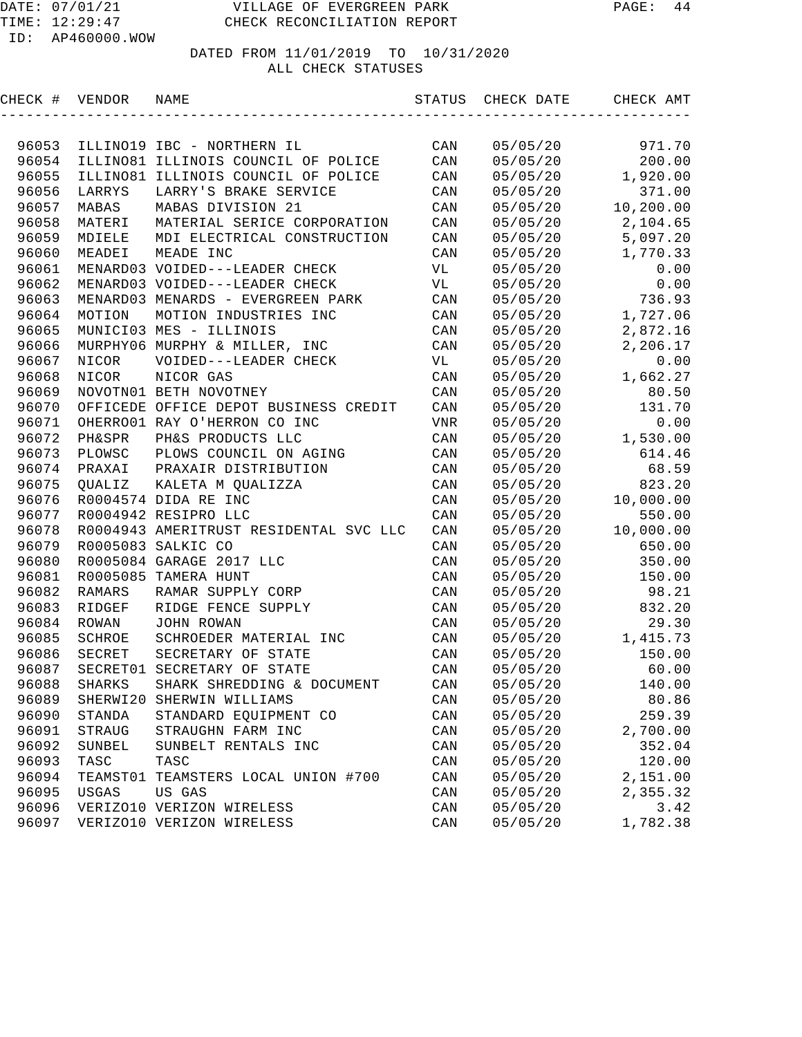VILLAGE OF EVERGREEN PARK

CHECK RECONCILIATION REPORT

DATED FROM 11/01/2019 TO 10/31/2020

ALL CHECK STATUSES

| CHECK # | VENDOR | NAME | STATUS | CHECK DATE | CHECK AMT |
|---|---|---|---|---|---|
| 96053 | ILLINO19 | IBC - NORTHERN IL | CAN | 05/05/20 | 971.70 |
| 96054 | ILLINO81 | ILLINOIS COUNCIL OF POLICE | CAN | 05/05/20 | 200.00 |
| 96055 | ILLINO81 | ILLINOIS COUNCIL OF POLICE | CAN | 05/05/20 | 1,920.00 |
| 96056 | LARRYS | LARRY'S BRAKE SERVICE | CAN | 05/05/20 | 371.00 |
| 96057 | MABAS | MABAS DIVISION 21 | CAN | 05/05/20 | 10,200.00 |
| 96058 | MATERI | MATERIAL SERICE CORPORATION | CAN | 05/05/20 | 2,104.65 |
| 96059 | MDIELE | MDI ELECTRICAL CONSTRUCTION | CAN | 05/05/20 | 5,097.20 |
| 96060 | MEADEI | MEADE INC | CAN | 05/05/20 | 1,770.33 |
| 96061 | MENARD03 | VOIDED---LEADER CHECK | VL | 05/05/20 | 0.00 |
| 96062 | MENARD03 | VOIDED---LEADER CHECK | VL | 05/05/20 | 0.00 |
| 96063 | MENARD03 | MENARDS - EVERGREEN PARK | CAN | 05/05/20 | 736.93 |
| 96064 | MOTION | MOTION INDUSTRIES INC | CAN | 05/05/20 | 1,727.06 |
| 96065 | MUNICI03 | MES - ILLINOIS | CAN | 05/05/20 | 2,872.16 |
| 96066 | MURPHY06 | MURPHY & MILLER, INC | CAN | 05/05/20 | 2,206.17 |
| 96067 | NICOR | VOIDED---LEADER CHECK | VL | 05/05/20 | 0.00 |
| 96068 | NICOR | NICOR GAS | CAN | 05/05/20 | 1,662.27 |
| 96069 | NOVOTN01 | BETH NOVOTNEY | CAN | 05/05/20 | 80.50 |
| 96070 | OFFICEDE | OFFICE DEPOT BUSINESS CREDIT | CAN | 05/05/20 | 131.70 |
| 96071 | OHERRO01 | RAY O'HERRON CO INC | VNR | 05/05/20 | 0.00 |
| 96072 | PH&SPR | PH&S PRODUCTS LLC | CAN | 05/05/20 | 1,530.00 |
| 96073 | PLOWSC | PLOWS COUNCIL ON AGING | CAN | 05/05/20 | 614.46 |
| 96074 | PRAXAI | PRAXAIR DISTRIBUTION | CAN | 05/05/20 | 68.59 |
| 96075 | QUALIZ | KALETA M QUALIZZA | CAN | 05/05/20 | 823.20 |
| 96076 | R0004574 | DIDA RE INC | CAN | 05/05/20 | 10,000.00 |
| 96077 | R0004942 | RESIPRO LLC | CAN | 05/05/20 | 550.00 |
| 96078 | R0004943 | AMERITRUST RESIDENTAL SVC LLC | CAN | 05/05/20 | 10,000.00 |
| 96079 | R0005083 | SALKIC CO | CAN | 05/05/20 | 650.00 |
| 96080 | R0005084 | GARAGE 2017 LLC | CAN | 05/05/20 | 350.00 |
| 96081 | R0005085 | TAMERA HUNT | CAN | 05/05/20 | 150.00 |
| 96082 | RAMARS | RAMAR SUPPLY CORP | CAN | 05/05/20 | 98.21 |
| 96083 | RIDGEF | RIDGE FENCE SUPPLY | CAN | 05/05/20 | 832.20 |
| 96084 | ROWAN | JOHN ROWAN | CAN | 05/05/20 | 29.30 |
| 96085 | SCHROE | SCHROEDER MATERIAL INC | CAN | 05/05/20 | 1,415.73 |
| 96086 | SECRET | SECRETARY OF STATE | CAN | 05/05/20 | 150.00 |
| 96087 | SECRET01 | SECRETARY OF STATE | CAN | 05/05/20 | 60.00 |
| 96088 | SHARKS | SHARK SHREDDING & DOCUMENT | CAN | 05/05/20 | 140.00 |
| 96089 | SHERWI20 | SHERWIN WILLIAMS | CAN | 05/05/20 | 80.86 |
| 96090 | STANDA | STANDARD EQUIPMENT CO | CAN | 05/05/20 | 259.39 |
| 96091 | STRAUG | STRAUGHN FARM INC | CAN | 05/05/20 | 2,700.00 |
| 96092 | SUNBEL | SUNBELT RENTALS INC | CAN | 05/05/20 | 352.04 |
| 96093 | TASC | TASC | CAN | 05/05/20 | 120.00 |
| 96094 | TEAMST01 | TEAMSTERS LOCAL UNION #700 | CAN | 05/05/20 | 2,151.00 |
| 96095 | USGAS | US GAS | CAN | 05/05/20 | 2,355.32 |
| 96096 | VERIZO10 | VERIZON WIRELESS | CAN | 05/05/20 | 3.42 |
| 96097 | VERIZO10 | VERIZON WIRELESS | CAN | 05/05/20 | 1,782.38 |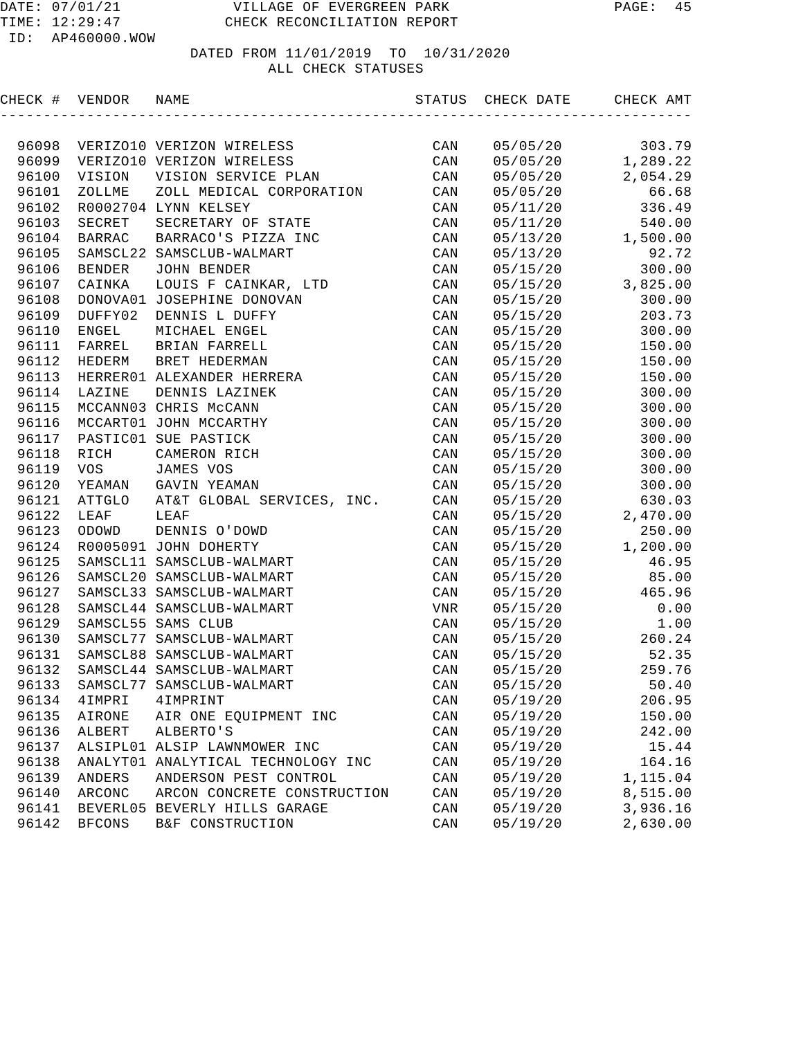DATE: 07/01/21 VILLAGE OF EVERGREEN PARK
TIME: 12:29:47 CHECK RECONCILIATION REPORT
ID: AP460000.WOW

DATED FROM 11/01/2019 TO 10/31/2020
ALL CHECK STATUSES

| CHECK # | VENDOR | NAME | STATUS | CHECK DATE | CHECK AMT |
|---|---|---|---|---|---|
| 96098 | VERIZO10 | VERIZON WIRELESS | CAN | 05/05/20 | 303.79 |
| 96099 | VERIZO10 | VERIZON WIRELESS | CAN | 05/05/20 | 1,289.22 |
| 96100 | VISION | VISION SERVICE PLAN | CAN | 05/05/20 | 2,054.29 |
| 96101 | ZOLLME | ZOLL MEDICAL CORPORATION | CAN | 05/05/20 | 66.68 |
| 96102 | R0002704 | LYNN KELSEY | CAN | 05/11/20 | 336.49 |
| 96103 | SECRET | SECRETARY OF STATE | CAN | 05/11/20 | 540.00 |
| 96104 | BARRAC | BARRACO'S PIZZA INC | CAN | 05/13/20 | 1,500.00 |
| 96105 | SAMSCL22 | SAMSCLUB-WALMART | CAN | 05/13/20 | 92.72 |
| 96106 | BENDER | JOHN BENDER | CAN | 05/15/20 | 300.00 |
| 96107 | CAINKA | LOUIS F CAINKAR, LTD | CAN | 05/15/20 | 3,825.00 |
| 96108 | DONOVA01 | JOSEPHINE DONOVAN | CAN | 05/15/20 | 300.00 |
| 96109 | DUFFY02 | DENNIS L DUFFY | CAN | 05/15/20 | 203.73 |
| 96110 | ENGEL | MICHAEL ENGEL | CAN | 05/15/20 | 300.00 |
| 96111 | FARREL | BRIAN FARRELL | CAN | 05/15/20 | 150.00 |
| 96112 | HEDERM | BRET HEDERMAN | CAN | 05/15/20 | 150.00 |
| 96113 | HERRER01 | ALEXANDER HERRERA | CAN | 05/15/20 | 150.00 |
| 96114 | LAZINE | DENNIS LAZINEK | CAN | 05/15/20 | 300.00 |
| 96115 | MCCANN03 | CHRIS McCANN | CAN | 05/15/20 | 300.00 |
| 96116 | MCCART01 | JOHN MCCARTHY | CAN | 05/15/20 | 300.00 |
| 96117 | PASTIC01 | SUE PASTICK | CAN | 05/15/20 | 300.00 |
| 96118 | RICH | CAMERON RICH | CAN | 05/15/20 | 300.00 |
| 96119 | VOS | JAMES VOS | CAN | 05/15/20 | 300.00 |
| 96120 | YEAMAN | GAVIN YEAMAN | CAN | 05/15/20 | 300.00 |
| 96121 | ATTGLO | AT&T GLOBAL SERVICES, INC. | CAN | 05/15/20 | 630.03 |
| 96122 | LEAF | LEAF | CAN | 05/15/20 | 2,470.00 |
| 96123 | ODOWD | DENNIS O'DOWD | CAN | 05/15/20 | 250.00 |
| 96124 | R0005091 | JOHN DOHERTY | CAN | 05/15/20 | 1,200.00 |
| 96125 | SAMSCL11 | SAMSCLUB-WALMART | CAN | 05/15/20 | 46.95 |
| 96126 | SAMSCL20 | SAMSCLUB-WALMART | CAN | 05/15/20 | 85.00 |
| 96127 | SAMSCL33 | SAMSCLUB-WALMART | CAN | 05/15/20 | 465.96 |
| 96128 | SAMSCL44 | SAMSCLUB-WALMART | VNR | 05/15/20 | 0.00 |
| 96129 | SAMSCL55 | SAMS CLUB | CAN | 05/15/20 | 1.00 |
| 96130 | SAMSCL77 | SAMSCLUB-WALMART | CAN | 05/15/20 | 260.24 |
| 96131 | SAMSCL88 | SAMSCLUB-WALMART | CAN | 05/15/20 | 52.35 |
| 96132 | SAMSCL44 | SAMSCLUB-WALMART | CAN | 05/15/20 | 259.76 |
| 96133 | SAMSCL77 | SAMSCLUB-WALMART | CAN | 05/15/20 | 50.40 |
| 96134 | 4IMPRI | 4IMPRINT | CAN | 05/19/20 | 206.95 |
| 96135 | AIRONE | AIR ONE EQUIPMENT INC | CAN | 05/19/20 | 150.00 |
| 96136 | ALBERT | ALBERTO'S | CAN | 05/19/20 | 242.00 |
| 96137 | ALSIPL01 | ALSIP LAWNMOWER INC | CAN | 05/19/20 | 15.44 |
| 96138 | ANALYT01 | ANALYTICAL TECHNOLOGY INC | CAN | 05/19/20 | 164.16 |
| 96139 | ANDERS | ANDERSON PEST CONTROL | CAN | 05/19/20 | 1,115.04 |
| 96140 | ARCONC | ARCON CONCRETE CONSTRUCTION | CAN | 05/19/20 | 8,515.00 |
| 96141 | BEVERL05 | BEVERLY HILLS GARAGE | CAN | 05/19/20 | 3,936.16 |
| 96142 | BFCONS | B&F CONSTRUCTION | CAN | 05/19/20 | 2,630.00 |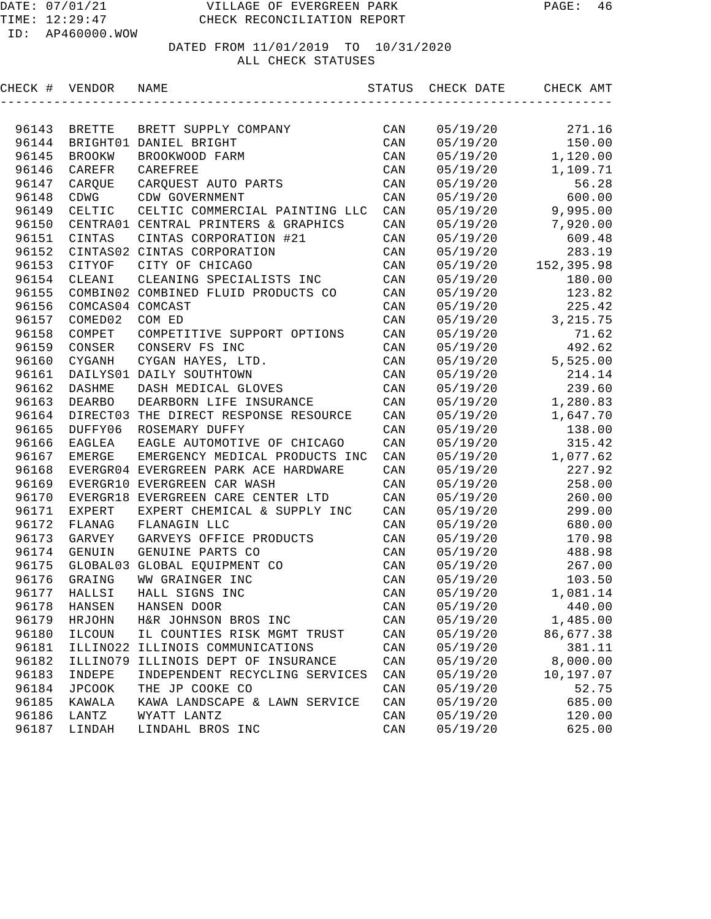# VILLAGE OF EVERGREEN PARK

## CHECK RECONCILIATION REPORT

DATE: 07/01/21
TIME: 12:29:47
ID: AP460000.WOW

DATED FROM 11/01/2019 TO 10/31/2020
ALL CHECK STATUSES

| CHECK # | VENDOR | NAME | STATUS | CHECK DATE | CHECK AMT |
|---|---|---|---|---|---|
| 96143 | BRETTE | BRETT SUPPLY COMPANY | CAN | 05/19/20 | 271.16 |
| 96144 | BRIGHT01 | DANIEL BRIGHT | CAN | 05/19/20 | 150.00 |
| 96145 | BROOKW | BROOKWOOD FARM | CAN | 05/19/20 | 1,120.00 |
| 96146 | CAREFR | CAREFREE | CAN | 05/19/20 | 1,109.71 |
| 96147 | CARQUE | CARQUEST AUTO PARTS | CAN | 05/19/20 | 56.28 |
| 96148 | CDWG | CDW GOVERNMENT | CAN | 05/19/20 | 600.00 |
| 96149 | CELTIC | CELTIC COMMERCIAL PAINTING LLC | CAN | 05/19/20 | 9,995.00 |
| 96150 | CENTRA01 | CENTRAL PRINTERS & GRAPHICS | CAN | 05/19/20 | 7,920.00 |
| 96151 | CINTAS | CINTAS CORPORATION #21 | CAN | 05/19/20 | 609.48 |
| 96152 | CINTAS02 | CINTAS CORPORATION | CAN | 05/19/20 | 283.19 |
| 96153 | CITYOF | CITY OF CHICAGO | CAN | 05/19/20 | 152,395.98 |
| 96154 | CLEANI | CLEANING SPECIALISTS INC | CAN | 05/19/20 | 180.00 |
| 96155 | COMBIN02 | COMBINED FLUID PRODUCTS CO | CAN | 05/19/20 | 123.82 |
| 96156 | COMCAS04 | COMCAST | CAN | 05/19/20 | 225.42 |
| 96157 | COMED02 | COM ED | CAN | 05/19/20 | 3,215.75 |
| 96158 | COMPET | COMPETITIVE SUPPORT OPTIONS | CAN | 05/19/20 | 71.62 |
| 96159 | CONSER | CONSERV FS INC | CAN | 05/19/20 | 492.62 |
| 96160 | CYGANH | CYGAN HAYES, LTD. | CAN | 05/19/20 | 5,525.00 |
| 96161 | DAILYS01 | DAILY SOUTHTOWN | CAN | 05/19/20 | 214.14 |
| 96162 | DASHME | DASH MEDICAL GLOVES | CAN | 05/19/20 | 239.60 |
| 96163 | DEARBO | DEARBORN LIFE INSURANCE | CAN | 05/19/20 | 1,280.83 |
| 96164 | DIRECT03 | THE DIRECT RESPONSE RESOURCE | CAN | 05/19/20 | 1,647.70 |
| 96165 | DUFFY06 | ROSEMARY DUFFY | CAN | 05/19/20 | 138.00 |
| 96166 | EAGLEA | EAGLE AUTOMOTIVE OF CHICAGO | CAN | 05/19/20 | 315.42 |
| 96167 | EMERGE | EMERGENCY MEDICAL PRODUCTS INC | CAN | 05/19/20 | 1,077.62 |
| 96168 | EVERGR04 | EVERGREEN PARK ACE HARDWARE | CAN | 05/19/20 | 227.92 |
| 96169 | EVERGR10 | EVERGREEN CAR WASH | CAN | 05/19/20 | 258.00 |
| 96170 | EVERGR18 | EVERGREEN CARE CENTER LTD | CAN | 05/19/20 | 260.00 |
| 96171 | EXPERT | EXPERT CHEMICAL & SUPPLY INC | CAN | 05/19/20 | 299.00 |
| 96172 | FLANAG | FLANAGIN LLC | CAN | 05/19/20 | 680.00 |
| 96173 | GARVEY | GARVEYS OFFICE PRODUCTS | CAN | 05/19/20 | 170.98 |
| 96174 | GENUIN | GENUINE PARTS CO | CAN | 05/19/20 | 488.98 |
| 96175 | GLOBAL03 | GLOBAL EQUIPMENT CO | CAN | 05/19/20 | 267.00 |
| 96176 | GRAING | WW GRAINGER INC | CAN | 05/19/20 | 103.50 |
| 96177 | HALLSI | HALL SIGNS INC | CAN | 05/19/20 | 1,081.14 |
| 96178 | HANSEN | HANSEN DOOR | CAN | 05/19/20 | 440.00 |
| 96179 | HRJOHN | H&R JOHNSON BROS INC | CAN | 05/19/20 | 1,485.00 |
| 96180 | ILCOUN | IL COUNTIES RISK MGMT TRUST | CAN | 05/19/20 | 86,677.38 |
| 96181 | ILLINO22 | ILLINOIS COMMUNICATIONS | CAN | 05/19/20 | 381.11 |
| 96182 | ILLINO79 | ILLINOIS DEPT OF INSURANCE | CAN | 05/19/20 | 8,000.00 |
| 96183 | INDEPE | INDEPENDENT RECYCLING SERVICES | CAN | 05/19/20 | 10,197.07 |
| 96184 | JPCOOK | THE JP COOKE CO | CAN | 05/19/20 | 52.75 |
| 96185 | KAWALA | KAWA LANDSCAPE & LAWN SERVICE | CAN | 05/19/20 | 685.00 |
| 96186 | LANTZ | WYATT LANTZ | CAN | 05/19/20 | 120.00 |
| 96187 | LINDAH | LINDAHL BROS INC | CAN | 05/19/20 | 625.00 |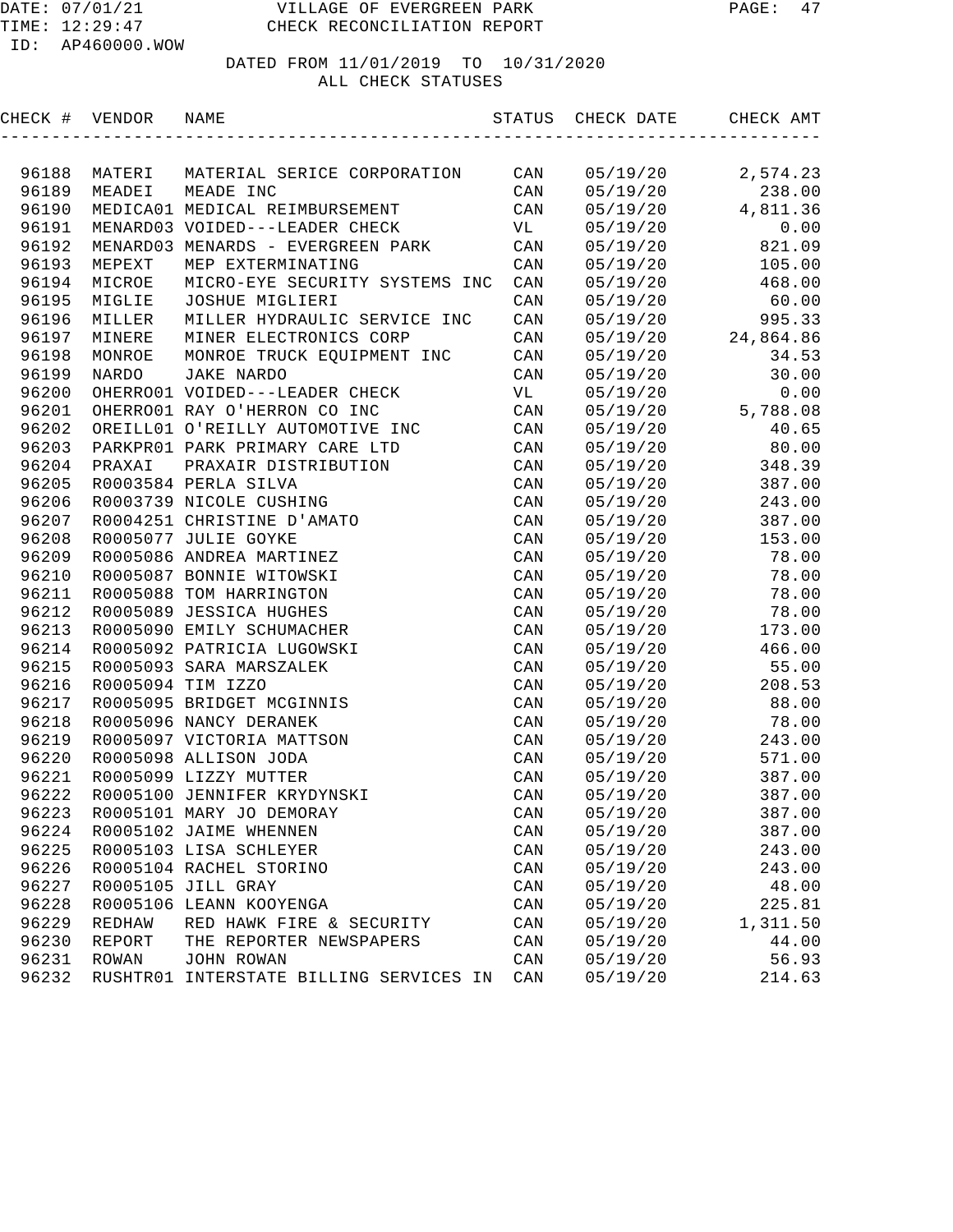VILLAGE OF EVERGREEN PARK
CHECK RECONCILIATION REPORT

DATE: 07/01/21
TIME: 12:29:47
ID: AP460000.WOW

DATED FROM 11/01/2019 TO 10/31/2020
ALL CHECK STATUSES

| CHECK # | VENDOR | NAME | STATUS | CHECK DATE | CHECK AMT |
|---|---|---|---|---|---|
| 96188 | MATERI | MATERIAL SERICE CORPORATION | CAN | 05/19/20 | 2,574.23 |
| 96189 | MEADEI | MEADE INC | CAN | 05/19/20 | 238.00 |
| 96190 | MEDICA01 | MEDICAL REIMBURSEMENT | CAN | 05/19/20 | 4,811.36 |
| 96191 | MENARD03 | VOIDED---LEADER CHECK | VL | 05/19/20 | 0.00 |
| 96192 | MENARD03 | MENARDS - EVERGREEN PARK | CAN | 05/19/20 | 821.09 |
| 96193 | MEPEXT | MEP EXTERMINATING | CAN | 05/19/20 | 105.00 |
| 96194 | MICROE | MICRO-EYE SECURITY SYSTEMS INC | CAN | 05/19/20 | 468.00 |
| 96195 | MIGLIE | JOSHUE MIGLIERI | CAN | 05/19/20 | 60.00 |
| 96196 | MILLER | MILLER HYDRAULIC SERVICE INC | CAN | 05/19/20 | 995.33 |
| 96197 | MINERE | MINER ELECTRONICS CORP | CAN | 05/19/20 | 24,864.86 |
| 96198 | MONROE | MONROE TRUCK EQUIPMENT INC | CAN | 05/19/20 | 34.53 |
| 96199 | NARDO | JAKE NARDO | CAN | 05/19/20 | 30.00 |
| 96200 | OHERRO01 | VOIDED---LEADER CHECK | VL | 05/19/20 | 0.00 |
| 96201 | OHERRO01 | RAY O'HERRON CO INC | CAN | 05/19/20 | 5,788.08 |
| 96202 | OREILL01 | O'REILLY AUTOMOTIVE INC | CAN | 05/19/20 | 40.65 |
| 96203 | PARKPR01 | PARK PRIMARY CARE LTD | CAN | 05/19/20 | 80.00 |
| 96204 | PRAXAI | PRAXAIR DISTRIBUTION | CAN | 05/19/20 | 348.39 |
| 96205 | R0003584 | PERLA SILVA | CAN | 05/19/20 | 387.00 |
| 96206 | R0003739 | NICOLE CUSHING | CAN | 05/19/20 | 243.00 |
| 96207 | R0004251 | CHRISTINE D'AMATO | CAN | 05/19/20 | 387.00 |
| 96208 | R0005077 | JULIE GOYKE | CAN | 05/19/20 | 153.00 |
| 96209 | R0005086 | ANDREA MARTINEZ | CAN | 05/19/20 | 78.00 |
| 96210 | R0005087 | BONNIE WITOWSKI | CAN | 05/19/20 | 78.00 |
| 96211 | R0005088 | TOM HARRINGTON | CAN | 05/19/20 | 78.00 |
| 96212 | R0005089 | JESSICA HUGHES | CAN | 05/19/20 | 78.00 |
| 96213 | R0005090 | EMILY SCHUMACHER | CAN | 05/19/20 | 173.00 |
| 96214 | R0005092 | PATRICIA LUGOWSKI | CAN | 05/19/20 | 466.00 |
| 96215 | R0005093 | SARA MARSZALEK | CAN | 05/19/20 | 55.00 |
| 96216 | R0005094 | TIM IZZO | CAN | 05/19/20 | 208.53 |
| 96217 | R0005095 | BRIDGET MCGINNIS | CAN | 05/19/20 | 88.00 |
| 96218 | R0005096 | NANCY DERANEK | CAN | 05/19/20 | 78.00 |
| 96219 | R0005097 | VICTORIA MATTSON | CAN | 05/19/20 | 243.00 |
| 96220 | R0005098 | ALLISON JODA | CAN | 05/19/20 | 571.00 |
| 96221 | R0005099 | LIZZY MUTTER | CAN | 05/19/20 | 387.00 |
| 96222 | R0005100 | JENNIFER KRYDYNSKI | CAN | 05/19/20 | 387.00 |
| 96223 | R0005101 | MARY JO DEMORAY | CAN | 05/19/20 | 387.00 |
| 96224 | R0005102 | JAIME WHENNEN | CAN | 05/19/20 | 387.00 |
| 96225 | R0005103 | LISA SCHLEYER | CAN | 05/19/20 | 243.00 |
| 96226 | R0005104 | RACHEL STORINO | CAN | 05/19/20 | 243.00 |
| 96227 | R0005105 | JILL GRAY | CAN | 05/19/20 | 48.00 |
| 96228 | R0005106 | LEANN KOOYENGA | CAN | 05/19/20 | 225.81 |
| 96229 | REDHAW | RED HAWK FIRE & SECURITY | CAN | 05/19/20 | 1,311.50 |
| 96230 | REPORT | THE REPORTER NEWSPAPERS | CAN | 05/19/20 | 44.00 |
| 96231 | ROWAN | JOHN ROWAN | CAN | 05/19/20 | 56.93 |
| 96232 | RUSHTR01 | INTERSTATE BILLING SERVICES IN | CAN | 05/19/20 | 214.63 |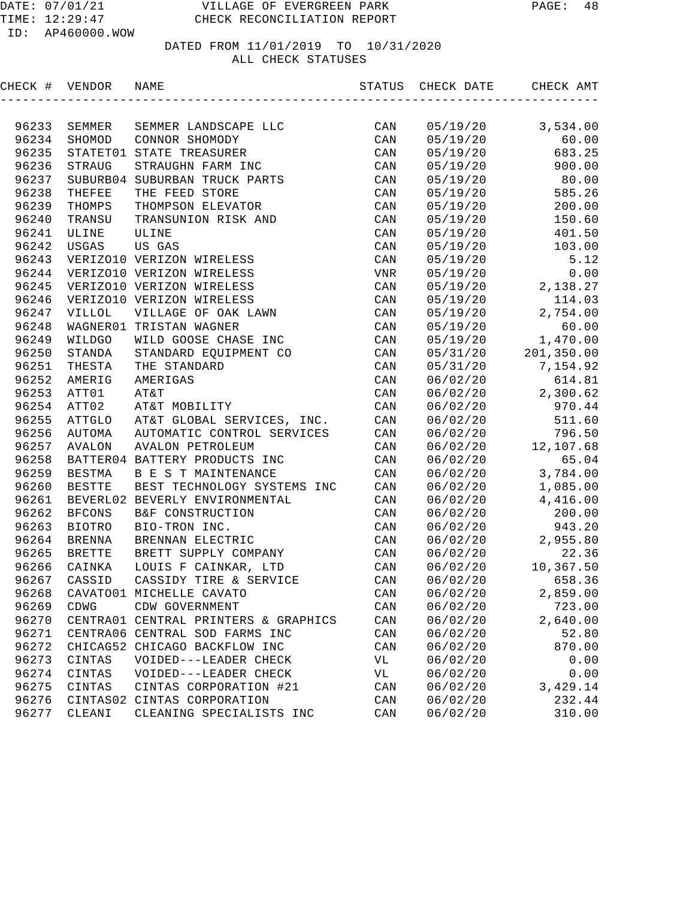VILLAGE OF EVERGREEN PARK
CHECK RECONCILIATION REPORT

DATE: 07/01/21
TIME: 12:29:47
ID: AP460000.WOW

DATED FROM 11/01/2019 TO 10/31/2020
ALL CHECK STATUSES

| CHECK # | VENDOR | NAME | STATUS | CHECK DATE | CHECK AMT |
|---|---|---|---|---|---|
| 96233 | SEMMER | SEMMER LANDSCAPE LLC | CAN | 05/19/20 | 3,534.00 |
| 96234 | SHOMOD | CONNOR SHOMODY | CAN | 05/19/20 | 60.00 |
| 96235 | STATET01 | STATE TREASURER | CAN | 05/19/20 | 683.25 |
| 96236 | STRAUG | STRAUGHN FARM INC | CAN | 05/19/20 | 900.00 |
| 96237 | SUBURB04 | SUBURBAN TRUCK PARTS | CAN | 05/19/20 | 80.00 |
| 96238 | THEFEE | THE FEED STORE | CAN | 05/19/20 | 585.26 |
| 96239 | THOMPS | THOMPSON ELEVATOR | CAN | 05/19/20 | 200.00 |
| 96240 | TRANSU | TRANSUNION RISK AND | CAN | 05/19/20 | 150.60 |
| 96241 | ULINE | ULINE | CAN | 05/19/20 | 401.50 |
| 96242 | USGAS | US GAS | CAN | 05/19/20 | 103.00 |
| 96243 | VERIZO10 | VERIZON WIRELESS | CAN | 05/19/20 | 5.12 |
| 96244 | VERIZO10 | VERIZON WIRELESS | VNR | 05/19/20 | 0.00 |
| 96245 | VERIZO10 | VERIZON WIRELESS | CAN | 05/19/20 | 2,138.27 |
| 96246 | VERIZO10 | VERIZON WIRELESS | CAN | 05/19/20 | 114.03 |
| 96247 | VILLOL | VILLAGE OF OAK LAWN | CAN | 05/19/20 | 2,754.00 |
| 96248 | WAGNER01 | TRISTAN WAGNER | CAN | 05/19/20 | 60.00 |
| 96249 | WILDGO | WILD GOOSE CHASE INC | CAN | 05/19/20 | 1,470.00 |
| 96250 | STANDA | STANDARD EQUIPMENT CO | CAN | 05/31/20 | 201,350.00 |
| 96251 | THESTA | THE STANDARD | CAN | 05/31/20 | 7,154.92 |
| 96252 | AMERIG | AMERIGAS | CAN | 06/02/20 | 614.81 |
| 96253 | ATT01 | AT&T | CAN | 06/02/20 | 2,300.62 |
| 96254 | ATT02 | AT&T MOBILITY | CAN | 06/02/20 | 970.44 |
| 96255 | ATTGLO | AT&T GLOBAL SERVICES, INC. | CAN | 06/02/20 | 511.60 |
| 96256 | AUTOMA | AUTOMATIC CONTROL SERVICES | CAN | 06/02/20 | 796.50 |
| 96257 | AVALON | AVALON PETROLEUM | CAN | 06/02/20 | 12,107.68 |
| 96258 | BATTER04 | BATTERY PRODUCTS INC | CAN | 06/02/20 | 65.04 |
| 96259 | BESTMA | B E S T MAINTENANCE | CAN | 06/02/20 | 3,784.00 |
| 96260 | BESTTE | BEST TECHNOLOGY SYSTEMS INC | CAN | 06/02/20 | 1,085.00 |
| 96261 | BEVERL02 | BEVERLY ENVIRONMENTAL | CAN | 06/02/20 | 4,416.00 |
| 96262 | BFCONS | B&F CONSTRUCTION | CAN | 06/02/20 | 200.00 |
| 96263 | BIOTRO | BIO-TRON INC. | CAN | 06/02/20 | 943.20 |
| 96264 | BRENNA | BRENNAN ELECTRIC | CAN | 06/02/20 | 2,955.80 |
| 96265 | BRETTE | BRETT SUPPLY COMPANY | CAN | 06/02/20 | 22.36 |
| 96266 | CAINKA | LOUIS F CAINKAR, LTD | CAN | 06/02/20 | 10,367.50 |
| 96267 | CASSID | CASSIDY TIRE & SERVICE | CAN | 06/02/20 | 658.36 |
| 96268 | CAVATO01 | MICHELLE CAVATO | CAN | 06/02/20 | 2,859.00 |
| 96269 | CDWG | CDW GOVERNMENT | CAN | 06/02/20 | 723.00 |
| 96270 | CENTRA01 | CENTRAL PRINTERS & GRAPHICS | CAN | 06/02/20 | 2,640.00 |
| 96271 | CENTRA06 | CENTRAL SOD FARMS INC | CAN | 06/02/20 | 52.80 |
| 96272 | CHICAG52 | CHICAGO BACKFLOW INC | CAN | 06/02/20 | 870.00 |
| 96273 | CINTAS | VOIDED---LEADER CHECK | VL | 06/02/20 | 0.00 |
| 96274 | CINTAS | VOIDED---LEADER CHECK | VL | 06/02/20 | 0.00 |
| 96275 | CINTAS | CINTAS CORPORATION #21 | CAN | 06/02/20 | 3,429.14 |
| 96276 | CINTAS02 | CINTAS CORPORATION | CAN | 06/02/20 | 232.44 |
| 96277 | CLEANI | CLEANING SPECIALISTS INC | CAN | 06/02/20 | 310.00 |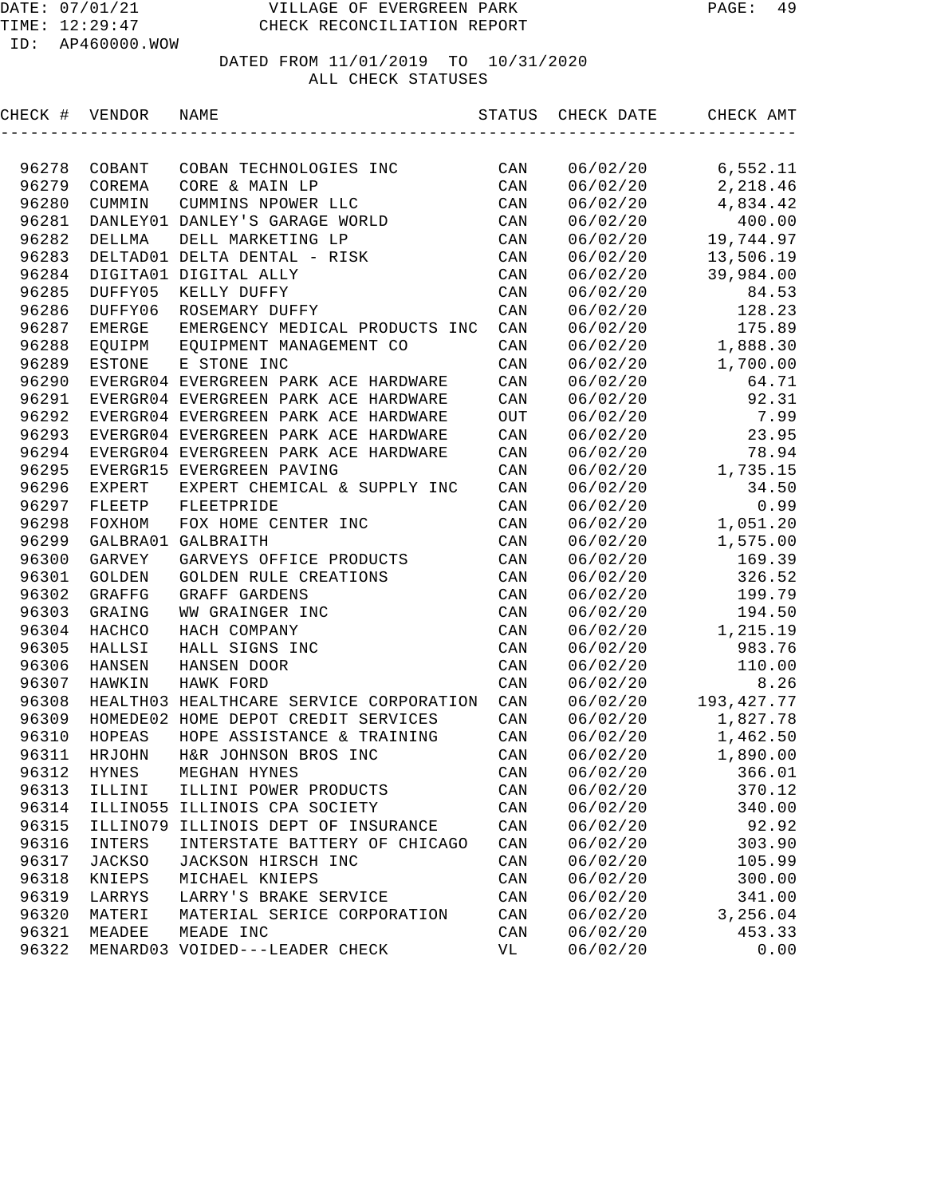DATE: 07/01/21 VILLAGE OF EVERGREEN PARK
TIME: 12:29:47 CHECK RECONCILIATION REPORT
ID: AP460000.WOW

DATED FROM 11/01/2019 TO 10/31/2020
ALL CHECK STATUSES

| CHECK # | VENDOR | NAME | STATUS | CHECK DATE | CHECK AMT |
|---|---|---|---|---|---|
| 96278 | COBANT | COBAN TECHNOLOGIES INC | CAN | 06/02/20 | 6,552.11 |
| 96279 | COREMA | CORE & MAIN LP | CAN | 06/02/20 | 2,218.46 |
| 96280 | CUMMIN | CUMMINS NPOWER LLC | CAN | 06/02/20 | 4,834.42 |
| 96281 | DANLEY01 | DANLEY'S GARAGE WORLD | CAN | 06/02/20 | 400.00 |
| 96282 | DELLMA | DELL MARKETING LP | CAN | 06/02/20 | 19,744.97 |
| 96283 | DELTAD01 | DELTA DENTAL - RISK | CAN | 06/02/20 | 13,506.19 |
| 96284 | DIGITA01 | DIGITAL ALLY | CAN | 06/02/20 | 39,984.00 |
| 96285 | DUFFY05 | KELLY DUFFY | CAN | 06/02/20 | 84.53 |
| 96286 | DUFFY06 | ROSEMARY DUFFY | CAN | 06/02/20 | 128.23 |
| 96287 | EMERGE | EMERGENCY MEDICAL PRODUCTS INC | CAN | 06/02/20 | 175.89 |
| 96288 | EQUIPM | EQUIPMENT MANAGEMENT CO | CAN | 06/02/20 | 1,888.30 |
| 96289 | ESTONE | E STONE INC | CAN | 06/02/20 | 1,700.00 |
| 96290 | EVERGR04 | EVERGREEN PARK ACE HARDWARE | CAN | 06/02/20 | 64.71 |
| 96291 | EVERGR04 | EVERGREEN PARK ACE HARDWARE | CAN | 06/02/20 | 92.31 |
| 96292 | EVERGR04 | EVERGREEN PARK ACE HARDWARE | OUT | 06/02/20 | 7.99 |
| 96293 | EVERGR04 | EVERGREEN PARK ACE HARDWARE | CAN | 06/02/20 | 23.95 |
| 96294 | EVERGR04 | EVERGREEN PARK ACE HARDWARE | CAN | 06/02/20 | 78.94 |
| 96295 | EVERGR15 | EVERGREEN PAVING | CAN | 06/02/20 | 1,735.15 |
| 96296 | EXPERT | EXPERT CHEMICAL & SUPPLY INC | CAN | 06/02/20 | 34.50 |
| 96297 | FLEETP | FLEETPRIDE | CAN | 06/02/20 | 0.99 |
| 96298 | FOXHOM | FOX HOME CENTER INC | CAN | 06/02/20 | 1,051.20 |
| 96299 | GALBRA01 | GALBRAITH | CAN | 06/02/20 | 1,575.00 |
| 96300 | GARVEY | GARVEYS OFFICE PRODUCTS | CAN | 06/02/20 | 169.39 |
| 96301 | GOLDEN | GOLDEN RULE CREATIONS | CAN | 06/02/20 | 326.52 |
| 96302 | GRAFFG | GRAFF GARDENS | CAN | 06/02/20 | 199.79 |
| 96303 | GRAING | WW GRAINGER INC | CAN | 06/02/20 | 194.50 |
| 96304 | HACHCO | HACH COMPANY | CAN | 06/02/20 | 1,215.19 |
| 96305 | HALLSI | HALL SIGNS INC | CAN | 06/02/20 | 983.76 |
| 96306 | HANSEN | HANSEN DOOR | CAN | 06/02/20 | 110.00 |
| 96307 | HAWKIN | HAWK FORD | CAN | 06/02/20 | 8.26 |
| 96308 | HEALTH03 | HEALTHCARE SERVICE CORPORATION | CAN | 06/02/20 | 193,427.77 |
| 96309 | HOMEDE02 | HOME DEPOT CREDIT SERVICES | CAN | 06/02/20 | 1,827.78 |
| 96310 | HOPEAS | HOPE ASSISTANCE & TRAINING | CAN | 06/02/20 | 1,462.50 |
| 96311 | HRJOHN | H&R JOHNSON BROS INC | CAN | 06/02/20 | 1,890.00 |
| 96312 | HYNES | MEGHAN HYNES | CAN | 06/02/20 | 366.01 |
| 96313 | ILLINI | ILLINI POWER PRODUCTS | CAN | 06/02/20 | 370.12 |
| 96314 | ILLINO55 | ILLINOIS CPA SOCIETY | CAN | 06/02/20 | 340.00 |
| 96315 | ILLINO79 | ILLINOIS DEPT OF INSURANCE | CAN | 06/02/20 | 92.92 |
| 96316 | INTERS | INTERSTATE BATTERY OF CHICAGO | CAN | 06/02/20 | 303.90 |
| 96317 | JACKSO | JACKSON HIRSCH INC | CAN | 06/02/20 | 105.99 |
| 96318 | KNIEPS | MICHAEL KNIEPS | CAN | 06/02/20 | 300.00 |
| 96319 | LARRYS | LARRY'S BRAKE SERVICE | CAN | 06/02/20 | 341.00 |
| 96320 | MATERI | MATERIAL SERICE CORPORATION | CAN | 06/02/20 | 3,256.04 |
| 96321 | MEADEE | MEADE INC | CAN | 06/02/20 | 453.33 |
| 96322 | MENARD03 | VOIDED---LEADER CHECK | VL | 06/02/20 | 0.00 |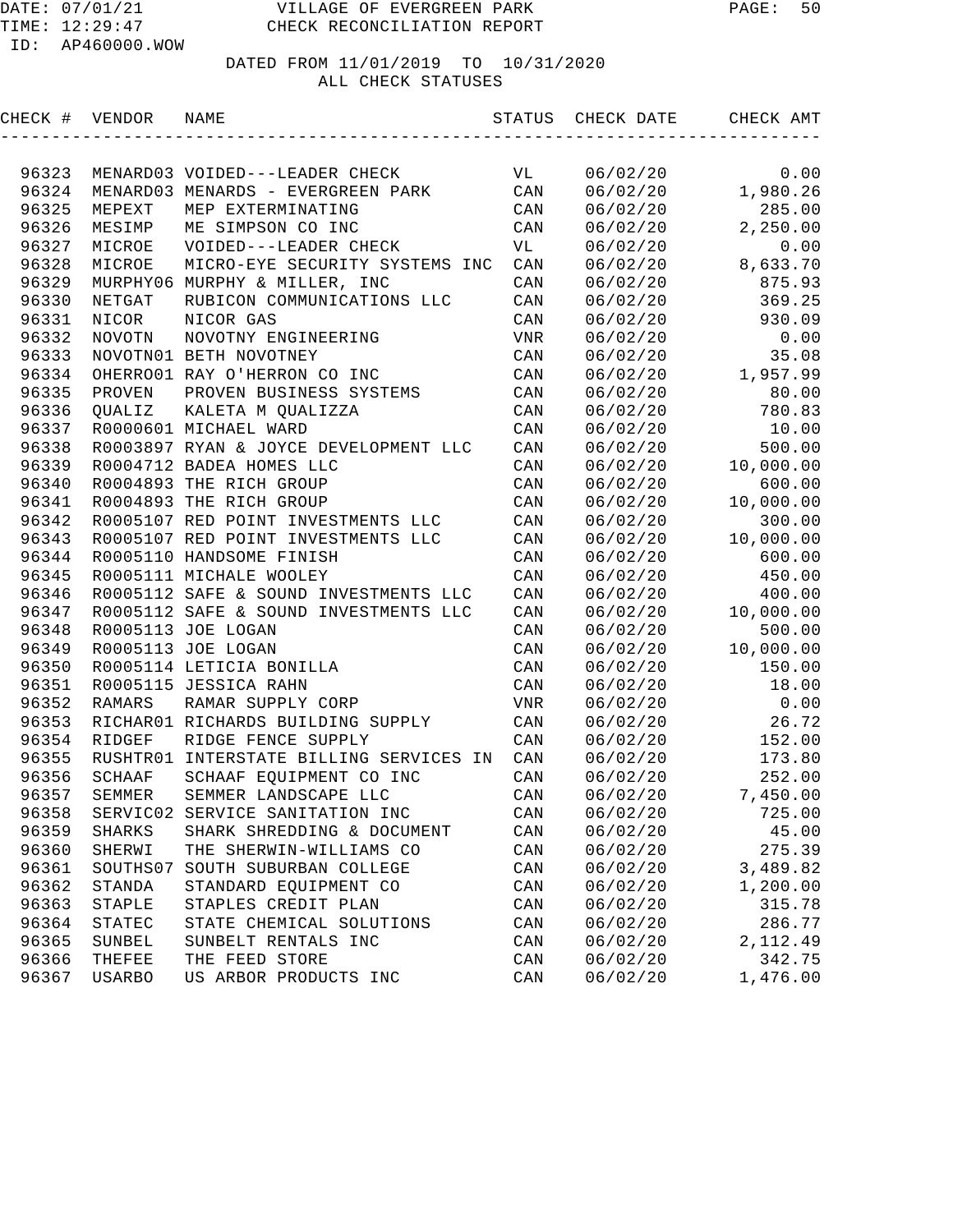# VILLAGE OF EVERGREEN PARK

## CHECK RECONCILIATION REPORT

DATE: 07/01/21
TIME: 12:29:47
ID: AP460000.WOW

DATED FROM 11/01/2019 TO 10/31/2020
ALL CHECK STATUSES

| CHECK # | VENDOR | NAME | STATUS | CHECK DATE | CHECK AMT |
|---|---|---|---|---|---|
| 96323 | MENARD03 | VOIDED---LEADER CHECK | VL | 06/02/20 | 0.00 |
| 96324 | MENARD03 | MENARDS - EVERGREEN PARK | CAN | 06/02/20 | 1,980.26 |
| 96325 | MEPEXT | MEP EXTERMINATING | CAN | 06/02/20 | 285.00 |
| 96326 | MESIMP | ME SIMPSON CO INC | CAN | 06/02/20 | 2,250.00 |
| 96327 | MICROE | VOIDED---LEADER CHECK | VL | 06/02/20 | 0.00 |
| 96328 | MICROE | MICRO-EYE SECURITY SYSTEMS INC | CAN | 06/02/20 | 8,633.70 |
| 96329 | MURPHY06 | MURPHY & MILLER, INC | CAN | 06/02/20 | 875.93 |
| 96330 | NETGAT | RUBICON COMMUNICATIONS LLC | CAN | 06/02/20 | 369.25 |
| 96331 | NICOR | NICOR GAS | CAN | 06/02/20 | 930.09 |
| 96332 | NOVOTN | NOVOTNY ENGINEERING | VNR | 06/02/20 | 0.00 |
| 96333 | NOVOTN01 | BETH NOVOTNEY | CAN | 06/02/20 | 35.08 |
| 96334 | OHERRO01 | RAY O'HERRON CO INC | CAN | 06/02/20 | 1,957.99 |
| 96335 | PROVEN | PROVEN BUSINESS SYSTEMS | CAN | 06/02/20 | 80.00 |
| 96336 | QUALIZ | KALETA M QUALIZZA | CAN | 06/02/20 | 780.83 |
| 96337 | R0000601 | MICHAEL WARD | CAN | 06/02/20 | 10.00 |
| 96338 | R0003897 | RYAN & JOYCE DEVELOPMENT LLC | CAN | 06/02/20 | 500.00 |
| 96339 | R0004712 | BADEA HOMES LLC | CAN | 06/02/20 | 10,000.00 |
| 96340 | R0004893 | THE RICH GROUP | CAN | 06/02/20 | 600.00 |
| 96341 | R0004893 | THE RICH GROUP | CAN | 06/02/20 | 10,000.00 |
| 96342 | R0005107 | RED POINT INVESTMENTS LLC | CAN | 06/02/20 | 300.00 |
| 96343 | R0005107 | RED POINT INVESTMENTS LLC | CAN | 06/02/20 | 10,000.00 |
| 96344 | R0005110 | HANDSOME FINISH | CAN | 06/02/20 | 600.00 |
| 96345 | R0005111 | MICHALE WOOLEY | CAN | 06/02/20 | 450.00 |
| 96346 | R0005112 | SAFE & SOUND INVESTMENTS LLC | CAN | 06/02/20 | 400.00 |
| 96347 | R0005112 | SAFE & SOUND INVESTMENTS LLC | CAN | 06/02/20 | 10,000.00 |
| 96348 | R0005113 | JOE LOGAN | CAN | 06/02/20 | 500.00 |
| 96349 | R0005113 | JOE LOGAN | CAN | 06/02/20 | 10,000.00 |
| 96350 | R0005114 | LETICIA BONILLA | CAN | 06/02/20 | 150.00 |
| 96351 | R0005115 | JESSICA RAHN | CAN | 06/02/20 | 18.00 |
| 96352 | RAMARS | RAMAR SUPPLY CORP | VNR | 06/02/20 | 0.00 |
| 96353 | RICHAR01 | RICHARDS BUILDING SUPPLY | CAN | 06/02/20 | 26.72 |
| 96354 | RIDGEF | RIDGE FENCE SUPPLY | CAN | 06/02/20 | 152.00 |
| 96355 | RUSHTR01 | INTERSTATE BILLING SERVICES IN | CAN | 06/02/20 | 173.80 |
| 96356 | SCHAAF | SCHAAF EQUIPMENT CO INC | CAN | 06/02/20 | 252.00 |
| 96357 | SEMMER | SEMMER LANDSCAPE LLC | CAN | 06/02/20 | 7,450.00 |
| 96358 | SERVIC02 | SERVICE SANITATION INC | CAN | 06/02/20 | 725.00 |
| 96359 | SHARKS | SHARK SHREDDING & DOCUMENT | CAN | 06/02/20 | 45.00 |
| 96360 | SHERWI | THE SHERWIN-WILLIAMS CO | CAN | 06/02/20 | 275.39 |
| 96361 | SOUTHS07 | SOUTH SUBURBAN COLLEGE | CAN | 06/02/20 | 3,489.82 |
| 96362 | STANDA | STANDARD EQUIPMENT CO | CAN | 06/02/20 | 1,200.00 |
| 96363 | STAPLE | STAPLES CREDIT PLAN | CAN | 06/02/20 | 315.78 |
| 96364 | STATEC | STATE CHEMICAL SOLUTIONS | CAN | 06/02/20 | 286.77 |
| 96365 | SUNBEL | SUNBELT RENTALS INC | CAN | 06/02/20 | 2,112.49 |
| 96366 | THEFEE | THE FEED STORE | CAN | 06/02/20 | 342.75 |
| 96367 | USARBO | US ARBOR PRODUCTS INC | CAN | 06/02/20 | 1,476.00 |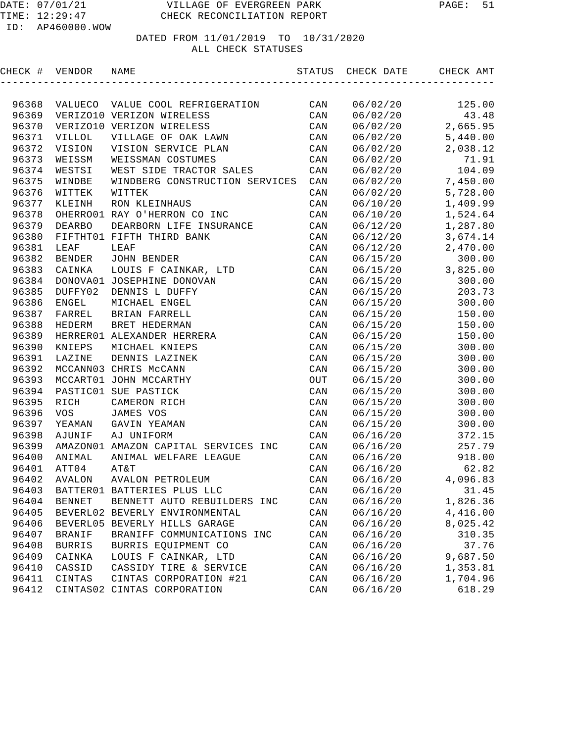DATE: 07/01/21 VILLAGE OF EVERGREEN PARK
TIME: 12:29:47 CHECK RECONCILIATION REPORT
ID: AP460000.WOW

DATED FROM 11/01/2019 TO 10/31/2020
ALL CHECK STATUSES

| CHECK # | VENDOR | NAME | STATUS | CHECK DATE | CHECK AMT |
|---|---|---|---|---|---|
| 96368 | VALUECO | VALUE COOL REFRIGERATION | CAN | 06/02/20 | 125.00 |
| 96369 | VERIZO10 | VERIZON WIRELESS | CAN | 06/02/20 | 43.48 |
| 96370 | VERIZO10 | VERIZON WIRELESS | CAN | 06/02/20 | 2,665.95 |
| 96371 | VILLOL | VILLAGE OF OAK LAWN | CAN | 06/02/20 | 5,440.00 |
| 96372 | VISION | VISION SERVICE PLAN | CAN | 06/02/20 | 2,038.12 |
| 96373 | WEISSM | WEISSMAN COSTUMES | CAN | 06/02/20 | 71.91 |
| 96374 | WESTSI | WEST SIDE TRACTOR SALES | CAN | 06/02/20 | 104.09 |
| 96375 | WINDBE | WINDBERG CONSTRUCTION SERVICES | CAN | 06/02/20 | 7,450.00 |
| 96376 | WITTEK | WITTEK | CAN | 06/02/20 | 5,728.00 |
| 96377 | KLEINH | RON KLEINHAUS | CAN | 06/10/20 | 1,409.99 |
| 96378 | OHERRO01 | RAY O'HERRON CO INC | CAN | 06/10/20 | 1,524.64 |
| 96379 | DEARBO | DEARBORN LIFE INSURANCE | CAN | 06/12/20 | 1,287.80 |
| 96380 | FIFTHT01 | FIFTH THIRD BANK | CAN | 06/12/20 | 3,674.14 |
| 96381 | LEAF | LEAF | CAN | 06/12/20 | 2,470.00 |
| 96382 | BENDER | JOHN BENDER | CAN | 06/15/20 | 300.00 |
| 96383 | CAINKA | LOUIS F CAINKAR, LTD | CAN | 06/15/20 | 3,825.00 |
| 96384 | DONOVA01 | JOSEPHINE DONOVAN | CAN | 06/15/20 | 300.00 |
| 96385 | DUFFY02 | DENNIS L DUFFY | CAN | 06/15/20 | 203.73 |
| 96386 | ENGEL | MICHAEL ENGEL | CAN | 06/15/20 | 300.00 |
| 96387 | FARREL | BRIAN FARRELL | CAN | 06/15/20 | 150.00 |
| 96388 | HEDERM | BRET HEDERMAN | CAN | 06/15/20 | 150.00 |
| 96389 | HERRER01 | ALEXANDER HERRERA | CAN | 06/15/20 | 150.00 |
| 96390 | KNIEPS | MICHAEL KNIEPS | CAN | 06/15/20 | 300.00 |
| 96391 | LAZINE | DENNIS LAZINEK | CAN | 06/15/20 | 300.00 |
| 96392 | MCCANN03 | CHRIS McCANN | CAN | 06/15/20 | 300.00 |
| 96393 | MCCART01 | JOHN MCCARTHY | OUT | 06/15/20 | 300.00 |
| 96394 | PASTIC01 | SUE PASTICK | CAN | 06/15/20 | 300.00 |
| 96395 | RICH | CAMERON RICH | CAN | 06/15/20 | 300.00 |
| 96396 | VOS | JAMES VOS | CAN | 06/15/20 | 300.00 |
| 96397 | YEAMAN | GAVIN YEAMAN | CAN | 06/15/20 | 300.00 |
| 96398 | AJUNIF | AJ UNIFORM | CAN | 06/16/20 | 372.15 |
| 96399 | AMAZON01 | AMAZON CAPITAL SERVICES INC | CAN | 06/16/20 | 257.79 |
| 96400 | ANIMAL | ANIMAL WELFARE LEAGUE | CAN | 06/16/20 | 918.00 |
| 96401 | ATT04 | AT&T | CAN | 06/16/20 | 62.82 |
| 96402 | AVALON | AVALON PETROLEUM | CAN | 06/16/20 | 4,096.83 |
| 96403 | BATTER01 | BATTERIES PLUS LLC | CAN | 06/16/20 | 31.45 |
| 96404 | BENNET | BENNETT AUTO REBUILDERS INC | CAN | 06/16/20 | 1,826.36 |
| 96405 | BEVERL02 | BEVERLY ENVIRONMENTAL | CAN | 06/16/20 | 4,416.00 |
| 96406 | BEVERL05 | BEVERLY HILLS GARAGE | CAN | 06/16/20 | 8,025.42 |
| 96407 | BRANIF | BRANIFF COMMUNICATIONS INC | CAN | 06/16/20 | 310.35 |
| 96408 | BURRIS | BURRIS EQUIPMENT CO | CAN | 06/16/20 | 37.76 |
| 96409 | CAINKA | LOUIS F CAINKAR, LTD | CAN | 06/16/20 | 9,687.50 |
| 96410 | CASSID | CASSIDY TIRE & SERVICE | CAN | 06/16/20 | 1,353.81 |
| 96411 | CINTAS | CINTAS CORPORATION #21 | CAN | 06/16/20 | 1,704.96 |
| 96412 | CINTAS02 | CINTAS CORPORATION | CAN | 06/16/20 | 618.29 |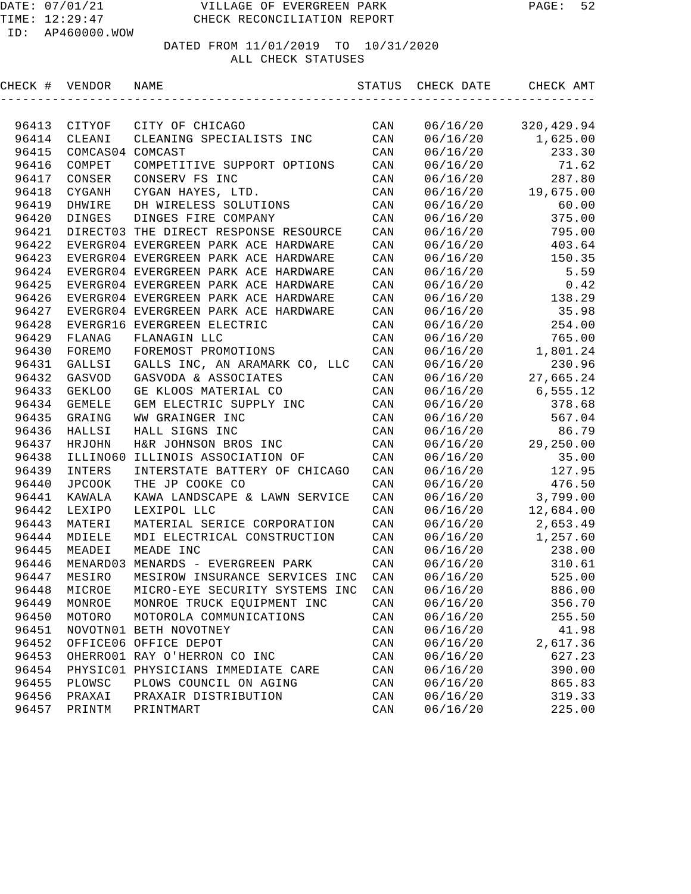VILLAGE OF EVERGREEN PARK
CHECK RECONCILIATION REPORT

DATE: 07/01/21
TIME: 12:29:47
ID: AP460000.WOW

DATED FROM 11/01/2019 TO 10/31/2020
ALL CHECK STATUSES

| CHECK # | VENDOR | NAME | STATUS | CHECK DATE | CHECK AMT |
|---|---|---|---|---|---|
| 96413 | CITYOF | CITY OF CHICAGO | CAN | 06/16/20 | 320,429.94 |
| 96414 | CLEANI | CLEANING SPECIALISTS INC | CAN | 06/16/20 | 1,625.00 |
| 96415 | COMCAS04 | COMCAST | CAN | 06/16/20 | 233.30 |
| 96416 | COMPET | COMPETITIVE SUPPORT OPTIONS | CAN | 06/16/20 | 71.62 |
| 96417 | CONSER | CONSERV FS INC | CAN | 06/16/20 | 287.80 |
| 96418 | CYGANH | CYGAN HAYES, LTD. | CAN | 06/16/20 | 19,675.00 |
| 96419 | DHWIRE | DH WIRELESS SOLUTIONS | CAN | 06/16/20 | 60.00 |
| 96420 | DINGES | DINGES FIRE COMPANY | CAN | 06/16/20 | 375.00 |
| 96421 | DIRECT03 | THE DIRECT RESPONSE RESOURCE | CAN | 06/16/20 | 795.00 |
| 96422 | EVERGR04 | EVERGREEN PARK ACE HARDWARE | CAN | 06/16/20 | 403.64 |
| 96423 | EVERGR04 | EVERGREEN PARK ACE HARDWARE | CAN | 06/16/20 | 150.35 |
| 96424 | EVERGR04 | EVERGREEN PARK ACE HARDWARE | CAN | 06/16/20 | 5.59 |
| 96425 | EVERGR04 | EVERGREEN PARK ACE HARDWARE | CAN | 06/16/20 | 0.42 |
| 96426 | EVERGR04 | EVERGREEN PARK ACE HARDWARE | CAN | 06/16/20 | 138.29 |
| 96427 | EVERGR04 | EVERGREEN PARK ACE HARDWARE | CAN | 06/16/20 | 35.98 |
| 96428 | EVERGR16 | EVERGREEN ELECTRIC | CAN | 06/16/20 | 254.00 |
| 96429 | FLANAG | FLANAGIN LLC | CAN | 06/16/20 | 765.00 |
| 96430 | FOREMO | FOREMOST PROMOTIONS | CAN | 06/16/20 | 1,801.24 |
| 96431 | GALLSI | GALLS INC, AN ARAMARK CO, LLC | CAN | 06/16/20 | 230.96 |
| 96432 | GASVOD | GASVODA & ASSOCIATES | CAN | 06/16/20 | 27,665.24 |
| 96433 | GEKLOO | GE KLOOS MATERIAL CO | CAN | 06/16/20 | 6,555.12 |
| 96434 | GEMELE | GEM ELECTRIC SUPPLY INC | CAN | 06/16/20 | 378.68 |
| 96435 | GRAING | WW GRAINGER INC | CAN | 06/16/20 | 567.04 |
| 96436 | HALLSI | HALL SIGNS INC | CAN | 06/16/20 | 86.79 |
| 96437 | HRJOHN | H&R JOHNSON BROS INC | CAN | 06/16/20 | 29,250.00 |
| 96438 | ILLINO60 | ILLINOIS ASSOCIATION OF | CAN | 06/16/20 | 35.00 |
| 96439 | INTERS | INTERSTATE BATTERY OF CHICAGO | CAN | 06/16/20 | 127.95 |
| 96440 | JPCOOK | THE JP COOKE CO | CAN | 06/16/20 | 476.50 |
| 96441 | KAWALA | KAWA LANDSCAPE & LAWN SERVICE | CAN | 06/16/20 | 3,799.00 |
| 96442 | LEXIPO | LEXIPOL LLC | CAN | 06/16/20 | 12,684.00 |
| 96443 | MATERI | MATERIAL SERICE CORPORATION | CAN | 06/16/20 | 2,653.49 |
| 96444 | MDIELE | MDI ELECTRICAL CONSTRUCTION | CAN | 06/16/20 | 1,257.60 |
| 96445 | MEADEI | MEADE INC | CAN | 06/16/20 | 238.00 |
| 96446 | MENARD03 | MENARDS - EVERGREEN PARK | CAN | 06/16/20 | 310.61 |
| 96447 | MESIRO | MESIROW INSURANCE SERVICES INC | CAN | 06/16/20 | 525.00 |
| 96448 | MICROE | MICRO-EYE SECURITY SYSTEMS INC | CAN | 06/16/20 | 886.00 |
| 96449 | MONROE | MONROE TRUCK EQUIPMENT INC | CAN | 06/16/20 | 356.70 |
| 96450 | MOTORO | MOTOROLA COMMUNICATIONS | CAN | 06/16/20 | 255.50 |
| 96451 | NOVOTN01 | BETH NOVOTNEY | CAN | 06/16/20 | 41.98 |
| 96452 | OFFICE06 | OFFICE DEPOT | CAN | 06/16/20 | 2,617.36 |
| 96453 | OHERRO01 | RAY O'HERRON CO INC | CAN | 06/16/20 | 627.23 |
| 96454 | PHYSIC01 | PHYSICIANS IMMEDIATE CARE | CAN | 06/16/20 | 390.00 |
| 96455 | PLOWSC | PLOWS COUNCIL ON AGING | CAN | 06/16/20 | 865.83 |
| 96456 | PRAXAI | PRAXAIR DISTRIBUTION | CAN | 06/16/20 | 319.33 |
| 96457 | PRINTM | PRINTMART | CAN | 06/16/20 | 225.00 |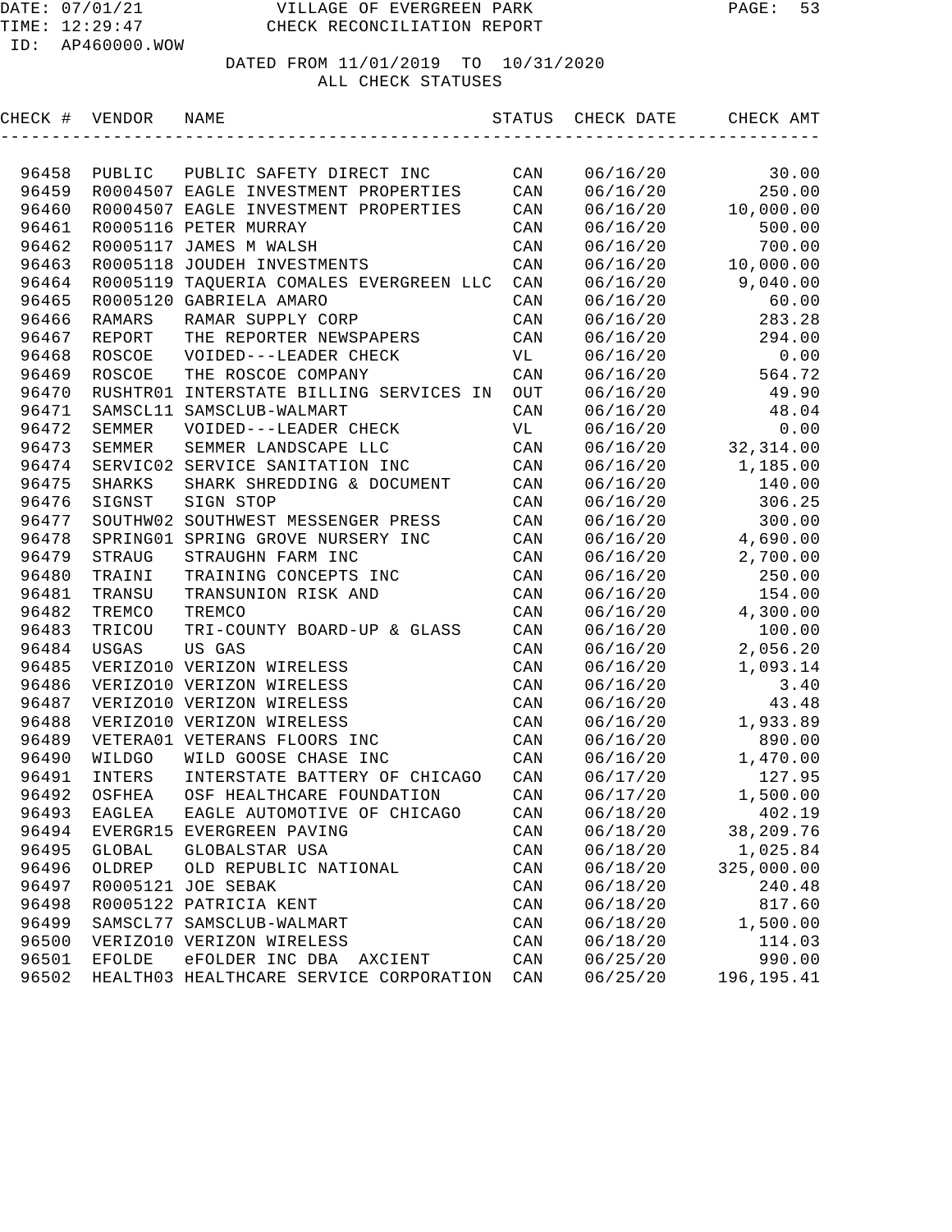DATE: 07/01/21 VILLAGE OF EVERGREEN PARK
TIME: 12:29:47 CHECK RECONCILIATION REPORT
ID: AP460000.WOW

DATED FROM 11/01/2019 TO 10/31/2020
ALL CHECK STATUSES

| CHECK # | VENDOR | NAME | STATUS | CHECK DATE | CHECK AMT |
|---|---|---|---|---|---|
| 96458 | PUBLIC | PUBLIC SAFETY DIRECT INC | CAN | 06/16/20 | 30.00 |
| 96459 | R0004507 | EAGLE INVESTMENT PROPERTIES | CAN | 06/16/20 | 250.00 |
| 96460 | R0004507 | EAGLE INVESTMENT PROPERTIES | CAN | 06/16/20 | 10,000.00 |
| 96461 | R0005116 | PETER MURRAY | CAN | 06/16/20 | 500.00 |
| 96462 | R0005117 | JAMES M WALSH | CAN | 06/16/20 | 700.00 |
| 96463 | R0005118 | JOUDEH INVESTMENTS | CAN | 06/16/20 | 10,000.00 |
| 96464 | R0005119 | TAQUERIA COMALES EVERGREEN LLC | CAN | 06/16/20 | 9,040.00 |
| 96465 | R0005120 | GABRIELA AMARO | CAN | 06/16/20 | 60.00 |
| 96466 | RAMARS | RAMAR SUPPLY CORP | CAN | 06/16/20 | 283.28 |
| 96467 | REPORT | THE REPORTER NEWSPAPERS | CAN | 06/16/20 | 294.00 |
| 96468 | ROSCOE | VOIDED---LEADER CHECK | VL | 06/16/20 | 0.00 |
| 96469 | ROSCOE | THE ROSCOE COMPANY | CAN | 06/16/20 | 564.72 |
| 96470 | RUSHTR01 | INTERSTATE BILLING SERVICES IN | OUT | 06/16/20 | 49.90 |
| 96471 | SAMSCL11 | SAMSCLUB-WALMART | CAN | 06/16/20 | 48.04 |
| 96472 | SEMMER | VOIDED---LEADER CHECK | VL | 06/16/20 | 0.00 |
| 96473 | SEMMER | SEMMER LANDSCAPE LLC | CAN | 06/16/20 | 32,314.00 |
| 96474 | SERVIC02 | SERVICE SANITATION INC | CAN | 06/16/20 | 1,185.00 |
| 96475 | SHARKS | SHARK SHREDDING & DOCUMENT | CAN | 06/16/20 | 140.00 |
| 96476 | SIGNST | SIGN STOP | CAN | 06/16/20 | 306.25 |
| 96477 | SOUTHW02 | SOUTHWEST MESSENGER PRESS | CAN | 06/16/20 | 300.00 |
| 96478 | SPRING01 | SPRING GROVE NURSERY INC | CAN | 06/16/20 | 4,690.00 |
| 96479 | STRAUG | STRAUGHN FARM INC | CAN | 06/16/20 | 2,700.00 |
| 96480 | TRAINI | TRAINING CONCEPTS INC | CAN | 06/16/20 | 250.00 |
| 96481 | TRANSU | TRANSUNION RISK AND | CAN | 06/16/20 | 154.00 |
| 96482 | TREMCO | TREMCO | CAN | 06/16/20 | 4,300.00 |
| 96483 | TRICOU | TRI-COUNTY BOARD-UP & GLASS | CAN | 06/16/20 | 100.00 |
| 96484 | USGAS | US GAS | CAN | 06/16/20 | 2,056.20 |
| 96485 | VERIZO10 | VERIZON WIRELESS | CAN | 06/16/20 | 1,093.14 |
| 96486 | VERIZO10 | VERIZON WIRELESS | CAN | 06/16/20 | 3.40 |
| 96487 | VERIZO10 | VERIZON WIRELESS | CAN | 06/16/20 | 43.48 |
| 96488 | VERIZO10 | VERIZON WIRELESS | CAN | 06/16/20 | 1,933.89 |
| 96489 | VETERA01 | VETERANS FLOORS INC | CAN | 06/16/20 | 890.00 |
| 96490 | WILDGO | WILD GOOSE CHASE INC | CAN | 06/16/20 | 1,470.00 |
| 96491 | INTERS | INTERSTATE BATTERY OF CHICAGO | CAN | 06/17/20 | 127.95 |
| 96492 | OSFHEA | OSF HEALTHCARE FOUNDATION | CAN | 06/17/20 | 1,500.00 |
| 96493 | EAGLEA | EAGLE AUTOMOTIVE OF CHICAGO | CAN | 06/18/20 | 402.19 |
| 96494 | EVERGR15 | EVERGREEN PAVING | CAN | 06/18/20 | 38,209.76 |
| 96495 | GLOBAL | GLOBALSTAR USA | CAN | 06/18/20 | 1,025.84 |
| 96496 | OLDREP | OLD REPUBLIC NATIONAL | CAN | 06/18/20 | 325,000.00 |
| 96497 | R0005121 | JOE SEBAK | CAN | 06/18/20 | 240.48 |
| 96498 | R0005122 | PATRICIA KENT | CAN | 06/18/20 | 817.60 |
| 96499 | SAMSCL77 | SAMSCLUB-WALMART | CAN | 06/18/20 | 1,500.00 |
| 96500 | VERIZO10 | VERIZON WIRELESS | CAN | 06/18/20 | 114.03 |
| 96501 | EFOLDE | eFOLDER INC DBA AXCIENT | CAN | 06/25/20 | 990.00 |
| 96502 | HEALTH03 | HEALTHCARE SERVICE CORPORATION | CAN | 06/25/20 | 196,195.41 |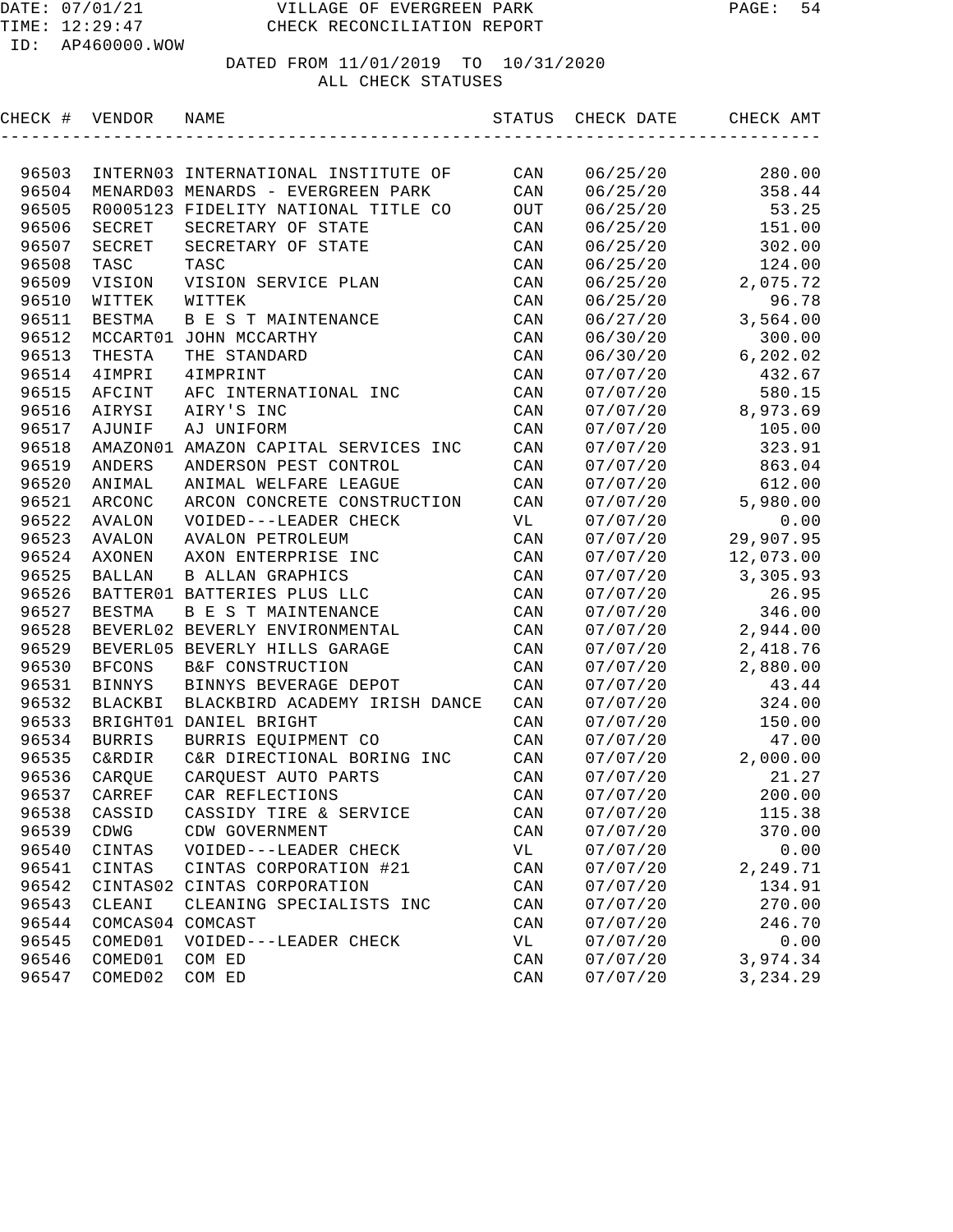VILLAGE OF EVERGREEN PARK
CHECK RECONCILIATION REPORT

DATED FROM 11/01/2019 TO 10/31/2020
ALL CHECK STATUSES

| CHECK # | VENDOR | NAME | STATUS | CHECK DATE | CHECK AMT |
|---|---|---|---|---|---|
| 96503 | INTERN03 | INTERNATIONAL INSTITUTE OF | CAN | 06/25/20 | 280.00 |
| 96504 | MENARD03 | MENARDS - EVERGREEN PARK | CAN | 06/25/20 | 358.44 |
| 96505 | R0005123 | FIDELITY NATIONAL TITLE CO | OUT | 06/25/20 | 53.25 |
| 96506 | SECRET | SECRETARY OF STATE | CAN | 06/25/20 | 151.00 |
| 96507 | SECRET | SECRETARY OF STATE | CAN | 06/25/20 | 302.00 |
| 96508 | TASC | TASC | CAN | 06/25/20 | 124.00 |
| 96509 | VISION | VISION SERVICE PLAN | CAN | 06/25/20 | 2,075.72 |
| 96510 | WITTEK | WITTEK | CAN | 06/25/20 | 96.78 |
| 96511 | BESTMA | B E S T MAINTENANCE | CAN | 06/27/20 | 3,564.00 |
| 96512 | MCCART01 | JOHN MCCARTHY | CAN | 06/30/20 | 300.00 |
| 96513 | THESTA | THE STANDARD | CAN | 06/30/20 | 6,202.02 |
| 96514 | 4IMPRI | 4IMPRINT | CAN | 07/07/20 | 432.67 |
| 96515 | AFCINT | AFC INTERNATIONAL INC | CAN | 07/07/20 | 580.15 |
| 96516 | AIRYSI | AIRY'S INC | CAN | 07/07/20 | 8,973.69 |
| 96517 | AJUNIF | AJ UNIFORM | CAN | 07/07/20 | 105.00 |
| 96518 | AMAZON01 | AMAZON CAPITAL SERVICES INC | CAN | 07/07/20 | 323.91 |
| 96519 | ANDERS | ANDERSON PEST CONTROL | CAN | 07/07/20 | 863.04 |
| 96520 | ANIMAL | ANIMAL WELFARE LEAGUE | CAN | 07/07/20 | 612.00 |
| 96521 | ARCONC | ARCON CONCRETE CONSTRUCTION | CAN | 07/07/20 | 5,980.00 |
| 96522 | AVALON | VOIDED---LEADER CHECK | VL | 07/07/20 | 0.00 |
| 96523 | AVALON | AVALON PETROLEUM | CAN | 07/07/20 | 29,907.95 |
| 96524 | AXONEN | AXON ENTERPRISE INC | CAN | 07/07/20 | 12,073.00 |
| 96525 | BALLAN | B ALLAN GRAPHICS | CAN | 07/07/20 | 3,305.93 |
| 96526 | BATTER01 | BATTERIES PLUS LLC | CAN | 07/07/20 | 26.95 |
| 96527 | BESTMA | B E S T MAINTENANCE | CAN | 07/07/20 | 346.00 |
| 96528 | BEVERL02 | BEVERLY ENVIRONMENTAL | CAN | 07/07/20 | 2,944.00 |
| 96529 | BEVERL05 | BEVERLY HILLS GARAGE | CAN | 07/07/20 | 2,418.76 |
| 96530 | BFCONS | B&F CONSTRUCTION | CAN | 07/07/20 | 2,880.00 |
| 96531 | BINNYS | BINNYS BEVERAGE DEPOT | CAN | 07/07/20 | 43.44 |
| 96532 | BLACKBI | BLACKBIRD ACADEMY IRISH DANCE | CAN | 07/07/20 | 324.00 |
| 96533 | BRIGHT01 | DANIEL BRIGHT | CAN | 07/07/20 | 150.00 |
| 96534 | BURRIS | BURRIS EQUIPMENT CO | CAN | 07/07/20 | 47.00 |
| 96535 | C&RDIR | C&R DIRECTIONAL BORING INC | CAN | 07/07/20 | 2,000.00 |
| 96536 | CARQUE | CARQUEST AUTO PARTS | CAN | 07/07/20 | 21.27 |
| 96537 | CARREF | CAR REFLECTIONS | CAN | 07/07/20 | 200.00 |
| 96538 | CASSID | CASSIDY TIRE & SERVICE | CAN | 07/07/20 | 115.38 |
| 96539 | CDWG | CDW GOVERNMENT | CAN | 07/07/20 | 370.00 |
| 96540 | CINTAS | VOIDED---LEADER CHECK | VL | 07/07/20 | 0.00 |
| 96541 | CINTAS | CINTAS CORPORATION #21 | CAN | 07/07/20 | 2,249.71 |
| 96542 | CINTAS02 | CINTAS CORPORATION | CAN | 07/07/20 | 134.91 |
| 96543 | CLEANI | CLEANING SPECIALISTS INC | CAN | 07/07/20 | 270.00 |
| 96544 | COMCAS04 | COMCAST | CAN | 07/07/20 | 246.70 |
| 96545 | COMED01 | VOIDED---LEADER CHECK | VL | 07/07/20 | 0.00 |
| 96546 | COMED01 | COM ED | CAN | 07/07/20 | 3,974.34 |
| 96547 | COMED02 | COM ED | CAN | 07/07/20 | 3,234.29 |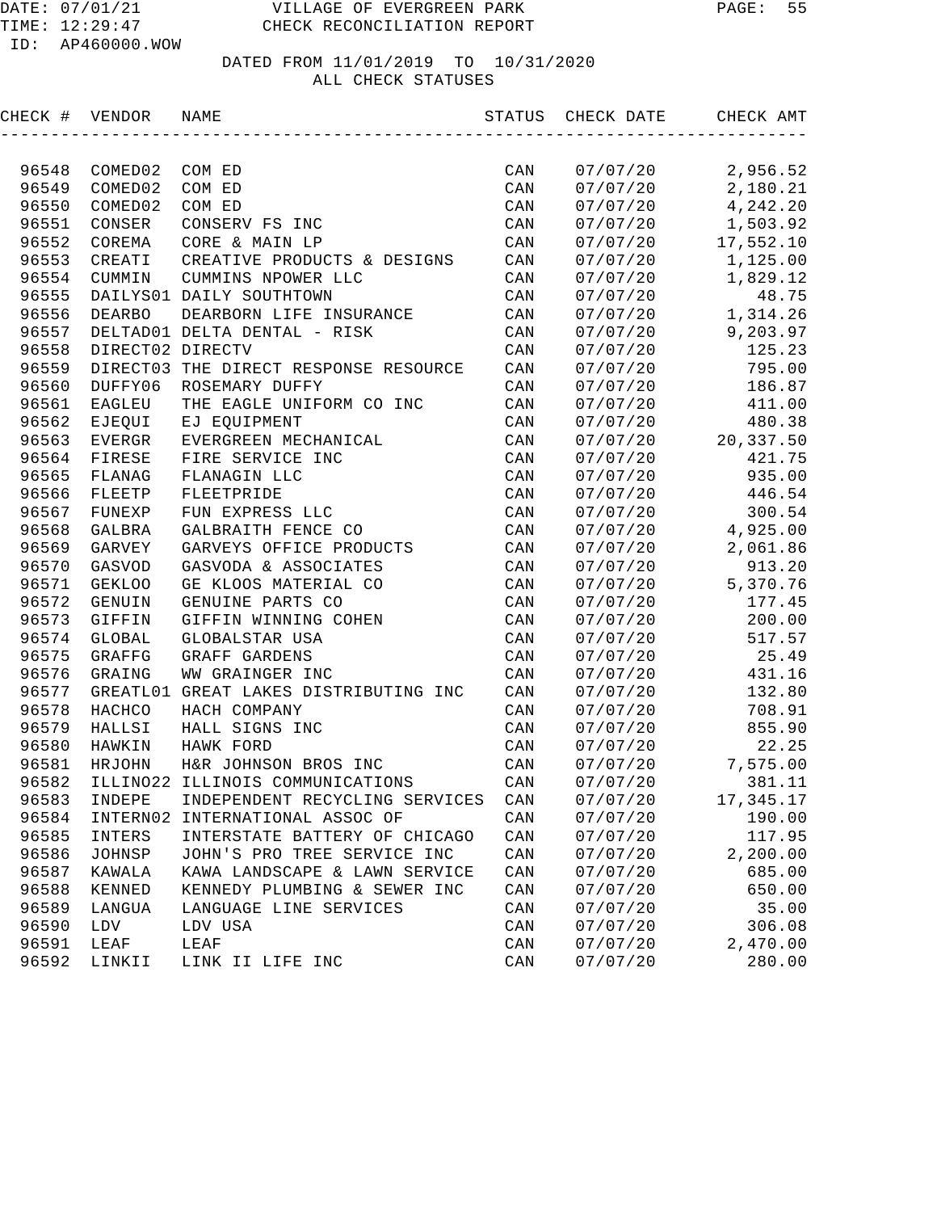DATE: 07/01/21 VILLAGE OF EVERGREEN PARK
TIME: 12:29:47 CHECK RECONCILIATION REPORT
ID: AP460000.WOW

DATED FROM 11/01/2019 TO 10/31/2020
ALL CHECK STATUSES

| CHECK # | VENDOR | NAME | STATUS | CHECK DATE | CHECK AMT |
|---|---|---|---|---|---|
| 96548 | COMED02 | COM ED | CAN | 07/07/20 | 2,956.52 |
| 96549 | COMED02 | COM ED | CAN | 07/07/20 | 2,180.21 |
| 96550 | COMED02 | COM ED | CAN | 07/07/20 | 4,242.20 |
| 96551 | CONSER | CONSERV FS INC | CAN | 07/07/20 | 1,503.92 |
| 96552 | COREMA | CORE & MAIN LP | CAN | 07/07/20 | 17,552.10 |
| 96553 | CREATI | CREATIVE PRODUCTS & DESIGNS | CAN | 07/07/20 | 1,125.00 |
| 96554 | CUMMIN | CUMMINS NPOWER LLC | CAN | 07/07/20 | 1,829.12 |
| 96555 | DAILYS01 | DAILY SOUTHTOWN | CAN | 07/07/20 | 48.75 |
| 96556 | DEARBO | DEARBORN LIFE INSURANCE | CAN | 07/07/20 | 1,314.26 |
| 96557 | DELTAD01 | DELTA DENTAL - RISK | CAN | 07/07/20 | 9,203.97 |
| 96558 | DIRECT02 | DIRECTV | CAN | 07/07/20 | 125.23 |
| 96559 | DIRECT03 | THE DIRECT RESPONSE RESOURCE | CAN | 07/07/20 | 795.00 |
| 96560 | DUFFY06 | ROSEMARY DUFFY | CAN | 07/07/20 | 186.87 |
| 96561 | EAGLEU | THE EAGLE UNIFORM CO INC | CAN | 07/07/20 | 411.00 |
| 96562 | EJEQUI | EJ EQUIPMENT | CAN | 07/07/20 | 480.38 |
| 96563 | EVERGR | EVERGREEN MECHANICAL | CAN | 07/07/20 | 20,337.50 |
| 96564 | FIRESE | FIRE SERVICE INC | CAN | 07/07/20 | 421.75 |
| 96565 | FLANAG | FLANAGIN LLC | CAN | 07/07/20 | 935.00 |
| 96566 | FLEETP | FLEETPRIDE | CAN | 07/07/20 | 446.54 |
| 96567 | FUNEXP | FUN EXPRESS LLC | CAN | 07/07/20 | 300.54 |
| 96568 | GALBRA | GALBRAITH FENCE CO | CAN | 07/07/20 | 4,925.00 |
| 96569 | GARVEY | GARVEYS OFFICE PRODUCTS | CAN | 07/07/20 | 2,061.86 |
| 96570 | GASVOD | GASVODA & ASSOCIATES | CAN | 07/07/20 | 913.20 |
| 96571 | GEKLOO | GE KLOOS MATERIAL CO | CAN | 07/07/20 | 5,370.76 |
| 96572 | GENUIN | GENUINE PARTS CO | CAN | 07/07/20 | 177.45 |
| 96573 | GIFFIN | GIFFIN WINNING COHEN | CAN | 07/07/20 | 200.00 |
| 96574 | GLOBAL | GLOBALSTAR USA | CAN | 07/07/20 | 517.57 |
| 96575 | GRAFFG | GRAFF GARDENS | CAN | 07/07/20 | 25.49 |
| 96576 | GRAING | WW GRAINGER INC | CAN | 07/07/20 | 431.16 |
| 96577 | GREATL01 | GREAT LAKES DISTRIBUTING INC | CAN | 07/07/20 | 132.80 |
| 96578 | HACHCO | HACH COMPANY | CAN | 07/07/20 | 708.91 |
| 96579 | HALLSI | HALL SIGNS INC | CAN | 07/07/20 | 855.90 |
| 96580 | HAWKIN | HAWK FORD | CAN | 07/07/20 | 22.25 |
| 96581 | HRJOHN | H&R JOHNSON BROS INC | CAN | 07/07/20 | 7,575.00 |
| 96582 | ILLINO22 | ILLINOIS COMMUNICATIONS | CAN | 07/07/20 | 381.11 |
| 96583 | INDEPE | INDEPENDENT RECYCLING SERVICES | CAN | 07/07/20 | 17,345.17 |
| 96584 | INTERN02 | INTERNATIONAL ASSOC OF | CAN | 07/07/20 | 190.00 |
| 96585 | INTERS | INTERSTATE BATTERY OF CHICAGO | CAN | 07/07/20 | 117.95 |
| 96586 | JOHNSP | JOHN'S PRO TREE SERVICE INC | CAN | 07/07/20 | 2,200.00 |
| 96587 | KAWALA | KAWA LANDSCAPE & LAWN SERVICE | CAN | 07/07/20 | 685.00 |
| 96588 | KENNED | KENNEDY PLUMBING & SEWER INC | CAN | 07/07/20 | 650.00 |
| 96589 | LANGUA | LANGUAGE LINE SERVICES | CAN | 07/07/20 | 35.00 |
| 96590 | LDV | LDV USA | CAN | 07/07/20 | 306.08 |
| 96591 | LEAF | LEAF | CAN | 07/07/20 | 2,470.00 |
| 96592 | LINKII | LINK II LIFE INC | CAN | 07/07/20 | 280.00 |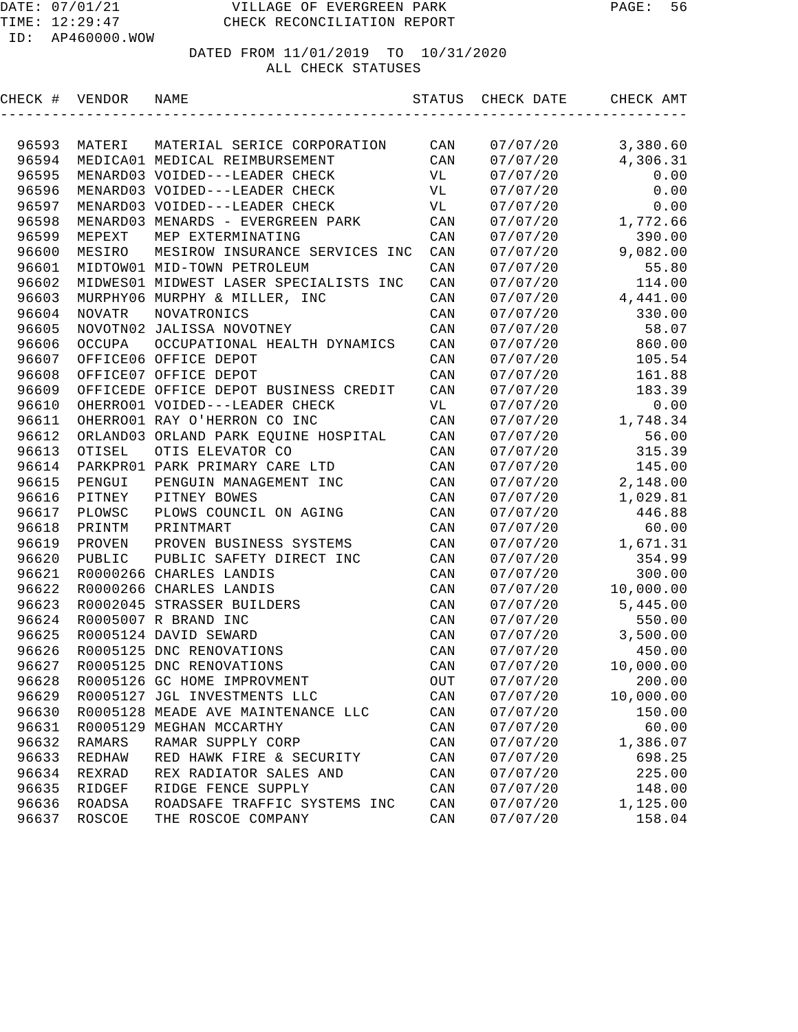VILLAGE OF EVERGREEN PARK
CHECK RECONCILIATION REPORT

DATE: 07/01/21
TIME: 12:29:47
ID: AP460000.WOW

DATED FROM 11/01/2019 TO 10/31/2020
ALL CHECK STATUSES

| CHECK # | VENDOR | NAME | STATUS | CHECK DATE | CHECK AMT |
|---|---|---|---|---|---|
| 96593 | MATERI | MATERIAL SERICE CORPORATION | CAN | 07/07/20 | 3,380.60 |
| 96594 | MEDICA01 | MEDICAL REIMBURSEMENT | CAN | 07/07/20 | 4,306.31 |
| 96595 | MENARD03 | VOIDED---LEADER CHECK | VL | 07/07/20 | 0.00 |
| 96596 | MENARD03 | VOIDED---LEADER CHECK | VL | 07/07/20 | 0.00 |
| 96597 | MENARD03 | VOIDED---LEADER CHECK | VL | 07/07/20 | 0.00 |
| 96598 | MENARD03 | MENARDS - EVERGREEN PARK | CAN | 07/07/20 | 1,772.66 |
| 96599 | MEPEXT | MEP EXTERMINATING | CAN | 07/07/20 | 390.00 |
| 96600 | MESIRO | MESIROW INSURANCE SERVICES INC | CAN | 07/07/20 | 9,082.00 |
| 96601 | MIDTOW01 | MID-TOWN PETROLEUM | CAN | 07/07/20 | 55.80 |
| 96602 | MIDWES01 | MIDWEST LASER SPECIALISTS INC | CAN | 07/07/20 | 114.00 |
| 96603 | MURPHY06 | MURPHY & MILLER, INC | CAN | 07/07/20 | 4,441.00 |
| 96604 | NOVATR | NOVATRONICS | CAN | 07/07/20 | 330.00 |
| 96605 | NOVOTN02 | JALISSA NOVOTNEY | CAN | 07/07/20 | 58.07 |
| 96606 | OCCUPA | OCCUPATIONAL HEALTH DYNAMICS | CAN | 07/07/20 | 860.00 |
| 96607 | OFFICE06 | OFFICE DEPOT | CAN | 07/07/20 | 105.54 |
| 96608 | OFFICE07 | OFFICE DEPOT | CAN | 07/07/20 | 161.88 |
| 96609 | OFFICEDE | OFFICE DEPOT BUSINESS CREDIT | CAN | 07/07/20 | 183.39 |
| 96610 | OHERRO01 | VOIDED---LEADER CHECK | VL | 07/07/20 | 0.00 |
| 96611 | OHERRO01 | RAY O'HERRON CO INC | CAN | 07/07/20 | 1,748.34 |
| 96612 | ORLAND03 | ORLAND PARK EQUINE HOSPITAL | CAN | 07/07/20 | 56.00 |
| 96613 | OTISEL | OTIS ELEVATOR CO | CAN | 07/07/20 | 315.39 |
| 96614 | PARKPR01 | PARK PRIMARY CARE LTD | CAN | 07/07/20 | 145.00 |
| 96615 | PENGUI | PENGUIN MANAGEMENT INC | CAN | 07/07/20 | 2,148.00 |
| 96616 | PITNEY | PITNEY BOWES | CAN | 07/07/20 | 1,029.81 |
| 96617 | PLOWSC | PLOWS COUNCIL ON AGING | CAN | 07/07/20 | 446.88 |
| 96618 | PRINTM | PRINTMART | CAN | 07/07/20 | 60.00 |
| 96619 | PROVEN | PROVEN BUSINESS SYSTEMS | CAN | 07/07/20 | 1,671.31 |
| 96620 | PUBLIC | PUBLIC SAFETY DIRECT INC | CAN | 07/07/20 | 354.99 |
| 96621 | R0000266 | CHARLES LANDIS | CAN | 07/07/20 | 300.00 |
| 96622 | R0000266 | CHARLES LANDIS | CAN | 07/07/20 | 10,000.00 |
| 96623 | R0002045 | STRASSER BUILDERS | CAN | 07/07/20 | 5,445.00 |
| 96624 | R0005007 | R BRAND INC | CAN | 07/07/20 | 550.00 |
| 96625 | R0005124 | DAVID SEWARD | CAN | 07/07/20 | 3,500.00 |
| 96626 | R0005125 | DNC RENOVATIONS | CAN | 07/07/20 | 450.00 |
| 96627 | R0005125 | DNC RENOVATIONS | CAN | 07/07/20 | 10,000.00 |
| 96628 | R0005126 | GC HOME IMPROVMENT | OUT | 07/07/20 | 200.00 |
| 96629 | R0005127 | JGL INVESTMENTS LLC | CAN | 07/07/20 | 10,000.00 |
| 96630 | R0005128 | MEADE AVE MAINTENANCE LLC | CAN | 07/07/20 | 150.00 |
| 96631 | R0005129 | MEGHAN MCCARTHY | CAN | 07/07/20 | 60.00 |
| 96632 | RAMARS | RAMAR SUPPLY CORP | CAN | 07/07/20 | 1,386.07 |
| 96633 | REDHAW | RED HAWK FIRE & SECURITY | CAN | 07/07/20 | 698.25 |
| 96634 | REXRAD | REX RADIATOR SALES AND | CAN | 07/07/20 | 225.00 |
| 96635 | RIDGEF | RIDGE FENCE SUPPLY | CAN | 07/07/20 | 148.00 |
| 96636 | ROADSA | ROADSAFE TRAFFIC SYSTEMS INC | CAN | 07/07/20 | 1,125.00 |
| 96637 | ROSCOE | THE ROSCOE COMPANY | CAN | 07/07/20 | 158.04 |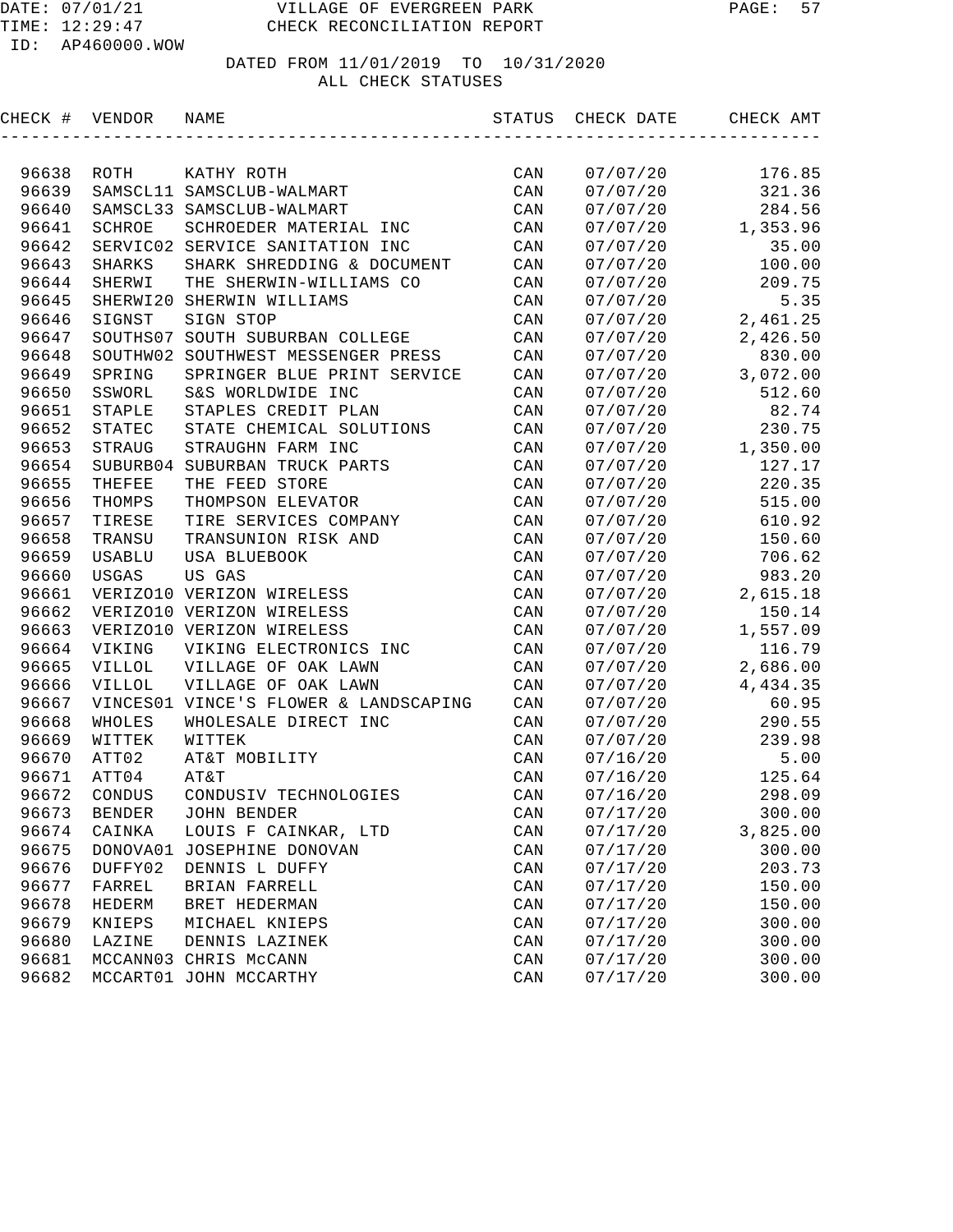# VILLAGE OF EVERGREEN PARK

## CHECK RECONCILIATION REPORT

DATE: 07/01/21
TIME: 12:29:47
ID: AP460000.WOW

DATED FROM 11/01/2019 TO 10/31/2020
ALL CHECK STATUSES

| CHECK # | VENDOR | NAME | STATUS | CHECK DATE | CHECK AMT |
|---|---|---|---|---|---|
| 96638 | ROTH | KATHY ROTH | CAN | 07/07/20 | 176.85 |
| 96639 | SAMSCL11 | SAMSCLUB-WALMART | CAN | 07/07/20 | 321.36 |
| 96640 | SAMSCL33 | SAMSCLUB-WALMART | CAN | 07/07/20 | 284.56 |
| 96641 | SCHROE | SCHROEDER MATERIAL INC | CAN | 07/07/20 | 1,353.96 |
| 96642 | SERVIC02 | SERVICE SANITATION INC | CAN | 07/07/20 | 35.00 |
| 96643 | SHARKS | SHARK SHREDDING & DOCUMENT | CAN | 07/07/20 | 100.00 |
| 96644 | SHERWI | THE SHERWIN-WILLIAMS CO | CAN | 07/07/20 | 209.75 |
| 96645 | SHERWI20 | SHERWIN WILLIAMS | CAN | 07/07/20 | 5.35 |
| 96646 | SIGNST | SIGN STOP | CAN | 07/07/20 | 2,461.25 |
| 96647 | SOUTHS07 | SOUTH SUBURBAN COLLEGE | CAN | 07/07/20 | 2,426.50 |
| 96648 | SOUTHW02 | SOUTHWEST MESSENGER PRESS | CAN | 07/07/20 | 830.00 |
| 96649 | SPRING | SPRINGER BLUE PRINT SERVICE | CAN | 07/07/20 | 3,072.00 |
| 96650 | SSWORL | S&S WORLDWIDE INC | CAN | 07/07/20 | 512.60 |
| 96651 | STAPLE | STAPLES CREDIT PLAN | CAN | 07/07/20 | 82.74 |
| 96652 | STATEC | STATE CHEMICAL SOLUTIONS | CAN | 07/07/20 | 230.75 |
| 96653 | STRAUG | STRAUGHN FARM INC | CAN | 07/07/20 | 1,350.00 |
| 96654 | SUBURB04 | SUBURBAN TRUCK PARTS | CAN | 07/07/20 | 127.17 |
| 96655 | THEFEE | THE FEED STORE | CAN | 07/07/20 | 220.35 |
| 96656 | THOMPS | THOMPSON ELEVATOR | CAN | 07/07/20 | 515.00 |
| 96657 | TIRESE | TIRE SERVICES COMPANY | CAN | 07/07/20 | 610.92 |
| 96658 | TRANSU | TRANSUNION RISK AND | CAN | 07/07/20 | 150.60 |
| 96659 | USABLU | USA BLUEBOOK | CAN | 07/07/20 | 706.62 |
| 96660 | USGAS | US GAS | CAN | 07/07/20 | 983.20 |
| 96661 | VERIZO10 | VERIZON WIRELESS | CAN | 07/07/20 | 2,615.18 |
| 96662 | VERIZO10 | VERIZON WIRELESS | CAN | 07/07/20 | 150.14 |
| 96663 | VERIZO10 | VERIZON WIRELESS | CAN | 07/07/20 | 1,557.09 |
| 96664 | VIKING | VIKING ELECTRONICS INC | CAN | 07/07/20 | 116.79 |
| 96665 | VILLOL | VILLAGE OF OAK LAWN | CAN | 07/07/20 | 2,686.00 |
| 96666 | VILLOL | VILLAGE OF OAK LAWN | CAN | 07/07/20 | 4,434.35 |
| 96667 | VINCES01 | VINCE'S FLOWER & LANDSCAPING | CAN | 07/07/20 | 60.95 |
| 96668 | WHOLES | WHOLESALE DIRECT INC | CAN | 07/07/20 | 290.55 |
| 96669 | WITTEK | WITTEK | CAN | 07/07/20 | 239.98 |
| 96670 | ATT02 | AT&T MOBILITY | CAN | 07/16/20 | 5.00 |
| 96671 | ATT04 | AT&T | CAN | 07/16/20 | 125.64 |
| 96672 | CONDUS | CONDUSIV TECHNOLOGIES | CAN | 07/16/20 | 298.09 |
| 96673 | BENDER | JOHN BENDER | CAN | 07/17/20 | 300.00 |
| 96674 | CAINKA | LOUIS F CAINKAR, LTD | CAN | 07/17/20 | 3,825.00 |
| 96675 | DONOVA01 | JOSEPHINE DONOVAN | CAN | 07/17/20 | 300.00 |
| 96676 | DUFFY02 | DENNIS L DUFFY | CAN | 07/17/20 | 203.73 |
| 96677 | FARREL | BRIAN FARRELL | CAN | 07/17/20 | 150.00 |
| 96678 | HEDERM | BRET HEDERMAN | CAN | 07/17/20 | 150.00 |
| 96679 | KNIEPS | MICHAEL KNIEPS | CAN | 07/17/20 | 300.00 |
| 96680 | LAZINE | DENNIS LAZINEK | CAN | 07/17/20 | 300.00 |
| 96681 | MCCANN03 | CHRIS McCANN | CAN | 07/17/20 | 300.00 |
| 96682 | MCCART01 | JOHN MCCARTHY | CAN | 07/17/20 | 300.00 |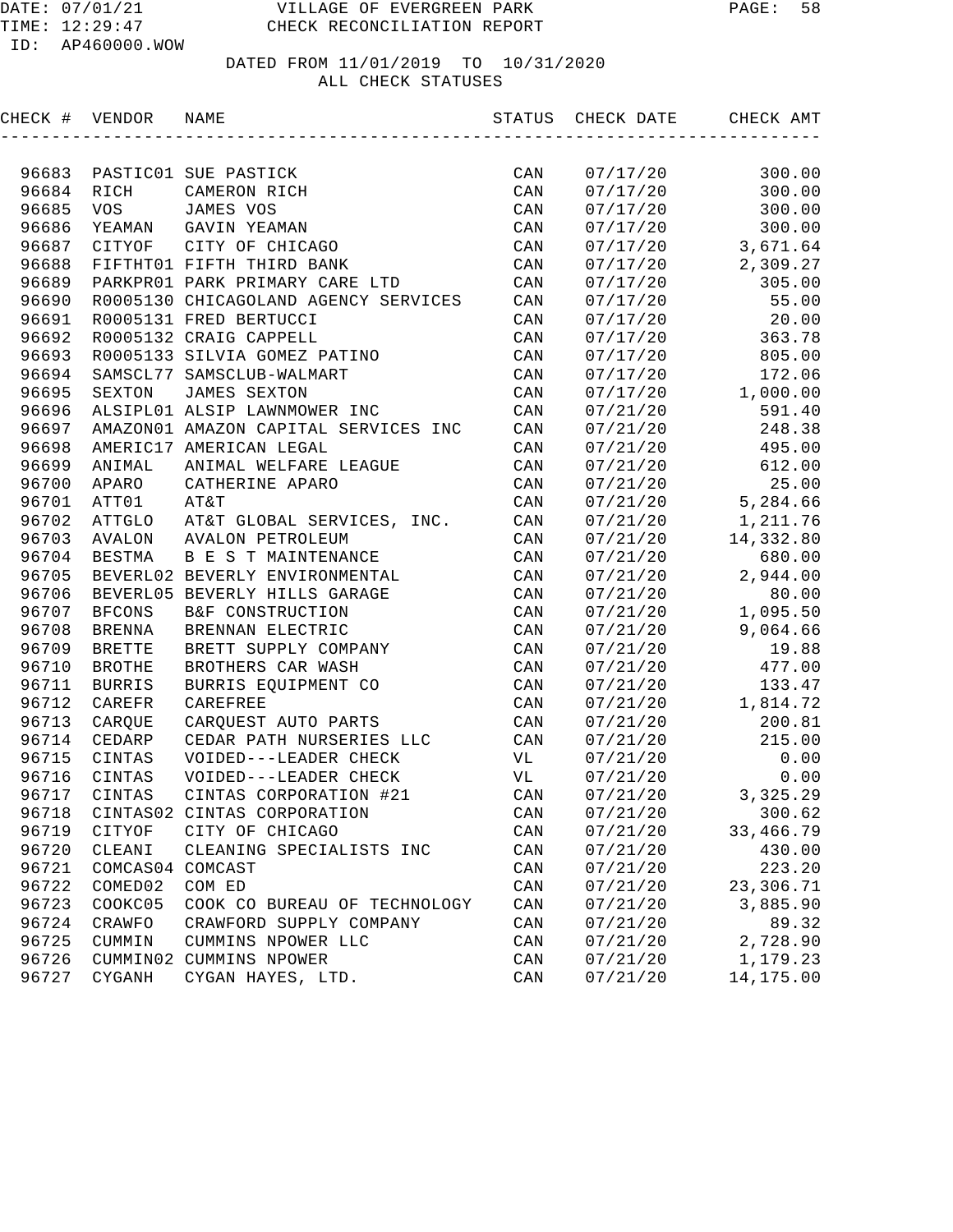DATE: 07/01/21 VILLAGE OF EVERGREEN PARK
TIME: 12:29:47 CHECK RECONCILIATION REPORT
ID: AP460000.WOW

DATED FROM 11/01/2019 TO 10/31/2020
ALL CHECK STATUSES

| CHECK # | VENDOR | NAME | STATUS | CHECK DATE | CHECK AMT |
|---|---|---|---|---|---|
| 96683 | PASTIC01 | SUE PASTICK | CAN | 07/17/20 | 300.00 |
| 96684 | RICH | CAMERON RICH | CAN | 07/17/20 | 300.00 |
| 96685 | VOS | JAMES VOS | CAN | 07/17/20 | 300.00 |
| 96686 | YEAMAN | GAVIN YEAMAN | CAN | 07/17/20 | 300.00 |
| 96687 | CITYOF | CITY OF CHICAGO | CAN | 07/17/20 | 3,671.64 |
| 96688 | FIFTHT01 | FIFTH THIRD BANK | CAN | 07/17/20 | 2,309.27 |
| 96689 | PARKPR01 | PARK PRIMARY CARE LTD | CAN | 07/17/20 | 305.00 |
| 96690 | R0005130 | CHICAGOLAND AGENCY SERVICES | CAN | 07/17/20 | 55.00 |
| 96691 | R0005131 | FRED BERTUCCI | CAN | 07/17/20 | 20.00 |
| 96692 | R0005132 | CRAIG CAPPELL | CAN | 07/17/20 | 363.78 |
| 96693 | R0005133 | SILVIA GOMEZ PATINO | CAN | 07/17/20 | 805.00 |
| 96694 | SAMSCL77 | SAMSCLUB-WALMART | CAN | 07/17/20 | 172.06 |
| 96695 | SEXTON | JAMES SEXTON | CAN | 07/17/20 | 1,000.00 |
| 96696 | ALSIPL01 | ALSIP LAWNMOWER INC | CAN | 07/21/20 | 591.40 |
| 96697 | AMAZON01 | AMAZON CAPITAL SERVICES INC | CAN | 07/21/20 | 248.38 |
| 96698 | AMERIC17 | AMERICAN LEGAL | CAN | 07/21/20 | 495.00 |
| 96699 | ANIMAL | ANIMAL WELFARE LEAGUE | CAN | 07/21/20 | 612.00 |
| 96700 | APARO | CATHERINE APARO | CAN | 07/21/20 | 25.00 |
| 96701 | ATT01 | AT&T | CAN | 07/21/20 | 5,284.66 |
| 96702 | ATTGLO | AT&T GLOBAL SERVICES, INC. | CAN | 07/21/20 | 1,211.76 |
| 96703 | AVALON | AVALON PETROLEUM | CAN | 07/21/20 | 14,332.80 |
| 96704 | BESTMA | B E S T MAINTENANCE | CAN | 07/21/20 | 680.00 |
| 96705 | BEVERL02 | BEVERLY ENVIRONMENTAL | CAN | 07/21/20 | 2,944.00 |
| 96706 | BEVERL05 | BEVERLY HILLS GARAGE | CAN | 07/21/20 | 80.00 |
| 96707 | BFCONS | B&F CONSTRUCTION | CAN | 07/21/20 | 1,095.50 |
| 96708 | BRENNA | BRENNAN ELECTRIC | CAN | 07/21/20 | 9,064.66 |
| 96709 | BRETTE | BRETT SUPPLY COMPANY | CAN | 07/21/20 | 19.88 |
| 96710 | BROTHE | BROTHERS CAR WASH | CAN | 07/21/20 | 477.00 |
| 96711 | BURRIS | BURRIS EQUIPMENT CO | CAN | 07/21/20 | 133.47 |
| 96712 | CAREFR | CAREFREE | CAN | 07/21/20 | 1,814.72 |
| 96713 | CARQUE | CARQUEST AUTO PARTS | CAN | 07/21/20 | 200.81 |
| 96714 | CEDARP | CEDAR PATH NURSERIES LLC | CAN | 07/21/20 | 215.00 |
| 96715 | CINTAS | VOIDED---LEADER CHECK | VL | 07/21/20 | 0.00 |
| 96716 | CINTAS | VOIDED---LEADER CHECK | VL | 07/21/20 | 0.00 |
| 96717 | CINTAS | CINTAS CORPORATION #21 | CAN | 07/21/20 | 3,325.29 |
| 96718 | CINTAS02 | CINTAS CORPORATION | CAN | 07/21/20 | 300.62 |
| 96719 | CITYOF | CITY OF CHICAGO | CAN | 07/21/20 | 33,466.79 |
| 96720 | CLEANI | CLEANING SPECIALISTS INC | CAN | 07/21/20 | 430.00 |
| 96721 | COMCAS04 | COMCAST | CAN | 07/21/20 | 223.20 |
| 96722 | COMED02 | COM ED | CAN | 07/21/20 | 23,306.71 |
| 96723 | COOKC05 | COOK CO BUREAU OF TECHNOLOGY | CAN | 07/21/20 | 3,885.90 |
| 96724 | CRAWFO | CRAWFORD SUPPLY COMPANY | CAN | 07/21/20 | 89.32 |
| 96725 | CUMMIN | CUMMINS NPOWER LLC | CAN | 07/21/20 | 2,728.90 |
| 96726 | CUMMIN02 | CUMMINS NPOWER | CAN | 07/21/20 | 1,179.23 |
| 96727 | CYGANH | CYGAN HAYES, LTD. | CAN | 07/21/20 | 14,175.00 |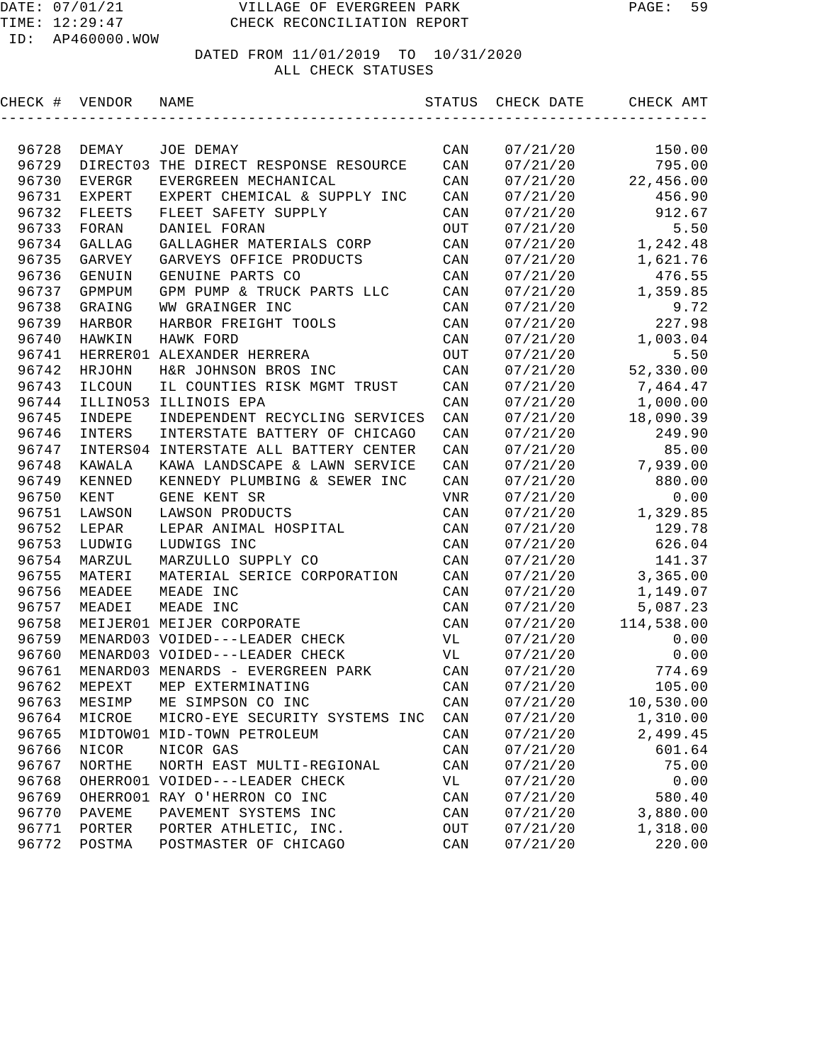VILLAGE OF EVERGREEN PARK
CHECK RECONCILIATION REPORT

DATE: 07/01/21
TIME: 12:29:47
ID: AP460000.WOW

DATED FROM 11/01/2019 TO 10/31/2020
ALL CHECK STATUSES

| CHECK # | VENDOR | NAME | STATUS | CHECK DATE | CHECK AMT |
|---|---|---|---|---|---|
| 96728 | DEMAY | JOE DEMAY | CAN | 07/21/20 | 150.00 |
| 96729 | DIRECT03 | THE DIRECT RESPONSE RESOURCE | CAN | 07/21/20 | 795.00 |
| 96730 | EVERGR | EVERGREEN MECHANICAL | CAN | 07/21/20 | 22,456.00 |
| 96731 | EXPERT | EXPERT CHEMICAL & SUPPLY INC | CAN | 07/21/20 | 456.90 |
| 96732 | FLEETS | FLEET SAFETY SUPPLY | CAN | 07/21/20 | 912.67 |
| 96733 | FORAN | DANIEL FORAN | OUT | 07/21/20 | 5.50 |
| 96734 | GALLAG | GALLAGHER MATERIALS CORP | CAN | 07/21/20 | 1,242.48 |
| 96735 | GARVEY | GARVEYS OFFICE PRODUCTS | CAN | 07/21/20 | 1,621.76 |
| 96736 | GENUIN | GENUINE PARTS CO | CAN | 07/21/20 | 476.55 |
| 96737 | GPMPUM | GPM PUMP & TRUCK PARTS LLC | CAN | 07/21/20 | 1,359.85 |
| 96738 | GRAING | WW GRAINGER INC | CAN | 07/21/20 | 9.72 |
| 96739 | HARBOR | HARBOR FREIGHT TOOLS | CAN | 07/21/20 | 227.98 |
| 96740 | HAWKIN | HAWK FORD | CAN | 07/21/20 | 1,003.04 |
| 96741 | HERRER01 | ALEXANDER HERRERA | OUT | 07/21/20 | 5.50 |
| 96742 | HRJOHN | H&R JOHNSON BROS INC | CAN | 07/21/20 | 52,330.00 |
| 96743 | ILCOUN | IL COUNTIES RISK MGMT TRUST | CAN | 07/21/20 | 7,464.47 |
| 96744 | ILLINO53 | ILLINOIS EPA | CAN | 07/21/20 | 1,000.00 |
| 96745 | INDEPE | INDEPENDENT RECYCLING SERVICES | CAN | 07/21/20 | 18,090.39 |
| 96746 | INTERS | INTERSTATE BATTERY OF CHICAGO | CAN | 07/21/20 | 249.90 |
| 96747 | INTERS04 | INTERSTATE ALL BATTERY CENTER | CAN | 07/21/20 | 85.00 |
| 96748 | KAWALA | KAWA LANDSCAPE & LAWN SERVICE | CAN | 07/21/20 | 7,939.00 |
| 96749 | KENNED | KENNEDY PLUMBING & SEWER INC | CAN | 07/21/20 | 880.00 |
| 96750 | KENT | GENE KENT SR | VNR | 07/21/20 | 0.00 |
| 96751 | LAWSON | LAWSON PRODUCTS | CAN | 07/21/20 | 1,329.85 |
| 96752 | LEPAR | LEPAR ANIMAL HOSPITAL | CAN | 07/21/20 | 129.78 |
| 96753 | LUDWIG | LUDWIGS INC | CAN | 07/21/20 | 626.04 |
| 96754 | MARZUL | MARZULLO SUPPLY CO | CAN | 07/21/20 | 141.37 |
| 96755 | MATERI | MATERIAL SERICE CORPORATION | CAN | 07/21/20 | 3,365.00 |
| 96756 | MEADEE | MEADE INC | CAN | 07/21/20 | 1,149.07 |
| 96757 | MEADEI | MEADE INC | CAN | 07/21/20 | 5,087.23 |
| 96758 | MEIJER01 | MEIJER CORPORATE | CAN | 07/21/20 | 114,538.00 |
| 96759 | MENARD03 | VOIDED---LEADER CHECK | VL | 07/21/20 | 0.00 |
| 96760 | MENARD03 | VOIDED---LEADER CHECK | VL | 07/21/20 | 0.00 |
| 96761 | MENARD03 | MENARDS - EVERGREEN PARK | CAN | 07/21/20 | 774.69 |
| 96762 | MEPEXT | MEP EXTERMINATING | CAN | 07/21/20 | 105.00 |
| 96763 | MESIMP | ME SIMPSON CO INC | CAN | 07/21/20 | 10,530.00 |
| 96764 | MICROE | MICRO-EYE SECURITY SYSTEMS INC | CAN | 07/21/20 | 1,310.00 |
| 96765 | MIDTOW01 | MID-TOWN PETROLEUM | CAN | 07/21/20 | 2,499.45 |
| 96766 | NICOR | NICOR GAS | CAN | 07/21/20 | 601.64 |
| 96767 | NORTHE | NORTH EAST MULTI-REGIONAL | CAN | 07/21/20 | 75.00 |
| 96768 | OHERRO01 | VOIDED---LEADER CHECK | VL | 07/21/20 | 0.00 |
| 96769 | OHERRO01 | RAY O'HERRON CO INC | CAN | 07/21/20 | 580.40 |
| 96770 | PAVEME | PAVEMENT SYSTEMS INC | CAN | 07/21/20 | 3,880.00 |
| 96771 | PORTER | PORTER ATHLETIC, INC. | OUT | 07/21/20 | 1,318.00 |
| 96772 | POSTMA | POSTMASTER OF CHICAGO | CAN | 07/21/20 | 220.00 |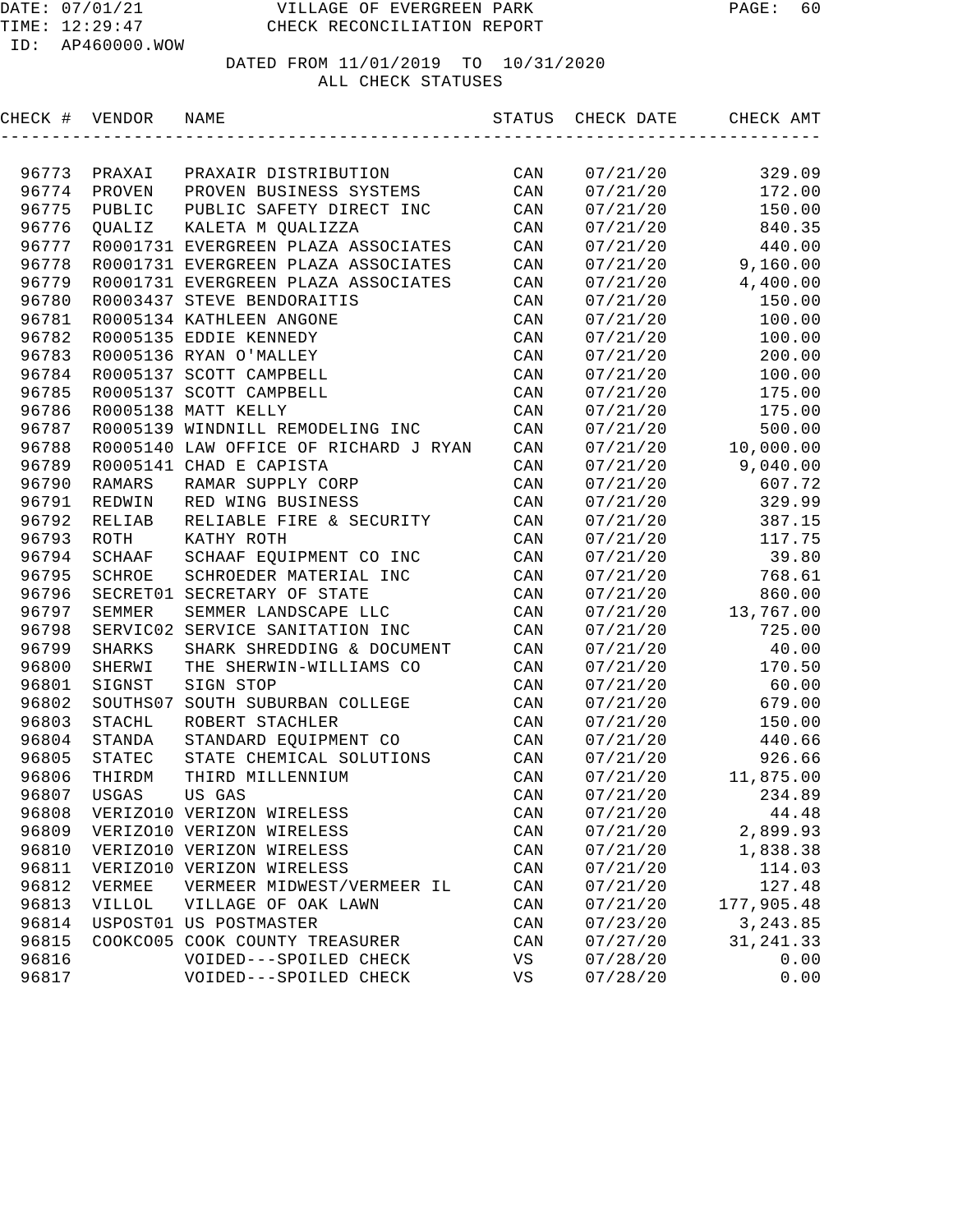DATE: 07/01/21 VILLAGE OF EVERGREEN PARK
TIME: 12:29:47 CHECK RECONCILIATION REPORT
ID: AP460000.WOW

DATED FROM 11/01/2019 TO 10/31/2020
ALL CHECK STATUSES

| CHECK # | VENDOR | NAME | STATUS | CHECK DATE | CHECK AMT |
|---|---|---|---|---|---|
| 96773 | PRAXAI | PRAXAIR DISTRIBUTION | CAN | 07/21/20 | 329.09 |
| 96774 | PROVEN | PROVEN BUSINESS SYSTEMS | CAN | 07/21/20 | 172.00 |
| 96775 | PUBLIC | PUBLIC SAFETY DIRECT INC | CAN | 07/21/20 | 150.00 |
| 96776 | QUALIZ | KALETA M QUALIZZA | CAN | 07/21/20 | 840.35 |
| 96777 | R0001731 | EVERGREEN PLAZA ASSOCIATES | CAN | 07/21/20 | 440.00 |
| 96778 | R0001731 | EVERGREEN PLAZA ASSOCIATES | CAN | 07/21/20 | 9,160.00 |
| 96779 | R0001731 | EVERGREEN PLAZA ASSOCIATES | CAN | 07/21/20 | 4,400.00 |
| 96780 | R0003437 | STEVE BENDORAITIS | CAN | 07/21/20 | 150.00 |
| 96781 | R0005134 | KATHLEEN ANGONE | CAN | 07/21/20 | 100.00 |
| 96782 | R0005135 | EDDIE KENNEDY | CAN | 07/21/20 | 100.00 |
| 96783 | R0005136 | RYAN O'MALLEY | CAN | 07/21/20 | 200.00 |
| 96784 | R0005137 | SCOTT CAMPBELL | CAN | 07/21/20 | 100.00 |
| 96785 | R0005137 | SCOTT CAMPBELL | CAN | 07/21/20 | 175.00 |
| 96786 | R0005138 | MATT KELLY | CAN | 07/21/20 | 175.00 |
| 96787 | R0005139 | WINDNILL REMODELING INC | CAN | 07/21/20 | 500.00 |
| 96788 | R0005140 | LAW OFFICE OF RICHARD J RYAN | CAN | 07/21/20 | 10,000.00 |
| 96789 | R0005141 | CHAD E CAPISTA | CAN | 07/21/20 | 9,040.00 |
| 96790 | RAMARS | RAMAR SUPPLY CORP | CAN | 07/21/20 | 607.72 |
| 96791 | REDWIN | RED WING BUSINESS | CAN | 07/21/20 | 329.99 |
| 96792 | RELIAB | RELIABLE FIRE & SECURITY | CAN | 07/21/20 | 387.15 |
| 96793 | ROTH | KATHY ROTH | CAN | 07/21/20 | 117.75 |
| 96794 | SCHAAF | SCHAAF EQUIPMENT CO INC | CAN | 07/21/20 | 39.80 |
| 96795 | SCHROE | SCHROEDER MATERIAL INC | CAN | 07/21/20 | 768.61 |
| 96796 | SECRET01 | SECRETARY OF STATE | CAN | 07/21/20 | 860.00 |
| 96797 | SEMMER | SEMMER LANDSCAPE LLC | CAN | 07/21/20 | 13,767.00 |
| 96798 | SERVIC02 | SERVICE SANITATION INC | CAN | 07/21/20 | 725.00 |
| 96799 | SHARKS | SHARK SHREDDING & DOCUMENT | CAN | 07/21/20 | 40.00 |
| 96800 | SHERWI | THE SHERWIN-WILLIAMS CO | CAN | 07/21/20 | 170.50 |
| 96801 | SIGNST | SIGN STOP | CAN | 07/21/20 | 60.00 |
| 96802 | SOUTHS07 | SOUTH SUBURBAN COLLEGE | CAN | 07/21/20 | 679.00 |
| 96803 | STACHL | ROBERT STACHLER | CAN | 07/21/20 | 150.00 |
| 96804 | STANDA | STANDARD EQUIPMENT CO | CAN | 07/21/20 | 440.66 |
| 96805 | STATEC | STATE CHEMICAL SOLUTIONS | CAN | 07/21/20 | 926.66 |
| 96806 | THIRDM | THIRD MILLENNIUM | CAN | 07/21/20 | 11,875.00 |
| 96807 | USGAS | US GAS | CAN | 07/21/20 | 234.89 |
| 96808 | VERIZO10 | VERIZON WIRELESS | CAN | 07/21/20 | 44.48 |
| 96809 | VERIZO10 | VERIZON WIRELESS | CAN | 07/21/20 | 2,899.93 |
| 96810 | VERIZO10 | VERIZON WIRELESS | CAN | 07/21/20 | 1,838.38 |
| 96811 | VERIZO10 | VERIZON WIRELESS | CAN | 07/21/20 | 114.03 |
| 96812 | VERMEE | VERMEER MIDWEST/VERMEER IL | CAN | 07/21/20 | 127.48 |
| 96813 | VILLOL | VILLAGE OF OAK LAWN | CAN | 07/21/20 | 177,905.48 |
| 96814 | USPOST01 | US POSTMASTER | CAN | 07/23/20 | 3,243.85 |
| 96815 | COOKCO05 | COOK COUNTY TREASURER | CAN | 07/27/20 | 31,241.33 |
| 96816 | | VOIDED---SPOILED CHECK | VS | 07/28/20 | 0.00 |
| 96817 | | VOIDED---SPOILED CHECK | VS | 07/28/20 | 0.00 |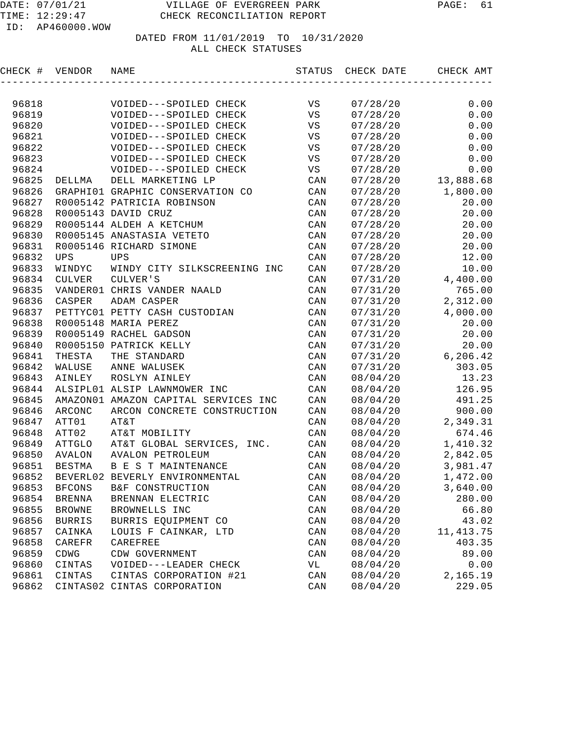VILLAGE OF EVERGREEN PARK
CHECK RECONCILIATION REPORT

DATED FROM 11/01/2019 TO 10/31/2020
ALL CHECK STATUSES

| CHECK # | VENDOR | NAME | STATUS | CHECK DATE | CHECK AMT |
|---|---|---|---|---|---|
| 96818 | | VOIDED---SPOILED CHECK | VS | 07/28/20 | 0.00 |
| 96819 | | VOIDED---SPOILED CHECK | VS | 07/28/20 | 0.00 |
| 96820 | | VOIDED---SPOILED CHECK | VS | 07/28/20 | 0.00 |
| 96821 | | VOIDED---SPOILED CHECK | VS | 07/28/20 | 0.00 |
| 96822 | | VOIDED---SPOILED CHECK | VS | 07/28/20 | 0.00 |
| 96823 | | VOIDED---SPOILED CHECK | VS | 07/28/20 | 0.00 |
| 96824 | | VOIDED---SPOILED CHECK | VS | 07/28/20 | 0.00 |
| 96825 | DELLMA | DELL MARKETING LP | CAN | 07/28/20 | 13,888.68 |
| 96826 | GRAPHI01 | GRAPHIC CONSERVATION CO | CAN | 07/28/20 | 1,800.00 |
| 96827 | R0005142 | PATRICIA ROBINSON | CAN | 07/28/20 | 20.00 |
| 96828 | R0005143 | DAVID CRUZ | CAN | 07/28/20 | 20.00 |
| 96829 | R0005144 | ALDEH A KETCHUM | CAN | 07/28/20 | 20.00 |
| 96830 | R0005145 | ANASTASIA VETETO | CAN | 07/28/20 | 20.00 |
| 96831 | R0005146 | RICHARD SIMONE | CAN | 07/28/20 | 20.00 |
| 96832 | UPS | UPS | CAN | 07/28/20 | 12.00 |
| 96833 | WINDYC | WINDY CITY SILKSCREENING INC | CAN | 07/28/20 | 10.00 |
| 96834 | CULVER | CULVER'S | CAN | 07/31/20 | 4,400.00 |
| 96835 | VANDER01 | CHRIS VANDER NAALD | CAN | 07/31/20 | 765.00 |
| 96836 | CASPER | ADAM CASPER | CAN | 07/31/20 | 2,312.00 |
| 96837 | PETTYC01 | PETTY CASH CUSTODIAN | CAN | 07/31/20 | 4,000.00 |
| 96838 | R0005148 | MARIA PEREZ | CAN | 07/31/20 | 20.00 |
| 96839 | R0005149 | RACHEL GADSON | CAN | 07/31/20 | 20.00 |
| 96840 | R0005150 | PATRICK KELLY | CAN | 07/31/20 | 20.00 |
| 96841 | THESTA | THE STANDARD | CAN | 07/31/20 | 6,206.42 |
| 96842 | WALUSE | ANNE WALUSEK | CAN | 07/31/20 | 303.05 |
| 96843 | AINLEY | ROSLYN AINLEY | CAN | 08/04/20 | 13.23 |
| 96844 | ALSIPL01 | ALSIP LAWNMOWER INC | CAN | 08/04/20 | 126.95 |
| 96845 | AMAZON01 | AMAZON CAPITAL SERVICES INC | CAN | 08/04/20 | 491.25 |
| 96846 | ARCONC | ARCON CONCRETE CONSTRUCTION | CAN | 08/04/20 | 900.00 |
| 96847 | ATT01 | AT&T | CAN | 08/04/20 | 2,349.31 |
| 96848 | ATT02 | AT&T MOBILITY | CAN | 08/04/20 | 674.46 |
| 96849 | ATTGLO | AT&T GLOBAL SERVICES, INC. | CAN | 08/04/20 | 1,410.32 |
| 96850 | AVALON | AVALON PETROLEUM | CAN | 08/04/20 | 2,842.05 |
| 96851 | BESTMA | B E S T MAINTENANCE | CAN | 08/04/20 | 3,981.47 |
| 96852 | BEVERL02 | BEVERLY ENVIRONMENTAL | CAN | 08/04/20 | 1,472.00 |
| 96853 | BFCONS | B&F CONSTRUCTION | CAN | 08/04/20 | 3,640.00 |
| 96854 | BRENNA | BRENNAN ELECTRIC | CAN | 08/04/20 | 280.00 |
| 96855 | BROWNE | BROWNELLS INC | CAN | 08/04/20 | 66.80 |
| 96856 | BURRIS | BURRIS EQUIPMENT CO | CAN | 08/04/20 | 43.02 |
| 96857 | CAINKA | LOUIS F CAINKAR, LTD | CAN | 08/04/20 | 11,413.75 |
| 96858 | CAREFR | CAREFREE | CAN | 08/04/20 | 403.35 |
| 96859 | CDWG | CDW GOVERNMENT | CAN | 08/04/20 | 89.00 |
| 96860 | CINTAS | VOIDED---LEADER CHECK | VL | 08/04/20 | 0.00 |
| 96861 | CINTAS | CINTAS CORPORATION #21 | CAN | 08/04/20 | 2,165.19 |
| 96862 | CINTAS02 | CINTAS CORPORATION | CAN | 08/04/20 | 229.05 |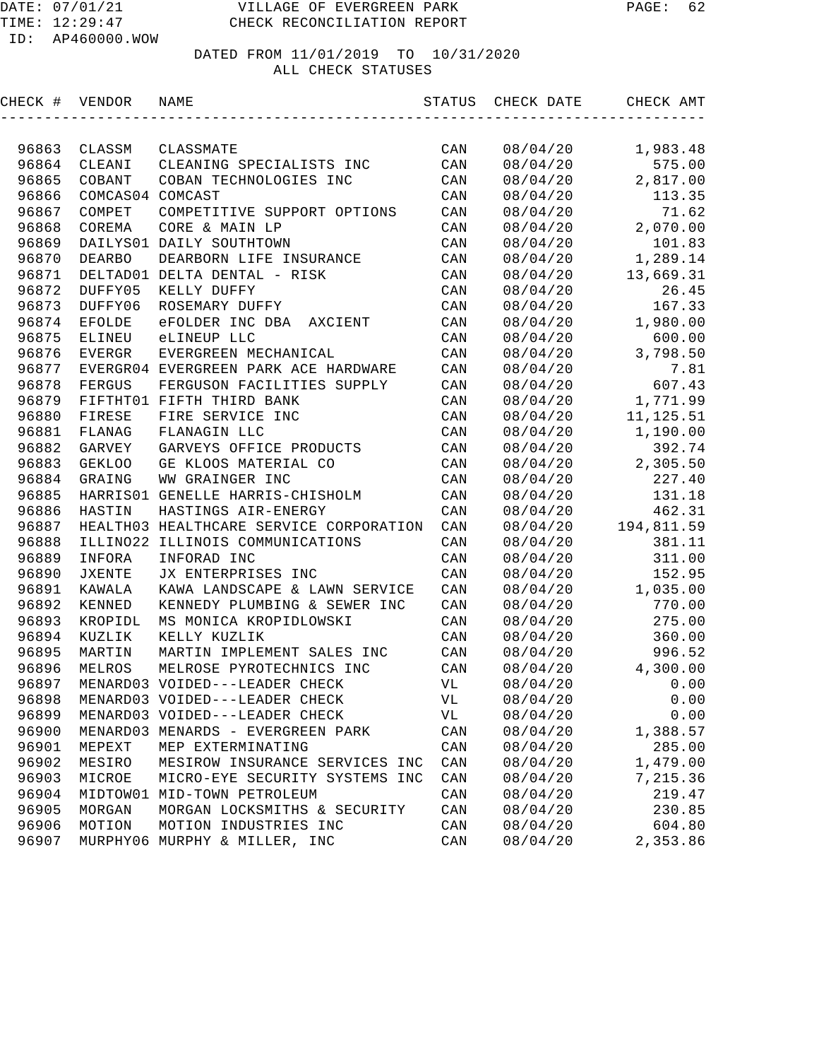DATE: 07/01/21 VILLAGE OF EVERGREEN PARK
TIME: 12:29:47 CHECK RECONCILIATION REPORT
ID: AP460000.WOW

DATED FROM 11/01/2019 TO 10/31/2020
ALL CHECK STATUSES

| CHECK # | VENDOR | NAME | STATUS | CHECK DATE | CHECK AMT |
|---|---|---|---|---|---|
| 96863 | CLASSM | CLASSMATE | CAN | 08/04/20 | 1,983.48 |
| 96864 | CLEANI | CLEANING SPECIALISTS INC | CAN | 08/04/20 | 575.00 |
| 96865 | COBANT | COBAN TECHNOLOGIES INC | CAN | 08/04/20 | 2,817.00 |
| 96866 | COMCAS04 | COMCAST | CAN | 08/04/20 | 113.35 |
| 96867 | COMPET | COMPETITIVE SUPPORT OPTIONS | CAN | 08/04/20 | 71.62 |
| 96868 | COREMA | CORE & MAIN LP | CAN | 08/04/20 | 2,070.00 |
| 96869 | DAILYS01 | DAILY SOUTHTOWN | CAN | 08/04/20 | 101.83 |
| 96870 | DEARBO | DEARBORN LIFE INSURANCE | CAN | 08/04/20 | 1,289.14 |
| 96871 | DELTAD01 | DELTA DENTAL - RISK | CAN | 08/04/20 | 13,669.31 |
| 96872 | DUFFY05 | KELLY DUFFY | CAN | 08/04/20 | 26.45 |
| 96873 | DUFFY06 | ROSEMARY DUFFY | CAN | 08/04/20 | 167.33 |
| 96874 | EFOLDE | eFOLDER INC DBA AXCIENT | CAN | 08/04/20 | 1,980.00 |
| 96875 | ELINEU | eLINEUP LLC | CAN | 08/04/20 | 600.00 |
| 96876 | EVERGR | EVERGREEN MECHANICAL | CAN | 08/04/20 | 3,798.50 |
| 96877 | EVERGR04 | EVERGREEN PARK ACE HARDWARE | CAN | 08/04/20 | 7.81 |
| 96878 | FERGUS | FERGUSON FACILITIES SUPPLY | CAN | 08/04/20 | 607.43 |
| 96879 | FIFTHT01 | FIFTH THIRD BANK | CAN | 08/04/20 | 1,771.99 |
| 96880 | FIRESE | FIRE SERVICE INC | CAN | 08/04/20 | 11,125.51 |
| 96881 | FLANAG | FLANAGIN LLC | CAN | 08/04/20 | 1,190.00 |
| 96882 | GARVEY | GARVEYS OFFICE PRODUCTS | CAN | 08/04/20 | 392.74 |
| 96883 | GEKLOO | GE KLOOS MATERIAL CO | CAN | 08/04/20 | 2,305.50 |
| 96884 | GRAING | WW GRAINGER INC | CAN | 08/04/20 | 227.40 |
| 96885 | HARRIS01 | GENELLE HARRIS-CHISHOLM | CAN | 08/04/20 | 131.18 |
| 96886 | HASTIN | HASTINGS AIR-ENERGY | CAN | 08/04/20 | 462.31 |
| 96887 | HEALTH03 | HEALTHCARE SERVICE CORPORATION | CAN | 08/04/20 | 194,811.59 |
| 96888 | ILLINO22 | ILLINOIS COMMUNICATIONS | CAN | 08/04/20 | 381.11 |
| 96889 | INFORA | INFORAD INC | CAN | 08/04/20 | 311.00 |
| 96890 | JXENTE | JX ENTERPRISES INC | CAN | 08/04/20 | 152.95 |
| 96891 | KAWALA | KAWA LANDSCAPE & LAWN SERVICE | CAN | 08/04/20 | 1,035.00 |
| 96892 | KENNED | KENNEDY PLUMBING & SEWER INC | CAN | 08/04/20 | 770.00 |
| 96893 | KROPIDL | MS MONICA KROPIDLOWSKI | CAN | 08/04/20 | 275.00 |
| 96894 | KUZLIK | KELLY KUZLIK | CAN | 08/04/20 | 360.00 |
| 96895 | MARTIN | MARTIN IMPLEMENT SALES INC | CAN | 08/04/20 | 996.52 |
| 96896 | MELROS | MELROSE PYROTECHNICS INC | CAN | 08/04/20 | 4,300.00 |
| 96897 | MENARD03 | VOIDED---LEADER CHECK | VL | 08/04/20 | 0.00 |
| 96898 | MENARD03 | VOIDED---LEADER CHECK | VL | 08/04/20 | 0.00 |
| 96899 | MENARD03 | VOIDED---LEADER CHECK | VL | 08/04/20 | 0.00 |
| 96900 | MENARD03 | MENARDS - EVERGREEN PARK | CAN | 08/04/20 | 1,388.57 |
| 96901 | MEPEXT | MEP EXTERMINATING | CAN | 08/04/20 | 285.00 |
| 96902 | MESIRO | MESIROW INSURANCE SERVICES INC | CAN | 08/04/20 | 1,479.00 |
| 96903 | MICROE | MICRO-EYE SECURITY SYSTEMS INC | CAN | 08/04/20 | 7,215.36 |
| 96904 | MIDTOW01 | MID-TOWN PETROLEUM | CAN | 08/04/20 | 219.47 |
| 96905 | MORGAN | MORGAN LOCKSMITHS & SECURITY | CAN | 08/04/20 | 230.85 |
| 96906 | MOTION | MOTION INDUSTRIES INC | CAN | 08/04/20 | 604.80 |
| 96907 | MURPHY06 | MURPHY & MILLER, INC | CAN | 08/04/20 | 2,353.86 |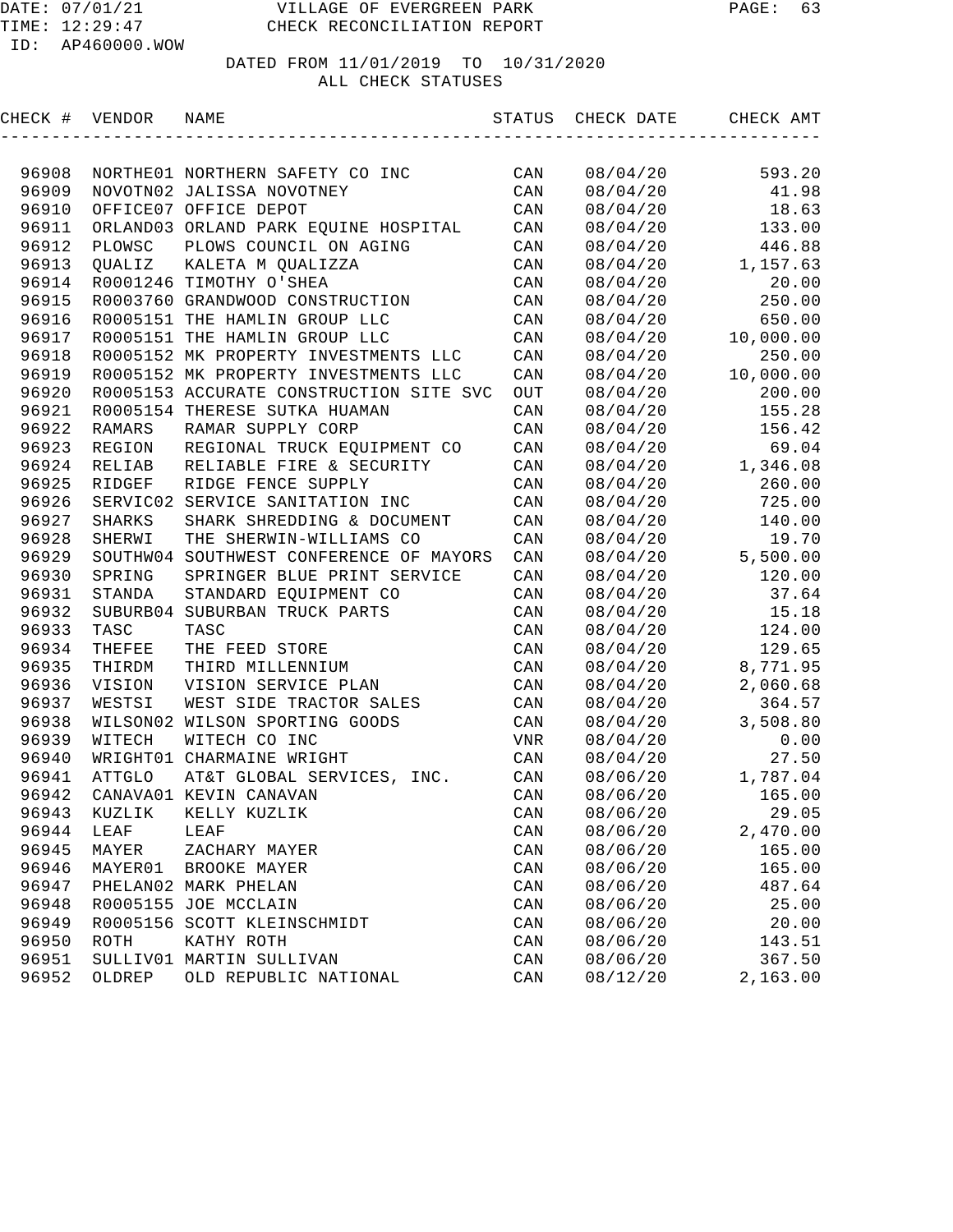VILLAGE OF EVERGREEN PARK
CHECK RECONCILIATION REPORT

DATE: 07/01/21
TIME: 12:29:47
ID: AP460000.WOW

DATED FROM 11/01/2019 TO 10/31/2020
ALL CHECK STATUSES

| CHECK # | VENDOR | NAME | STATUS | CHECK DATE | CHECK AMT |
|---|---|---|---|---|---|
| 96908 | NORTHE01 | NORTHERN SAFETY CO INC | CAN | 08/04/20 | 593.20 |
| 96909 | NOVOTN02 | JALISSA NOVOTNEY | CAN | 08/04/20 | 41.98 |
| 96910 | OFFICE07 | OFFICE DEPOT | CAN | 08/04/20 | 18.63 |
| 96911 | ORLAND03 | ORLAND PARK EQUINE HOSPITAL | CAN | 08/04/20 | 133.00 |
| 96912 | PLOWSC | PLOWS COUNCIL ON AGING | CAN | 08/04/20 | 446.88 |
| 96913 | QUALIZ | KALETA M QUALIZZA | CAN | 08/04/20 | 1,157.63 |
| 96914 | R0001246 | TIMOTHY O'SHEA | CAN | 08/04/20 | 20.00 |
| 96915 | R0003760 | GRANDWOOD CONSTRUCTION | CAN | 08/04/20 | 250.00 |
| 96916 | R0005151 | THE HAMLIN GROUP LLC | CAN | 08/04/20 | 650.00 |
| 96917 | R0005151 | THE HAMLIN GROUP LLC | CAN | 08/04/20 | 10,000.00 |
| 96918 | R0005152 | MK PROPERTY INVESTMENTS LLC | CAN | 08/04/20 | 250.00 |
| 96919 | R0005152 | MK PROPERTY INVESTMENTS LLC | CAN | 08/04/20 | 10,000.00 |
| 96920 | R0005153 | ACCURATE CONSTRUCTION SITE SVC | OUT | 08/04/20 | 200.00 |
| 96921 | R0005154 | THERESE SUTKA HUAMAN | CAN | 08/04/20 | 155.28 |
| 96922 | RAMARS | RAMAR SUPPLY CORP | CAN | 08/04/20 | 156.42 |
| 96923 | REGION | REGIONAL TRUCK EQUIPMENT CO | CAN | 08/04/20 | 69.04 |
| 96924 | RELIAB | RELIABLE FIRE & SECURITY | CAN | 08/04/20 | 1,346.08 |
| 96925 | RIDGEF | RIDGE FENCE SUPPLY | CAN | 08/04/20 | 260.00 |
| 96926 | SERVIC02 | SERVICE SANITATION INC | CAN | 08/04/20 | 725.00 |
| 96927 | SHARKS | SHARK SHREDDING & DOCUMENT | CAN | 08/04/20 | 140.00 |
| 96928 | SHERWI | THE SHERWIN-WILLIAMS CO | CAN | 08/04/20 | 19.70 |
| 96929 | SOUTHW04 | SOUTHWEST CONFERENCE OF MAYORS | CAN | 08/04/20 | 5,500.00 |
| 96930 | SPRING | SPRINGER BLUE PRINT SERVICE | CAN | 08/04/20 | 120.00 |
| 96931 | STANDA | STANDARD EQUIPMENT CO | CAN | 08/04/20 | 37.64 |
| 96932 | SUBURB04 | SUBURBAN TRUCK PARTS | CAN | 08/04/20 | 15.18 |
| 96933 | TASC | TASC | CAN | 08/04/20 | 124.00 |
| 96934 | THEFEE | THE FEED STORE | CAN | 08/04/20 | 129.65 |
| 96935 | THIRDM | THIRD MILLENNIUM | CAN | 08/04/20 | 8,771.95 |
| 96936 | VISION | VISION SERVICE PLAN | CAN | 08/04/20 | 2,060.68 |
| 96937 | WESTSI | WEST SIDE TRACTOR SALES | CAN | 08/04/20 | 364.57 |
| 96938 | WILSON02 | WILSON SPORTING GOODS | CAN | 08/04/20 | 3,508.80 |
| 96939 | WITECH | WITECH CO INC | VNR | 08/04/20 | 0.00 |
| 96940 | WRIGHT01 | CHARMAINE WRIGHT | CAN | 08/04/20 | 27.50 |
| 96941 | ATTGLO | AT&T GLOBAL SERVICES, INC. | CAN | 08/06/20 | 1,787.04 |
| 96942 | CANAVA01 | KEVIN CANAVAN | CAN | 08/06/20 | 165.00 |
| 96943 | KUZLIK | KELLY KUZLIK | CAN | 08/06/20 | 29.05 |
| 96944 | LEAF | LEAF | CAN | 08/06/20 | 2,470.00 |
| 96945 | MAYER | ZACHARY MAYER | CAN | 08/06/20 | 165.00 |
| 96946 | MAYER01 | BROOKE MAYER | CAN | 08/06/20 | 165.00 |
| 96947 | PHELAN02 | MARK PHELAN | CAN | 08/06/20 | 487.64 |
| 96948 | R0005155 | JOE MCCLAIN | CAN | 08/06/20 | 25.00 |
| 96949 | R0005156 | SCOTT KLEINSCHMIDT | CAN | 08/06/20 | 20.00 |
| 96950 | ROTH | KATHY ROTH | CAN | 08/06/20 | 143.51 |
| 96951 | SULLIV01 | MARTIN SULLIVAN | CAN | 08/06/20 | 367.50 |
| 96952 | OLDREP | OLD REPUBLIC NATIONAL | CAN | 08/12/20 | 2,163.00 |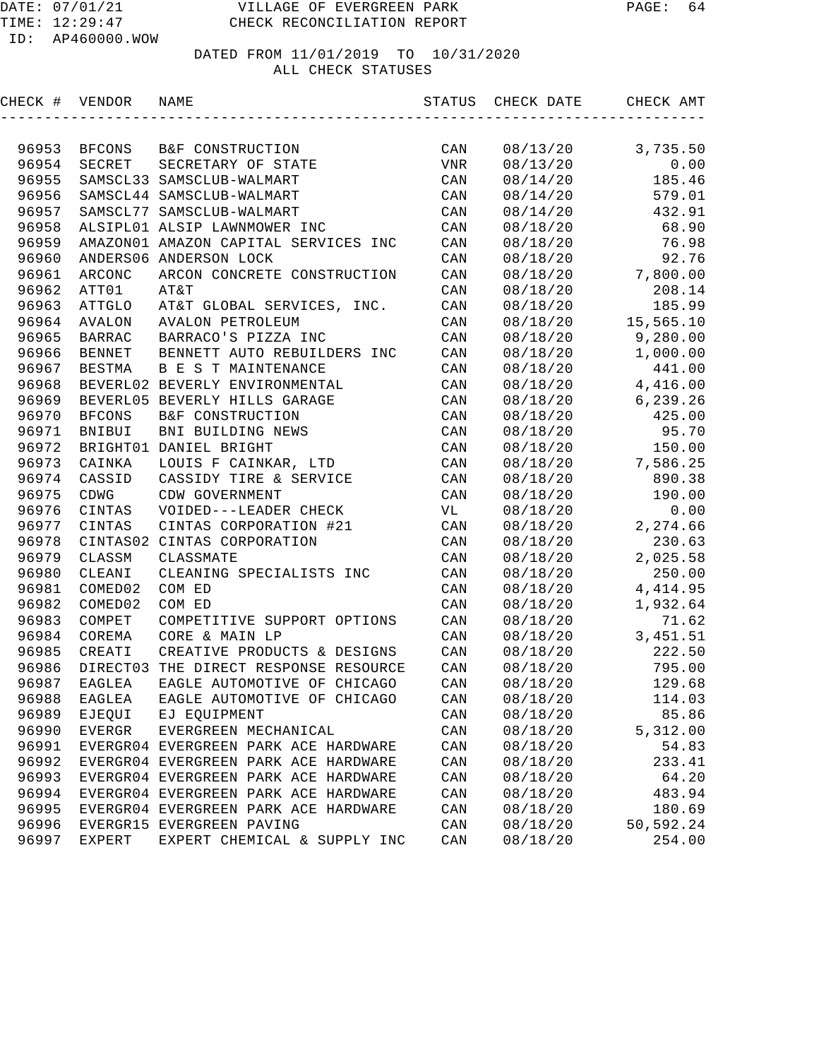VILLAGE OF EVERGREEN PARK
CHECK RECONCILIATION REPORT

DATE: 07/01/21
TIME: 12:29:47
ID: AP460000.WOW

DATED FROM 11/01/2019 TO 10/31/2020
ALL CHECK STATUSES

| CHECK # | VENDOR | NAME | STATUS | CHECK DATE | CHECK AMT |
|---|---|---|---|---|---|
| 96953 | BFCONS | B&F CONSTRUCTION | CAN | 08/13/20 | 3,735.50 |
| 96954 | SECRET | SECRETARY OF STATE | VNR | 08/13/20 | 0.00 |
| 96955 | SAMSCL33 | SAMSCLUB-WALMART | CAN | 08/14/20 | 185.46 |
| 96956 | SAMSCL44 | SAMSCLUB-WALMART | CAN | 08/14/20 | 579.01 |
| 96957 | SAMSCL77 | SAMSCLUB-WALMART | CAN | 08/14/20 | 432.91 |
| 96958 | ALSIPL01 | ALSIP LAWNMOWER INC | CAN | 08/18/20 | 68.90 |
| 96959 | AMAZON01 | AMAZON CAPITAL SERVICES INC | CAN | 08/18/20 | 76.98 |
| 96960 | ANDERS06 | ANDERSON LOCK | CAN | 08/18/20 | 92.76 |
| 96961 | ARCONC | ARCON CONCRETE CONSTRUCTION | CAN | 08/18/20 | 7,800.00 |
| 96962 | ATT01 | AT&T | CAN | 08/18/20 | 208.14 |
| 96963 | ATTGLO | AT&T GLOBAL SERVICES, INC. | CAN | 08/18/20 | 185.99 |
| 96964 | AVALON | AVALON PETROLEUM | CAN | 08/18/20 | 15,565.10 |
| 96965 | BARRAC | BARRACO'S PIZZA INC | CAN | 08/18/20 | 9,280.00 |
| 96966 | BENNET | BENNETT AUTO REBUILDERS INC | CAN | 08/18/20 | 1,000.00 |
| 96967 | BESTMA | B E S T MAINTENANCE | CAN | 08/18/20 | 441.00 |
| 96968 | BEVERL02 | BEVERLY ENVIRONMENTAL | CAN | 08/18/20 | 4,416.00 |
| 96969 | BEVERL05 | BEVERLY HILLS GARAGE | CAN | 08/18/20 | 6,239.26 |
| 96970 | BFCONS | B&F CONSTRUCTION | CAN | 08/18/20 | 425.00 |
| 96971 | BNIBUI | BNI BUILDING NEWS | CAN | 08/18/20 | 95.70 |
| 96972 | BRIGHT01 | DANIEL BRIGHT | CAN | 08/18/20 | 150.00 |
| 96973 | CAINKA | LOUIS F CAINKAR, LTD | CAN | 08/18/20 | 7,586.25 |
| 96974 | CASSID | CASSIDY TIRE & SERVICE | CAN | 08/18/20 | 890.38 |
| 96975 | CDWG | CDW GOVERNMENT | CAN | 08/18/20 | 190.00 |
| 96976 | CINTAS | VOIDED---LEADER CHECK | VL | 08/18/20 | 0.00 |
| 96977 | CINTAS | CINTAS CORPORATION #21 | CAN | 08/18/20 | 2,274.66 |
| 96978 | CINTAS02 | CINTAS CORPORATION | CAN | 08/18/20 | 230.63 |
| 96979 | CLASSM | CLASSMATE | CAN | 08/18/20 | 2,025.58 |
| 96980 | CLEANI | CLEANING SPECIALISTS INC | CAN | 08/18/20 | 250.00 |
| 96981 | COMED02 | COM ED | CAN | 08/18/20 | 4,414.95 |
| 96982 | COMED02 | COM ED | CAN | 08/18/20 | 1,932.64 |
| 96983 | COMPET | COMPETITIVE SUPPORT OPTIONS | CAN | 08/18/20 | 71.62 |
| 96984 | COREMA | CORE & MAIN LP | CAN | 08/18/20 | 3,451.51 |
| 96985 | CREATI | CREATIVE PRODUCTS & DESIGNS | CAN | 08/18/20 | 222.50 |
| 96986 | DIRECT03 | THE DIRECT RESPONSE RESOURCE | CAN | 08/18/20 | 795.00 |
| 96987 | EAGLEA | EAGLE AUTOMOTIVE OF CHICAGO | CAN | 08/18/20 | 129.68 |
| 96988 | EAGLEA | EAGLE AUTOMOTIVE OF CHICAGO | CAN | 08/18/20 | 114.03 |
| 96989 | EJEQUI | EJ EQUIPMENT | CAN | 08/18/20 | 85.86 |
| 96990 | EVERGR | EVERGREEN MECHANICAL | CAN | 08/18/20 | 5,312.00 |
| 96991 | EVERGR04 | EVERGREEN PARK ACE HARDWARE | CAN | 08/18/20 | 54.83 |
| 96992 | EVERGR04 | EVERGREEN PARK ACE HARDWARE | CAN | 08/18/20 | 233.41 |
| 96993 | EVERGR04 | EVERGREEN PARK ACE HARDWARE | CAN | 08/18/20 | 64.20 |
| 96994 | EVERGR04 | EVERGREEN PARK ACE HARDWARE | CAN | 08/18/20 | 483.94 |
| 96995 | EVERGR04 | EVERGREEN PARK ACE HARDWARE | CAN | 08/18/20 | 180.69 |
| 96996 | EVERGR15 | EVERGREEN PAVING | CAN | 08/18/20 | 50,592.24 |
| 96997 | EXPERT | EXPERT CHEMICAL & SUPPLY INC | CAN | 08/18/20 | 254.00 |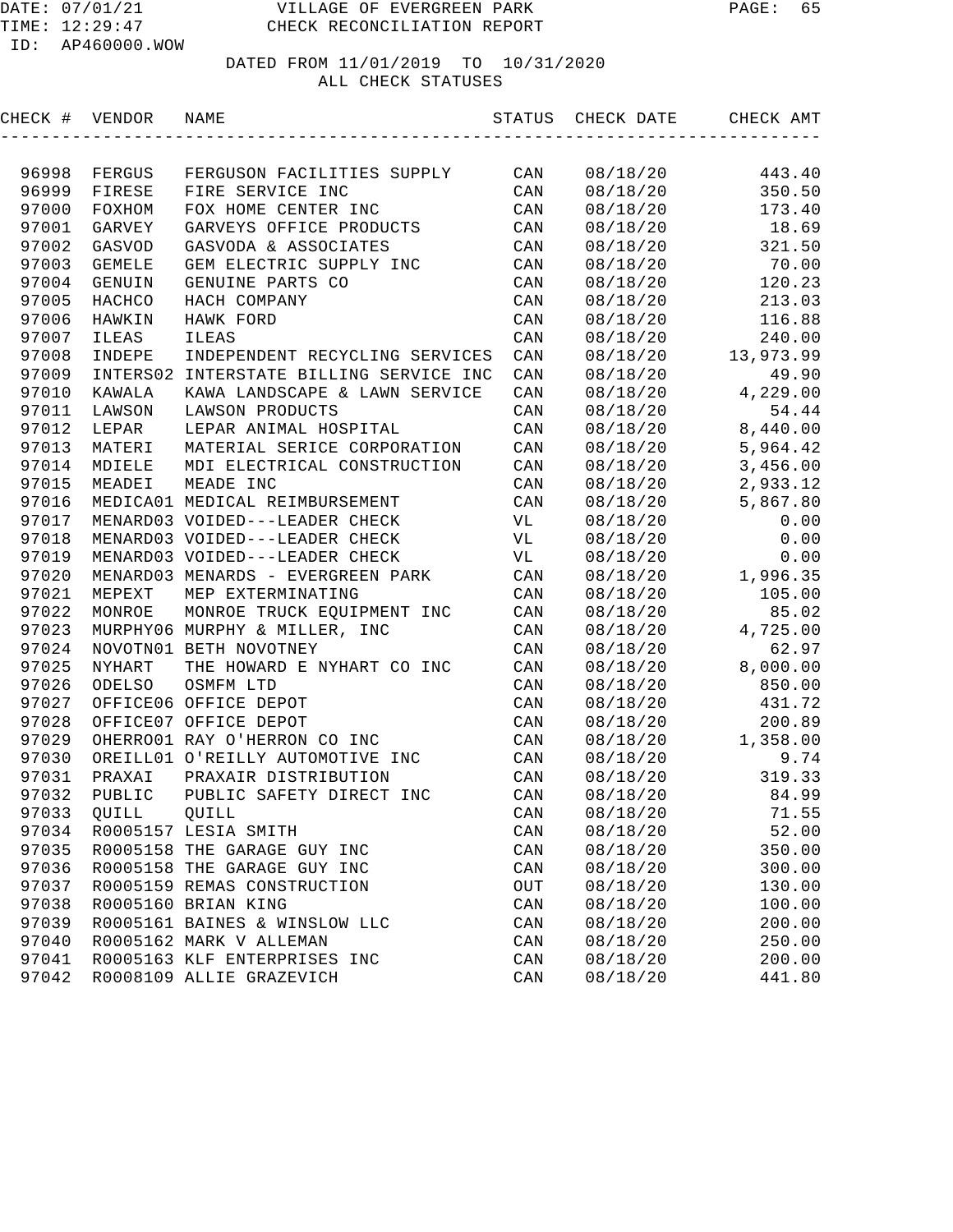# VILLAGE OF EVERGREEN PARK

## CHECK RECONCILIATION REPORT

DATE: 07/01/21
TIME: 12:29:47
ID: AP460000.WOW

DATED FROM 11/01/2019 TO 10/31/2020
ALL CHECK STATUSES

| CHECK # | VENDOR | NAME | STATUS | CHECK DATE | CHECK AMT |
|---|---|---|---|---|---|
| 96998 | FERGUS | FERGUSON FACILITIES SUPPLY | CAN | 08/18/20 | 443.40 |
| 96999 | FIRESE | FIRE SERVICE INC | CAN | 08/18/20 | 350.50 |
| 97000 | FOXHOM | FOX HOME CENTER INC | CAN | 08/18/20 | 173.40 |
| 97001 | GARVEY | GARVEYS OFFICE PRODUCTS | CAN | 08/18/20 | 18.69 |
| 97002 | GASVOD | GASVODA & ASSOCIATES | CAN | 08/18/20 | 321.50 |
| 97003 | GEMELE | GEM ELECTRIC SUPPLY INC | CAN | 08/18/20 | 70.00 |
| 97004 | GENUIN | GENUINE PARTS CO | CAN | 08/18/20 | 120.23 |
| 97005 | HACHCO | HACH COMPANY | CAN | 08/18/20 | 213.03 |
| 97006 | HAWKIN | HAWK FORD | CAN | 08/18/20 | 116.88 |
| 97007 | ILEAS | ILEAS | CAN | 08/18/20 | 240.00 |
| 97008 | INDEPE | INDEPENDENT RECYCLING SERVICES | CAN | 08/18/20 | 13,973.99 |
| 97009 | INTERS02 | INTERSTATE BILLING SERVICE INC | CAN | 08/18/20 | 49.90 |
| 97010 | KAWALA | KAWA LANDSCAPE & LAWN SERVICE | CAN | 08/18/20 | 4,229.00 |
| 97011 | LAWSON | LAWSON PRODUCTS | CAN | 08/18/20 | 54.44 |
| 97012 | LEPAR | LEPAR ANIMAL HOSPITAL | CAN | 08/18/20 | 8,440.00 |
| 97013 | MATERI | MATERIAL SERICE CORPORATION | CAN | 08/18/20 | 5,964.42 |
| 97014 | MDIELE | MDI ELECTRICAL CONSTRUCTION | CAN | 08/18/20 | 3,456.00 |
| 97015 | MEADEI | MEADE INC | CAN | 08/18/20 | 2,933.12 |
| 97016 | MEDICA01 | MEDICAL REIMBURSEMENT | CAN | 08/18/20 | 5,867.80 |
| 97017 | MENARD03 | VOIDED---LEADER CHECK | VL | 08/18/20 | 0.00 |
| 97018 | MENARD03 | VOIDED---LEADER CHECK | VL | 08/18/20 | 0.00 |
| 97019 | MENARD03 | VOIDED---LEADER CHECK | VL | 08/18/20 | 0.00 |
| 97020 | MENARD03 | MENARDS - EVERGREEN PARK | CAN | 08/18/20 | 1,996.35 |
| 97021 | MEPEXT | MEP EXTERMINATING | CAN | 08/18/20 | 105.00 |
| 97022 | MONROE | MONROE TRUCK EQUIPMENT INC | CAN | 08/18/20 | 85.02 |
| 97023 | MURPHY06 | MURPHY & MILLER, INC | CAN | 08/18/20 | 4,725.00 |
| 97024 | NOVOTN01 | BETH NOVOTNEY | CAN | 08/18/20 | 62.97 |
| 97025 | NYHART | THE HOWARD E NYHART CO INC | CAN | 08/18/20 | 8,000.00 |
| 97026 | ODELSO | OSMFM LTD | CAN | 08/18/20 | 850.00 |
| 97027 | OFFICE06 | OFFICE DEPOT | CAN | 08/18/20 | 431.72 |
| 97028 | OFFICE07 | OFFICE DEPOT | CAN | 08/18/20 | 200.89 |
| 97029 | OHERRO01 | RAY O'HERRON CO INC | CAN | 08/18/20 | 1,358.00 |
| 97030 | OREILL01 | O'REILLY AUTOMOTIVE INC | CAN | 08/18/20 | 9.74 |
| 97031 | PRAXAI | PRAXAIR DISTRIBUTION | CAN | 08/18/20 | 319.33 |
| 97032 | PUBLIC | PUBLIC SAFETY DIRECT INC | CAN | 08/18/20 | 84.99 |
| 97033 | QUILL | QUILL | CAN | 08/18/20 | 71.55 |
| 97034 | R0005157 | LESIA SMITH | CAN | 08/18/20 | 52.00 |
| 97035 | R0005158 | THE GARAGE GUY INC | CAN | 08/18/20 | 350.00 |
| 97036 | R0005158 | THE GARAGE GUY INC | CAN | 08/18/20 | 300.00 |
| 97037 | R0005159 | REMAS CONSTRUCTION | OUT | 08/18/20 | 130.00 |
| 97038 | R0005160 | BRIAN KING | CAN | 08/18/20 | 100.00 |
| 97039 | R0005161 | BAINES & WINSLOW LLC | CAN | 08/18/20 | 200.00 |
| 97040 | R0005162 | MARK V ALLEMAN | CAN | 08/18/20 | 250.00 |
| 97041 | R0005163 | KLF ENTERPRISES INC | CAN | 08/18/20 | 200.00 |
| 97042 | R0008109 | ALLIE GRAZEVICH | CAN | 08/18/20 | 441.80 |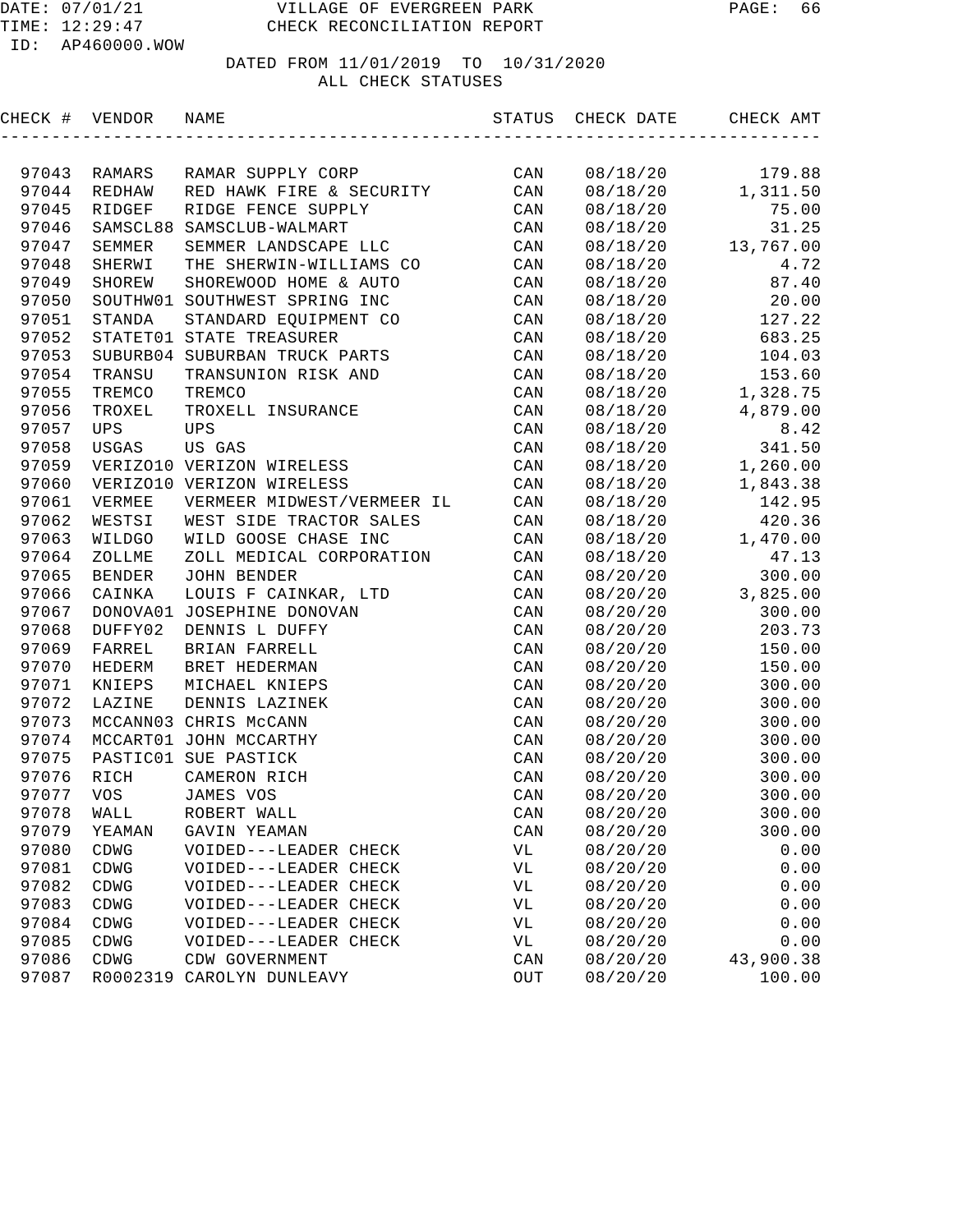# VILLAGE OF EVERGREEN PARK

## CHECK RECONCILIATION REPORT

DATE: 07/01/21
TIME: 12:29:47
ID: AP460000.WOW

DATED FROM 11/01/2019 TO 10/31/2020
ALL CHECK STATUSES

| CHECK # | VENDOR | NAME | STATUS | CHECK DATE | CHECK AMT |
|---|---|---|---|---|---|
| 97043 | RAMARS | RAMAR SUPPLY CORP | CAN | 08/18/20 | 179.88 |
| 97044 | REDHAW | RED HAWK FIRE & SECURITY | CAN | 08/18/20 | 1,311.50 |
| 97045 | RIDGEF | RIDGE FENCE SUPPLY | CAN | 08/18/20 | 75.00 |
| 97046 | SAMSCL88 | SAMSCLUB-WALMART | CAN | 08/18/20 | 31.25 |
| 97047 | SEMMER | SEMMER LANDSCAPE LLC | CAN | 08/18/20 | 13,767.00 |
| 97048 | SHERWI | THE SHERWIN-WILLIAMS CO | CAN | 08/18/20 | 4.72 |
| 97049 | SHOREW | SHOREWOOD HOME & AUTO | CAN | 08/18/20 | 87.40 |
| 97050 | SOUTHW01 | SOUTHWEST SPRING INC | CAN | 08/18/20 | 20.00 |
| 97051 | STANDA | STANDARD EQUIPMENT CO | CAN | 08/18/20 | 127.22 |
| 97052 | STATET01 | STATE TREASURER | CAN | 08/18/20 | 683.25 |
| 97053 | SUBURB04 | SUBURBAN TRUCK PARTS | CAN | 08/18/20 | 104.03 |
| 97054 | TRANSU | TRANSUNION RISK AND | CAN | 08/18/20 | 153.60 |
| 97055 | TREMCO | TREMCO | CAN | 08/18/20 | 1,328.75 |
| 97056 | TROXEL | TROXELL INSURANCE | CAN | 08/18/20 | 4,879.00 |
| 97057 | UPS | UPS | CAN | 08/18/20 | 8.42 |
| 97058 | USGAS | US GAS | CAN | 08/18/20 | 341.50 |
| 97059 | VERIZO10 | VERIZON WIRELESS | CAN | 08/18/20 | 1,260.00 |
| 97060 | VERIZO10 | VERIZON WIRELESS | CAN | 08/18/20 | 1,843.38 |
| 97061 | VERMEE | VERMEER MIDWEST/VERMEER IL | CAN | 08/18/20 | 142.95 |
| 97062 | WESTSI | WEST SIDE TRACTOR SALES | CAN | 08/18/20 | 420.36 |
| 97063 | WILDGO | WILD GOOSE CHASE INC | CAN | 08/18/20 | 1,470.00 |
| 97064 | ZOLLME | ZOLL MEDICAL CORPORATION | CAN | 08/18/20 | 47.13 |
| 97065 | BENDER | JOHN BENDER | CAN | 08/20/20 | 300.00 |
| 97066 | CAINKA | LOUIS F CAINKAR, LTD | CAN | 08/20/20 | 3,825.00 |
| 97067 | DONOVA01 | JOSEPHINE DONOVAN | CAN | 08/20/20 | 300.00 |
| 97068 | DUFFY02 | DENNIS L DUFFY | CAN | 08/20/20 | 203.73 |
| 97069 | FARREL | BRIAN FARRELL | CAN | 08/20/20 | 150.00 |
| 97070 | HEDERM | BRET HEDERMAN | CAN | 08/20/20 | 150.00 |
| 97071 | KNIEPS | MICHAEL KNIEPS | CAN | 08/20/20 | 300.00 |
| 97072 | LAZINE | DENNIS LAZINEK | CAN | 08/20/20 | 300.00 |
| 97073 | MCCANN03 | CHRIS McCANN | CAN | 08/20/20 | 300.00 |
| 97074 | MCCART01 | JOHN MCCARTHY | CAN | 08/20/20 | 300.00 |
| 97075 | PASTIC01 | SUE PASTICK | CAN | 08/20/20 | 300.00 |
| 97076 | RICH | CAMERON RICH | CAN | 08/20/20 | 300.00 |
| 97077 | VOS | JAMES VOS | CAN | 08/20/20 | 300.00 |
| 97078 | WALL | ROBERT WALL | CAN | 08/20/20 | 300.00 |
| 97079 | YEAMAN | GAVIN YEAMAN | CAN | 08/20/20 | 300.00 |
| 97080 | CDWG | VOIDED---LEADER CHECK | VL | 08/20/20 | 0.00 |
| 97081 | CDWG | VOIDED---LEADER CHECK | VL | 08/20/20 | 0.00 |
| 97082 | CDWG | VOIDED---LEADER CHECK | VL | 08/20/20 | 0.00 |
| 97083 | CDWG | VOIDED---LEADER CHECK | VL | 08/20/20 | 0.00 |
| 97084 | CDWG | VOIDED---LEADER CHECK | VL | 08/20/20 | 0.00 |
| 97085 | CDWG | VOIDED---LEADER CHECK | VL | 08/20/20 | 0.00 |
| 97086 | CDWG | CDW GOVERNMENT | CAN | 08/20/20 | 43,900.38 |
| 97087 | R0002319 | CAROLYN DUNLEAVY | OUT | 08/20/20 | 100.00 |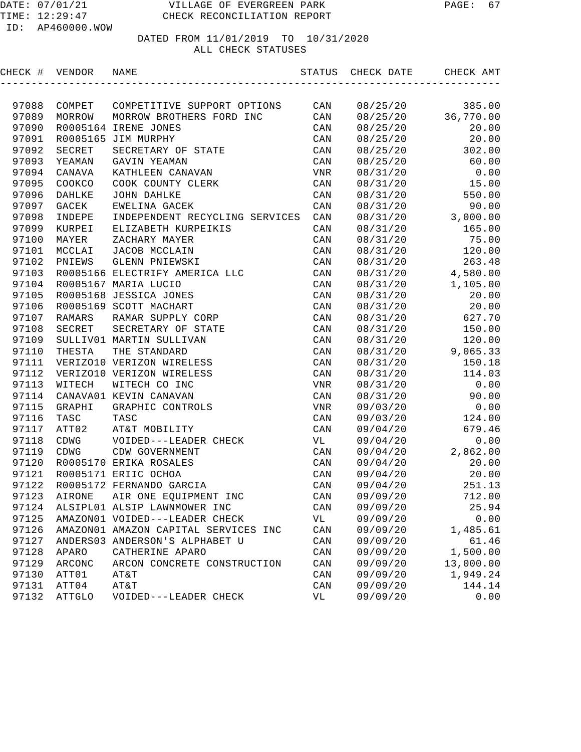DATE: 07/01/21 VILLAGE OF EVERGREEN PARK
TIME: 12:29:47 CHECK RECONCILIATION REPORT
ID: AP460000.WOW

DATED FROM 11/01/2019 TO 10/31/2020
ALL CHECK STATUSES

| CHECK # | VENDOR | NAME | STATUS | CHECK DATE | CHECK AMT |
|---|---|---|---|---|---|
| 97088 | COMPET | COMPETITIVE SUPPORT OPTIONS | CAN | 08/25/20 | 385.00 |
| 97089 | MORROW | MORROW BROTHERS FORD INC | CAN | 08/25/20 | 36,770.00 |
| 97090 | R0005164 | IRENE JONES | CAN | 08/25/20 | 20.00 |
| 97091 | R0005165 | JIM MURPHY | CAN | 08/25/20 | 20.00 |
| 97092 | SECRET | SECRETARY OF STATE | CAN | 08/25/20 | 302.00 |
| 97093 | YEAMAN | GAVIN YEAMAN | CAN | 08/25/20 | 60.00 |
| 97094 | CANAVA | KATHLEEN CANAVAN | VNR | 08/31/20 | 0.00 |
| 97095 | COOKCO | COOK COUNTY CLERK | CAN | 08/31/20 | 15.00 |
| 97096 | DAHLKE | JOHN DAHLKE | CAN | 08/31/20 | 550.00 |
| 97097 | GACEK | EWELINA GACEK | CAN | 08/31/20 | 90.00 |
| 97098 | INDEPE | INDEPENDENT RECYCLING SERVICES | CAN | 08/31/20 | 3,000.00 |
| 97099 | KURPEI | ELIZABETH KURPEIKIS | CAN | 08/31/20 | 165.00 |
| 97100 | MAYER | ZACHARY MAYER | CAN | 08/31/20 | 75.00 |
| 97101 | MCCLAI | JACOB MCCLAIN | CAN | 08/31/20 | 120.00 |
| 97102 | PNIEWS | GLENN PNIEWSKI | CAN | 08/31/20 | 263.48 |
| 97103 | R0005166 | ELECTRIFY AMERICA LLC | CAN | 08/31/20 | 4,580.00 |
| 97104 | R0005167 | MARIA LUCIO | CAN | 08/31/20 | 1,105.00 |
| 97105 | R0005168 | JESSICA JONES | CAN | 08/31/20 | 20.00 |
| 97106 | R0005169 | SCOTT MACHART | CAN | 08/31/20 | 20.00 |
| 97107 | RAMARS | RAMAR SUPPLY CORP | CAN | 08/31/20 | 627.70 |
| 97108 | SECRET | SECRETARY OF STATE | CAN | 08/31/20 | 150.00 |
| 97109 | SULLIV01 | MARTIN SULLIVAN | CAN | 08/31/20 | 120.00 |
| 97110 | THESTA | THE STANDARD | CAN | 08/31/20 | 9,065.33 |
| 97111 | VERIZO10 | VERIZON WIRELESS | CAN | 08/31/20 | 150.18 |
| 97112 | VERIZO10 | VERIZON WIRELESS | CAN | 08/31/20 | 114.03 |
| 97113 | WITECH | WITECH CO INC | VNR | 08/31/20 | 0.00 |
| 97114 | CANAVA01 | KEVIN CANAVAN | CAN | 08/31/20 | 90.00 |
| 97115 | GRAPHI | GRAPHIC CONTROLS | VNR | 09/03/20 | 0.00 |
| 97116 | TASC | TASC | CAN | 09/03/20 | 124.00 |
| 97117 | ATT02 | AT&T MOBILITY | CAN | 09/04/20 | 679.46 |
| 97118 | CDWG | VOIDED---LEADER CHECK | VL | 09/04/20 | 0.00 |
| 97119 | CDWG | CDW GOVERNMENT | CAN | 09/04/20 | 2,862.00 |
| 97120 | R0005170 | ERIKA ROSALES | CAN | 09/04/20 | 20.00 |
| 97121 | R0005171 | ERIIC OCHOA | CAN | 09/04/20 | 20.00 |
| 97122 | R0005172 | FERNANDO GARCIA | CAN | 09/04/20 | 251.13 |
| 97123 | AIRONE | AIR ONE EQUIPMENT INC | CAN | 09/09/20 | 712.00 |
| 97124 | ALSIPL01 | ALSIP LAWNMOWER INC | CAN | 09/09/20 | 25.94 |
| 97125 | AMAZON01 | VOIDED---LEADER CHECK | VL | 09/09/20 | 0.00 |
| 97126 | AMAZON01 | AMAZON CAPITAL SERVICES INC | CAN | 09/09/20 | 1,485.61 |
| 97127 | ANDERS03 | ANDERSON'S ALPHABET U | CAN | 09/09/20 | 61.46 |
| 97128 | APARO | CATHERINE APARO | CAN | 09/09/20 | 1,500.00 |
| 97129 | ARCONC | ARCON CONCRETE CONSTRUCTION | CAN | 09/09/20 | 13,000.00 |
| 97130 | ATT01 | AT&T | CAN | 09/09/20 | 1,949.24 |
| 97131 | ATT04 | AT&T | CAN | 09/09/20 | 144.14 |
| 97132 | ATTGLO | VOIDED---LEADER CHECK | VL | 09/09/20 | 0.00 |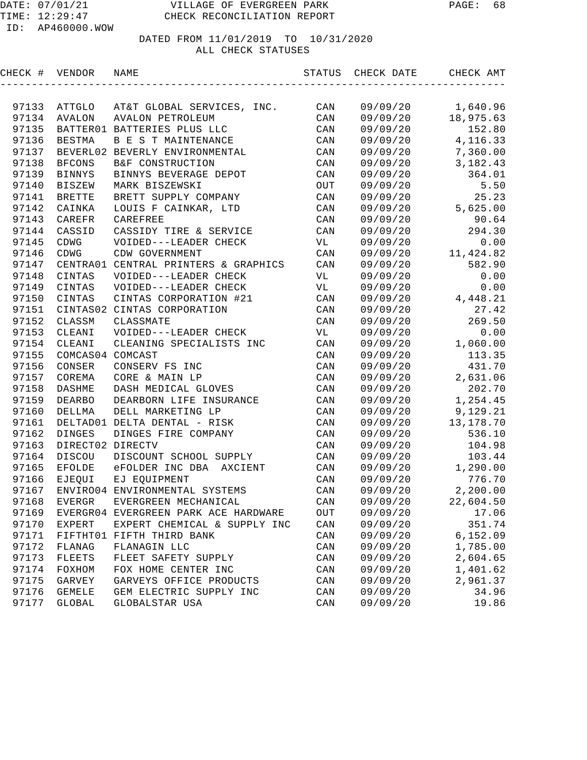DATE: 07/01/21 VILLAGE OF EVERGREEN PARK
TIME: 12:29:47 CHECK RECONCILIATION REPORT
ID: AP460000.WOW

DATED FROM 11/01/2019 TO 10/31/2020
ALL CHECK STATUSES

| CHECK # | VENDOR | NAME | STATUS | CHECK DATE | CHECK AMT |
|---|---|---|---|---|---|
| 97133 | ATTGLO | AT&T GLOBAL SERVICES, INC. | CAN | 09/09/20 | 1,640.96 |
| 97134 | AVALON | AVALON PETROLEUM | CAN | 09/09/20 | 18,975.63 |
| 97135 | BATTER01 | BATTERIES PLUS LLC | CAN | 09/09/20 | 152.80 |
| 97136 | BESTMA | B E S T MAINTENANCE | CAN | 09/09/20 | 4,116.33 |
| 97137 | BEVERL02 | BEVERLY ENVIRONMENTAL | CAN | 09/09/20 | 7,360.00 |
| 97138 | BFCONS | B&F CONSTRUCTION | CAN | 09/09/20 | 3,182.43 |
| 97139 | BINNYS | BINNYS BEVERAGE DEPOT | CAN | 09/09/20 | 364.01 |
| 97140 | BISZEW | MARK BISZEWSKI | OUT | 09/09/20 | 5.50 |
| 97141 | BRETTE | BRETT SUPPLY COMPANY | CAN | 09/09/20 | 25.23 |
| 97142 | CAINKA | LOUIS F CAINKAR, LTD | CAN | 09/09/20 | 5,625.00 |
| 97143 | CAREFR | CAREFREE | CAN | 09/09/20 | 90.64 |
| 97144 | CASSID | CASSIDY TIRE & SERVICE | CAN | 09/09/20 | 294.30 |
| 97145 | CDWG | VOIDED---LEADER CHECK | VL | 09/09/20 | 0.00 |
| 97146 | CDWG | CDW GOVERNMENT | CAN | 09/09/20 | 11,424.82 |
| 97147 | CENTRA01 | CENTRAL PRINTERS & GRAPHICS | CAN | 09/09/20 | 582.90 |
| 97148 | CINTAS | VOIDED---LEADER CHECK | VL | 09/09/20 | 0.00 |
| 97149 | CINTAS | VOIDED---LEADER CHECK | VL | 09/09/20 | 0.00 |
| 97150 | CINTAS | CINTAS CORPORATION #21 | CAN | 09/09/20 | 4,448.21 |
| 97151 | CINTAS02 | CINTAS CORPORATION | CAN | 09/09/20 | 27.42 |
| 97152 | CLASSM | CLASSMATE | CAN | 09/09/20 | 269.50 |
| 97153 | CLEANI | VOIDED---LEADER CHECK | VL | 09/09/20 | 0.00 |
| 97154 | CLEANI | CLEANING SPECIALISTS INC | CAN | 09/09/20 | 1,060.00 |
| 97155 | COMCAS04 | COMCAST | CAN | 09/09/20 | 113.35 |
| 97156 | CONSER | CONSERV FS INC | CAN | 09/09/20 | 431.70 |
| 97157 | COREMA | CORE & MAIN LP | CAN | 09/09/20 | 2,631.06 |
| 97158 | DASHME | DASH MEDICAL GLOVES | CAN | 09/09/20 | 202.70 |
| 97159 | DEARBO | DEARBORN LIFE INSURANCE | CAN | 09/09/20 | 1,254.45 |
| 97160 | DELLMA | DELL MARKETING LP | CAN | 09/09/20 | 9,129.21 |
| 97161 | DELTAD01 | DELTA DENTAL - RISK | CAN | 09/09/20 | 13,178.70 |
| 97162 | DINGES | DINGES FIRE COMPANY | CAN | 09/09/20 | 536.10 |
| 97163 | DIRECT02 | DIRECTV | CAN | 09/09/20 | 104.98 |
| 97164 | DISCOU | DISCOUNT SCHOOL SUPPLY | CAN | 09/09/20 | 103.44 |
| 97165 | EFOLDE | eFOLDER INC DBA AXCIENT | CAN | 09/09/20 | 1,290.00 |
| 97166 | EJEQUI | EJ EQUIPMENT | CAN | 09/09/20 | 776.70 |
| 97167 | ENVIRO04 | ENVIRONMENTAL SYSTEMS | CAN | 09/09/20 | 2,200.00 |
| 97168 | EVERGR | EVERGREEN MECHANICAL | CAN | 09/09/20 | 22,604.50 |
| 97169 | EVERGR04 | EVERGREEN PARK ACE HARDWARE | OUT | 09/09/20 | 17.06 |
| 97170 | EXPERT | EXPERT CHEMICAL & SUPPLY INC | CAN | 09/09/20 | 351.74 |
| 97171 | FIFTHT01 | FIFTH THIRD BANK | CAN | 09/09/20 | 6,152.09 |
| 97172 | FLANAG | FLANAGIN LLC | CAN | 09/09/20 | 1,785.00 |
| 97173 | FLEETS | FLEET SAFETY SUPPLY | CAN | 09/09/20 | 2,604.65 |
| 97174 | FOXHOM | FOX HOME CENTER INC | CAN | 09/09/20 | 1,401.62 |
| 97175 | GARVEY | GARVEYS OFFICE PRODUCTS | CAN | 09/09/20 | 2,961.37 |
| 97176 | GEMELE | GEM ELECTRIC SUPPLY INC | CAN | 09/09/20 | 34.96 |
| 97177 | GLOBAL | GLOBALSTAR USA | CAN | 09/09/20 | 19.86 |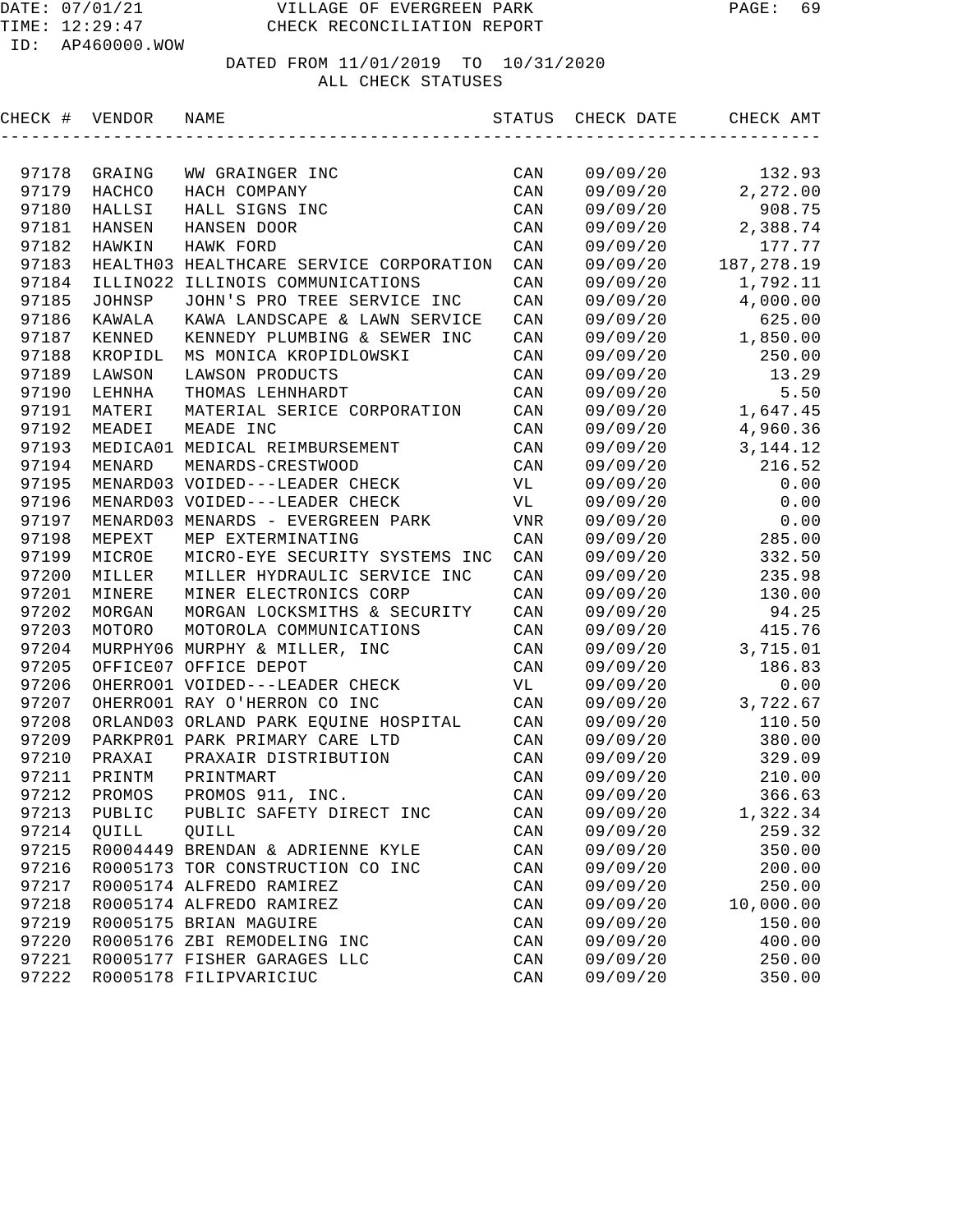DATE: 07/01/21 VILLAGE OF EVERGREEN PARK
TIME: 12:29:47 CHECK RECONCILIATION REPORT
ID: AP460000.WOW

DATED FROM 11/01/2019 TO 10/31/2020
ALL CHECK STATUSES

| CHECK # | VENDOR | NAME | STATUS | CHECK DATE | CHECK AMT |
|---|---|---|---|---|---|
| 97178 | GRAING | WW GRAINGER INC | CAN | 09/09/20 | 132.93 |
| 97179 | HACHCO | HACH COMPANY | CAN | 09/09/20 | 2,272.00 |
| 97180 | HALLSI | HALL SIGNS INC | CAN | 09/09/20 | 908.75 |
| 97181 | HANSEN | HANSEN DOOR | CAN | 09/09/20 | 2,388.74 |
| 97182 | HAWKIN | HAWK FORD | CAN | 09/09/20 | 177.77 |
| 97183 | HEALTH03 | HEALTHCARE SERVICE CORPORATION | CAN | 09/09/20 | 187,278.19 |
| 97184 | ILLINO22 | ILLINOIS COMMUNICATIONS | CAN | 09/09/20 | 1,792.11 |
| 97185 | JOHNSP | JOHN'S PRO TREE SERVICE INC | CAN | 09/09/20 | 4,000.00 |
| 97186 | KAWALA | KAWA LANDSCAPE & LAWN SERVICE | CAN | 09/09/20 | 625.00 |
| 97187 | KENNED | KENNEDY PLUMBING & SEWER INC | CAN | 09/09/20 | 1,850.00 |
| 97188 | KROPIDL | MS MONICA KROPIDLOWSKI | CAN | 09/09/20 | 250.00 |
| 97189 | LAWSON | LAWSON PRODUCTS | CAN | 09/09/20 | 13.29 |
| 97190 | LEHNHA | THOMAS LEHNHARDT | CAN | 09/09/20 | 5.50 |
| 97191 | MATERI | MATERIAL SERICE CORPORATION | CAN | 09/09/20 | 1,647.45 |
| 97192 | MEADEI | MEADE INC | CAN | 09/09/20 | 4,960.36 |
| 97193 | MEDICA01 | MEDICAL REIMBURSEMENT | CAN | 09/09/20 | 3,144.12 |
| 97194 | MENARD | MENARDS-CRESTWOOD | CAN | 09/09/20 | 216.52 |
| 97195 | MENARD03 | VOIDED---LEADER CHECK | VL | 09/09/20 | 0.00 |
| 97196 | MENARD03 | VOIDED---LEADER CHECK | VL | 09/09/20 | 0.00 |
| 97197 | MENARD03 | MENARDS - EVERGREEN PARK | VNR | 09/09/20 | 0.00 |
| 97198 | MEPEXT | MEP EXTERMINATING | CAN | 09/09/20 | 285.00 |
| 97199 | MICROE | MICRO-EYE SECURITY SYSTEMS INC | CAN | 09/09/20 | 332.50 |
| 97200 | MILLER | MILLER HYDRAULIC SERVICE INC | CAN | 09/09/20 | 235.98 |
| 97201 | MINERE | MINER ELECTRONICS CORP | CAN | 09/09/20 | 130.00 |
| 97202 | MORGAN | MORGAN LOCKSMITHS & SECURITY | CAN | 09/09/20 | 94.25 |
| 97203 | MOTORO | MOTOROLA COMMUNICATIONS | CAN | 09/09/20 | 415.76 |
| 97204 | MURPHY06 | MURPHY & MILLER, INC | CAN | 09/09/20 | 3,715.01 |
| 97205 | OFFICE07 | OFFICE DEPOT | CAN | 09/09/20 | 186.83 |
| 97206 | OHERRO01 | VOIDED---LEADER CHECK | VL | 09/09/20 | 0.00 |
| 97207 | OHERRO01 | RAY O'HERRON CO INC | CAN | 09/09/20 | 3,722.67 |
| 97208 | ORLAND03 | ORLAND PARK EQUINE HOSPITAL | CAN | 09/09/20 | 110.50 |
| 97209 | PARKPR01 | PARK PRIMARY CARE LTD | CAN | 09/09/20 | 380.00 |
| 97210 | PRAXAI | PRAXAIR DISTRIBUTION | CAN | 09/09/20 | 329.09 |
| 97211 | PRINTM | PRINTMART | CAN | 09/09/20 | 210.00 |
| 97212 | PROMOS | PROMOS 911, INC. | CAN | 09/09/20 | 366.63 |
| 97213 | PUBLIC | PUBLIC SAFETY DIRECT INC | CAN | 09/09/20 | 1,322.34 |
| 97214 | QUILL | QUILL | CAN | 09/09/20 | 259.32 |
| 97215 | R0004449 | BRENDAN & ADRIENNE KYLE | CAN | 09/09/20 | 350.00 |
| 97216 | R0005173 | TOR CONSTRUCTION CO INC | CAN | 09/09/20 | 200.00 |
| 97217 | R0005174 | ALFREDO RAMIREZ | CAN | 09/09/20 | 250.00 |
| 97218 | R0005174 | ALFREDO RAMIREZ | CAN | 09/09/20 | 10,000.00 |
| 97219 | R0005175 | BRIAN MAGUIRE | CAN | 09/09/20 | 150.00 |
| 97220 | R0005176 | ZBI REMODELING INC | CAN | 09/09/20 | 400.00 |
| 97221 | R0005177 | FISHER GARAGES LLC | CAN | 09/09/20 | 250.00 |
| 97222 | R0005178 | FILIPVARICIUC | CAN | 09/09/20 | 350.00 |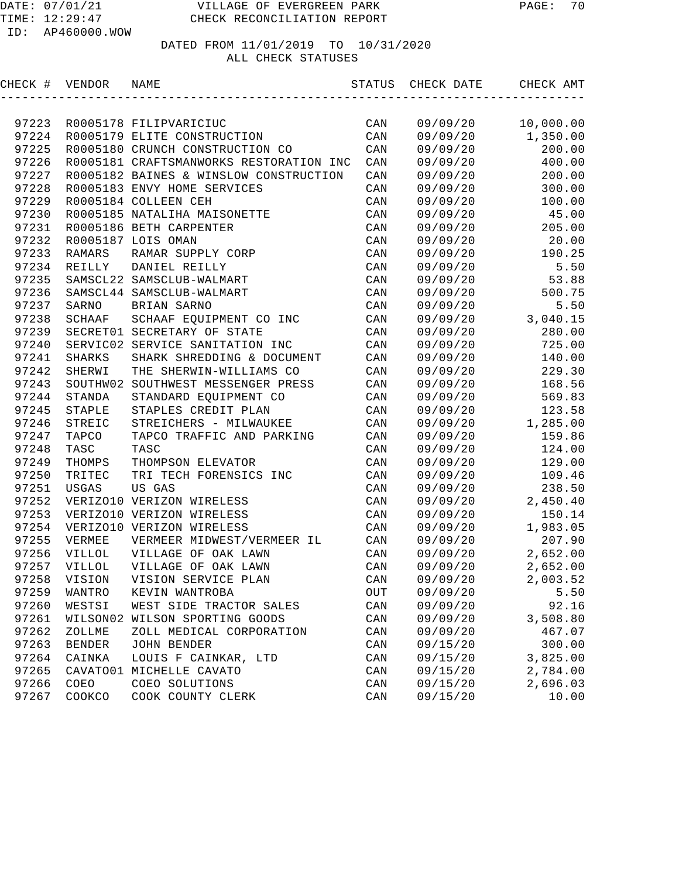VILLAGE OF EVERGREEN PARK
CHECK RECONCILIATION REPORT

DATED FROM 11/01/2019 TO 10/31/2020
ALL CHECK STATUSES

| CHECK # | VENDOR | NAME | STATUS | CHECK DATE | CHECK AMT |
|---|---|---|---|---|---|
| 97223 | R0005178 | FILIPVARICIUC | CAN | 09/09/20 | 10,000.00 |
| 97224 | R0005179 | ELITE CONSTRUCTION | CAN | 09/09/20 | 1,350.00 |
| 97225 | R0005180 | CRUNCH CONSTRUCTION CO | CAN | 09/09/20 | 200.00 |
| 97226 | R0005181 | CRAFTSMANWORKS RESTORATION INC | CAN | 09/09/20 | 400.00 |
| 97227 | R0005182 | BAINES & WINSLOW CONSTRUCTION | CAN | 09/09/20 | 200.00 |
| 97228 | R0005183 | ENVY HOME SERVICES | CAN | 09/09/20 | 300.00 |
| 97229 | R0005184 | COLLEEN CEH | CAN | 09/09/20 | 100.00 |
| 97230 | R0005185 | NATALIHA MAISONETTE | CAN | 09/09/20 | 45.00 |
| 97231 | R0005186 | BETH CARPENTER | CAN | 09/09/20 | 205.00 |
| 97232 | R0005187 | LOIS OMAN | CAN | 09/09/20 | 20.00 |
| 97233 | RAMARS | RAMAR SUPPLY CORP | CAN | 09/09/20 | 190.25 |
| 97234 | REILLY | DANIEL REILLY | CAN | 09/09/20 | 5.50 |
| 97235 | SAMSCL22 | SAMSCLUB-WALMART | CAN | 09/09/20 | 53.88 |
| 97236 | SAMSCL44 | SAMSCLUB-WALMART | CAN | 09/09/20 | 500.75 |
| 97237 | SARNO | BRIAN SARNO | CAN | 09/09/20 | 5.50 |
| 97238 | SCHAAF | SCHAAF EQUIPMENT CO INC | CAN | 09/09/20 | 3,040.15 |
| 97239 | SECRET01 | SECRETARY OF STATE | CAN | 09/09/20 | 280.00 |
| 97240 | SERVIC02 | SERVICE SANITATION INC | CAN | 09/09/20 | 725.00 |
| 97241 | SHARKS | SHARK SHREDDING & DOCUMENT | CAN | 09/09/20 | 140.00 |
| 97242 | SHERWI | THE SHERWIN-WILLIAMS CO | CAN | 09/09/20 | 229.30 |
| 97243 | SOUTHW02 | SOUTHWEST MESSENGER PRESS | CAN | 09/09/20 | 168.56 |
| 97244 | STANDA | STANDARD EQUIPMENT CO | CAN | 09/09/20 | 569.83 |
| 97245 | STAPLE | STAPLES CREDIT PLAN | CAN | 09/09/20 | 123.58 |
| 97246 | STREIC | STREICHERS - MILWAUKEE | CAN | 09/09/20 | 1,285.00 |
| 97247 | TAPCO | TAPCO TRAFFIC AND PARKING | CAN | 09/09/20 | 159.86 |
| 97248 | TASC | TASC | CAN | 09/09/20 | 124.00 |
| 97249 | THOMPS | THOMPSON ELEVATOR | CAN | 09/09/20 | 129.00 |
| 97250 | TRITEC | TRI TECH FORENSICS INC | CAN | 09/09/20 | 109.46 |
| 97251 | USGAS | US GAS | CAN | 09/09/20 | 238.50 |
| 97252 | VERIZO10 | VERIZON WIRELESS | CAN | 09/09/20 | 2,450.40 |
| 97253 | VERIZO10 | VERIZON WIRELESS | CAN | 09/09/20 | 150.14 |
| 97254 | VERIZO10 | VERIZON WIRELESS | CAN | 09/09/20 | 1,983.05 |
| 97255 | VERMEE | VERMEER MIDWEST/VERMEER IL | CAN | 09/09/20 | 207.90 |
| 97256 | VILLOL | VILLAGE OF OAK LAWN | CAN | 09/09/20 | 2,652.00 |
| 97257 | VILLOL | VILLAGE OF OAK LAWN | CAN | 09/09/20 | 2,652.00 |
| 97258 | VISION | VISION SERVICE PLAN | CAN | 09/09/20 | 2,003.52 |
| 97259 | WANTRO | KEVIN WANTROBA | OUT | 09/09/20 | 5.50 |
| 97260 | WESTSI | WEST SIDE TRACTOR SALES | CAN | 09/09/20 | 92.16 |
| 97261 | WILSON02 | WILSON SPORTING GOODS | CAN | 09/09/20 | 3,508.80 |
| 97262 | ZOLLME | ZOLL MEDICAL CORPORATION | CAN | 09/09/20 | 467.07 |
| 97263 | BENDER | JOHN BENDER | CAN | 09/15/20 | 300.00 |
| 97264 | CAINKA | LOUIS F CAINKAR, LTD | CAN | 09/15/20 | 3,825.00 |
| 97265 | CAVATO01 | MICHELLE CAVATO | CAN | 09/15/20 | 2,784.00 |
| 97266 | COEO | COEO SOLUTIONS | CAN | 09/15/20 | 2,696.03 |
| 97267 | COOKCO | COOK COUNTY CLERK | CAN | 09/15/20 | 10.00 |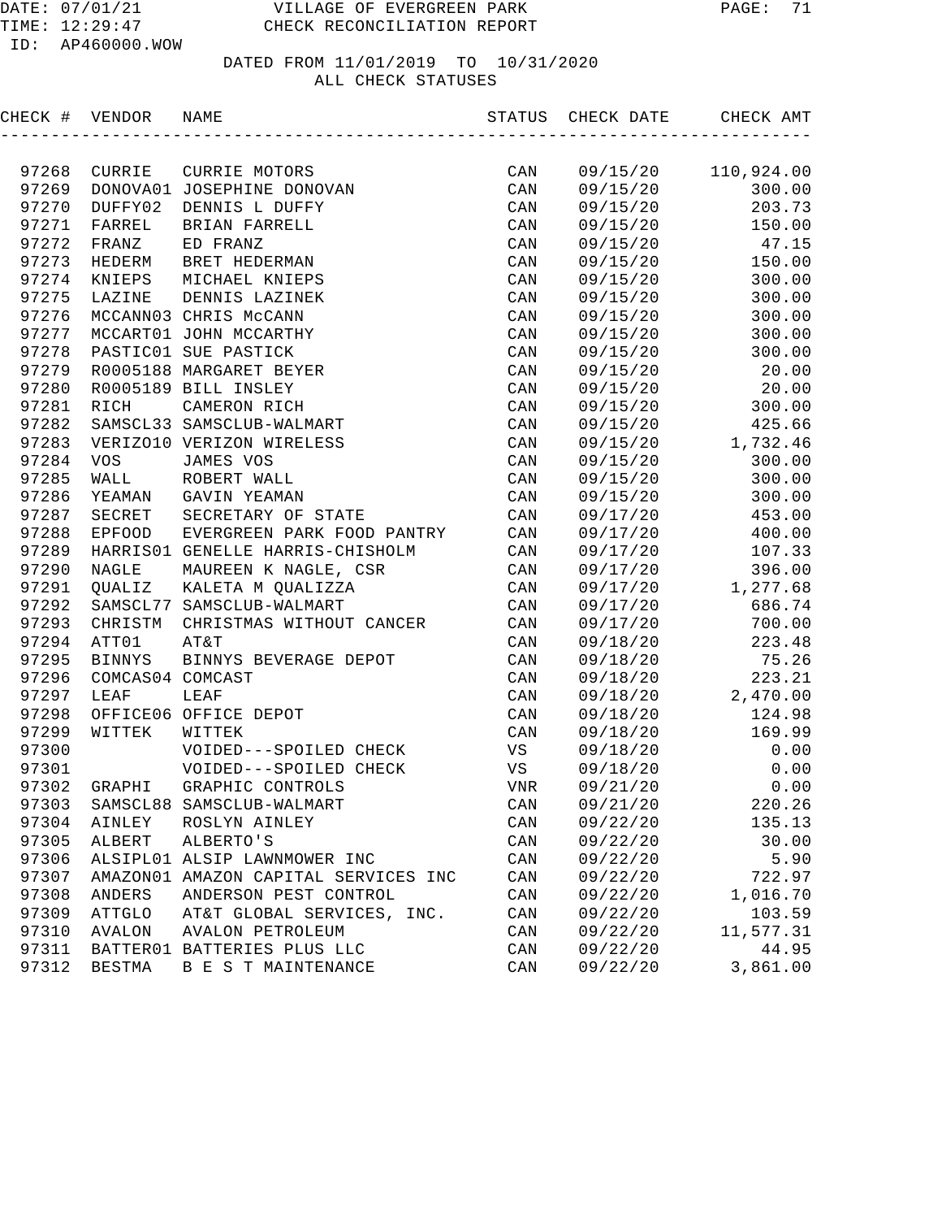VILLAGE OF EVERGREEN PARK
CHECK RECONCILIATION REPORT

DATE: 07/01/21
TIME: 12:29:47
ID: AP460000.WOW

DATED FROM 11/01/2019 TO 10/31/2020
ALL CHECK STATUSES

| CHECK # | VENDOR | NAME | STATUS | CHECK DATE | CHECK AMT |
|---|---|---|---|---|---|
| 97268 | CURRIE | CURRIE MOTORS | CAN | 09/15/20 | 110,924.00 |
| 97269 | DONOVA01 | JOSEPHINE DONOVAN | CAN | 09/15/20 | 300.00 |
| 97270 | DUFFY02 | DENNIS L DUFFY | CAN | 09/15/20 | 203.73 |
| 97271 | FARREL | BRIAN FARRELL | CAN | 09/15/20 | 150.00 |
| 97272 | FRANZ | ED FRANZ | CAN | 09/15/20 | 47.15 |
| 97273 | HEDERM | BRET HEDERMAN | CAN | 09/15/20 | 150.00 |
| 97274 | KNIEPS | MICHAEL KNIEPS | CAN | 09/15/20 | 300.00 |
| 97275 | LAZINE | DENNIS LAZINEK | CAN | 09/15/20 | 300.00 |
| 97276 | MCCANN03 | CHRIS McCANN | CAN | 09/15/20 | 300.00 |
| 97277 | MCCART01 | JOHN MCCARTHY | CAN | 09/15/20 | 300.00 |
| 97278 | PASTIC01 | SUE PASTICK | CAN | 09/15/20 | 300.00 |
| 97279 | R0005188 | MARGARET BEYER | CAN | 09/15/20 | 20.00 |
| 97280 | R0005189 | BILL INSLEY | CAN | 09/15/20 | 20.00 |
| 97281 | RICH | CAMERON RICH | CAN | 09/15/20 | 300.00 |
| 97282 | SAMSCL33 | SAMSCLUB-WALMART | CAN | 09/15/20 | 425.66 |
| 97283 | VERIZO10 | VERIZON WIRELESS | CAN | 09/15/20 | 1,732.46 |
| 97284 | VOS | JAMES VOS | CAN | 09/15/20 | 300.00 |
| 97285 | WALL | ROBERT WALL | CAN | 09/15/20 | 300.00 |
| 97286 | YEAMAN | GAVIN YEAMAN | CAN | 09/15/20 | 300.00 |
| 97287 | SECRET | SECRETARY OF STATE | CAN | 09/17/20 | 453.00 |
| 97288 | EPFOOD | EVERGREEN PARK FOOD PANTRY | CAN | 09/17/20 | 400.00 |
| 97289 | HARRIS01 | GENELLE HARRIS-CHISHOLM | CAN | 09/17/20 | 107.33 |
| 97290 | NAGLE | MAUREEN K NAGLE, CSR | CAN | 09/17/20 | 396.00 |
| 97291 | QUALIZ | KALETA M QUALIZZA | CAN | 09/17/20 | 1,277.68 |
| 97292 | SAMSCL77 | SAMSCLUB-WALMART | CAN | 09/17/20 | 686.74 |
| 97293 | CHRISTM | CHRISTMAS WITHOUT CANCER | CAN | 09/17/20 | 700.00 |
| 97294 | ATT01 | AT&T | CAN | 09/18/20 | 223.48 |
| 97295 | BINNYS | BINNYS BEVERAGE DEPOT | CAN | 09/18/20 | 75.26 |
| 97296 | COMCAS04 | COMCAST | CAN | 09/18/20 | 223.21 |
| 97297 | LEAF | LEAF | CAN | 09/18/20 | 2,470.00 |
| 97298 | OFFICE06 | OFFICE DEPOT | CAN | 09/18/20 | 124.98 |
| 97299 | WITTEK | WITTEK | CAN | 09/18/20 | 169.99 |
| 97300 | | VOIDED---SPOILED CHECK | VS | 09/18/20 | 0.00 |
| 97301 | | VOIDED---SPOILED CHECK | VS | 09/18/20 | 0.00 |
| 97302 | GRAPHI | GRAPHIC CONTROLS | VNR | 09/21/20 | 0.00 |
| 97303 | SAMSCL88 | SAMSCLUB-WALMART | CAN | 09/21/20 | 220.26 |
| 97304 | AINLEY | ROSLYN AINLEY | CAN | 09/22/20 | 135.13 |
| 97305 | ALBERT | ALBERTO'S | CAN | 09/22/20 | 30.00 |
| 97306 | ALSIPL01 | ALSIP LAWNMOWER INC | CAN | 09/22/20 | 5.90 |
| 97307 | AMAZON01 | AMAZON CAPITAL SERVICES INC | CAN | 09/22/20 | 722.97 |
| 97308 | ANDERS | ANDERSON PEST CONTROL | CAN | 09/22/20 | 1,016.70 |
| 97309 | ATTGLO | AT&T GLOBAL SERVICES, INC. | CAN | 09/22/20 | 103.59 |
| 97310 | AVALON | AVALON PETROLEUM | CAN | 09/22/20 | 11,577.31 |
| 97311 | BATTER01 | BATTERIES PLUS LLC | CAN | 09/22/20 | 44.95 |
| 97312 | BESTMA | B E S T MAINTENANCE | CAN | 09/22/20 | 3,861.00 |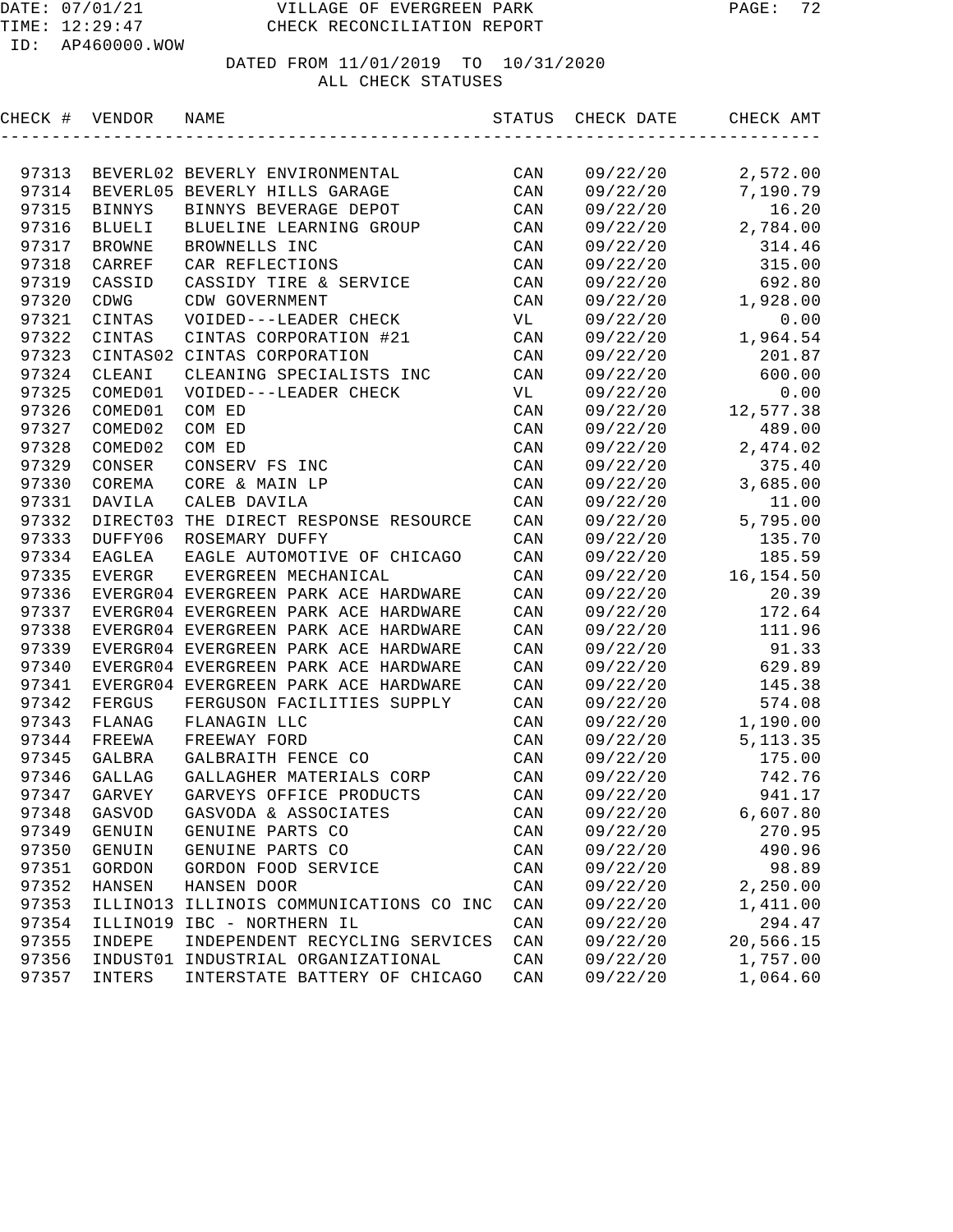VILLAGE OF EVERGREEN PARK
CHECK RECONCILIATION REPORT

DATE: 07/01/21
TIME: 12:29:47
ID: AP460000.WOW

DATED FROM 11/01/2019 TO 10/31/2020
ALL CHECK STATUSES

| CHECK # | VENDOR | NAME | STATUS | CHECK DATE | CHECK AMT |
|---|---|---|---|---|---|
| 97313 | BEVERL02 | BEVERLY ENVIRONMENTAL | CAN | 09/22/20 | 2,572.00 |
| 97314 | BEVERL05 | BEVERLY HILLS GARAGE | CAN | 09/22/20 | 7,190.79 |
| 97315 | BINNYS | BINNYS BEVERAGE DEPOT | CAN | 09/22/20 | 16.20 |
| 97316 | BLUELI | BLUELINE LEARNING GROUP | CAN | 09/22/20 | 2,784.00 |
| 97317 | BROWNE | BROWNELLS INC | CAN | 09/22/20 | 314.46 |
| 97318 | CARREF | CAR REFLECTIONS | CAN | 09/22/20 | 315.00 |
| 97319 | CASSID | CASSIDY TIRE & SERVICE | CAN | 09/22/20 | 692.80 |
| 97320 | CDWG | CDW GOVERNMENT | CAN | 09/22/20 | 1,928.00 |
| 97321 | CINTAS | VOIDED---LEADER CHECK | VL | 09/22/20 | 0.00 |
| 97322 | CINTAS | CINTAS CORPORATION #21 | CAN | 09/22/20 | 1,964.54 |
| 97323 | CINTAS02 | CINTAS CORPORATION | CAN | 09/22/20 | 201.87 |
| 97324 | CLEANI | CLEANING SPECIALISTS INC | CAN | 09/22/20 | 600.00 |
| 97325 | COMED01 | VOIDED---LEADER CHECK | VL | 09/22/20 | 0.00 |
| 97326 | COMED01 | COM ED | CAN | 09/22/20 | 12,577.38 |
| 97327 | COMED02 | COM ED | CAN | 09/22/20 | 489.00 |
| 97328 | COMED02 | COM ED | CAN | 09/22/20 | 2,474.02 |
| 97329 | CONSER | CONSERV FS INC | CAN | 09/22/20 | 375.40 |
| 97330 | COREMA | CORE & MAIN LP | CAN | 09/22/20 | 3,685.00 |
| 97331 | DAVILA | CALEB DAVILA | CAN | 09/22/20 | 11.00 |
| 97332 | DIRECT03 | THE DIRECT RESPONSE RESOURCE | CAN | 09/22/20 | 5,795.00 |
| 97333 | DUFFY06 | ROSEMARY DUFFY | CAN | 09/22/20 | 135.70 |
| 97334 | EAGLEA | EAGLE AUTOMOTIVE OF CHICAGO | CAN | 09/22/20 | 185.59 |
| 97335 | EVERGR | EVERGREEN MECHANICAL | CAN | 09/22/20 | 16,154.50 |
| 97336 | EVERGR04 | EVERGREEN PARK ACE HARDWARE | CAN | 09/22/20 | 20.39 |
| 97337 | EVERGR04 | EVERGREEN PARK ACE HARDWARE | CAN | 09/22/20 | 172.64 |
| 97338 | EVERGR04 | EVERGREEN PARK ACE HARDWARE | CAN | 09/22/20 | 111.96 |
| 97339 | EVERGR04 | EVERGREEN PARK ACE HARDWARE | CAN | 09/22/20 | 91.33 |
| 97340 | EVERGR04 | EVERGREEN PARK ACE HARDWARE | CAN | 09/22/20 | 629.89 |
| 97341 | EVERGR04 | EVERGREEN PARK ACE HARDWARE | CAN | 09/22/20 | 145.38 |
| 97342 | FERGUS | FERGUSON FACILITIES SUPPLY | CAN | 09/22/20 | 574.08 |
| 97343 | FLANAG | FLANAGIN LLC | CAN | 09/22/20 | 1,190.00 |
| 97344 | FREEWA | FREEWAY FORD | CAN | 09/22/20 | 5,113.35 |
| 97345 | GALBRA | GALBRAITH FENCE CO | CAN | 09/22/20 | 175.00 |
| 97346 | GALLAG | GALLAGHER MATERIALS CORP | CAN | 09/22/20 | 742.76 |
| 97347 | GARVEY | GARVEYS OFFICE PRODUCTS | CAN | 09/22/20 | 941.17 |
| 97348 | GASVOD | GASVODA & ASSOCIATES | CAN | 09/22/20 | 6,607.80 |
| 97349 | GENUIN | GENUINE PARTS CO | CAN | 09/22/20 | 270.95 |
| 97350 | GENUIN | GENUINE PARTS CO | CAN | 09/22/20 | 490.96 |
| 97351 | GORDON | GORDON FOOD SERVICE | CAN | 09/22/20 | 98.89 |
| 97352 | HANSEN | HANSEN DOOR | CAN | 09/22/20 | 2,250.00 |
| 97353 | ILLINO13 | ILLINOIS COMMUNICATIONS CO INC | CAN | 09/22/20 | 1,411.00 |
| 97354 | ILLINO19 | IBC - NORTHERN IL | CAN | 09/22/20 | 294.47 |
| 97355 | INDEPE | INDEPENDENT RECYCLING SERVICES | CAN | 09/22/20 | 20,566.15 |
| 97356 | INDUST01 | INDUSTRIAL ORGANIZATIONAL | CAN | 09/22/20 | 1,757.00 |
| 97357 | INTERS | INTERSTATE BATTERY OF CHICAGO | CAN | 09/22/20 | 1,064.60 |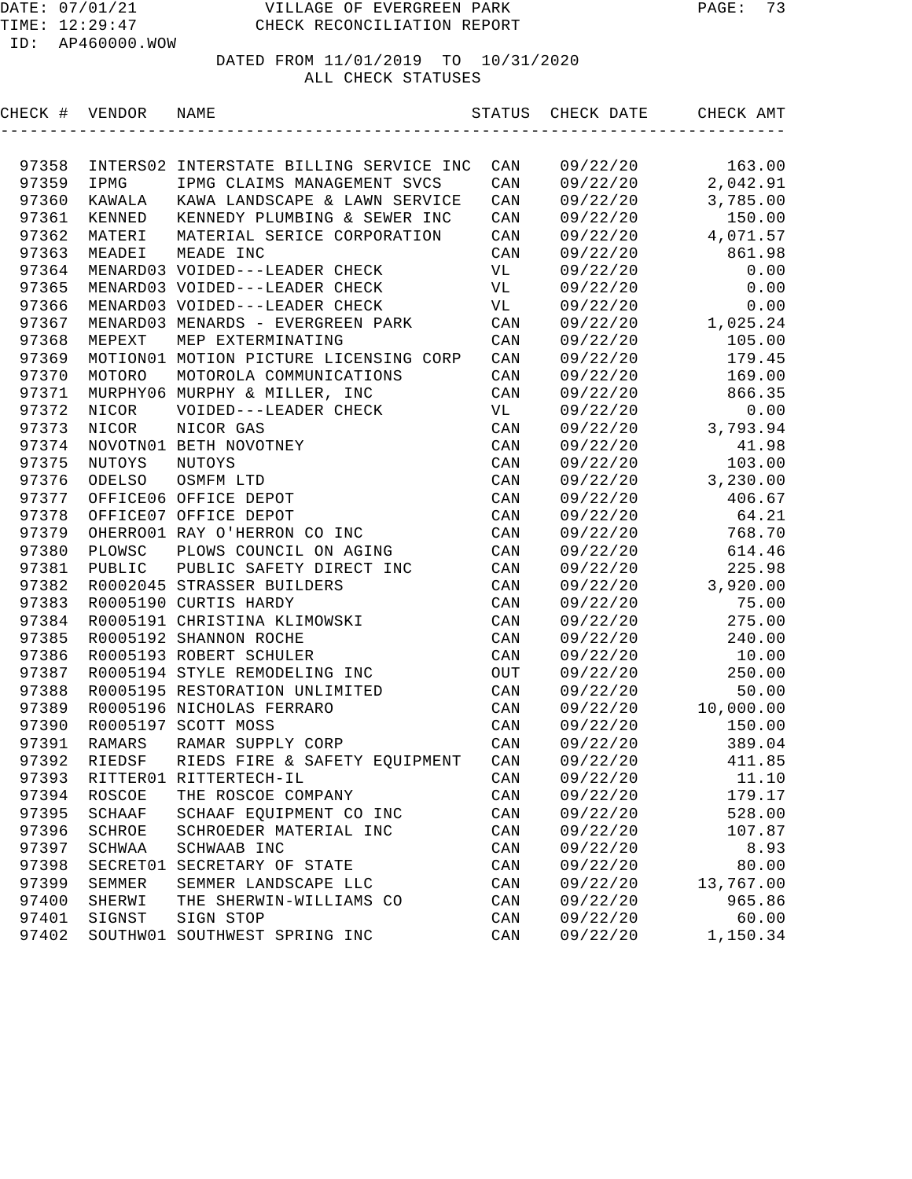VILLAGE OF EVERGREEN PARK
CHECK RECONCILIATION REPORT

DATE: 07/01/21
TIME: 12:29:47
ID: AP460000.WOW

DATED FROM 11/01/2019 TO 10/31/2020
ALL CHECK STATUSES

| CHECK # | VENDOR | NAME | STATUS | CHECK DATE | CHECK AMT |
|---|---|---|---|---|---|
| 97358 | INTERS02 | INTERSTATE BILLING SERVICE INC | CAN | 09/22/20 | 163.00 |
| 97359 | IPMG | IPMG CLAIMS MANAGEMENT SVCS | CAN | 09/22/20 | 2,042.91 |
| 97360 | KAWALA | KAWA LANDSCAPE & LAWN SERVICE | CAN | 09/22/20 | 3,785.00 |
| 97361 | KENNED | KENNEDY PLUMBING & SEWER INC | CAN | 09/22/20 | 150.00 |
| 97362 | MATERI | MATERIAL SERICE CORPORATION | CAN | 09/22/20 | 4,071.57 |
| 97363 | MEADEI | MEADE INC | CAN | 09/22/20 | 861.98 |
| 97364 | MENARD03 | VOIDED---LEADER CHECK | VL | 09/22/20 | 0.00 |
| 97365 | MENARD03 | VOIDED---LEADER CHECK | VL | 09/22/20 | 0.00 |
| 97366 | MENARD03 | VOIDED---LEADER CHECK | VL | 09/22/20 | 0.00 |
| 97367 | MENARD03 | MENARDS - EVERGREEN PARK | CAN | 09/22/20 | 1,025.24 |
| 97368 | MEPEXT | MEP EXTERMINATING | CAN | 09/22/20 | 105.00 |
| 97369 | MOTION01 | MOTION PICTURE LICENSING CORP | CAN | 09/22/20 | 179.45 |
| 97370 | MOTORO | MOTOROLA COMMUNICATIONS | CAN | 09/22/20 | 169.00 |
| 97371 | MURPHY06 | MURPHY & MILLER, INC | CAN | 09/22/20 | 866.35 |
| 97372 | NICOR | VOIDED---LEADER CHECK | VL | 09/22/20 | 0.00 |
| 97373 | NICOR | NICOR GAS | CAN | 09/22/20 | 3,793.94 |
| 97374 | NOVOTN01 | BETH NOVOTNEY | CAN | 09/22/20 | 41.98 |
| 97375 | NUTOYS | NUTOYS | CAN | 09/22/20 | 103.00 |
| 97376 | ODELSO | OSMFM LTD | CAN | 09/22/20 | 3,230.00 |
| 97377 | OFFICE06 | OFFICE DEPOT | CAN | 09/22/20 | 406.67 |
| 97378 | OFFICE07 | OFFICE DEPOT | CAN | 09/22/20 | 64.21 |
| 97379 | OHERRO01 | RAY O'HERRON CO INC | CAN | 09/22/20 | 768.70 |
| 97380 | PLOWSC | PLOWS COUNCIL ON AGING | CAN | 09/22/20 | 614.46 |
| 97381 | PUBLIC | PUBLIC SAFETY DIRECT INC | CAN | 09/22/20 | 225.98 |
| 97382 | R0002045 | STRASSER BUILDERS | CAN | 09/22/20 | 3,920.00 |
| 97383 | R0005190 | CURTIS HARDY | CAN | 09/22/20 | 75.00 |
| 97384 | R0005191 | CHRISTINA KLIMOWSKI | CAN | 09/22/20 | 275.00 |
| 97385 | R0005192 | SHANNON ROCHE | CAN | 09/22/20 | 240.00 |
| 97386 | R0005193 | ROBERT SCHULER | CAN | 09/22/20 | 10.00 |
| 97387 | R0005194 | STYLE REMODELING INC | OUT | 09/22/20 | 250.00 |
| 97388 | R0005195 | RESTORATION UNLIMITED | CAN | 09/22/20 | 50.00 |
| 97389 | R0005196 | NICHOLAS FERRARO | CAN | 09/22/20 | 10,000.00 |
| 97390 | R0005197 | SCOTT MOSS | CAN | 09/22/20 | 150.00 |
| 97391 | RAMARS | RAMAR SUPPLY CORP | CAN | 09/22/20 | 389.04 |
| 97392 | RIEDSF | RIEDS FIRE & SAFETY EQUIPMENT | CAN | 09/22/20 | 411.85 |
| 97393 | RITTER01 | RITTERTECH-IL | CAN | 09/22/20 | 11.10 |
| 97394 | ROSCOE | THE ROSCOE COMPANY | CAN | 09/22/20 | 179.17 |
| 97395 | SCHAAF | SCHAAF EQUIPMENT CO INC | CAN | 09/22/20 | 528.00 |
| 97396 | SCHROE | SCHROEDER MATERIAL INC | CAN | 09/22/20 | 107.87 |
| 97397 | SCHWAA | SCHWAAB INC | CAN | 09/22/20 | 8.93 |
| 97398 | SECRET01 | SECRETARY OF STATE | CAN | 09/22/20 | 80.00 |
| 97399 | SEMMER | SEMMER LANDSCAPE LLC | CAN | 09/22/20 | 13,767.00 |
| 97400 | SHERWI | THE SHERWIN-WILLIAMS CO | CAN | 09/22/20 | 965.86 |
| 97401 | SIGNST | SIGN STOP | CAN | 09/22/20 | 60.00 |
| 97402 | SOUTHW01 | SOUTHWEST SPRING INC | CAN | 09/22/20 | 1,150.34 |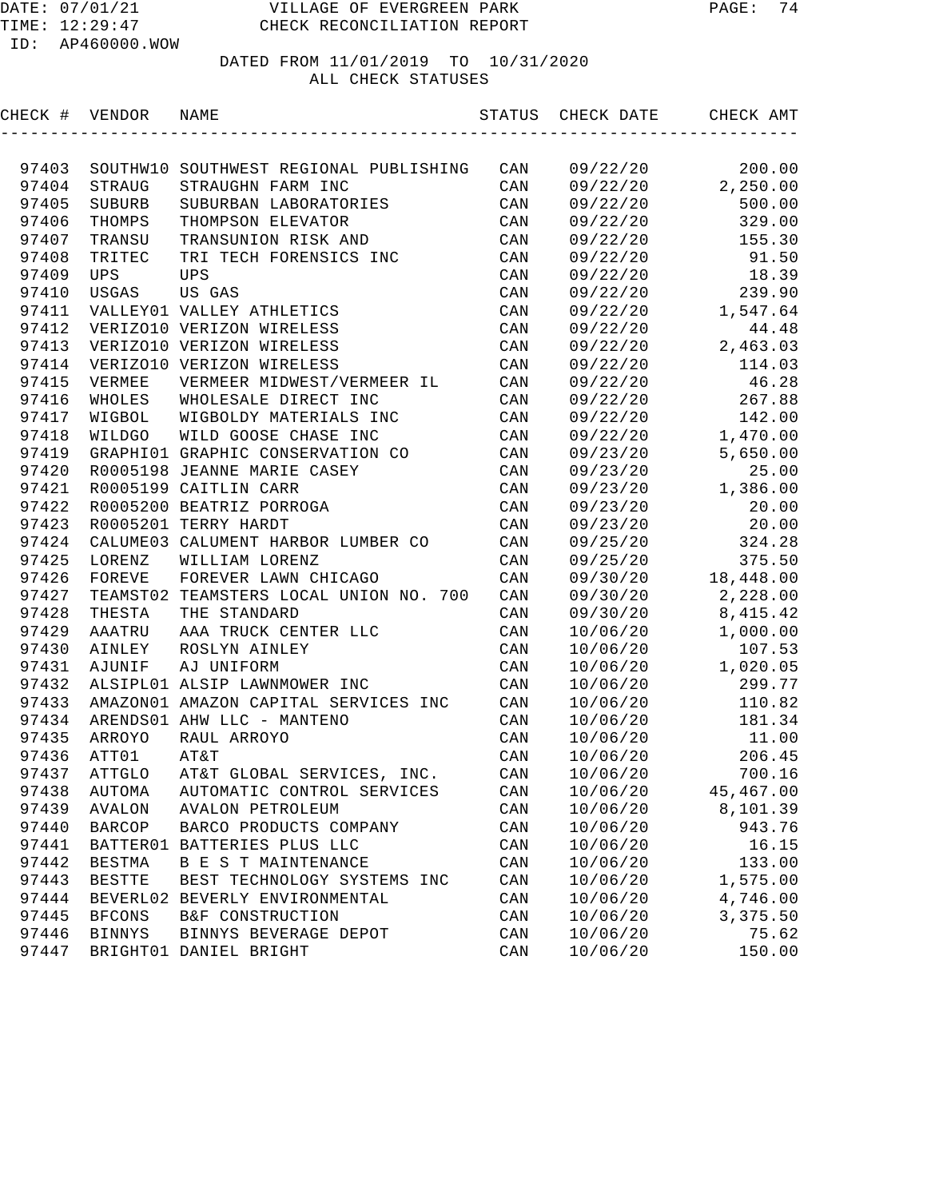# VILLAGE OF EVERGREEN PARK
## CHECK RECONCILIATION REPORT

DATE: 07/01/21
TIME: 12:29:47
ID: AP460000.WOW

DATED FROM 11/01/2019 TO 10/31/2020
ALL CHECK STATUSES

| CHECK # | VENDOR | NAME | STATUS | CHECK DATE | CHECK AMT |
|---|---|---|---|---|---|
| 97403 | SOUTHW10 | SOUTHWEST REGIONAL PUBLISHING | CAN | 09/22/20 | 200.00 |
| 97404 | STRAUG | STRAUGHN FARM INC | CAN | 09/22/20 | 2,250.00 |
| 97405 | SUBURB | SUBURBAN LABORATORIES | CAN | 09/22/20 | 500.00 |
| 97406 | THOMPS | THOMPSON ELEVATOR | CAN | 09/22/20 | 329.00 |
| 97407 | TRANSU | TRANSUNION RISK AND | CAN | 09/22/20 | 155.30 |
| 97408 | TRITEC | TRI TECH FORENSICS INC | CAN | 09/22/20 | 91.50 |
| 97409 | UPS | UPS | CAN | 09/22/20 | 18.39 |
| 97410 | USGAS | US GAS | CAN | 09/22/20 | 239.90 |
| 97411 | VALLEY01 | VALLEY ATHLETICS | CAN | 09/22/20 | 1,547.64 |
| 97412 | VERIZO10 | VERIZON WIRELESS | CAN | 09/22/20 | 44.48 |
| 97413 | VERIZO10 | VERIZON WIRELESS | CAN | 09/22/20 | 2,463.03 |
| 97414 | VERIZO10 | VERIZON WIRELESS | CAN | 09/22/20 | 114.03 |
| 97415 | VERMEE | VERMEER MIDWEST/VERMEER IL | CAN | 09/22/20 | 46.28 |
| 97416 | WHOLES | WHOLESALE DIRECT INC | CAN | 09/22/20 | 267.88 |
| 97417 | WIGBOL | WIGBOLDY MATERIALS INC | CAN | 09/22/20 | 142.00 |
| 97418 | WILDGO | WILD GOOSE CHASE INC | CAN | 09/22/20 | 1,470.00 |
| 97419 | GRAPHI01 | GRAPHIC CONSERVATION CO | CAN | 09/23/20 | 5,650.00 |
| 97420 | R0005198 | JEANNE MARIE CASEY | CAN | 09/23/20 | 25.00 |
| 97421 | R0005199 | CAITLIN CARR | CAN | 09/23/20 | 1,386.00 |
| 97422 | R0005200 | BEATRIZ PORROGA | CAN | 09/23/20 | 20.00 |
| 97423 | R0005201 | TERRY HARDT | CAN | 09/23/20 | 20.00 |
| 97424 | CALUME03 | CALUMENT HARBOR LUMBER CO | CAN | 09/25/20 | 324.28 |
| 97425 | LORENZ | WILLIAM LORENZ | CAN | 09/25/20 | 375.50 |
| 97426 | FOREVE | FOREVER LAWN CHICAGO | CAN | 09/30/20 | 18,448.00 |
| 97427 | TEAMST02 | TEAMSTERS LOCAL UNION NO. 700 | CAN | 09/30/20 | 2,228.00 |
| 97428 | THESTA | THE STANDARD | CAN | 09/30/20 | 8,415.42 |
| 97429 | AAATRU | AAA TRUCK CENTER LLC | CAN | 10/06/20 | 1,000.00 |
| 97430 | AINLEY | ROSLYN AINLEY | CAN | 10/06/20 | 107.53 |
| 97431 | AJUNIF | AJ UNIFORM | CAN | 10/06/20 | 1,020.05 |
| 97432 | ALSIPL01 | ALSIP LAWNMOWER INC | CAN | 10/06/20 | 299.77 |
| 97433 | AMAZON01 | AMAZON CAPITAL SERVICES INC | CAN | 10/06/20 | 110.82 |
| 97434 | ARENDS01 | AHW LLC - MANTENO | CAN | 10/06/20 | 181.34 |
| 97435 | ARROYO | RAUL ARROYO | CAN | 10/06/20 | 11.00 |
| 97436 | ATT01 | AT&T | CAN | 10/06/20 | 206.45 |
| 97437 | ATTGLO | AT&T GLOBAL SERVICES, INC. | CAN | 10/06/20 | 700.16 |
| 97438 | AUTOMA | AUTOMATIC CONTROL SERVICES | CAN | 10/06/20 | 45,467.00 |
| 97439 | AVALON | AVALON PETROLEUM | CAN | 10/06/20 | 8,101.39 |
| 97440 | BARCOP | BARCO PRODUCTS COMPANY | CAN | 10/06/20 | 943.76 |
| 97441 | BATTER01 | BATTERIES PLUS LLC | CAN | 10/06/20 | 16.15 |
| 97442 | BESTMA | B E S T MAINTENANCE | CAN | 10/06/20 | 133.00 |
| 97443 | BESTTE | BEST TECHNOLOGY SYSTEMS INC | CAN | 10/06/20 | 1,575.00 |
| 97444 | BEVERL02 | BEVERLY ENVIRONMENTAL | CAN | 10/06/20 | 4,746.00 |
| 97445 | BFCONS | B&F CONSTRUCTION | CAN | 10/06/20 | 3,375.50 |
| 97446 | BINNYS | BINNYS BEVERAGE DEPOT | CAN | 10/06/20 | 75.62 |
| 97447 | BRIGHT01 | DANIEL BRIGHT | CAN | 10/06/20 | 150.00 |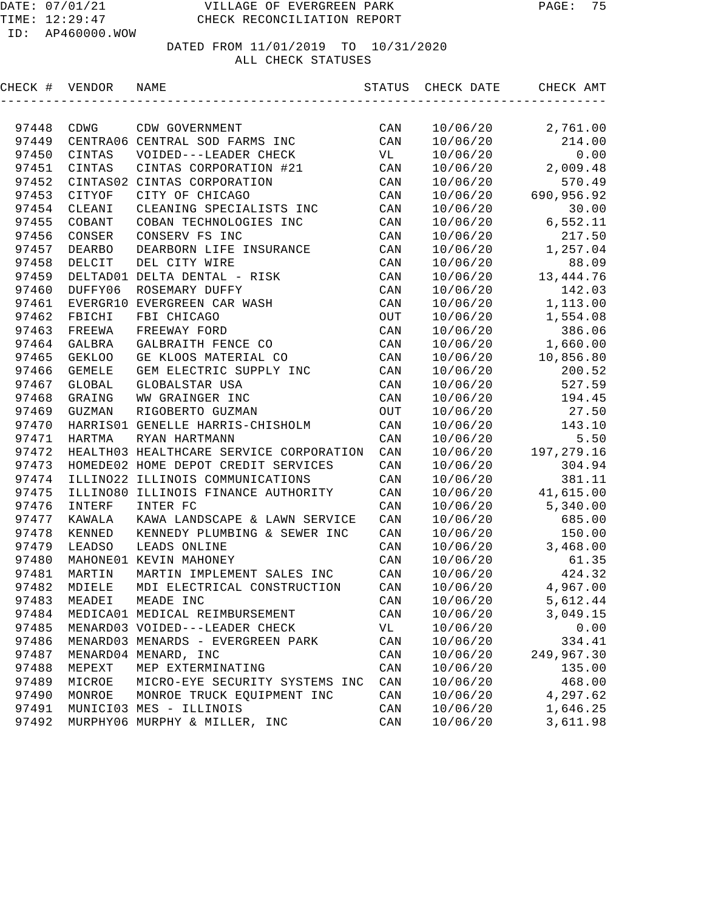DATE: 07/01/21 VILLAGE OF EVERGREEN PARK
TIME: 12:29:47 CHECK RECONCILIATION REPORT
ID: AP460000.WOW

DATED FROM 11/01/2019 TO 10/31/2020
ALL CHECK STATUSES

| CHECK # | VENDOR | NAME | STATUS | CHECK DATE | CHECK AMT |
|---|---|---|---|---|---|
| 97448 | CDWG | CDW GOVERNMENT | CAN | 10/06/20 | 2,761.00 |
| 97449 | CENTRA06 | CENTRAL SOD FARMS INC | CAN | 10/06/20 | 214.00 |
| 97450 | CINTAS | VOIDED---LEADER CHECK | VL | 10/06/20 | 0.00 |
| 97451 | CINTAS | CINTAS CORPORATION #21 | CAN | 10/06/20 | 2,009.48 |
| 97452 | CINTAS02 | CINTAS CORPORATION | CAN | 10/06/20 | 570.49 |
| 97453 | CITYOF | CITY OF CHICAGO | CAN | 10/06/20 | 690,956.92 |
| 97454 | CLEANI | CLEANING SPECIALISTS INC | CAN | 10/06/20 | 30.00 |
| 97455 | COBANT | COBAN TECHNOLOGIES INC | CAN | 10/06/20 | 6,552.11 |
| 97456 | CONSER | CONSERV FS INC | CAN | 10/06/20 | 217.50 |
| 97457 | DEARBO | DEARBORN LIFE INSURANCE | CAN | 10/06/20 | 1,257.04 |
| 97458 | DELCIT | DEL CITY WIRE | CAN | 10/06/20 | 88.09 |
| 97459 | DELTAD01 | DELTA DENTAL - RISK | CAN | 10/06/20 | 13,444.76 |
| 97460 | DUFFY06 | ROSEMARY DUFFY | CAN | 10/06/20 | 142.03 |
| 97461 | EVERGR10 | EVERGREEN CAR WASH | CAN | 10/06/20 | 1,113.00 |
| 97462 | FBICHI | FBI CHICAGO | OUT | 10/06/20 | 1,554.08 |
| 97463 | FREEWA | FREEWAY FORD | CAN | 10/06/20 | 386.06 |
| 97464 | GALBRA | GALBRAITH FENCE CO | CAN | 10/06/20 | 1,660.00 |
| 97465 | GEKLOO | GE KLOOS MATERIAL CO | CAN | 10/06/20 | 10,856.80 |
| 97466 | GEMELE | GEM ELECTRIC SUPPLY INC | CAN | 10/06/20 | 200.52 |
| 97467 | GLOBAL | GLOBALSTAR USA | CAN | 10/06/20 | 527.59 |
| 97468 | GRAING | WW GRAINGER INC | CAN | 10/06/20 | 194.45 |
| 97469 | GUZMAN | RIGOBERTO GUZMAN | OUT | 10/06/20 | 27.50 |
| 97470 | HARRIS01 | GENELLE HARRIS-CHISHOLM | CAN | 10/06/20 | 143.10 |
| 97471 | HARTMA | RYAN HARTMANN | CAN | 10/06/20 | 5.50 |
| 97472 | HEALTH03 | HEALTHCARE SERVICE CORPORATION | CAN | 10/06/20 | 197,279.16 |
| 97473 | HOMEDE02 | HOME DEPOT CREDIT SERVICES | CAN | 10/06/20 | 304.94 |
| 97474 | ILLINO22 | ILLINOIS COMMUNICATIONS | CAN | 10/06/20 | 381.11 |
| 97475 | ILLINO80 | ILLINOIS FINANCE AUTHORITY | CAN | 10/06/20 | 41,615.00 |
| 97476 | INTERF | INTER FC | CAN | 10/06/20 | 5,340.00 |
| 97477 | KAWALA | KAWA LANDSCAPE & LAWN SERVICE | CAN | 10/06/20 | 685.00 |
| 97478 | KENNED | KENNEDY PLUMBING & SEWER INC | CAN | 10/06/20 | 150.00 |
| 97479 | LEADSO | LEADS ONLINE | CAN | 10/06/20 | 3,468.00 |
| 97480 | MAHONE01 | KEVIN MAHONEY | CAN | 10/06/20 | 61.35 |
| 97481 | MARTIN | MARTIN IMPLEMENT SALES INC | CAN | 10/06/20 | 424.32 |
| 97482 | MDIELE | MDI ELECTRICAL CONSTRUCTION | CAN | 10/06/20 | 4,967.00 |
| 97483 | MEADEI | MEADE INC | CAN | 10/06/20 | 5,612.44 |
| 97484 | MEDICA01 | MEDICAL REIMBURSEMENT | CAN | 10/06/20 | 3,049.15 |
| 97485 | MENARD03 | VOIDED---LEADER CHECK | VL | 10/06/20 | 0.00 |
| 97486 | MENARD03 | MENARDS - EVERGREEN PARK | CAN | 10/06/20 | 334.41 |
| 97487 | MENARD04 | MENARD, INC | CAN | 10/06/20 | 249,967.30 |
| 97488 | MEPEXT | MEP EXTERMINATING | CAN | 10/06/20 | 135.00 |
| 97489 | MICROE | MICRO-EYE SECURITY SYSTEMS INC | CAN | 10/06/20 | 468.00 |
| 97490 | MONROE | MONROE TRUCK EQUIPMENT INC | CAN | 10/06/20 | 4,297.62 |
| 97491 | MUNICI03 | MES - ILLINOIS | CAN | 10/06/20 | 1,646.25 |
| 97492 | MURPHY06 | MURPHY & MILLER, INC | CAN | 10/06/20 | 3,611.98 |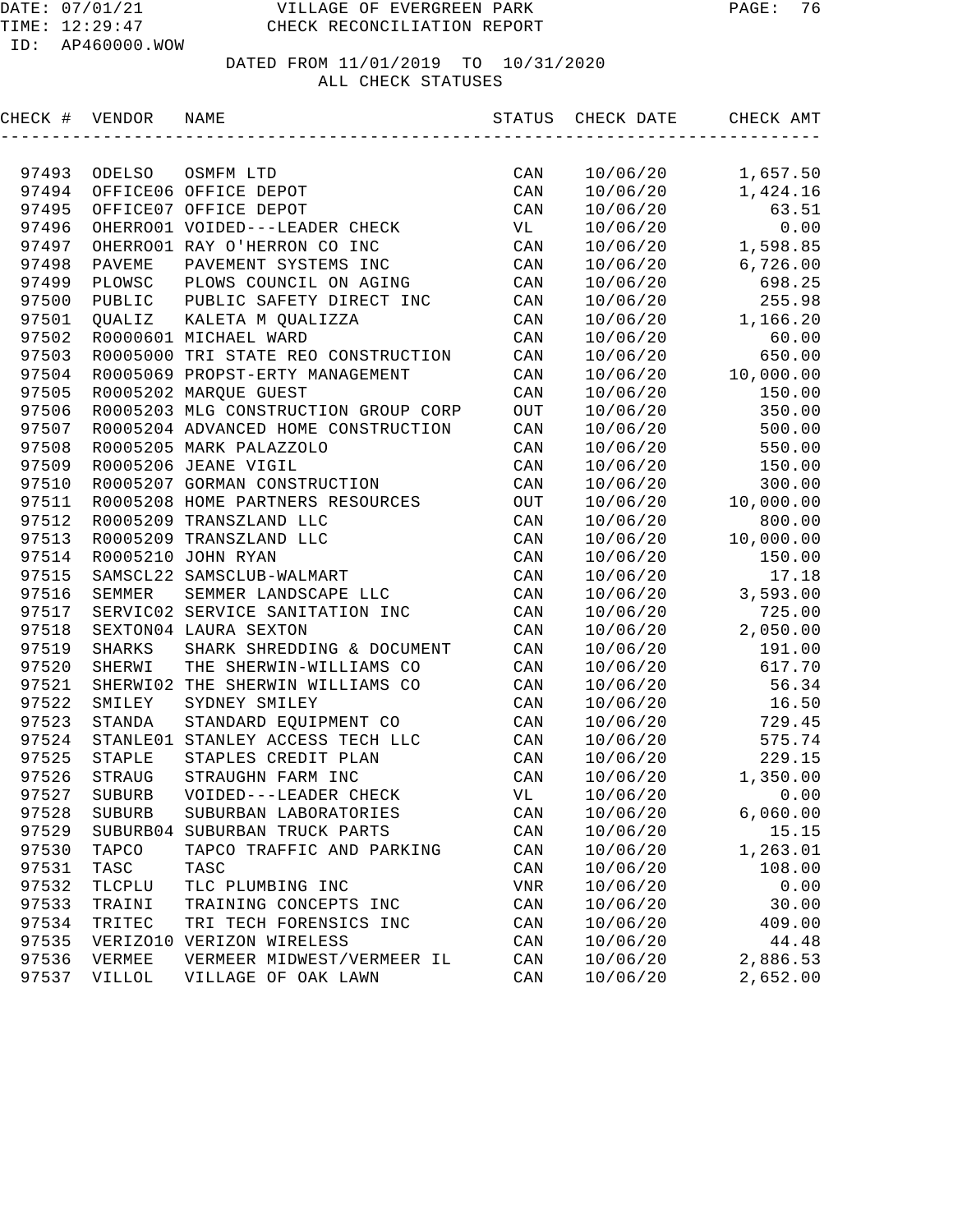DATE: 07/01/21 VILLAGE OF EVERGREEN PARK
TIME: 12:29:47 CHECK RECONCILIATION REPORT
ID: AP460000.WOW

DATED FROM 11/01/2019 TO 10/31/2020
ALL CHECK STATUSES

| CHECK # | VENDOR | NAME | STATUS | CHECK DATE | CHECK AMT |
|---|---|---|---|---|---|
| 97493 | ODELSO | OSMFM LTD | CAN | 10/06/20 | 1,657.50 |
| 97494 | OFFICE06 | OFFICE DEPOT | CAN | 10/06/20 | 1,424.16 |
| 97495 | OFFICE07 | OFFICE DEPOT | CAN | 10/06/20 | 63.51 |
| 97496 | OHERRO01 | VOIDED---LEADER CHECK | VL | 10/06/20 | 0.00 |
| 97497 | OHERRO01 | RAY O'HERRON CO INC | CAN | 10/06/20 | 1,598.85 |
| 97498 | PAVEME | PAVEMENT SYSTEMS INC | CAN | 10/06/20 | 6,726.00 |
| 97499 | PLOWSC | PLOWS COUNCIL ON AGING | CAN | 10/06/20 | 698.25 |
| 97500 | PUBLIC | PUBLIC SAFETY DIRECT INC | CAN | 10/06/20 | 255.98 |
| 97501 | QUALIZ | KALETA M QUALIZZA | CAN | 10/06/20 | 1,166.20 |
| 97502 | R0000601 | MICHAEL WARD | CAN | 10/06/20 | 60.00 |
| 97503 | R0005000 | TRI STATE REO CONSTRUCTION | CAN | 10/06/20 | 650.00 |
| 97504 | R0005069 | PROPST-ERTY MANAGEMENT | CAN | 10/06/20 | 10,000.00 |
| 97505 | R0005202 | MARQUE GUEST | CAN | 10/06/20 | 150.00 |
| 97506 | R0005203 | MLG CONSTRUCTION GROUP CORP | OUT | 10/06/20 | 350.00 |
| 97507 | R0005204 | ADVANCED HOME CONSTRUCTION | CAN | 10/06/20 | 500.00 |
| 97508 | R0005205 | MARK PALAZZOLO | CAN | 10/06/20 | 550.00 |
| 97509 | R0005206 | JEANE VIGIL | CAN | 10/06/20 | 150.00 |
| 97510 | R0005207 | GORMAN CONSTRUCTION | CAN | 10/06/20 | 300.00 |
| 97511 | R0005208 | HOME PARTNERS RESOURCES | OUT | 10/06/20 | 10,000.00 |
| 97512 | R0005209 | TRANSZLAND LLC | CAN | 10/06/20 | 800.00 |
| 97513 | R0005209 | TRANSZLAND LLC | CAN | 10/06/20 | 10,000.00 |
| 97514 | R0005210 | JOHN RYAN | CAN | 10/06/20 | 150.00 |
| 97515 | SAMSCL22 | SAMSCLUB-WALMART | CAN | 10/06/20 | 17.18 |
| 97516 | SEMMER | SEMMER LANDSCAPE LLC | CAN | 10/06/20 | 3,593.00 |
| 97517 | SERVIC02 | SERVICE SANITATION INC | CAN | 10/06/20 | 725.00 |
| 97518 | SEXTON04 | LAURA SEXTON | CAN | 10/06/20 | 2,050.00 |
| 97519 | SHARKS | SHARK SHREDDING & DOCUMENT | CAN | 10/06/20 | 191.00 |
| 97520 | SHERWI | THE SHERWIN-WILLIAMS CO | CAN | 10/06/20 | 617.70 |
| 97521 | SHERWI02 | THE SHERWIN WILLIAMS CO | CAN | 10/06/20 | 56.34 |
| 97522 | SMILEY | SYDNEY SMILEY | CAN | 10/06/20 | 16.50 |
| 97523 | STANDA | STANDARD EQUIPMENT CO | CAN | 10/06/20 | 729.45 |
| 97524 | STANLE01 | STANLEY ACCESS TECH LLC | CAN | 10/06/20 | 575.74 |
| 97525 | STAPLE | STAPLES CREDIT PLAN | CAN | 10/06/20 | 229.15 |
| 97526 | STRAUG | STRAUGHN FARM INC | CAN | 10/06/20 | 1,350.00 |
| 97527 | SUBURB | VOIDED---LEADER CHECK | VL | 10/06/20 | 0.00 |
| 97528 | SUBURB | SUBURBAN LABORATORIES | CAN | 10/06/20 | 6,060.00 |
| 97529 | SUBURB04 | SUBURBAN TRUCK PARTS | CAN | 10/06/20 | 15.15 |
| 97530 | TAPCO | TAPCO TRAFFIC AND PARKING | CAN | 10/06/20 | 1,263.01 |
| 97531 | TASC | TASC | CAN | 10/06/20 | 108.00 |
| 97532 | TLCPLU | TLC PLUMBING INC | VNR | 10/06/20 | 0.00 |
| 97533 | TRAINI | TRAINING CONCEPTS INC | CAN | 10/06/20 | 30.00 |
| 97534 | TRITEC | TRI TECH FORENSICS INC | CAN | 10/06/20 | 409.00 |
| 97535 | VERIZO10 | VERIZON WIRELESS | CAN | 10/06/20 | 44.48 |
| 97536 | VERMEE | VERMEER MIDWEST/VERMEER IL | CAN | 10/06/20 | 2,886.53 |
| 97537 | VILLOL | VILLAGE OF OAK LAWN | CAN | 10/06/20 | 2,652.00 |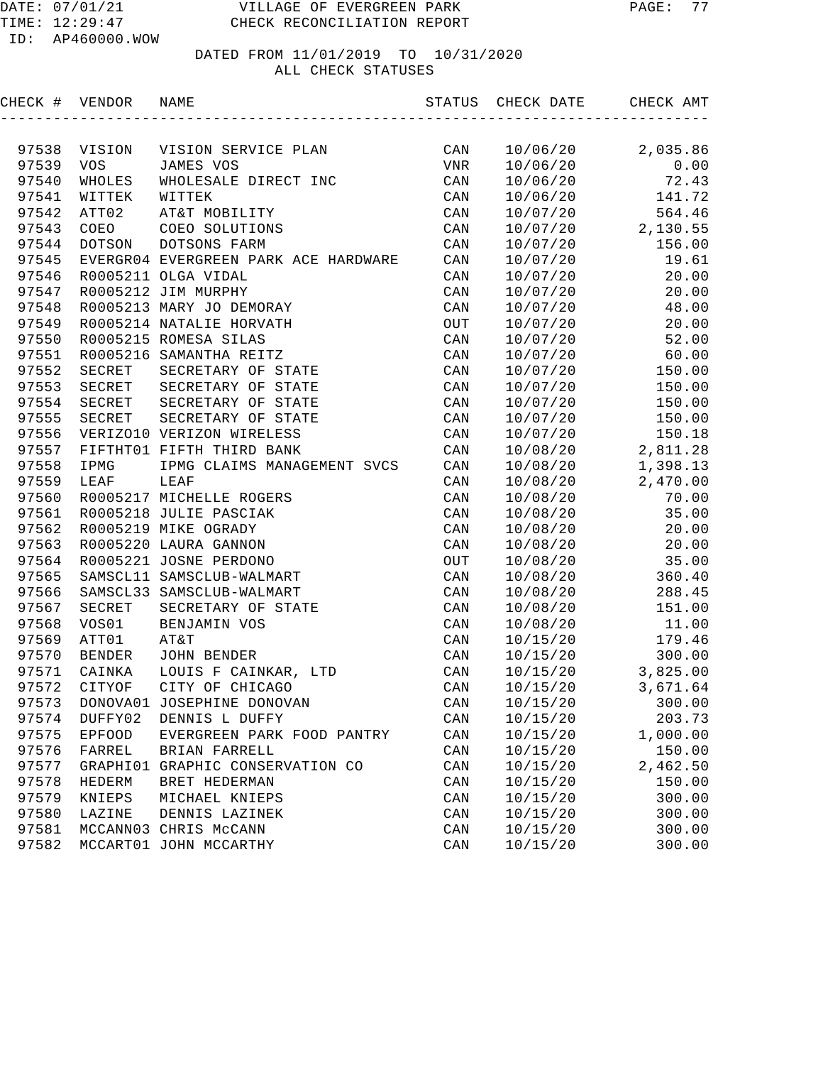VILLAGE OF EVERGREEN PARK
CHECK RECONCILIATION REPORT

DATE: 07/01/21
TIME: 12:29:47
ID: AP460000.WOW

DATED FROM 11/01/2019 TO 10/31/2020
ALL CHECK STATUSES

| CHECK # | VENDOR | NAME | STATUS | CHECK DATE | CHECK AMT |
|---|---|---|---|---|---|
| 97538 | VISION | VISION SERVICE PLAN | CAN | 10/06/20 | 2,035.86 |
| 97539 | VOS | JAMES VOS | VNR | 10/06/20 | 0.00 |
| 97540 | WHOLES | WHOLESALE DIRECT INC | CAN | 10/06/20 | 72.43 |
| 97541 | WITTEK | WITTEK | CAN | 10/06/20 | 141.72 |
| 97542 | ATT02 | AT&T MOBILITY | CAN | 10/07/20 | 564.46 |
| 97543 | COEO | COEO SOLUTIONS | CAN | 10/07/20 | 2,130.55 |
| 97544 | DOTSON | DOTSONS FARM | CAN | 10/07/20 | 156.00 |
| 97545 | EVERGR04 | EVERGREEN PARK ACE HARDWARE | CAN | 10/07/20 | 19.61 |
| 97546 | R0005211 | OLGA VIDAL | CAN | 10/07/20 | 20.00 |
| 97547 | R0005212 | JIM MURPHY | CAN | 10/07/20 | 20.00 |
| 97548 | R0005213 | MARY JO DEMORAY | CAN | 10/07/20 | 48.00 |
| 97549 | R0005214 | NATALIE HORVATH | OUT | 10/07/20 | 20.00 |
| 97550 | R0005215 | ROMESA SILAS | CAN | 10/07/20 | 52.00 |
| 97551 | R0005216 | SAMANTHA REITZ | CAN | 10/07/20 | 60.00 |
| 97552 | SECRET | SECRETARY OF STATE | CAN | 10/07/20 | 150.00 |
| 97553 | SECRET | SECRETARY OF STATE | CAN | 10/07/20 | 150.00 |
| 97554 | SECRET | SECRETARY OF STATE | CAN | 10/07/20 | 150.00 |
| 97555 | SECRET | SECRETARY OF STATE | CAN | 10/07/20 | 150.00 |
| 97556 | VERIZO10 | VERIZON WIRELESS | CAN | 10/07/20 | 150.18 |
| 97557 | FIFTHT01 | FIFTH THIRD BANK | CAN | 10/08/20 | 2,811.28 |
| 97558 | IPMG | IPMG CLAIMS MANAGEMENT SVCS | CAN | 10/08/20 | 1,398.13 |
| 97559 | LEAF | LEAF | CAN | 10/08/20 | 2,470.00 |
| 97560 | R0005217 | MICHELLE ROGERS | CAN | 10/08/20 | 70.00 |
| 97561 | R0005218 | JULIE PASCIAK | CAN | 10/08/20 | 35.00 |
| 97562 | R0005219 | MIKE OGRADY | CAN | 10/08/20 | 20.00 |
| 97563 | R0005220 | LAURA GANNON | CAN | 10/08/20 | 20.00 |
| 97564 | R0005221 | JOSNE PERDONO | OUT | 10/08/20 | 35.00 |
| 97565 | SAMSCL11 | SAMSCLUB-WALMART | CAN | 10/08/20 | 360.40 |
| 97566 | SAMSCL33 | SAMSCLUB-WALMART | CAN | 10/08/20 | 288.45 |
| 97567 | SECRET | SECRETARY OF STATE | CAN | 10/08/20 | 151.00 |
| 97568 | VOS01 | BENJAMIN VOS | CAN | 10/08/20 | 11.00 |
| 97569 | ATT01 | AT&T | CAN | 10/15/20 | 179.46 |
| 97570 | BENDER | JOHN BENDER | CAN | 10/15/20 | 300.00 |
| 97571 | CAINKA | LOUIS F CAINKAR, LTD | CAN | 10/15/20 | 3,825.00 |
| 97572 | CITYOF | CITY OF CHICAGO | CAN | 10/15/20 | 3,671.64 |
| 97573 | DONOVA01 | JOSEPHINE DONOVAN | CAN | 10/15/20 | 300.00 |
| 97574 | DUFFY02 | DENNIS L DUFFY | CAN | 10/15/20 | 203.73 |
| 97575 | EPFOOD | EVERGREEN PARK FOOD PANTRY | CAN | 10/15/20 | 1,000.00 |
| 97576 | FARREL | BRIAN FARRELL | CAN | 10/15/20 | 150.00 |
| 97577 | GRAPHI01 | GRAPHIC CONSERVATION CO | CAN | 10/15/20 | 2,462.50 |
| 97578 | HEDERM | BRET HEDERMAN | CAN | 10/15/20 | 150.00 |
| 97579 | KNIEPS | MICHAEL KNIEPS | CAN | 10/15/20 | 300.00 |
| 97580 | LAZINE | DENNIS LAZINEK | CAN | 10/15/20 | 300.00 |
| 97581 | MCCANN03 | CHRIS McCANN | CAN | 10/15/20 | 300.00 |
| 97582 | MCCART01 | JOHN MCCARTHY | CAN | 10/15/20 | 300.00 |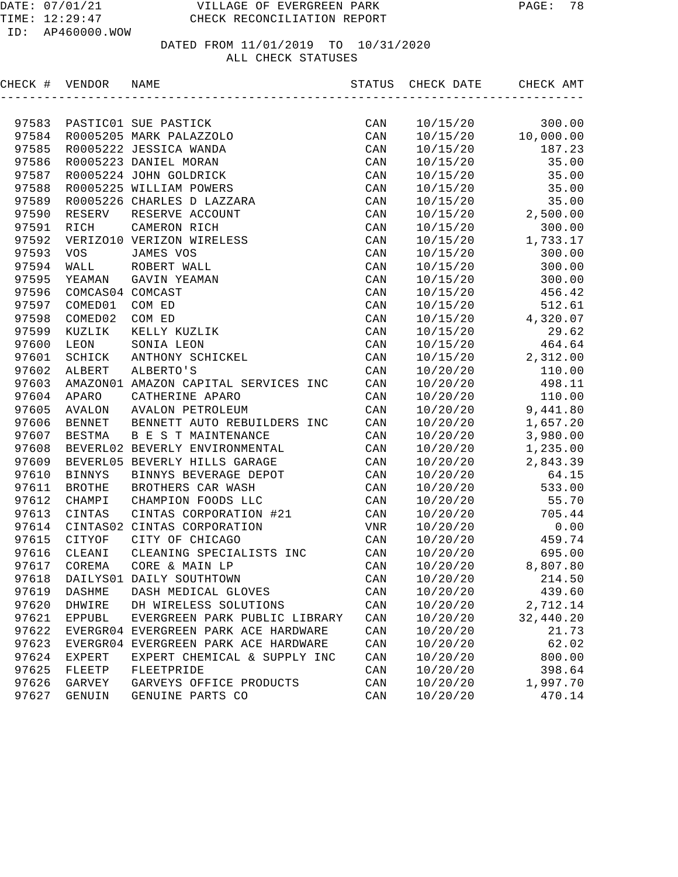VILLAGE OF EVERGREEN PARK
CHECK RECONCILIATION REPORT

DATED FROM 11/01/2019 TO 10/31/2020
ALL CHECK STATUSES

| CHECK # | VENDOR | NAME | STATUS | CHECK DATE | CHECK AMT |
|---|---|---|---|---|---|
| 97583 | PASTIC01 | SUE PASTICK | CAN | 10/15/20 | 300.00 |
| 97584 | R0005205 | MARK PALAZZOLO | CAN | 10/15/20 | 10,000.00 |
| 97585 | R0005222 | JESSICA WANDA | CAN | 10/15/20 | 187.23 |
| 97586 | R0005223 | DANIEL MORAN | CAN | 10/15/20 | 35.00 |
| 97587 | R0005224 | JOHN GOLDRICK | CAN | 10/15/20 | 35.00 |
| 97588 | R0005225 | WILLIAM POWERS | CAN | 10/15/20 | 35.00 |
| 97589 | R0005226 | CHARLES D LAZZARA | CAN | 10/15/20 | 35.00 |
| 97590 | RESERV | RESERVE ACCOUNT | CAN | 10/15/20 | 2,500.00 |
| 97591 | RICH | CAMERON RICH | CAN | 10/15/20 | 300.00 |
| 97592 | VERIZO10 | VERIZON WIRELESS | CAN | 10/15/20 | 1,733.17 |
| 97593 | VOS | JAMES VOS | CAN | 10/15/20 | 300.00 |
| 97594 | WALL | ROBERT WALL | CAN | 10/15/20 | 300.00 |
| 97595 | YEAMAN | GAVIN YEAMAN | CAN | 10/15/20 | 300.00 |
| 97596 | COMCAS04 | COMCAST | CAN | 10/15/20 | 456.42 |
| 97597 | COMED01 | COM ED | CAN | 10/15/20 | 512.61 |
| 97598 | COMED02 | COM ED | CAN | 10/15/20 | 4,320.07 |
| 97599 | KUZLIK | KELLY KUZLIK | CAN | 10/15/20 | 29.62 |
| 97600 | LEON | SONIA LEON | CAN | 10/15/20 | 464.64 |
| 97601 | SCHICK | ANTHONY SCHICKEL | CAN | 10/15/20 | 2,312.00 |
| 97602 | ALBERT | ALBERTO'S | CAN | 10/20/20 | 110.00 |
| 97603 | AMAZON01 | AMAZON CAPITAL SERVICES INC | CAN | 10/20/20 | 498.11 |
| 97604 | APARO | CATHERINE APARO | CAN | 10/20/20 | 110.00 |
| 97605 | AVALON | AVALON PETROLEUM | CAN | 10/20/20 | 9,441.80 |
| 97606 | BENNET | BENNETT AUTO REBUILDERS INC | CAN | 10/20/20 | 1,657.20 |
| 97607 | BESTMA | B E S T MAINTENANCE | CAN | 10/20/20 | 3,980.00 |
| 97608 | BEVERL02 | BEVERLY ENVIRONMENTAL | CAN | 10/20/20 | 1,235.00 |
| 97609 | BEVERL05 | BEVERLY HILLS GARAGE | CAN | 10/20/20 | 2,843.39 |
| 97610 | BINNYS | BINNYS BEVERAGE DEPOT | CAN | 10/20/20 | 64.15 |
| 97611 | BROTHE | BROTHERS CAR WASH | CAN | 10/20/20 | 533.00 |
| 97612 | CHAMPI | CHAMPION FOODS LLC | CAN | 10/20/20 | 55.70 |
| 97613 | CINTAS | CINTAS CORPORATION #21 | CAN | 10/20/20 | 705.44 |
| 97614 | CINTAS02 | CINTAS CORPORATION | VNR | 10/20/20 | 0.00 |
| 97615 | CITYOF | CITY OF CHICAGO | CAN | 10/20/20 | 459.74 |
| 97616 | CLEANI | CLEANING SPECIALISTS INC | CAN | 10/20/20 | 695.00 |
| 97617 | COREMA | CORE & MAIN LP | CAN | 10/20/20 | 8,807.80 |
| 97618 | DAILYS01 | DAILY SOUTHTOWN | CAN | 10/20/20 | 214.50 |
| 97619 | DASHME | DASH MEDICAL GLOVES | CAN | 10/20/20 | 439.60 |
| 97620 | DHWIRE | DH WIRELESS SOLUTIONS | CAN | 10/20/20 | 2,712.14 |
| 97621 | EPPUBL | EVERGREEN PARK PUBLIC LIBRARY | CAN | 10/20/20 | 32,440.20 |
| 97622 | EVERGR04 | EVERGREEN PARK ACE HARDWARE | CAN | 10/20/20 | 21.73 |
| 97623 | EVERGR04 | EVERGREEN PARK ACE HARDWARE | CAN | 10/20/20 | 62.02 |
| 97624 | EXPERT | EXPERT CHEMICAL & SUPPLY INC | CAN | 10/20/20 | 800.00 |
| 97625 | FLEETP | FLEETPRIDE | CAN | 10/20/20 | 398.64 |
| 97626 | GARVEY | GARVEYS OFFICE PRODUCTS | CAN | 10/20/20 | 1,997.70 |
| 97627 | GENUIN | GENUINE PARTS CO | CAN | 10/20/20 | 470.14 |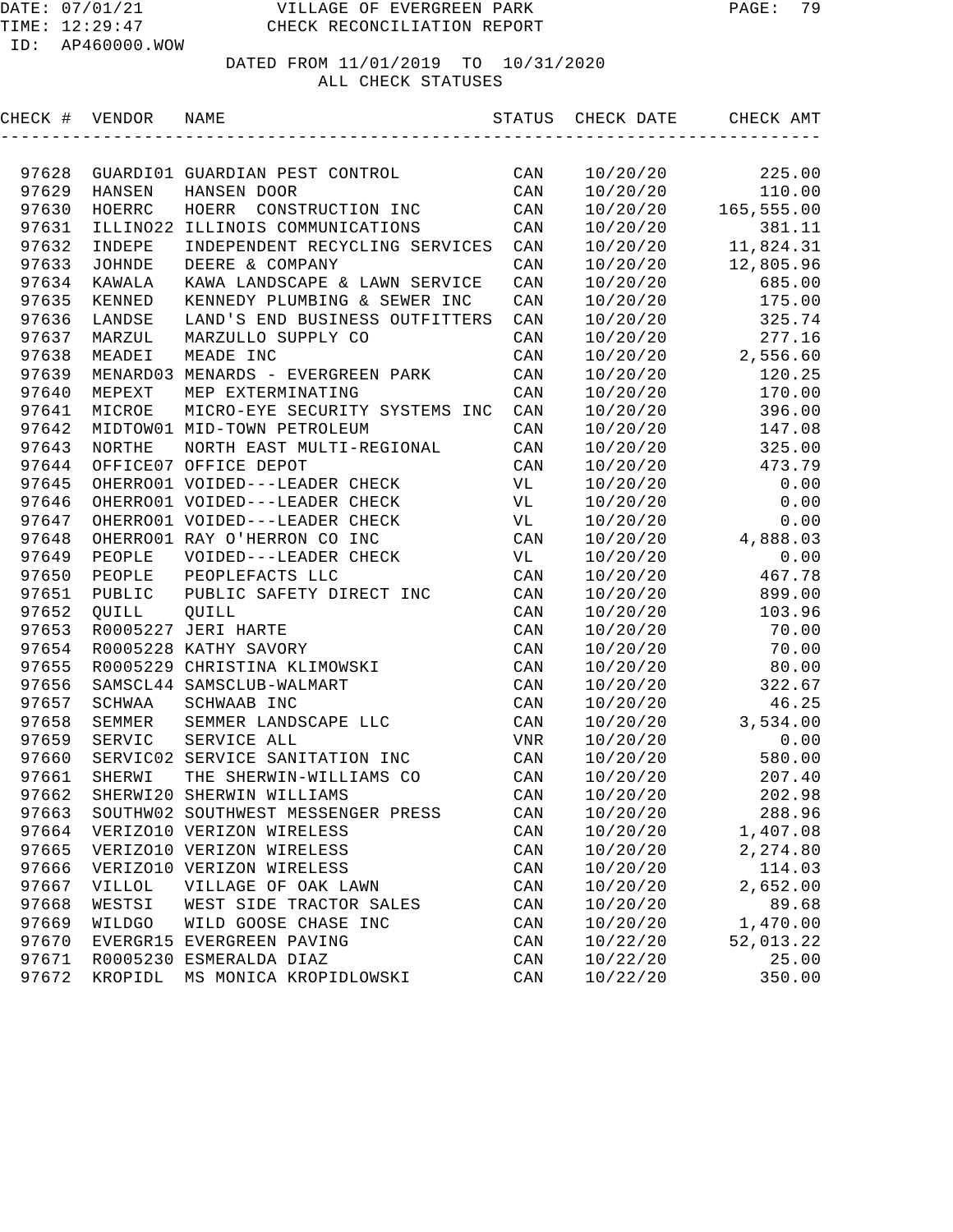DATE: 07/01/21 VILLAGE OF EVERGREEN PARK
TIME: 12:29:47 CHECK RECONCILIATION REPORT
ID: AP460000.WOW

DATED FROM 11/01/2019 TO 10/31/2020
ALL CHECK STATUSES

| CHECK # | VENDOR | NAME | STATUS | CHECK DATE | CHECK AMT |
|---|---|---|---|---|---|
| 97628 | GUARDI01 | GUARDIAN PEST CONTROL | CAN | 10/20/20 | 225.00 |
| 97629 | HANSEN | HANSEN DOOR | CAN | 10/20/20 | 110.00 |
| 97630 | HOERRC | HOERR CONSTRUCTION INC | CAN | 10/20/20 | 165,555.00 |
| 97631 | ILLINO22 | ILLINOIS COMMUNICATIONS | CAN | 10/20/20 | 381.11 |
| 97632 | INDEPE | INDEPENDENT RECYCLING SERVICES | CAN | 10/20/20 | 11,824.31 |
| 97633 | JOHNDE | DEERE & COMPANY | CAN | 10/20/20 | 12,805.96 |
| 97634 | KAWALA | KAWA LANDSCAPE & LAWN SERVICE | CAN | 10/20/20 | 685.00 |
| 97635 | KENNED | KENNEDY PLUMBING & SEWER INC | CAN | 10/20/20 | 175.00 |
| 97636 | LANDSE | LAND'S END BUSINESS OUTFITTERS | CAN | 10/20/20 | 325.74 |
| 97637 | MARZUL | MARZULLO SUPPLY CO | CAN | 10/20/20 | 277.16 |
| 97638 | MEADEI | MEADE INC | CAN | 10/20/20 | 2,556.60 |
| 97639 | MENARD03 | MENARDS - EVERGREEN PARK | CAN | 10/20/20 | 120.25 |
| 97640 | MEPEXT | MEP EXTERMINATING | CAN | 10/20/20 | 170.00 |
| 97641 | MICROE | MICRO-EYE SECURITY SYSTEMS INC | CAN | 10/20/20 | 396.00 |
| 97642 | MIDTOW01 | MID-TOWN PETROLEUM | CAN | 10/20/20 | 147.08 |
| 97643 | NORTHE | NORTH EAST MULTI-REGIONAL | CAN | 10/20/20 | 325.00 |
| 97644 | OFFICE07 | OFFICE DEPOT | CAN | 10/20/20 | 473.79 |
| 97645 | OHERRO01 | VOIDED---LEADER CHECK | VL | 10/20/20 | 0.00 |
| 97646 | OHERRO01 | VOIDED---LEADER CHECK | VL | 10/20/20 | 0.00 |
| 97647 | OHERRO01 | VOIDED---LEADER CHECK | VL | 10/20/20 | 0.00 |
| 97648 | OHERRO01 | RAY O'HERRON CO INC | CAN | 10/20/20 | 4,888.03 |
| 97649 | PEOPLE | VOIDED---LEADER CHECK | VL | 10/20/20 | 0.00 |
| 97650 | PEOPLE | PEOPLEFACTS LLC | CAN | 10/20/20 | 467.78 |
| 97651 | PUBLIC | PUBLIC SAFETY DIRECT INC | CAN | 10/20/20 | 899.00 |
| 97652 | QUILL | QUILL | CAN | 10/20/20 | 103.96 |
| 97653 | R0005227 | JERI HARTE | CAN | 10/20/20 | 70.00 |
| 97654 | R0005228 | KATHY SAVORY | CAN | 10/20/20 | 70.00 |
| 97655 | R0005229 | CHRISTINA KLIMOWSKI | CAN | 10/20/20 | 80.00 |
| 97656 | SAMSCL44 | SAMSCLUB-WALMART | CAN | 10/20/20 | 322.67 |
| 97657 | SCHWAA | SCHWAAB INC | CAN | 10/20/20 | 46.25 |
| 97658 | SEMMER | SEMMER LANDSCAPE LLC | CAN | 10/20/20 | 3,534.00 |
| 97659 | SERVIC | SERVICE ALL | VNR | 10/20/20 | 0.00 |
| 97660 | SERVIC02 | SERVICE SANITATION INC | CAN | 10/20/20 | 580.00 |
| 97661 | SHERWI | THE SHERWIN-WILLIAMS CO | CAN | 10/20/20 | 207.40 |
| 97662 | SHERWI20 | SHERWIN WILLIAMS | CAN | 10/20/20 | 202.98 |
| 97663 | SOUTHW02 | SOUTHWEST MESSENGER PRESS | CAN | 10/20/20 | 288.96 |
| 97664 | VERIZO10 | VERIZON WIRELESS | CAN | 10/20/20 | 1,407.08 |
| 97665 | VERIZO10 | VERIZON WIRELESS | CAN | 10/20/20 | 2,274.80 |
| 97666 | VERIZO10 | VERIZON WIRELESS | CAN | 10/20/20 | 114.03 |
| 97667 | VILLOL | VILLAGE OF OAK LAWN | CAN | 10/20/20 | 2,652.00 |
| 97668 | WESTSI | WEST SIDE TRACTOR SALES | CAN | 10/20/20 | 89.68 |
| 97669 | WILDGO | WILD GOOSE CHASE INC | CAN | 10/20/20 | 1,470.00 |
| 97670 | EVERGR15 | EVERGREEN PAVING | CAN | 10/22/20 | 52,013.22 |
| 97671 | R0005230 | ESMERALDA DIAZ | CAN | 10/22/20 | 25.00 |
| 97672 | KROPIDL | MS MONICA KROPIDLOWSKI | CAN | 10/22/20 | 350.00 |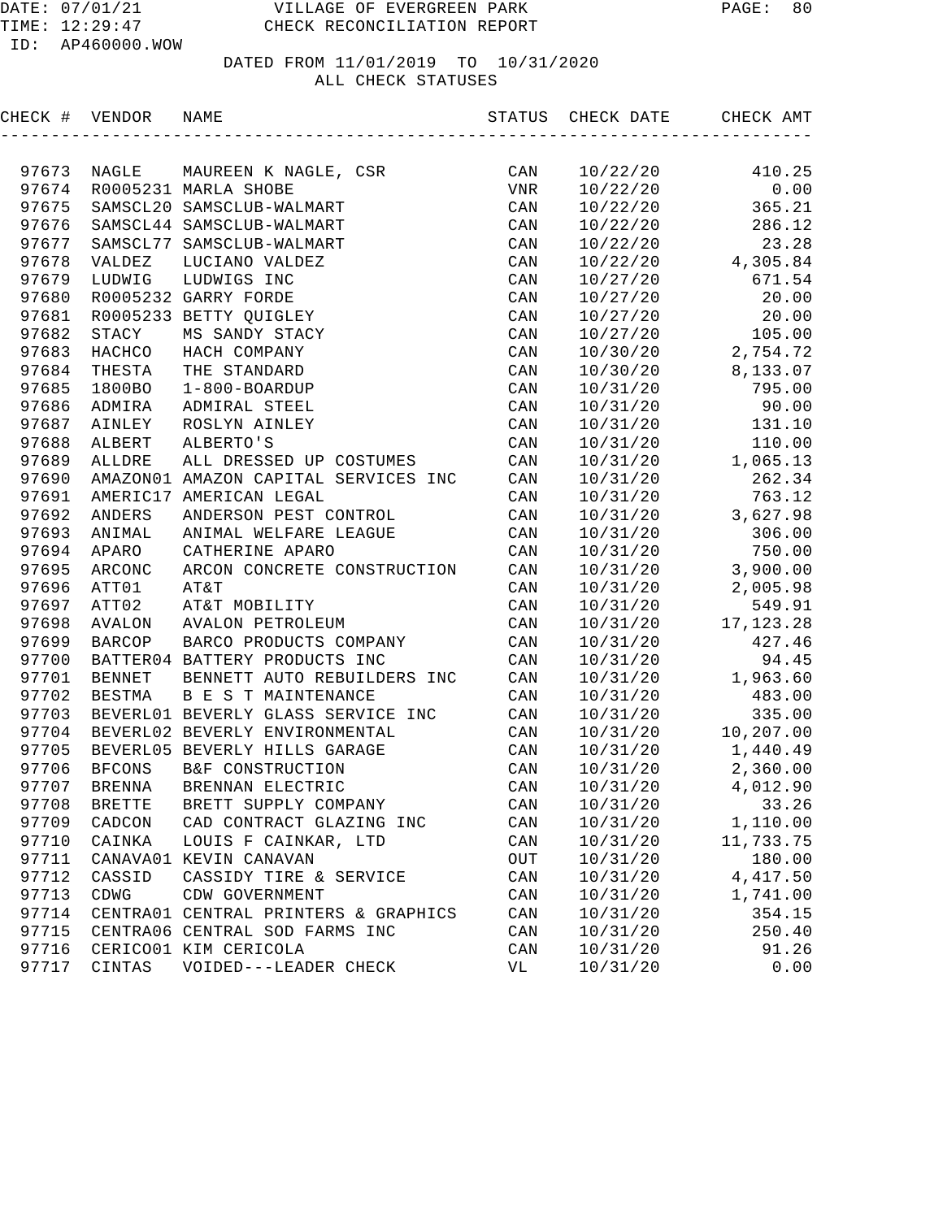VILLAGE OF EVERGREEN PARK
CHECK RECONCILIATION REPORT

DATE: 07/01/21
TIME: 12:29:47
ID: AP460000.WOW

DATED FROM 11/01/2019 TO 10/31/2020
ALL CHECK STATUSES

| CHECK # | VENDOR | NAME | STATUS | CHECK DATE | CHECK AMT |
|---|---|---|---|---|---|
| 97673 | NAGLE | MAUREEN K NAGLE, CSR | CAN | 10/22/20 | 410.25 |
| 97674 | R0005231 | MARLA SHOBE | VNR | 10/22/20 | 0.00 |
| 97675 | SAMSCL20 | SAMSCLUB-WALMART | CAN | 10/22/20 | 365.21 |
| 97676 | SAMSCL44 | SAMSCLUB-WALMART | CAN | 10/22/20 | 286.12 |
| 97677 | SAMSCL77 | SAMSCLUB-WALMART | CAN | 10/22/20 | 23.28 |
| 97678 | VALDEZ | LUCIANO VALDEZ | CAN | 10/22/20 | 4,305.84 |
| 97679 | LUDWIG | LUDWIGS INC | CAN | 10/27/20 | 671.54 |
| 97680 | R0005232 | GARRY FORDE | CAN | 10/27/20 | 20.00 |
| 97681 | R0005233 | BETTY QUIGLEY | CAN | 10/27/20 | 20.00 |
| 97682 | STACY | MS SANDY STACY | CAN | 10/27/20 | 105.00 |
| 97683 | HACHCO | HACH COMPANY | CAN | 10/30/20 | 2,754.72 |
| 97684 | THESTA | THE STANDARD | CAN | 10/30/20 | 8,133.07 |
| 97685 | 1800BO | 1-800-BOARDUP | CAN | 10/31/20 | 795.00 |
| 97686 | ADMIRA | ADMIRAL STEEL | CAN | 10/31/20 | 90.00 |
| 97687 | AINLEY | ROSLYN AINLEY | CAN | 10/31/20 | 131.10 |
| 97688 | ALBERT | ALBERTO'S | CAN | 10/31/20 | 110.00 |
| 97689 | ALLDRE | ALL DRESSED UP COSTUMES | CAN | 10/31/20 | 1,065.13 |
| 97690 | AMAZON01 | AMAZON CAPITAL SERVICES INC | CAN | 10/31/20 | 262.34 |
| 97691 | AMERIC17 | AMERICAN LEGAL | CAN | 10/31/20 | 763.12 |
| 97692 | ANDERS | ANDERSON PEST CONTROL | CAN | 10/31/20 | 3,627.98 |
| 97693 | ANIMAL | ANIMAL WELFARE LEAGUE | CAN | 10/31/20 | 306.00 |
| 97694 | APARO | CATHERINE APARO | CAN | 10/31/20 | 750.00 |
| 97695 | ARCONC | ARCON CONCRETE CONSTRUCTION | CAN | 10/31/20 | 3,900.00 |
| 97696 | ATT01 | AT&T | CAN | 10/31/20 | 2,005.98 |
| 97697 | ATT02 | AT&T MOBILITY | CAN | 10/31/20 | 549.91 |
| 97698 | AVALON | AVALON PETROLEUM | CAN | 10/31/20 | 17,123.28 |
| 97699 | BARCOP | BARCO PRODUCTS COMPANY | CAN | 10/31/20 | 427.46 |
| 97700 | BATTER04 | BATTERY PRODUCTS INC | CAN | 10/31/20 | 94.45 |
| 97701 | BENNET | BENNETT AUTO REBUILDERS INC | CAN | 10/31/20 | 1,963.60 |
| 97702 | BESTMA | B E S T MAINTENANCE | CAN | 10/31/20 | 483.00 |
| 97703 | BEVERL01 | BEVERLY GLASS SERVICE INC | CAN | 10/31/20 | 335.00 |
| 97704 | BEVERL02 | BEVERLY ENVIRONMENTAL | CAN | 10/31/20 | 10,207.00 |
| 97705 | BEVERL05 | BEVERLY HILLS GARAGE | CAN | 10/31/20 | 1,440.49 |
| 97706 | BFCONS | B&F CONSTRUCTION | CAN | 10/31/20 | 2,360.00 |
| 97707 | BRENNA | BRENNAN ELECTRIC | CAN | 10/31/20 | 4,012.90 |
| 97708 | BRETTE | BRETT SUPPLY COMPANY | CAN | 10/31/20 | 33.26 |
| 97709 | CADCON | CAD CONTRACT GLAZING INC | CAN | 10/31/20 | 1,110.00 |
| 97710 | CAINKA | LOUIS F CAINKAR, LTD | CAN | 10/31/20 | 11,733.75 |
| 97711 | CANAVA01 | KEVIN CANAVAN | OUT | 10/31/20 | 180.00 |
| 97712 | CASSID | CASSIDY TIRE & SERVICE | CAN | 10/31/20 | 4,417.50 |
| 97713 | CDWG | CDW GOVERNMENT | CAN | 10/31/20 | 1,741.00 |
| 97714 | CENTRA01 | CENTRAL PRINTERS & GRAPHICS | CAN | 10/31/20 | 354.15 |
| 97715 | CENTRA06 | CENTRAL SOD FARMS INC | CAN | 10/31/20 | 250.40 |
| 97716 | CERICO01 | KIM CERICOLA | CAN | 10/31/20 | 91.26 |
| 97717 | CINTAS | VOIDED---LEADER CHECK | VL | 10/31/20 | 0.00 |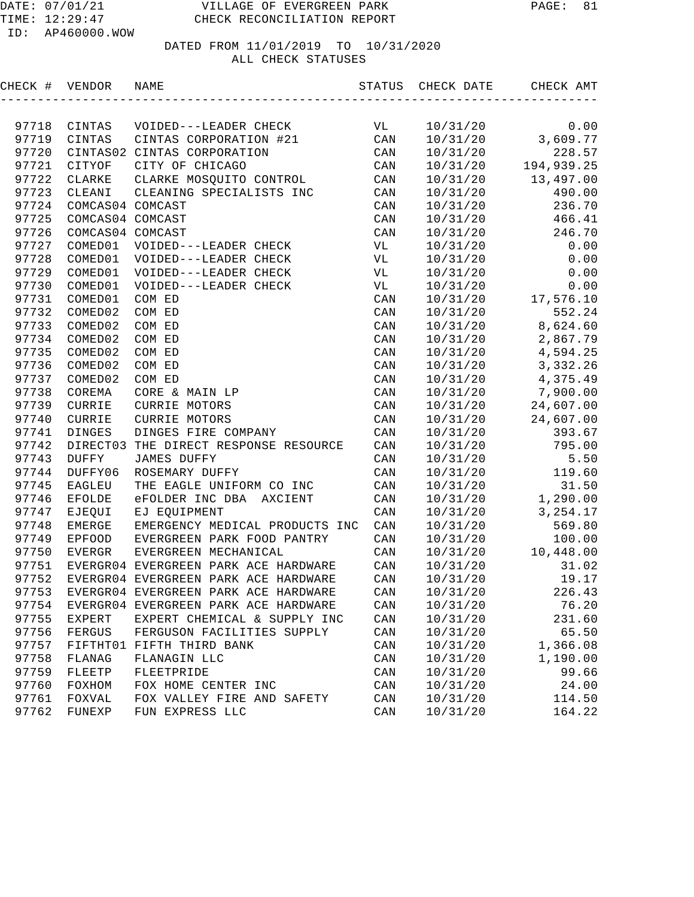VILLAGE OF EVERGREEN PARK
CHECK RECONCILIATION REPORT

DATE: 07/01/21
TIME: 12:29:47
ID: AP460000.WOW

DATED FROM 11/01/2019 TO 10/31/2020
ALL CHECK STATUSES

| CHECK # | VENDOR | NAME | STATUS | CHECK DATE | CHECK AMT |
|---|---|---|---|---|---|
| 97718 | CINTAS | VOIDED---LEADER CHECK | VL | 10/31/20 | 0.00 |
| 97719 | CINTAS | CINTAS CORPORATION #21 | CAN | 10/31/20 | 3,609.77 |
| 97720 | CINTAS02 | CINTAS CORPORATION | CAN | 10/31/20 | 228.57 |
| 97721 | CITYOF | CITY OF CHICAGO | CAN | 10/31/20 | 194,939.25 |
| 97722 | CLARKE | CLARKE MOSQUITO CONTROL | CAN | 10/31/20 | 13,497.00 |
| 97723 | CLEANI | CLEANING SPECIALISTS INC | CAN | 10/31/20 | 490.00 |
| 97724 | COMCAS04 | COMCAST | CAN | 10/31/20 | 236.70 |
| 97725 | COMCAS04 | COMCAST | CAN | 10/31/20 | 466.41 |
| 97726 | COMCAS04 | COMCAST | CAN | 10/31/20 | 246.70 |
| 97727 | COMED01 | VOIDED---LEADER CHECK | VL | 10/31/20 | 0.00 |
| 97728 | COMED01 | VOIDED---LEADER CHECK | VL | 10/31/20 | 0.00 |
| 97729 | COMED01 | VOIDED---LEADER CHECK | VL | 10/31/20 | 0.00 |
| 97730 | COMED01 | VOIDED---LEADER CHECK | VL | 10/31/20 | 0.00 |
| 97731 | COMED01 | COM ED | CAN | 10/31/20 | 17,576.10 |
| 97732 | COMED02 | COM ED | CAN | 10/31/20 | 552.24 |
| 97733 | COMED02 | COM ED | CAN | 10/31/20 | 8,624.60 |
| 97734 | COMED02 | COM ED | CAN | 10/31/20 | 2,867.79 |
| 97735 | COMED02 | COM ED | CAN | 10/31/20 | 4,594.25 |
| 97736 | COMED02 | COM ED | CAN | 10/31/20 | 3,332.26 |
| 97737 | COMED02 | COM ED | CAN | 10/31/20 | 4,375.49 |
| 97738 | COREMA | CORE & MAIN LP | CAN | 10/31/20 | 7,900.00 |
| 97739 | CURRIE | CURRIE MOTORS | CAN | 10/31/20 | 24,607.00 |
| 97740 | CURRIE | CURRIE MOTORS | CAN | 10/31/20 | 24,607.00 |
| 97741 | DINGES | DINGES FIRE COMPANY | CAN | 10/31/20 | 393.67 |
| 97742 | DIRECT03 | THE DIRECT RESPONSE RESOURCE | CAN | 10/31/20 | 795.00 |
| 97743 | DUFFY | JAMES DUFFY | CAN | 10/31/20 | 5.50 |
| 97744 | DUFFY06 | ROSEMARY DUFFY | CAN | 10/31/20 | 119.60 |
| 97745 | EAGLEU | THE EAGLE UNIFORM CO INC | CAN | 10/31/20 | 31.50 |
| 97746 | EFOLDE | eFOLDER INC DBA AXCIENT | CAN | 10/31/20 | 1,290.00 |
| 97747 | EJEQUI | EJ EQUIPMENT | CAN | 10/31/20 | 3,254.17 |
| 97748 | EMERGE | EMERGENCY MEDICAL PRODUCTS INC | CAN | 10/31/20 | 569.80 |
| 97749 | EPFOOD | EVERGREEN PARK FOOD PANTRY | CAN | 10/31/20 | 100.00 |
| 97750 | EVERGR | EVERGREEN MECHANICAL | CAN | 10/31/20 | 10,448.00 |
| 97751 | EVERGR04 | EVERGREEN PARK ACE HARDWARE | CAN | 10/31/20 | 31.02 |
| 97752 | EVERGR04 | EVERGREEN PARK ACE HARDWARE | CAN | 10/31/20 | 19.17 |
| 97753 | EVERGR04 | EVERGREEN PARK ACE HARDWARE | CAN | 10/31/20 | 226.43 |
| 97754 | EVERGR04 | EVERGREEN PARK ACE HARDWARE | CAN | 10/31/20 | 76.20 |
| 97755 | EXPERT | EXPERT CHEMICAL & SUPPLY INC | CAN | 10/31/20 | 231.60 |
| 97756 | FERGUS | FERGUSON FACILITIES SUPPLY | CAN | 10/31/20 | 65.50 |
| 97757 | FIFTHT01 | FIFTH THIRD BANK | CAN | 10/31/20 | 1,366.08 |
| 97758 | FLANAG | FLANAGIN LLC | CAN | 10/31/20 | 1,190.00 |
| 97759 | FLEETP | FLEETPRIDE | CAN | 10/31/20 | 99.66 |
| 97760 | FOXHOM | FOX HOME CENTER INC | CAN | 10/31/20 | 24.00 |
| 97761 | FOXVAL | FOX VALLEY FIRE AND SAFETY | CAN | 10/31/20 | 114.50 |
| 97762 | FUNEXP | FUN EXPRESS LLC | CAN | 10/31/20 | 164.22 |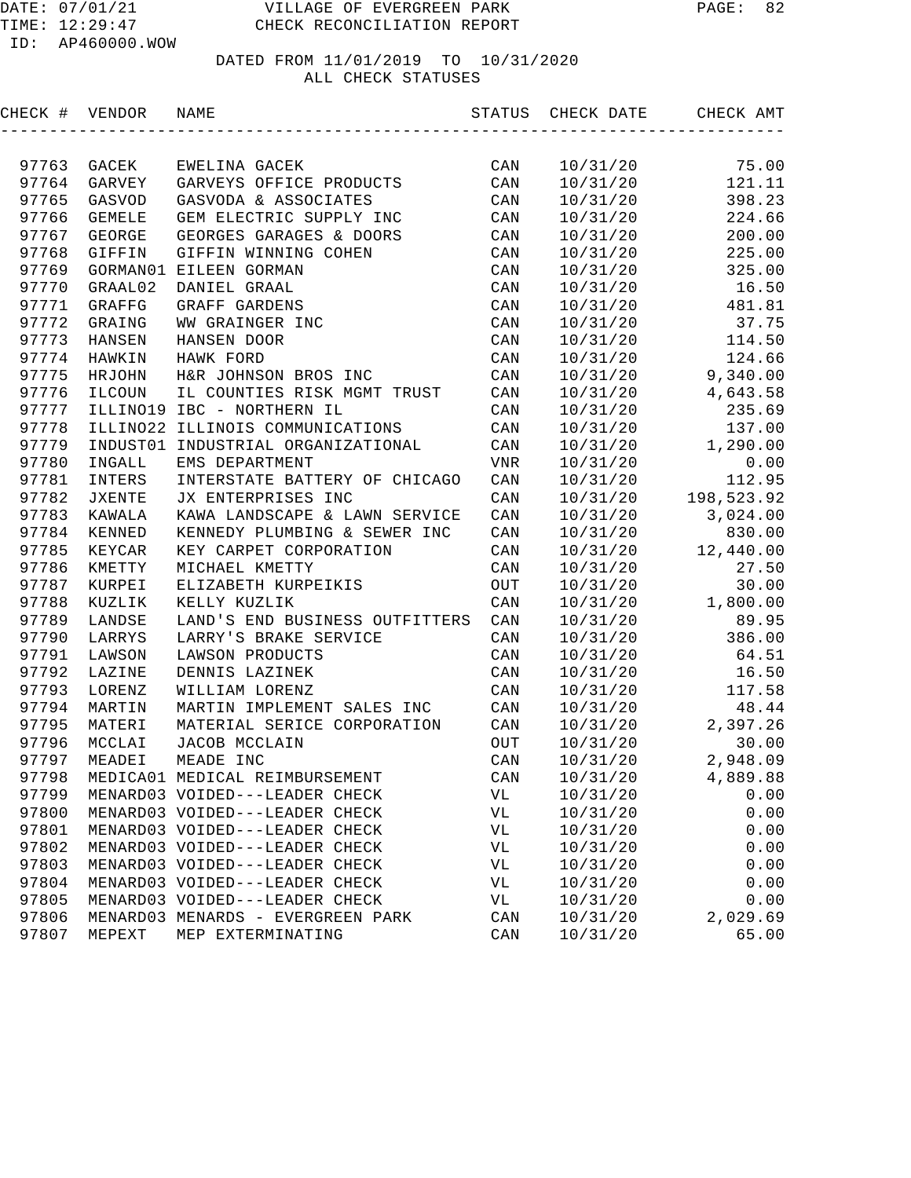VILLAGE OF EVERGREEN PARK
CHECK RECONCILIATION REPORT

DATE: 07/01/21
TIME: 12:29:47
ID: AP460000.WOW

DATED FROM 11/01/2019 TO 10/31/2020
ALL CHECK STATUSES

| CHECK # | VENDOR | NAME | STATUS | CHECK DATE | CHECK AMT |
|---|---|---|---|---|---|
| 97763 | GACEK | EWELINA GACEK | CAN | 10/31/20 | 75.00 |
| 97764 | GARVEY | GARVEYS OFFICE PRODUCTS | CAN | 10/31/20 | 121.11 |
| 97765 | GASVOD | GASVODA & ASSOCIATES | CAN | 10/31/20 | 398.23 |
| 97766 | GEMELE | GEM ELECTRIC SUPPLY INC | CAN | 10/31/20 | 224.66 |
| 97767 | GEORGE | GEORGES GARAGES & DOORS | CAN | 10/31/20 | 200.00 |
| 97768 | GIFFIN | GIFFIN WINNING COHEN | CAN | 10/31/20 | 225.00 |
| 97769 | GORMAN01 | EILEEN GORMAN | CAN | 10/31/20 | 325.00 |
| 97770 | GRAAL02 | DANIEL GRAAL | CAN | 10/31/20 | 16.50 |
| 97771 | GRAFFG | GRAFF GARDENS | CAN | 10/31/20 | 481.81 |
| 97772 | GRAING | WW GRAINGER INC | CAN | 10/31/20 | 37.75 |
| 97773 | HANSEN | HANSEN DOOR | CAN | 10/31/20 | 114.50 |
| 97774 | HAWKIN | HAWK FORD | CAN | 10/31/20 | 124.66 |
| 97775 | HRJOHN | H&R JOHNSON BROS INC | CAN | 10/31/20 | 9,340.00 |
| 97776 | ILCOUN | IL COUNTIES RISK MGMT TRUST | CAN | 10/31/20 | 4,643.58 |
| 97777 | ILLINO19 | IBC - NORTHERN IL | CAN | 10/31/20 | 235.69 |
| 97778 | ILLINO22 | ILLINOIS COMMUNICATIONS | CAN | 10/31/20 | 137.00 |
| 97779 | INDUST01 | INDUSTRIAL ORGANIZATIONAL | CAN | 10/31/20 | 1,290.00 |
| 97780 | INGALL | EMS DEPARTMENT | VNR | 10/31/20 | 0.00 |
| 97781 | INTERS | INTERSTATE BATTERY OF CHICAGO | CAN | 10/31/20 | 112.95 |
| 97782 | JXENTE | JX ENTERPRISES INC | CAN | 10/31/20 | 198,523.92 |
| 97783 | KAWALA | KAWA LANDSCAPE & LAWN SERVICE | CAN | 10/31/20 | 3,024.00 |
| 97784 | KENNED | KENNEDY PLUMBING & SEWER INC | CAN | 10/31/20 | 830.00 |
| 97785 | KEYCAR | KEY CARPET CORPORATION | CAN | 10/31/20 | 12,440.00 |
| 97786 | KMETTY | MICHAEL KMETTY | CAN | 10/31/20 | 27.50 |
| 97787 | KURPEI | ELIZABETH KURPEIKIS | OUT | 10/31/20 | 30.00 |
| 97788 | KUZLIK | KELLY KUZLIK | CAN | 10/31/20 | 1,800.00 |
| 97789 | LANDSE | LAND'S END BUSINESS OUTFITTERS | CAN | 10/31/20 | 89.95 |
| 97790 | LARRYS | LARRY'S BRAKE SERVICE | CAN | 10/31/20 | 386.00 |
| 97791 | LAWSON | LAWSON PRODUCTS | CAN | 10/31/20 | 64.51 |
| 97792 | LAZINE | DENNIS LAZINEK | CAN | 10/31/20 | 16.50 |
| 97793 | LORENZ | WILLIAM LORENZ | CAN | 10/31/20 | 117.58 |
| 97794 | MARTIN | MARTIN IMPLEMENT SALES INC | CAN | 10/31/20 | 48.44 |
| 97795 | MATERI | MATERIAL SERICE CORPORATION | CAN | 10/31/20 | 2,397.26 |
| 97796 | MCCLAI | JACOB MCCLAIN | OUT | 10/31/20 | 30.00 |
| 97797 | MEADEI | MEADE INC | CAN | 10/31/20 | 2,948.09 |
| 97798 | MEDICA01 | MEDICAL REIMBURSEMENT | CAN | 10/31/20 | 4,889.88 |
| 97799 | MENARD03 | VOIDED---LEADER CHECK | VL | 10/31/20 | 0.00 |
| 97800 | MENARD03 | VOIDED---LEADER CHECK | VL | 10/31/20 | 0.00 |
| 97801 | MENARD03 | VOIDED---LEADER CHECK | VL | 10/31/20 | 0.00 |
| 97802 | MENARD03 | VOIDED---LEADER CHECK | VL | 10/31/20 | 0.00 |
| 97803 | MENARD03 | VOIDED---LEADER CHECK | VL | 10/31/20 | 0.00 |
| 97804 | MENARD03 | VOIDED---LEADER CHECK | VL | 10/31/20 | 0.00 |
| 97805 | MENARD03 | VOIDED---LEADER CHECK | VL | 10/31/20 | 0.00 |
| 97806 | MENARD03 | MENARDS - EVERGREEN PARK | CAN | 10/31/20 | 2,029.69 |
| 97807 | MEPEXT | MEP EXTERMINATING | CAN | 10/31/20 | 65.00 |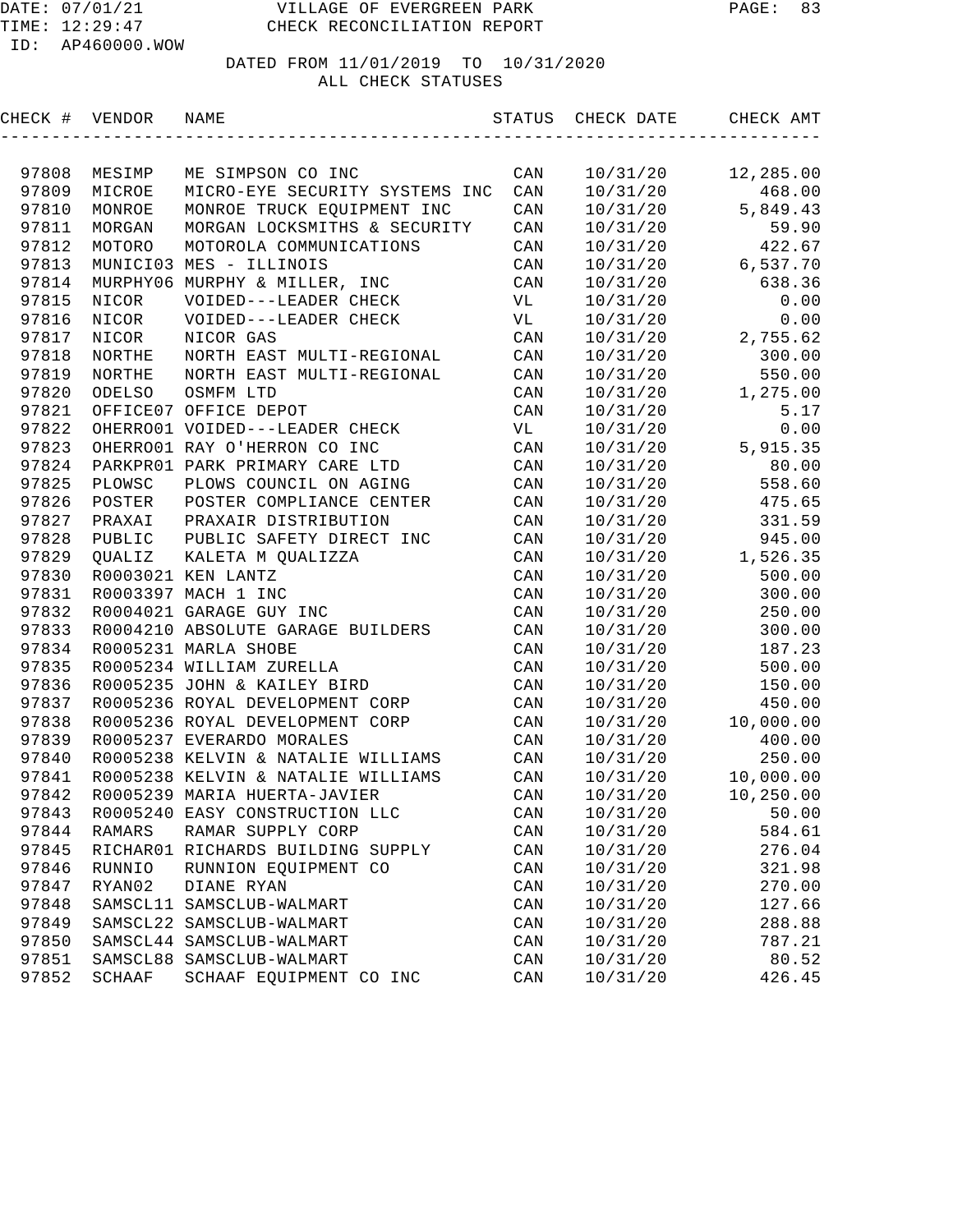DATE: 07/01/21 VILLAGE OF EVERGREEN PARK
TIME: 12:29:47 CHECK RECONCILIATION REPORT
ID: AP460000.WOW

DATED FROM 11/01/2019 TO 10/31/2020
ALL CHECK STATUSES

| CHECK # | VENDOR | NAME | STATUS | CHECK DATE | CHECK AMT |
|---|---|---|---|---|---|
| 97808 | MESIMP | ME SIMPSON CO INC | CAN | 10/31/20 | 12,285.00 |
| 97809 | MICROE | MICRO-EYE SECURITY SYSTEMS INC | CAN | 10/31/20 | 468.00 |
| 97810 | MONROE | MONROE TRUCK EQUIPMENT INC | CAN | 10/31/20 | 5,849.43 |
| 97811 | MORGAN | MORGAN LOCKSMITHS & SECURITY | CAN | 10/31/20 | 59.90 |
| 97812 | MOTORO | MOTOROLA COMMUNICATIONS | CAN | 10/31/20 | 422.67 |
| 97813 | MUNICI03 | MES - ILLINOIS | CAN | 10/31/20 | 6,537.70 |
| 97814 | MURPHY06 | MURPHY & MILLER, INC | CAN | 10/31/20 | 638.36 |
| 97815 | NICOR | VOIDED---LEADER CHECK | VL | 10/31/20 | 0.00 |
| 97816 | NICOR | VOIDED---LEADER CHECK | VL | 10/31/20 | 0.00 |
| 97817 | NICOR | NICOR GAS | CAN | 10/31/20 | 2,755.62 |
| 97818 | NORTHE | NORTH EAST MULTI-REGIONAL | CAN | 10/31/20 | 300.00 |
| 97819 | NORTHE | NORTH EAST MULTI-REGIONAL | CAN | 10/31/20 | 550.00 |
| 97820 | ODELSO | OSMFM LTD | CAN | 10/31/20 | 1,275.00 |
| 97821 | OFFICE07 | OFFICE DEPOT | CAN | 10/31/20 | 5.17 |
| 97822 | OHERRO01 | VOIDED---LEADER CHECK | VL | 10/31/20 | 0.00 |
| 97823 | OHERRO01 | RAY O'HERRON CO INC | CAN | 10/31/20 | 5,915.35 |
| 97824 | PARKPR01 | PARK PRIMARY CARE LTD | CAN | 10/31/20 | 80.00 |
| 97825 | PLOWSC | PLOWS COUNCIL ON AGING | CAN | 10/31/20 | 558.60 |
| 97826 | POSTER | POSTER COMPLIANCE CENTER | CAN | 10/31/20 | 475.65 |
| 97827 | PRAXAI | PRAXAIR DISTRIBUTION | CAN | 10/31/20 | 331.59 |
| 97828 | PUBLIC | PUBLIC SAFETY DIRECT INC | CAN | 10/31/20 | 945.00 |
| 97829 | QUALIZ | KALETA M QUALIZZA | CAN | 10/31/20 | 1,526.35 |
| 97830 | R0003021 | KEN LANTZ | CAN | 10/31/20 | 500.00 |
| 97831 | R0003397 | MACH 1 INC | CAN | 10/31/20 | 300.00 |
| 97832 | R0004021 | GARAGE GUY INC | CAN | 10/31/20 | 250.00 |
| 97833 | R0004210 | ABSOLUTE GARAGE BUILDERS | CAN | 10/31/20 | 300.00 |
| 97834 | R0005231 | MARLA SHOBE | CAN | 10/31/20 | 187.23 |
| 97835 | R0005234 | WILLIAM ZURELLA | CAN | 10/31/20 | 500.00 |
| 97836 | R0005235 | JOHN & KAILEY BIRD | CAN | 10/31/20 | 150.00 |
| 97837 | R0005236 | ROYAL DEVELOPMENT CORP | CAN | 10/31/20 | 450.00 |
| 97838 | R0005236 | ROYAL DEVELOPMENT CORP | CAN | 10/31/20 | 10,000.00 |
| 97839 | R0005237 | EVERARDO MORALES | CAN | 10/31/20 | 400.00 |
| 97840 | R0005238 | KELVIN & NATALIE WILLIAMS | CAN | 10/31/20 | 250.00 |
| 97841 | R0005238 | KELVIN & NATALIE WILLIAMS | CAN | 10/31/20 | 10,000.00 |
| 97842 | R0005239 | MARIA HUERTA-JAVIER | CAN | 10/31/20 | 10,250.00 |
| 97843 | R0005240 | EASY CONSTRUCTION LLC | CAN | 10/31/20 | 50.00 |
| 97844 | RAMARS | RAMAR SUPPLY CORP | CAN | 10/31/20 | 584.61 |
| 97845 | RICHAR01 | RICHARDS BUILDING SUPPLY | CAN | 10/31/20 | 276.04 |
| 97846 | RUNNIO | RUNNION EQUIPMENT CO | CAN | 10/31/20 | 321.98 |
| 97847 | RYAN02 | DIANE RYAN | CAN | 10/31/20 | 270.00 |
| 97848 | SAMSCL11 | SAMSCLUB-WALMART | CAN | 10/31/20 | 127.66 |
| 97849 | SAMSCL22 | SAMSCLUB-WALMART | CAN | 10/31/20 | 288.88 |
| 97850 | SAMSCL44 | SAMSCLUB-WALMART | CAN | 10/31/20 | 787.21 |
| 97851 | SAMSCL88 | SAMSCLUB-WALMART | CAN | 10/31/20 | 80.52 |
| 97852 | SCHAAF | SCHAAF EQUIPMENT CO INC | CAN | 10/31/20 | 426.45 |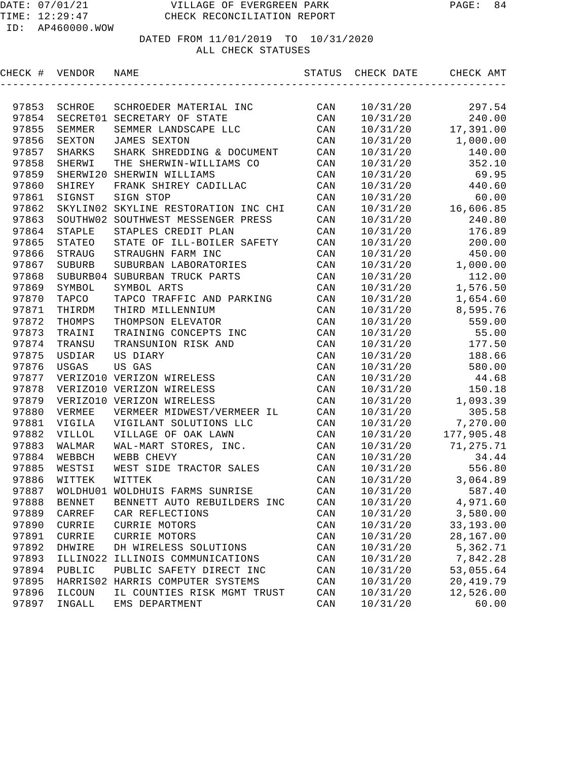DATE: 07/01/21 VILLAGE OF EVERGREEN PARK
TIME: 12:29:47 CHECK RECONCILIATION REPORT
ID: AP460000.WOW

DATED FROM 11/01/2019 TO 10/31/2020
ALL CHECK STATUSES

| CHECK # | VENDOR | NAME | STATUS | CHECK DATE | CHECK AMT |
|---|---|---|---|---|---|
| 97853 | SCHROE | SCHROEDER MATERIAL INC | CAN | 10/31/20 | 297.54 |
| 97854 | SECRET01 | SECRETARY OF STATE | CAN | 10/31/20 | 240.00 |
| 97855 | SEMMER | SEMMER LANDSCAPE LLC | CAN | 10/31/20 | 17,391.00 |
| 97856 | SEXTON | JAMES SEXTON | CAN | 10/31/20 | 1,000.00 |
| 97857 | SHARKS | SHARK SHREDDING & DOCUMENT | CAN | 10/31/20 | 140.00 |
| 97858 | SHERWI | THE SHERWIN-WILLIAMS CO | CAN | 10/31/20 | 352.10 |
| 97859 | SHERWI20 | SHERWIN WILLIAMS | CAN | 10/31/20 | 69.95 |
| 97860 | SHIREY | FRANK SHIREY CADILLAC | CAN | 10/31/20 | 440.60 |
| 97861 | SIGNST | SIGN STOP | CAN | 10/31/20 | 60.00 |
| 97862 | SKYLIN02 | SKYLINE RESTORATION INC CHI | CAN | 10/31/20 | 16,606.85 |
| 97863 | SOUTHW02 | SOUTHWEST MESSENGER PRESS | CAN | 10/31/20 | 240.80 |
| 97864 | STAPLE | STAPLES CREDIT PLAN | CAN | 10/31/20 | 176.89 |
| 97865 | STATEO | STATE OF ILL-BOILER SAFETY | CAN | 10/31/20 | 200.00 |
| 97866 | STRAUG | STRAUGHN FARM INC | CAN | 10/31/20 | 450.00 |
| 97867 | SUBURB | SUBURBAN LABORATORIES | CAN | 10/31/20 | 1,000.00 |
| 97868 | SUBURB04 | SUBURBAN TRUCK PARTS | CAN | 10/31/20 | 112.00 |
| 97869 | SYMBOL | SYMBOL ARTS | CAN | 10/31/20 | 1,576.50 |
| 97870 | TAPCO | TAPCO TRAFFIC AND PARKING | CAN | 10/31/20 | 1,654.60 |
| 97871 | THIRDM | THIRD MILLENNIUM | CAN | 10/31/20 | 8,595.76 |
| 97872 | THOMPS | THOMPSON ELEVATOR | CAN | 10/31/20 | 559.00 |
| 97873 | TRAINI | TRAINING CONCEPTS INC | CAN | 10/31/20 | 55.00 |
| 97874 | TRANSU | TRANSUNION RISK AND | CAN | 10/31/20 | 177.50 |
| 97875 | USDIAR | US DIARY | CAN | 10/31/20 | 188.66 |
| 97876 | USGAS | US GAS | CAN | 10/31/20 | 580.00 |
| 97877 | VERIZO10 | VERIZON WIRELESS | CAN | 10/31/20 | 44.68 |
| 97878 | VERIZO10 | VERIZON WIRELESS | CAN | 10/31/20 | 150.18 |
| 97879 | VERIZO10 | VERIZON WIRELESS | CAN | 10/31/20 | 1,093.39 |
| 97880 | VERMEE | VERMEER MIDWEST/VERMEER IL | CAN | 10/31/20 | 305.58 |
| 97881 | VIGILA | VIGILANT SOLUTIONS LLC | CAN | 10/31/20 | 7,270.00 |
| 97882 | VILLOL | VILLAGE OF OAK LAWN | CAN | 10/31/20 | 177,905.48 |
| 97883 | WALMAR | WAL-MART STORES, INC. | CAN | 10/31/20 | 71,275.71 |
| 97884 | WEBBCH | WEBB CHEVY | CAN | 10/31/20 | 34.44 |
| 97885 | WESTSI | WEST SIDE TRACTOR SALES | CAN | 10/31/20 | 556.80 |
| 97886 | WITTEK | WITTEK | CAN | 10/31/20 | 3,064.89 |
| 97887 | WOLDHU01 | WOLDHUIS FARMS SUNRISE | CAN | 10/31/20 | 587.40 |
| 97888 | BENNET | BENNETT AUTO REBUILDERS INC | CAN | 10/31/20 | 4,971.60 |
| 97889 | CARREF | CAR REFLECTIONS | CAN | 10/31/20 | 3,580.00 |
| 97890 | CURRIE | CURRIE MOTORS | CAN | 10/31/20 | 33,193.00 |
| 97891 | CURRIE | CURRIE MOTORS | CAN | 10/31/20 | 28,167.00 |
| 97892 | DHWIRE | DH WIRELESS SOLUTIONS | CAN | 10/31/20 | 5,362.71 |
| 97893 | ILLINO22 | ILLINOIS COMMUNICATIONS | CAN | 10/31/20 | 7,842.28 |
| 97894 | PUBLIC | PUBLIC SAFETY DIRECT INC | CAN | 10/31/20 | 53,055.64 |
| 97895 | HARRIS02 | HARRIS COMPUTER SYSTEMS | CAN | 10/31/20 | 20,419.79 |
| 97896 | ILCOUN | IL COUNTIES RISK MGMT TRUST | CAN | 10/31/20 | 12,526.00 |
| 97897 | INGALL | EMS DEPARTMENT | CAN | 10/31/20 | 60.00 |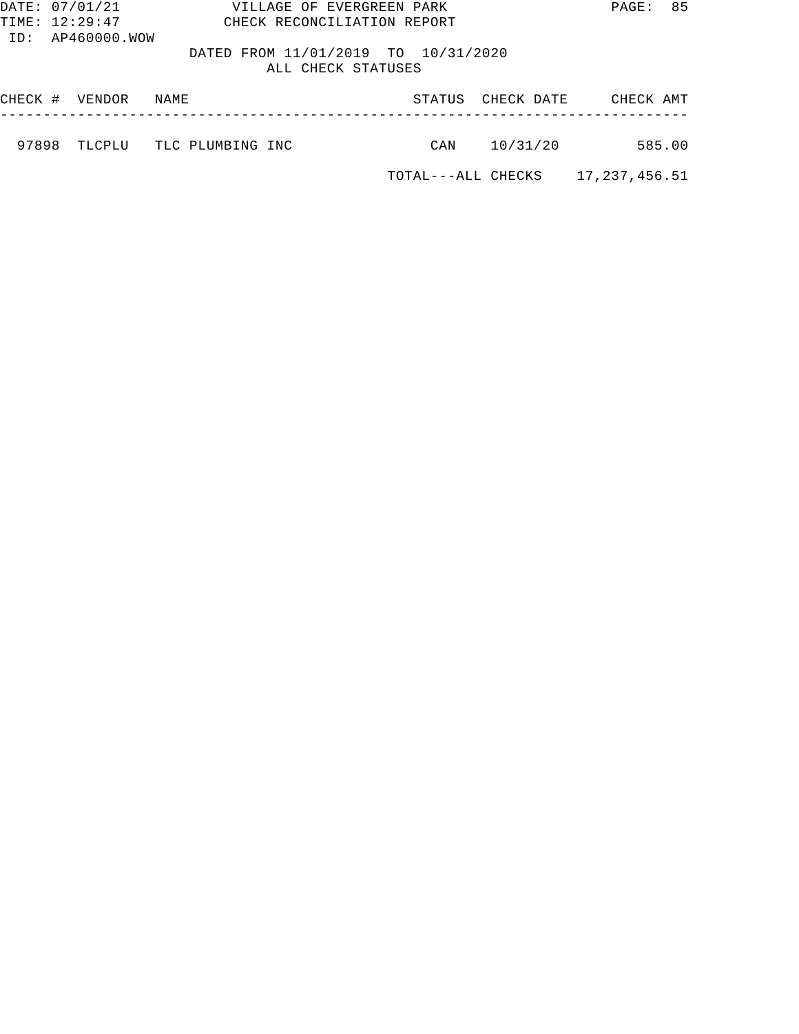DATE: 07/01/21 VILLAGE OF EVERGREEN PARK
TIME: 12:29:47 CHECK RECONCILIATION REPORT
ID: AP460000.WOW

DATED FROM 11/01/2019 TO 10/31/2020
ALL CHECK STATUSES

| CHECK # | VENDOR | NAME | STATUS | CHECK DATE | CHECK AMT |
|---|---|---|---|---|---|
| 97898 | TLCPLU | TLC PLUMBING INC | CAN | 10/31/20 | 585.00 |
| | | | TOTAL---ALL CHECKS | | 17,237,456.51 |